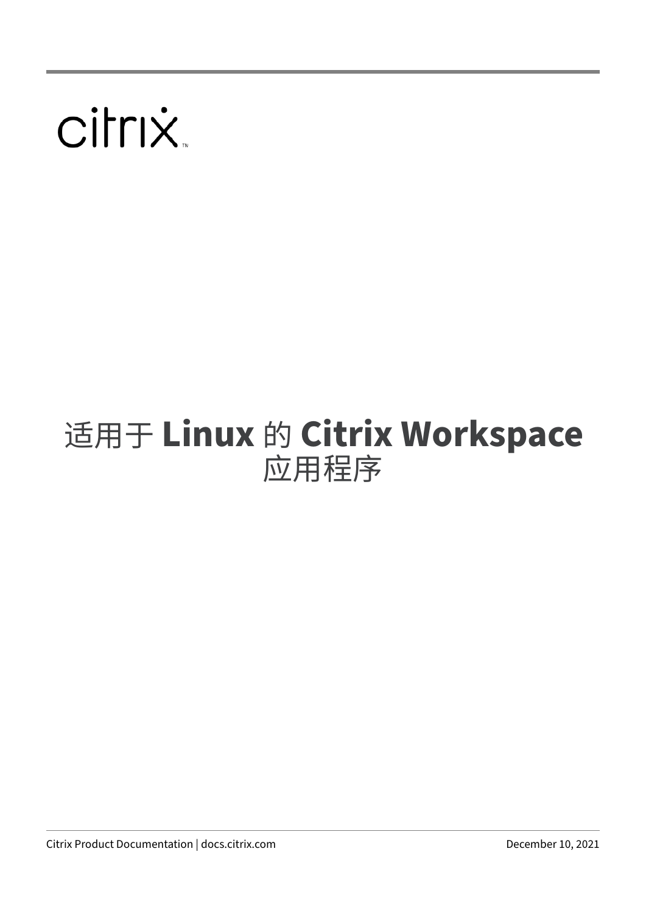# 适用于 **Linux** 的 **Citrix Workspace** 应用程序

Citrix Product Documentation | docs.citrix.com

December 10, 2021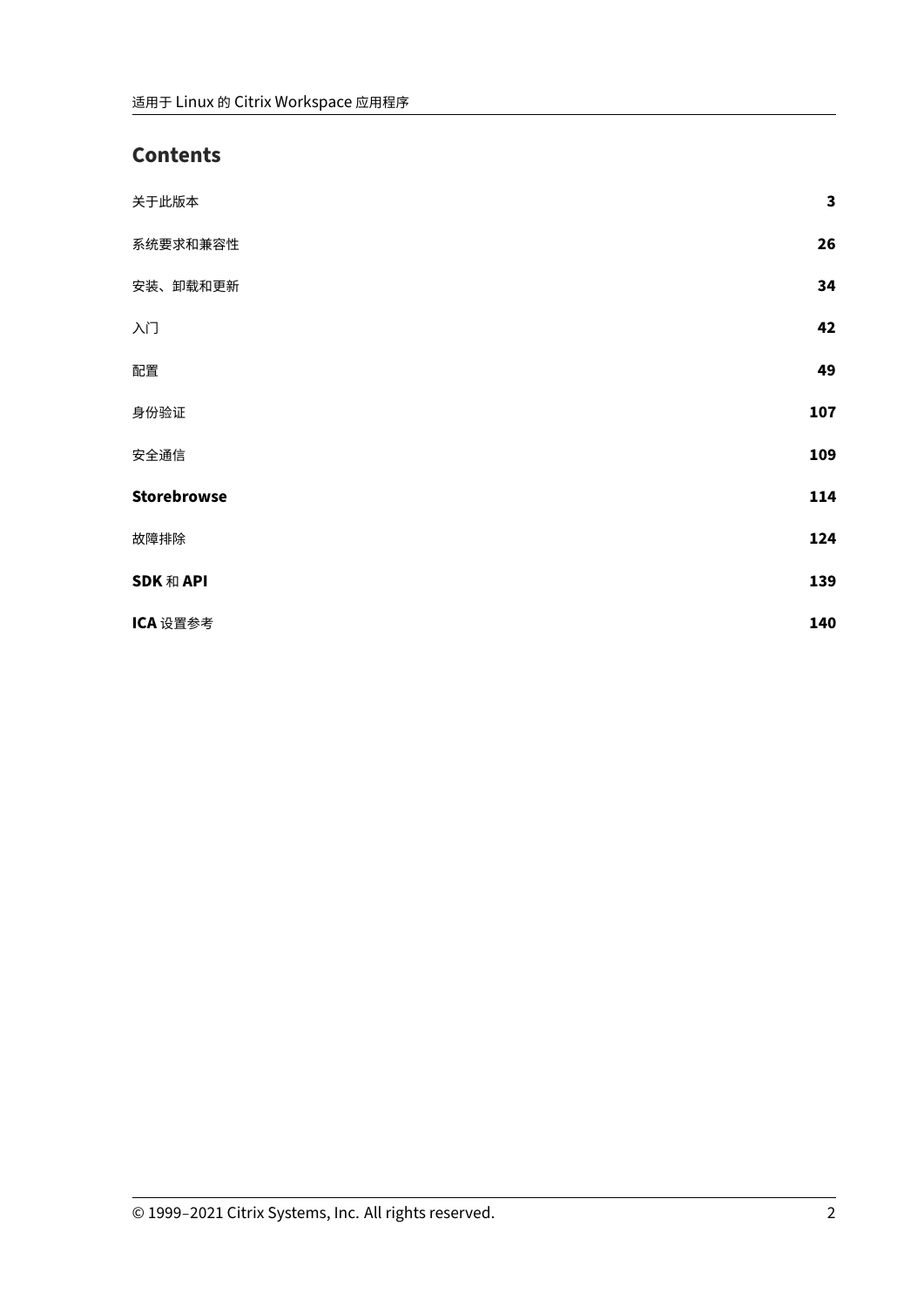## Contents

| | |
|---|---|
| 关于此版本 | **3** |
| 系统要求和兼容性 | **26** |
| 安装、卸载和更新 | **34** |
| 入门 | **42** |
| 配置 | **49** |
| 身份验证 | **107** |
| 安全通信 | **109** |
| **Storebrowse** | **114** |
| 故障排除 | **124** |
| **SDK** 和 **API** | **139** |
| **ICA** 设置参考 | **140** |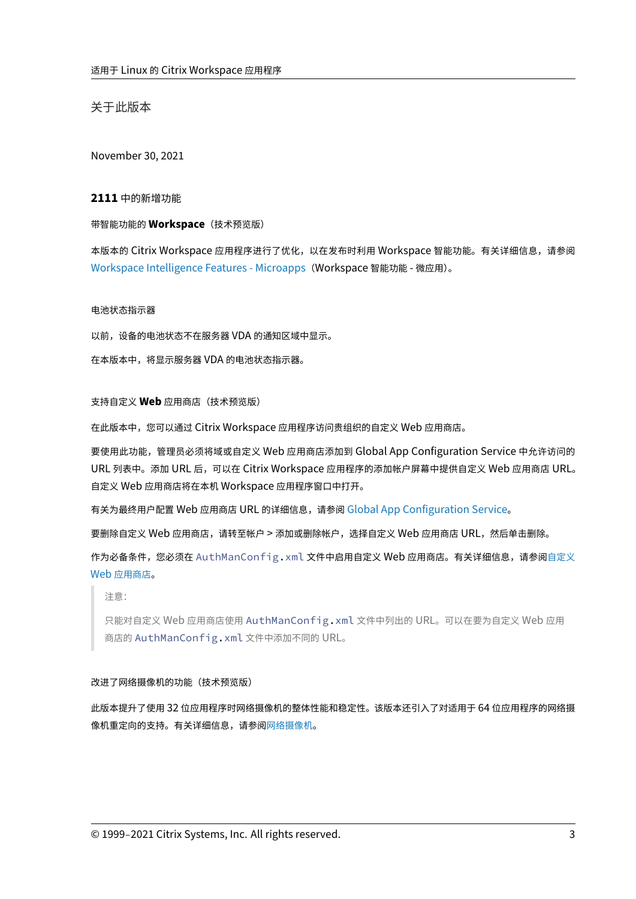# 关于此版本

November 30, 2021

## 2111 中的新增功能

### 带智能功能的 **Workspace**（技术预览版）

本版本的 Citrix Workspace 应用程序进行了优化，以在发布时利用 Workspace 智能功能。有关详细信息，请参阅 Workspace Intelligence Features - Microapps（Workspace 智能功能 - 微应用）。

### 电池状态指示器

以前，设备的电池状态不在服务器 VDA 的通知区域中显示。

在本版本中，将显示服务器 VDA 的电池状态指示器。

### 支持自定义 **Web** 应用商店（技术预览版）

在此版本中，您可以通过 Citrix Workspace 应用程序访问贵组织的自定义 Web 应用商店。

要使用此功能，管理员必须将域或自定义 Web 应用商店添加到 Global App Configuration Service 中允许访问的 URL 列表中。添加 URL 后，可以在 Citrix Workspace 应用程序的添加帐户屏幕中提供自定义 Web 应用商店 URL。自定义 Web 应用商店将在本机 Workspace 应用程序窗口中打开。

有关为最终用户配置 Web 应用商店 URL 的详细信息，请参阅 Global App Configuration Service。

要删除自定义 Web 应用商店，请转至帐户 > 添加或删除帐户，选择自定义 Web 应用商店 URL，然后单击删除。

作为必备条件，您必须在 `AuthManConfig.xml` 文件中启用自定义 Web 应用商店。有关详细信息，请参阅自定义 Web 应用商店。

> 注意：
>
> 只能对自定义 Web 应用商店使用 `AuthManConfig.xml` 文件中列出的 URL。可以在要为自定义 Web 应用商店的 `AuthManConfig.xml` 文件中添加不同的 URL。

### 改进了网络摄像机的功能（技术预览版）

此版本提升了使用 32 位应用程序时网络摄像机的整体性能和稳定性。该版本还引入了对适用于 64 位应用程序的网络摄像机重定向的支持。有关详细信息，请参阅网络摄像机。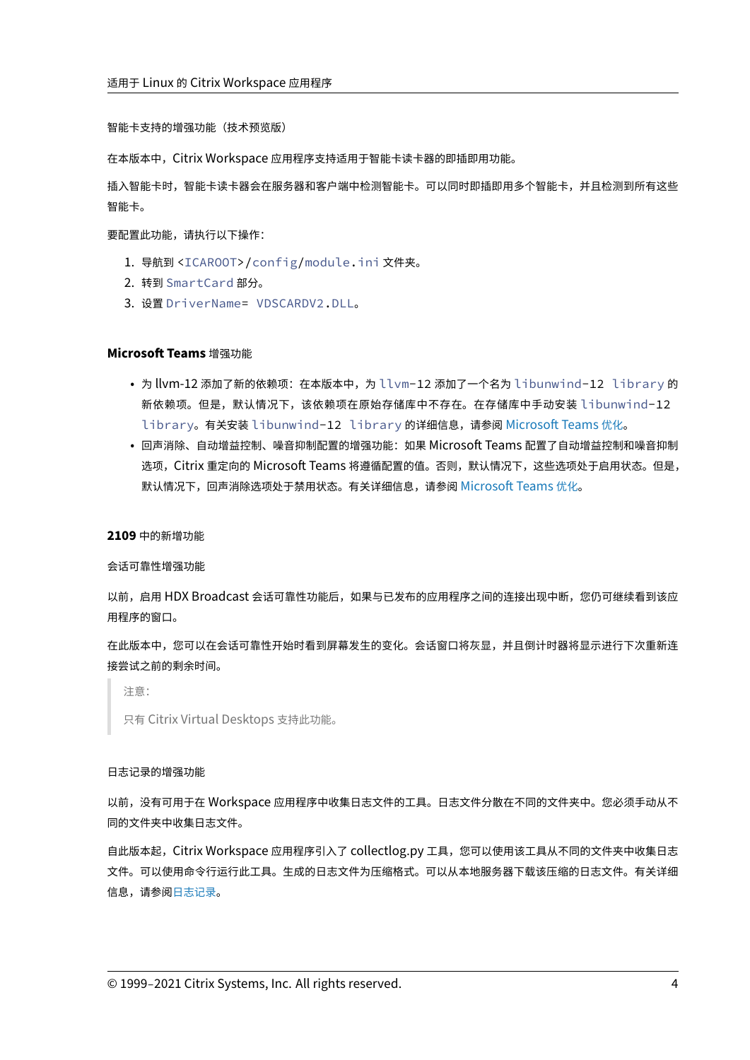智能卡支持的增强功能（技术预览版）

在本版本中，Citrix Workspace 应用程序支持适用于智能卡读卡器的即插即用功能。

插入智能卡时，智能卡读卡器会在服务器和客户端中检测智能卡。可以同时即插即用多个智能卡，并且检测到所有这些智能卡。

要配置此功能，请执行以下操作：

1. 导航到 `<ICAROOT>/config/module.ini` 文件夹。
2. 转到 `SmartCard` 部分。
3. 设置 `DriverName= VDSCARDV2.DLL`。

### **Microsoft Teams** 增强功能

- 为 llvm-12 添加了新的依赖项：在本版本中，为 `llvm-12` 添加了一个名为 `libunwind-12 library` 的新依赖项。但是，默认情况下，该依赖项在原始存储库中不存在。在存储库中手动安装 `libunwind-12 library`。有关安装 `libunwind-12 library` 的详细信息，请参阅 Microsoft Teams 优化。
- 回声消除、自动增益控制、噪音抑制配置的增强功能：如果 Microsoft Teams 配置了自动增益控制和噪音抑制选项，Citrix 重定向的 Microsoft Teams 将遵循配置的值。否则，默认情况下，这些选项处于启用状态。但是，默认情况下，回声消除选项处于禁用状态。有关详细信息，请参阅 Microsoft Teams 优化。

### **2109** 中的新增功能

会话可靠性增强功能

以前，启用 HDX Broadcast 会话可靠性功能后，如果与已发布的应用程序之间的连接出现中断，您仍可继续看到该应用程序的窗口。

在此版本中，您可以在会话可靠性开始时看到屏幕发生的变化。会话窗口将灰显，并且倒计时器将显示进行下次重新连接尝试之前的剩余时间。

> 注意：
>
> 只有 Citrix Virtual Desktops 支持此功能。

日志记录的增强功能

以前，没有可用于在 Workspace 应用程序中收集日志文件的工具。日志文件分散在不同的文件夹中。您必须手动从不同的文件夹中收集日志文件。

自此版本起，Citrix Workspace 应用程序引入了 collectlog.py 工具，您可以使用该工具从不同的文件夹中收集日志文件。可以使用命令行运行此工具。生成的日志文件为压缩格式。可以从本地服务器下载该压缩的日志文件。有关详细信息，请参阅日志记录。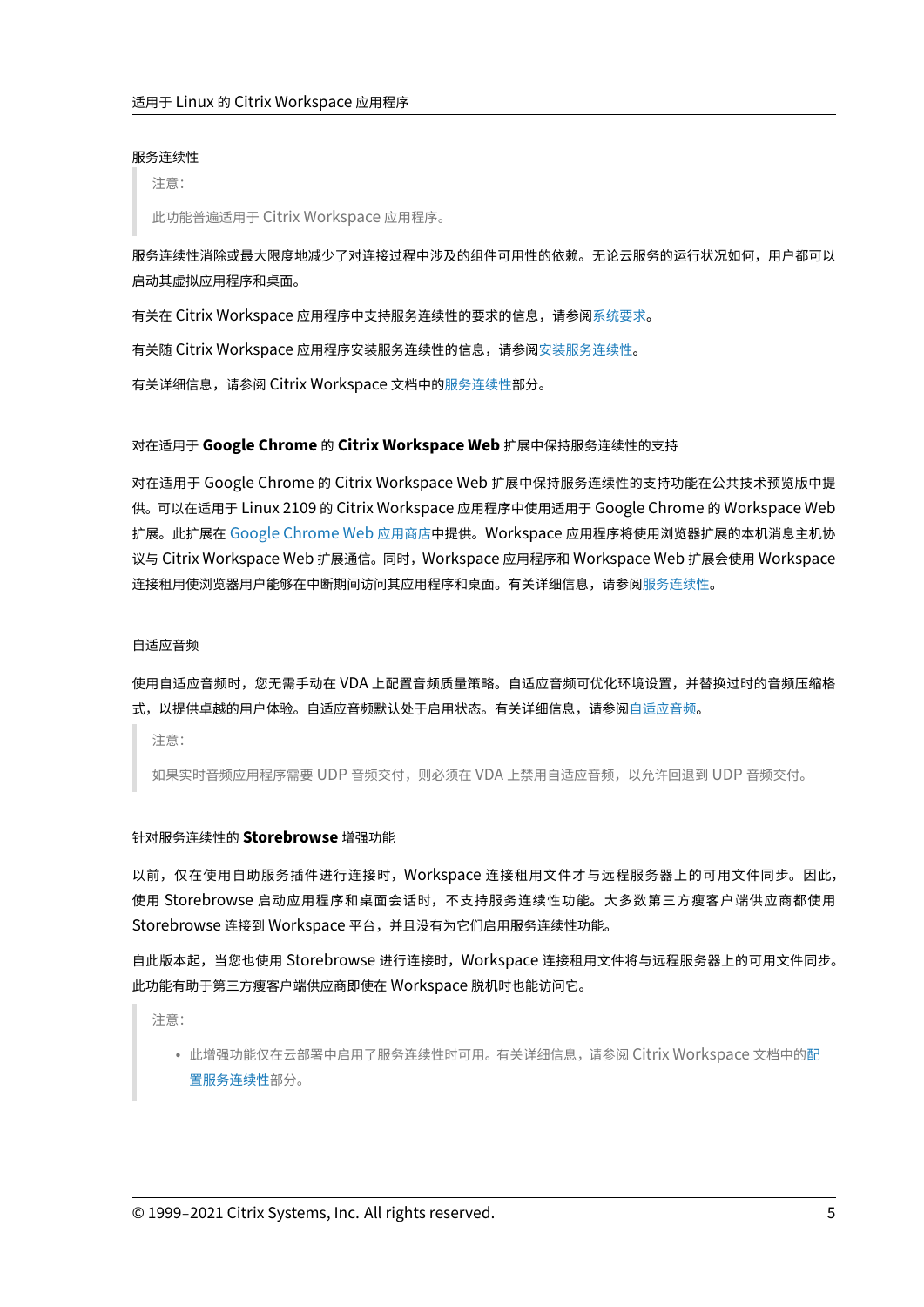#### 服务连续性

> 注意：
>
> 此功能普遍适用于 Citrix Workspace 应用程序。

服务连续性消除或最大限度地减少了对连接过程中涉及的组件可用性的依赖。无论云服务的运行状况如何，用户都可以启动其虚拟应用程序和桌面。

有关在 Citrix Workspace 应用程序中支持服务连续性的要求的信息，请参阅系统要求。

有关随 Citrix Workspace 应用程序安装服务连续性的信息，请参阅安装服务连续性。

有关详细信息，请参阅 Citrix Workspace 文档中的服务连续性部分。

#### 对在适用于 **Google Chrome** 的 **Citrix Workspace Web** 扩展中保持服务连续性的支持

对在适用于 Google Chrome 的 Citrix Workspace Web 扩展中保持服务连续性的支持功能在公共技术预览版中提供。可以在适用于 Linux 2109 的 Citrix Workspace 应用程序中使用适用于 Google Chrome 的 Workspace Web 扩展。此扩展在 Google Chrome Web 应用商店中提供。Workspace 应用程序将使用浏览器扩展的本机消息主机协议与 Citrix Workspace Web 扩展通信。同时，Workspace 应用程序和 Workspace Web 扩展会使用 Workspace 连接租用使浏览器用户能够在中断期间访问其应用程序和桌面。有关详细信息，请参阅服务连续性。

#### 自适应音频

使用自适应音频时，您无需手动在 VDA 上配置音频质量策略。自适应音频可优化环境设置，并替换过时的音频压缩格式，以提供卓越的用户体验。自适应音频默认处于启用状态。有关详细信息，请参阅自适应音频。

> 注意：
>
> 如果实时音频应用程序需要 UDP 音频交付，则必须在 VDA 上禁用自适应音频，以允许回退到 UDP 音频交付。

#### 针对服务连续性的 **Storebrowse** 增强功能

以前，仅在使用自助服务插件进行连接时，Workspace 连接租用文件才与远程服务器上的可用文件同步。因此，使用 Storebrowse 启动应用程序和桌面会话时，不支持服务连续性功能。大多数第三方瘦客户端供应商都使用 Storebrowse 连接到 Workspace 平台，并且没有为它们启用服务连续性功能。

自此版本起，当您也使用 Storebrowse 进行连接时，Workspace 连接租用文件将与远程服务器上的可用文件同步。此功能有助于第三方瘦客户端供应商即使在 Workspace 脱机时也能访问它。

> 注意：
>
> - 此增强功能仅在云部署中启用了服务连续性时可用。有关详细信息，请参阅 Citrix Workspace 文档中的配置服务连续性部分。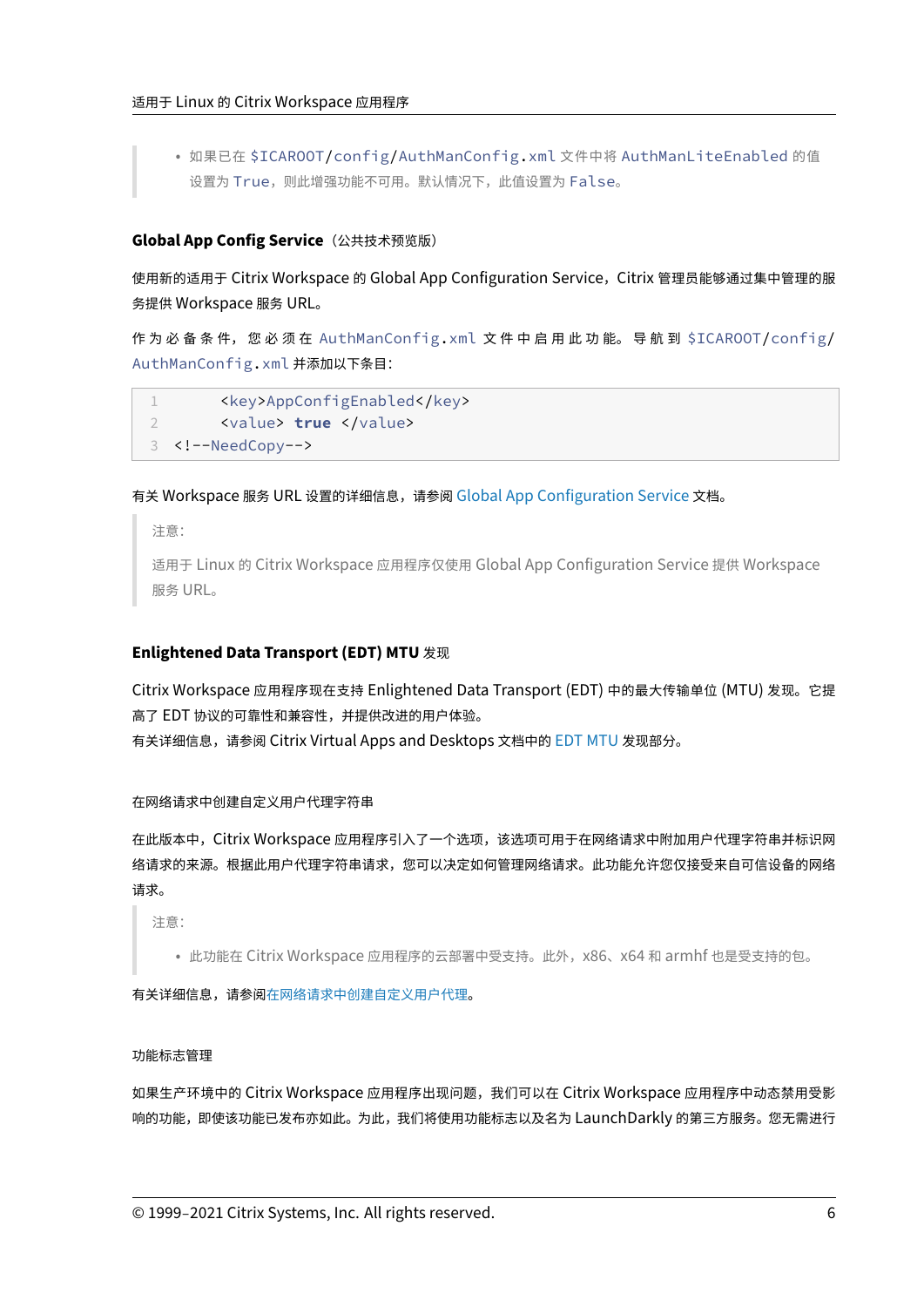> - 如果已在 $ICAROOT/config/AuthManConfig.xml 文件中将 AuthManLiteEnabled 的值设置为 True，则此增强功能不可用。默认情况下，此值设置为 False。

### Global App Config Service（公共技术预览版）

使用新的适用于 Citrix Workspace 的 Global App Configuration Service，Citrix 管理员能够通过集中管理的服务提供 Workspace 服务 URL。

作为必备条件，您必须在 AuthManConfig.xml 文件中启用此功能。导航到 $ICAROOT/config/AuthManConfig.xml 并添加以下条目：

```
1       <key>AppConfigEnabled</key>
2       <value> true </value>
3   <!--NeedCopy-->
```

有关 Workspace 服务 URL 设置的详细信息，请参阅 Global App Configuration Service 文档。

> 注意：
>
> 适用于 Linux 的 Citrix Workspace 应用程序仅使用 Global App Configuration Service 提供 Workspace 服务 URL。

### Enlightened Data Transport (EDT) MTU 发现

Citrix Workspace 应用程序现在支持 Enlightened Data Transport (EDT) 中的最大传输单位 (MTU) 发现。它提高了 EDT 协议的可靠性和兼容性，并提供改进的用户体验。
有关详细信息，请参阅 Citrix Virtual Apps and Desktops 文档中的 EDT MTU 发现部分。

#### 在网络请求中创建自定义用户代理字符串

在此版本中，Citrix Workspace 应用程序引入了一个选项，该选项可用于在网络请求中附加用户代理字符串并标识网络请求的来源。根据此用户代理字符串请求，您可以决定如何管理网络请求。此功能允许您仅接受来自可信设备的网络请求。

> 注意：
>
> - 此功能在 Citrix Workspace 应用程序的云部署中受支持。此外，x86、x64 和 armhf 也是受支持的包。

有关详细信息，请参阅在网络请求中创建自定义用户代理。

#### 功能标志管理

如果生产环境中的 Citrix Workspace 应用程序出现问题，我们可以在 Citrix Workspace 应用程序中动态禁用受影响的功能，即使该功能已发布亦如此。为此，我们将使用功能标志以及名为 LaunchDarkly 的第三方服务。您无需进行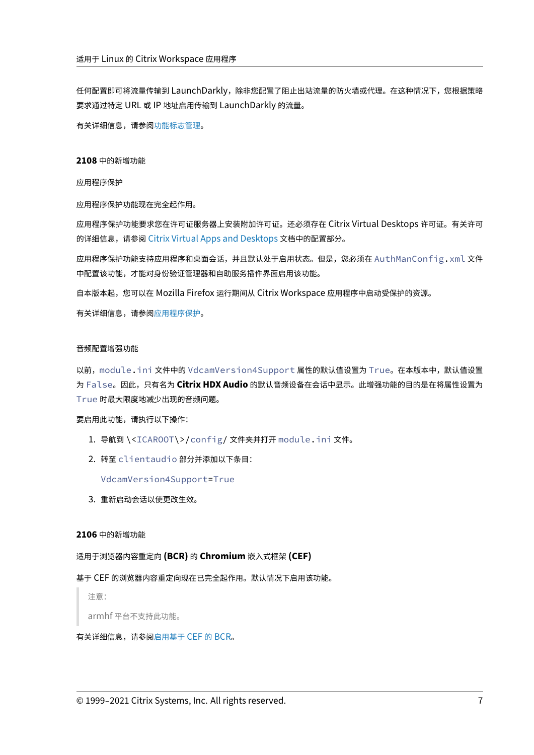任何配置即可将流量传输到 LaunchDarkly，除非您配置了阻止出站流量的防火墙或代理。在这种情况下，您根据策略要求通过特定 URL 或 IP 地址启用传输到 LaunchDarkly 的流量。

有关详细信息，请参阅功能标志管理。

### 2108 中的新增功能

#### 应用程序保护

应用程序保护功能现在完全起作用。

应用程序保护功能要求您在许可证服务器上安装附加许可证。还必须存在 Citrix Virtual Desktops 许可证。有关许可的详细信息，请参阅 Citrix Virtual Apps and Desktops 文档中的配置部分。

应用程序保护功能支持应用程序和桌面会话，并且默认处于启用状态。但是，您必须在 `AuthManConfig.xml` 文件中配置该功能，才能对身份验证管理器和自助服务插件界面启用该功能。

自本版本起，您可以在 Mozilla Firefox 运行期间从 Citrix Workspace 应用程序中启动受保护的资源。

有关详细信息，请参阅应用程序保护。

#### 音频配置增强功能

以前，`module.ini` 文件中的 `VdcamVersion4Support` 属性的默认值设置为 `True`。在本版本中，默认值设置为 `False`。因此，只有名为 **Citrix HDX Audio** 的默认音频设备在会话中显示。此增强功能的目的是在将属性设置为 `True` 时最大限度地减少出现的音频问题。

要启用此功能，请执行以下操作：

1. 导航到 `\<ICAROOT\>/config/` 文件夹并打开 `module.ini` 文件。
2. 转至 `clientaudio` 部分并添加以下条目：

   ```
   VdcamVersion4Support=True
   ```

3. 重新启动会话以使更改生效。

### 2106 中的新增功能

#### 适用于浏览器内容重定向 (BCR) 的 Chromium 嵌入式框架 (CEF)

基于 CEF 的浏览器内容重定向现在已完全起作用。默认情况下启用该功能。

> 注意：
>
> armhf 平台不支持此功能。

有关详细信息，请参阅启用基于 CEF 的 BCR。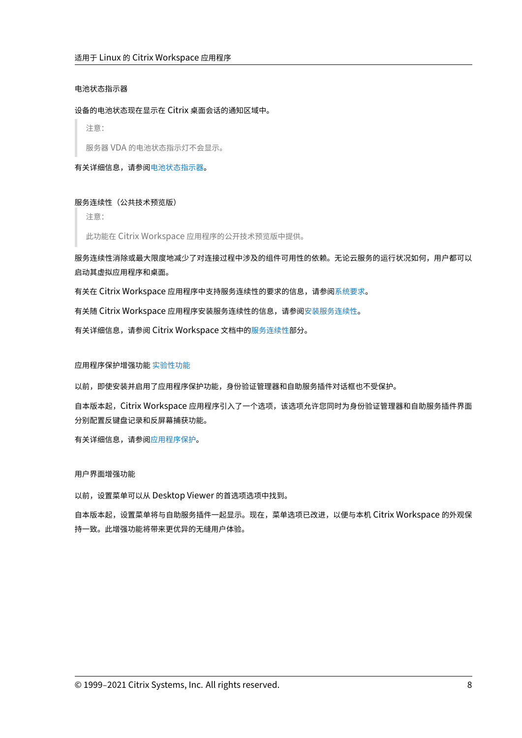#### 电池状态指示器

设备的电池状态现在显示在 Citrix 桌面会话的通知区域中。

> 注意：
>
> 服务器 VDA 的电池状态指示灯不会显示。

有关详细信息，请参阅电池状态指示器。

#### 服务连续性（公共技术预览版）

> 注意：
>
> 此功能在 Citrix Workspace 应用程序的公开技术预览版中提供。

服务连续性消除或最大限度地减少了对连接过程中涉及的组件可用性的依赖。无论云服务的运行状况如何，用户都可以启动其虚拟应用程序和桌面。

有关在 Citrix Workspace 应用程序中支持服务连续性的要求的信息，请参阅系统要求。

有关随 Citrix Workspace 应用程序安装服务连续性的信息，请参阅安装服务连续性。

有关详细信息，请参阅 Citrix Workspace 文档中的服务连续性部分。

#### 应用程序保护增强功能 实验性功能

以前，即使安装并启用了应用程序保护功能，身份验证管理器和自助服务插件对话框也不受保护。

自本版本起，Citrix Workspace 应用程序引入了一个选项，该选项允许您同时为身份验证管理器和自助服务插件界面分别配置反键盘记录和反屏幕捕获功能。

有关详细信息，请参阅应用程序保护。

#### 用户界面增强功能

以前，设置菜单可以从 Desktop Viewer 的首选项选项中找到。

自本版本起，设置菜单将与自助服务插件一起显示。现在，菜单选项已改进，以便与本机 Citrix Workspace 的外观保持一致。此增强功能将带来更优异的无缝用户体验。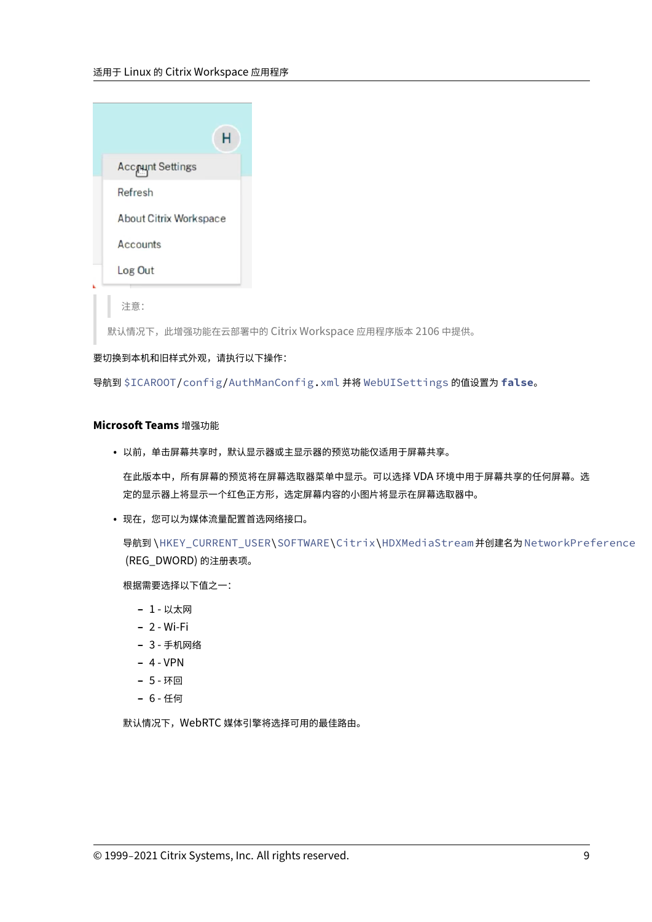> 注意：
>
> 默认情况下，此增强功能在云部署中的 Citrix Workspace 应用程序版本 2106 中提供。

要切换到本机和旧样式外观，请执行以下操作：

导航到 `$ICAROOT/config/AuthManConfig.xml` 并将 `WebUISettings` 的值设置为 **`false`**。

#### Microsoft Teams 增强功能

- 以前，单击屏幕共享时，默认显示器或主显示器的预览功能仅适用于屏幕共享。

  在此版本中，所有屏幕的预览将在屏幕选取器菜单中显示。可以选择 VDA 环境中用于屏幕共享的任何屏幕。选定的显示器上将显示一个红色正方形，选定屏幕内容的小图片将显示在屏幕选取器中。

- 现在，您可以为媒体流量配置首选网络接口。

  导航到 `\HKEY_CURRENT_USER\SOFTWARE\Citrix\HDXMediaStream` 并创建名为 `NetworkPreference` (REG_DWORD) 的注册表项。

  根据需要选择以下值之一：

  - 1 - 以太网
  - 2 - Wi-Fi
  - 3 - 手机网络
  - 4 - VPN
  - 5 - 环回
  - 6 - 任何

  默认情况下，WebRTC 媒体引擎将选择可用的最佳路由。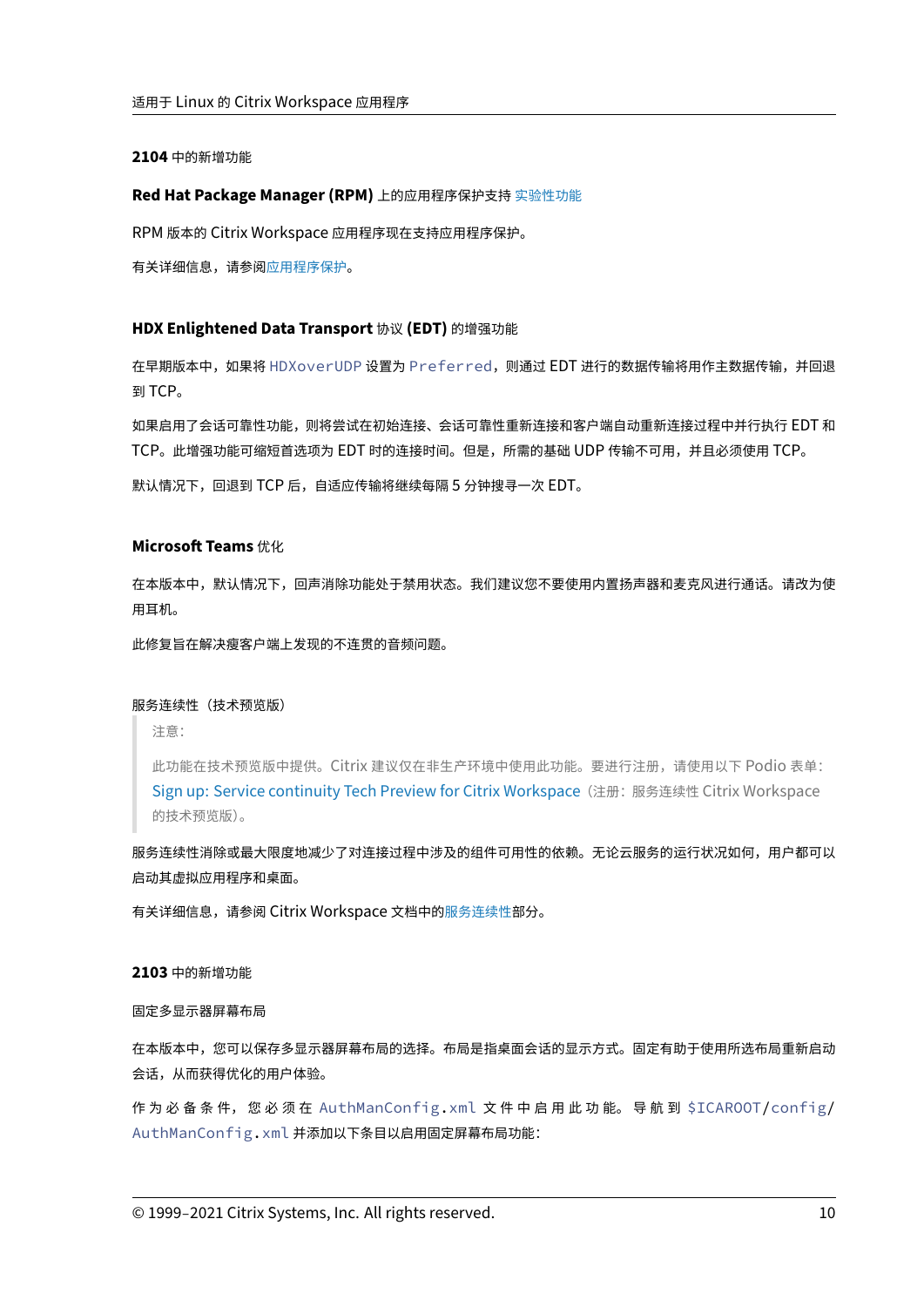### 2104 中的新增功能

#### Red Hat Package Manager (RPM) 上的应用程序保护支持 实验性功能

RPM 版本的 Citrix Workspace 应用程序现在支持应用程序保护。

有关详细信息，请参阅应用程序保护。

#### HDX Enlightened Data Transport 协议 (EDT) 的增强功能

在早期版本中，如果将 `HDXoverUDP` 设置为 `Preferred`，则通过 EDT 进行的数据传输将用作主数据传输，并回退到 TCP。

如果启用了会话可靠性功能，则将尝试在初始连接、会话可靠性重新连接和客户端自动重新连接过程中并行执行 EDT 和 TCP。此增强功能可缩短首选项为 EDT 时的连接时间。但是，所需的基础 UDP 传输不可用，并且必须使用 TCP。

默认情况下，回退到 TCP 后，自适应传输将继续每隔 5 分钟搜寻一次 EDT。

#### Microsoft Teams 优化

在本版本中，默认情况下，回声消除功能处于禁用状态。我们建议您不要使用内置扬声器和麦克风进行通话。请改为使用耳机。

此修复旨在解决瘦客户端上发现的不连贯的音频问题。

#### 服务连续性（技术预览版）

> 注意：
>
> 此功能在技术预览版中提供。Citrix 建议仅在非生产环境中使用此功能。要进行注册，请使用以下 Podio 表单：Sign up: Service continuity Tech Preview for Citrix Workspace（注册：服务连续性 Citrix Workspace 的技术预览版）。

服务连续性消除或最大限度地减少了对连接过程中涉及的组件可用性的依赖。无论云服务的运行状况如何，用户都可以启动其虚拟应用程序和桌面。

有关详细信息，请参阅 Citrix Workspace 文档中的服务连续性部分。

### 2103 中的新增功能

#### 固定多显示器屏幕布局

在本版本中，您可以保存多显示器屏幕布局的选择。布局是指桌面会话的显示方式。固定有助于使用所选布局重新启动会话，从而获得优化的用户体验。

作为必备条件，您必须在 `AuthManConfig.xml` 文件中启用此功能。导航到 `$ICAROOT/config/AuthManConfig.xml` 并添加以下条目以启用固定屏幕布局功能：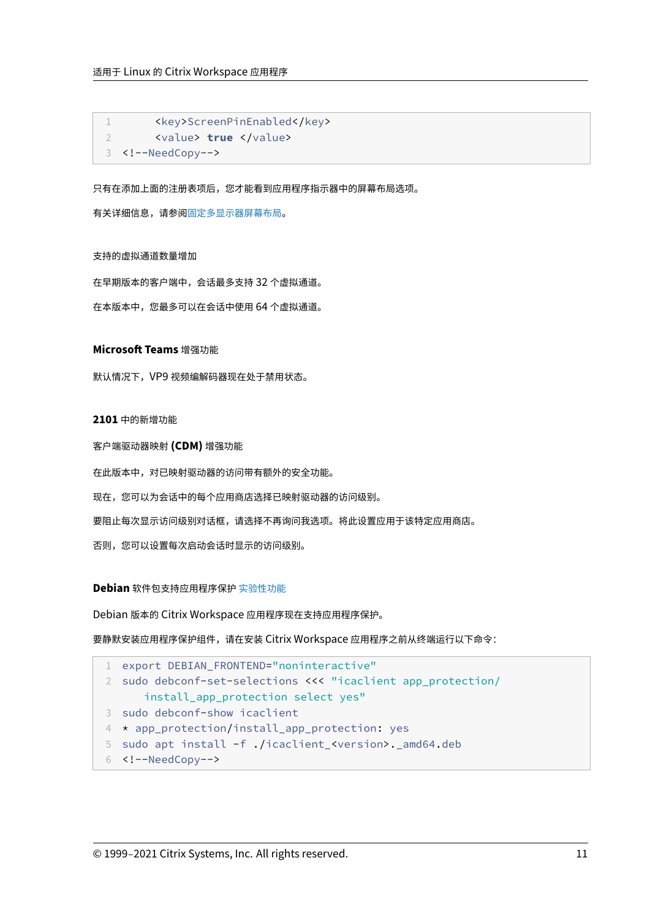```
      <key>ScreenPinEnabled</key>
      <value> true </value>
<!--NeedCopy-->
```

只有在添加上面的注册表项后，您才能看到应用程序指示器中的屏幕布局选项。

有关详细信息，请参阅固定多显示器屏幕布局。

支持的虚拟通道数量增加

在早期版本的客户端中，会话最多支持 32 个虚拟通道。

在本版本中，您最多可以在会话中使用 64 个虚拟通道。

#### **Microsoft Teams** 增强功能

默认情况下，VP9 视频编解码器现在处于禁用状态。

### **2101** 中的新增功能

客户端驱动器映射 **(CDM)** 增强功能

在此版本中，对已映射驱动器的访问带有额外的安全功能。

现在，您可以为会话中的每个应用商店选择已映射驱动器的访问级别。

要阻止每次显示访问级别对话框，请选择不再询问我选项。将此设置应用于该特定应用商店。

否则，您可以设置每次启动会话时显示的访问级别。

#### **Debian** 软件包支持应用程序保护 实验性功能

Debian 版本的 Citrix Workspace 应用程序现在支持应用程序保护。

要静默安装应用程序保护组件，请在安装 Citrix Workspace 应用程序之前从终端运行以下命令：

```
export DEBIAN_FRONTEND="noninteractive"
sudo debconf-set-selections <<< "icaclient app_protection/
   install_app_protection select yes"
sudo debconf-show icaclient
* app_protection/install_app_protection: yes
sudo apt install -f ./icaclient_<version>._amd64.deb
<!--NeedCopy-->
```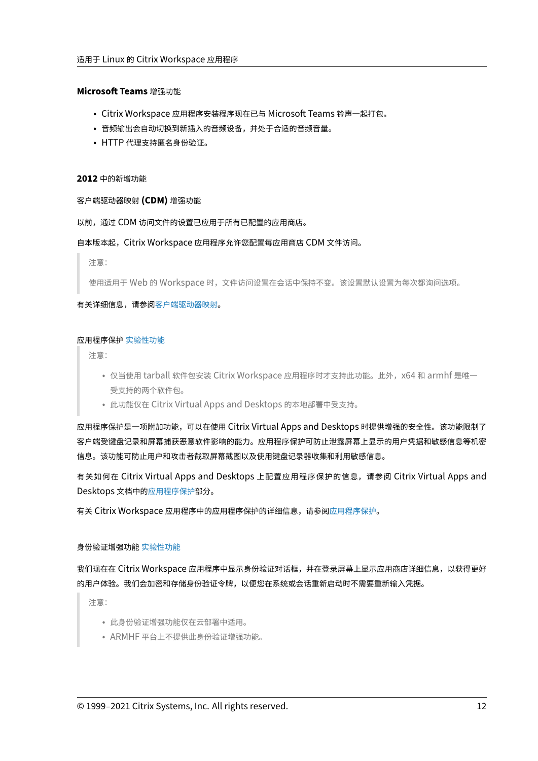**Microsoft Teams** 增强功能

- Citrix Workspace 应用程序安装程序现在已与 Microsoft Teams 铃声一起打包。
- 音频输出会自动切换到新插入的音频设备，并处于合适的音频音量。
- HTTP 代理支持匿名身份验证。

### **2012** 中的新增功能

#### 客户端驱动器映射 **(CDM)** 增强功能

以前，通过 CDM 访问文件的设置已应用于所有已配置的应用商店。

自本版本起，Citrix Workspace 应用程序允许您配置每应用商店 CDM 文件访问。

> 注意：
>
> 使用适用于 Web 的 Workspace 时，文件访问设置在会话中保持不变。该设置默认设置为每次都询问选项。

有关详细信息，请参阅客户端驱动器映射。

#### 应用程序保护 实验性功能

> 注意：
>
> - 仅当使用 tarball 软件包安装 Citrix Workspace 应用程序时才支持此功能。此外，x64 和 armhf 是唯一受支持的两个软件包。
> - 此功能仅在 Citrix Virtual Apps and Desktops 的本地部署中受支持。

应用程序保护是一项附加功能，可以在使用 Citrix Virtual Apps and Desktops 时提供增强的安全性。该功能限制了客户端受键盘记录和屏幕捕获恶意软件影响的能力。应用程序保护可防止泄露屏幕上显示的用户凭据和敏感信息等机密信息。该功能可防止用户和攻击者截取屏幕截图以及使用键盘记录器收集和利用敏感信息。

有关如何在 Citrix Virtual Apps and Desktops 上配置应用程序保护的信息，请参阅 Citrix Virtual Apps and Desktops 文档中的应用程序保护部分。

有关 Citrix Workspace 应用程序中的应用程序保护的详细信息，请参阅应用程序保护。

#### 身份验证增强功能 实验性功能

我们现在在 Citrix Workspace 应用程序中显示身份验证对话框，并在登录屏幕上显示应用商店详细信息，以获得更好的用户体验。我们会加密和存储身份验证令牌，以便您在系统或会话重新启动时不需要重新输入凭据。

> 注意：
>
> - 此身份验证增强功能仅在云部署中适用。
> - ARMHF 平台上不提供此身份验证增强功能。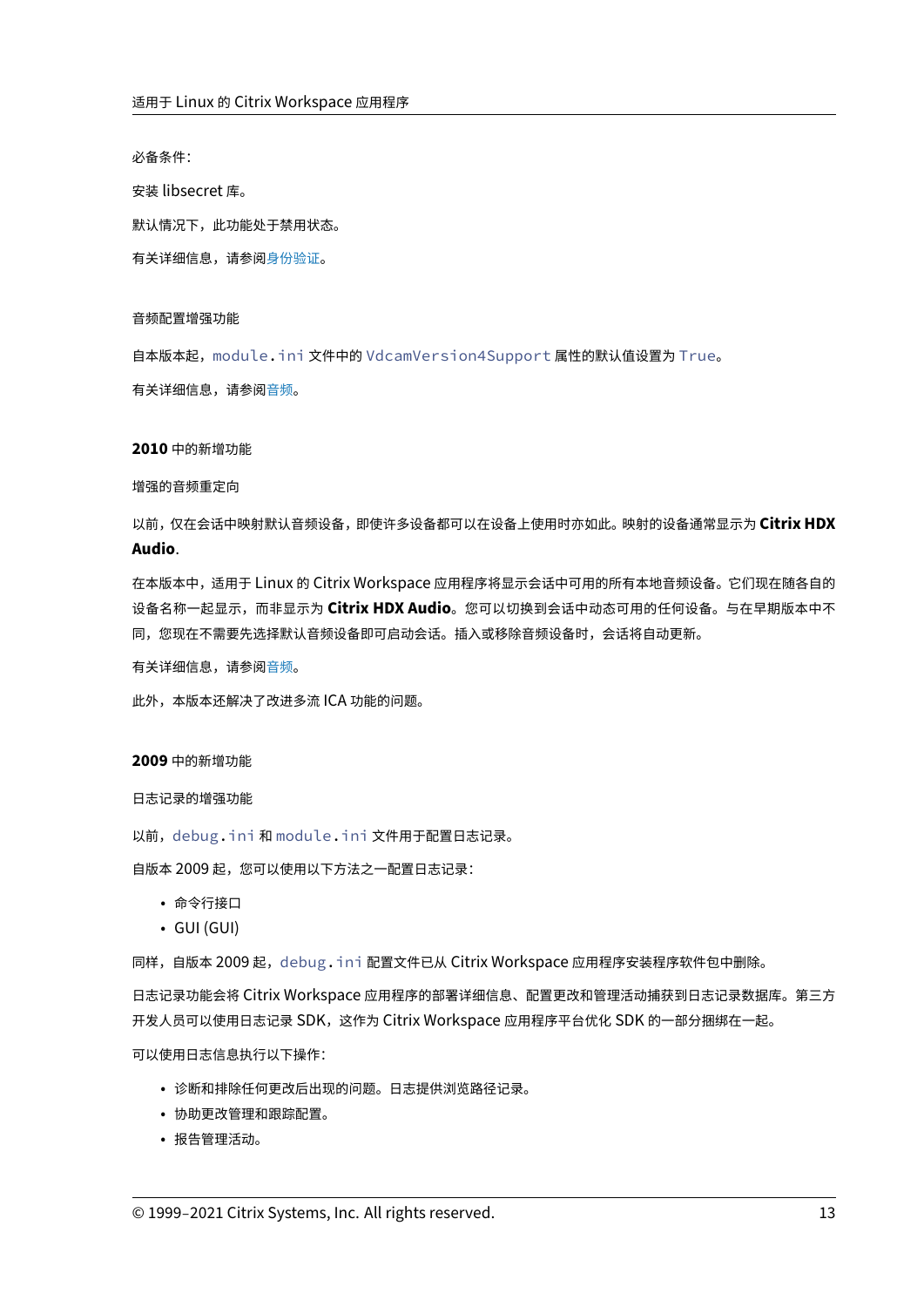必备条件：

安装 libsecret 库。

默认情况下，此功能处于禁用状态。

有关详细信息，请参阅身份验证。

音频配置增强功能

自本版本起，`module.ini` 文件中的 `VdcamVersion4Support` 属性的默认值设置为 `True`。

有关详细信息，请参阅音频。

### 2010 中的新增功能

增强的音频重定向

以前，仅在会话中映射默认音频设备，即使许多设备都可以在设备上使用时亦如此。映射的设备通常显示为 **Citrix HDX Audio**.

在本版本中，适用于 Linux 的 Citrix Workspace 应用程序将显示会话中可用的所有本地音频设备。它们现在随各自的设备名称一起显示，而非显示为 **Citrix HDX Audio**。您可以切换到会话中动态可用的任何设备。与在早期版本中不同，您现在不需要先选择默认音频设备即可启动会话。插入或移除音频设备时，会话将自动更新。

有关详细信息，请参阅音频。

此外，本版本还解决了改进多流 ICA 功能的问题。

### 2009 中的新增功能

日志记录的增强功能

以前，`debug.ini` 和 `module.ini` 文件用于配置日志记录。

自版本 2009 起，您可以使用以下方法之一配置日志记录：

- 命令行接口
- GUI (GUI)

同样，自版本 2009 起，`debug.ini` 配置文件已从 Citrix Workspace 应用程序安装程序软件包中删除。

日志记录功能会将 Citrix Workspace 应用程序的部署详细信息、配置更改和管理活动捕获到日志记录数据库。第三方开发人员可以使用日志记录 SDK，这作为 Citrix Workspace 应用程序平台优化 SDK 的一部分捆绑在一起。

可以使用日志信息执行以下操作：

- 诊断和排除任何更改后出现的问题。日志提供浏览路径记录。
- 协助更改管理和跟踪配置。
- 报告管理活动。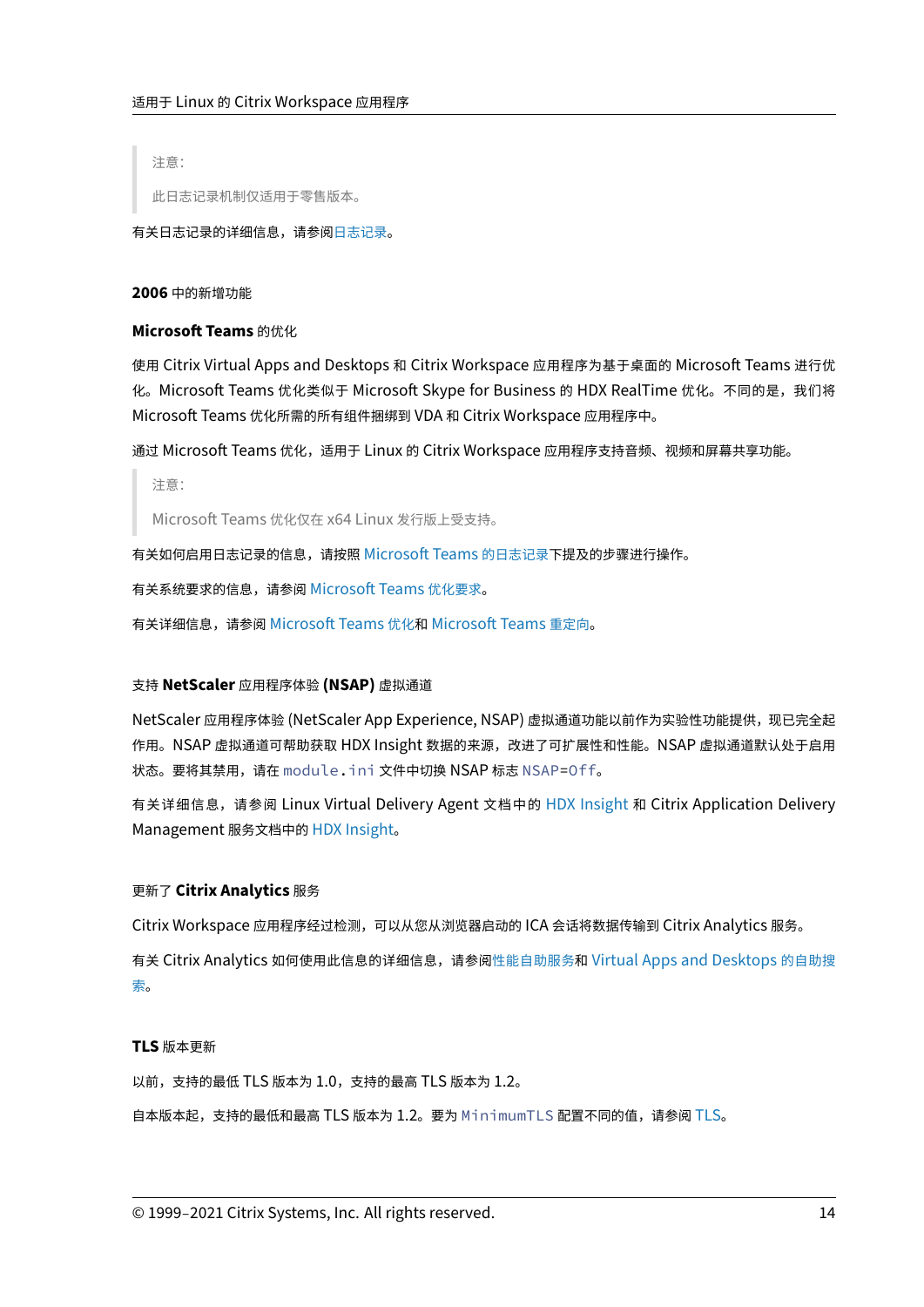> 注意：
>
> 此日志记录机制仅适用于零售版本。

有关日志记录的详细信息，请参阅日志记录。

### 2006 中的新增功能

#### Microsoft Teams 的优化

使用 Citrix Virtual Apps and Desktops 和 Citrix Workspace 应用程序为基于桌面的 Microsoft Teams 进行优化。Microsoft Teams 优化类似于 Microsoft Skype for Business 的 HDX RealTime 优化。不同的是，我们将 Microsoft Teams 优化所需的所有组件捆绑到 VDA 和 Citrix Workspace 应用程序中。

通过 Microsoft Teams 优化，适用于 Linux 的 Citrix Workspace 应用程序支持音频、视频和屏幕共享功能。

> 注意：
>
> Microsoft Teams 优化仅在 x64 Linux 发行版上受支持。

有关如何启用日志记录的信息，请按照 Microsoft Teams 的日志记录下提及的步骤进行操作。

有关系统要求的信息，请参阅 Microsoft Teams 优化要求。

有关详细信息，请参阅 Microsoft Teams 优化和 Microsoft Teams 重定向。

#### 支持 **NetScaler** 应用程序体验 **(NSAP)** 虚拟通道

NetScaler 应用程序体验 (NetScaler App Experience, NSAP) 虚拟通道功能以前作为实验性功能提供，现已完全起作用。NSAP 虚拟通道可帮助获取 HDX Insight 数据的来源，改进了可扩展性和性能。NSAP 虚拟通道默认处于启用状态。要将其禁用，请在 `module.ini` 文件中切换 NSAP 标志 `NSAP=Off`。

有关详细信息，请参阅 Linux Virtual Delivery Agent 文档中的 HDX Insight 和 Citrix Application Delivery Management 服务文档中的 HDX Insight。

#### 更新了 **Citrix Analytics** 服务

Citrix Workspace 应用程序经过检测，可以从您从浏览器启动的 ICA 会话将数据传输到 Citrix Analytics 服务。

有关 Citrix Analytics 如何使用此信息的详细信息，请参阅性能自助服务和 Virtual Apps and Desktops 的自助搜索。

#### **TLS** 版本更新

以前，支持的最低 TLS 版本为 1.0，支持的最高 TLS 版本为 1.2。

自本版本起，支持的最低和最高 TLS 版本为 1.2。要为 `MinimumTLS` 配置不同的值，请参阅 TLS。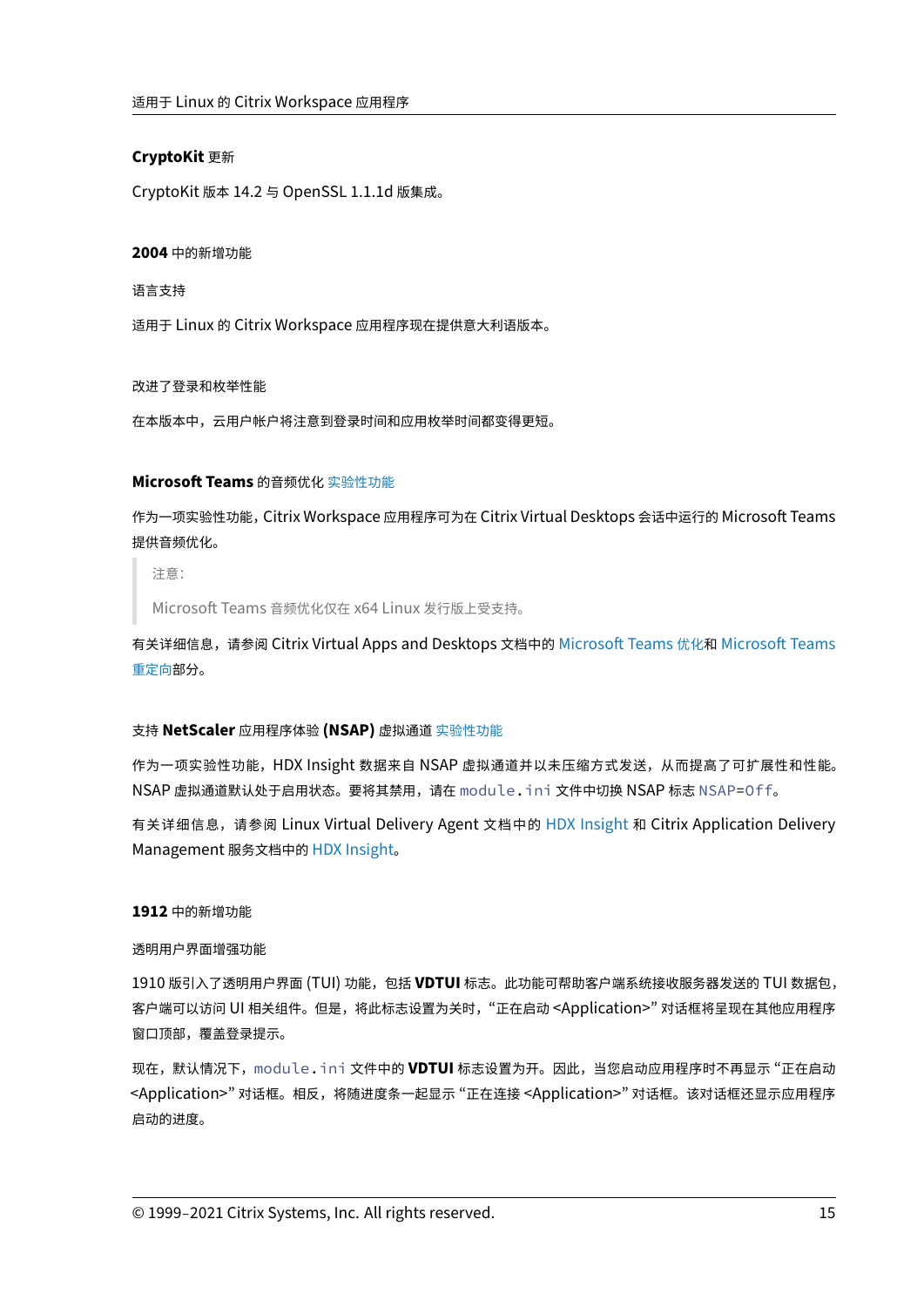### **CryptoKit** 更新

CryptoKit 版本 14.2 与 OpenSSL 1.1.1d 版集成。

### **2004** 中的新增功能

#### 语言支持

适用于 Linux 的 Citrix Workspace 应用程序现在提供意大利语版本。

#### 改进了登录和枚举性能

在本版本中，云用户帐户将注意到登录时间和应用枚举时间都变得更短。

#### **Microsoft Teams** 的音频优化 实验性功能

作为一项实验性功能，Citrix Workspace 应用程序可为在 Citrix Virtual Desktops 会话中运行的 Microsoft Teams 提供音频优化。

> 注意：
>
> Microsoft Teams 音频优化仅在 x64 Linux 发行版上受支持。

有关详细信息，请参阅 Citrix Virtual Apps and Desktops 文档中的 Microsoft Teams 优化和 Microsoft Teams 重定向部分。

#### 支持 **NetScaler** 应用程序体验 **(NSAP)** 虚拟通道 实验性功能

作为一项实验性功能，HDX Insight 数据来自 NSAP 虚拟通道并以未压缩方式发送，从而提高了可扩展性和性能。NSAP 虚拟通道默认处于启用状态。要将其禁用，请在 `module.ini` 文件中切换 NSAP 标志 `NSAP=Off`。

有关详细信息，请参阅 Linux Virtual Delivery Agent 文档中的 HDX Insight 和 Citrix Application Delivery Management 服务文档中的 HDX Insight。

### **1912** 中的新增功能

#### 透明用户界面增强功能

1910 版引入了透明用户界面 (TUI) 功能，包括 **VDTUI** 标志。此功能可帮助客户端系统接收服务器发送的 TUI 数据包，客户端可以访问 UI 相关组件。但是，将此标志设置为关时，"正在启动 <Application>" 对话框将呈现在其他应用程序窗口顶部，覆盖登录提示。

现在，默认情况下，`module.ini` 文件中的 **VDTUI** 标志设置为开。因此，当您启动应用程序时不再显示 "正在启动 <Application>" 对话框。相反，将随进度条一起显示 "正在连接 <Application>" 对话框。该对话框还显示应用程序启动的进度。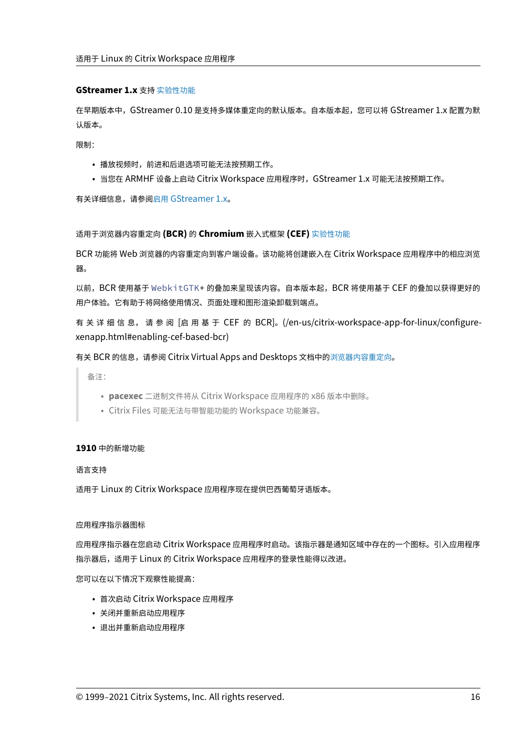#### **GStreamer 1.x** 支持 实验性功能

在早期版本中，GStreamer 0.10 是支持多媒体重定向的默认版本。自本版本起，您可以将 GStreamer 1.x 配置为默认版本。

限制：

- 播放视频时，前进和后退选项可能无法按预期工作。
- 当您在 ARMHF 设备上启动 Citrix Workspace 应用程序时，GStreamer 1.x 可能无法按预期工作。

有关详细信息，请参阅启用 GStreamer 1.x。

#### 适用于浏览器内容重定向 **(BCR)** 的 **Chromium** 嵌入式框架 **(CEF)** 实验性功能

BCR 功能将 Web 浏览器的内容重定向到客户端设备。该功能将创建嵌入在 Citrix Workspace 应用程序中的相应浏览器。

以前，BCR 使用基于 `WebkitGTK+` 的叠加来呈现该内容。自本版本起，BCR 将使用基于 CEF 的叠加以获得更好的用户体验。它有助于将网络使用情况、页面处理和图形渲染卸载到端点。

有关详细信息，请参阅 [启用基于 CEF 的 BCR]。(/en-us/citrix-workspace-app-for-linux/configure-xenapp.html#enabling-cef-based-bcr)

有关 BCR 的信息，请参阅 Citrix Virtual Apps and Desktops 文档中的浏览器内容重定向。

> 备注：
>
> - **pacexec** 二进制文件将从 Citrix Workspace 应用程序的 x86 版本中删除。
> - Citrix Files 可能无法与带智能功能的 Workspace 功能兼容。

### **1910** 中的新增功能

#### 语言支持

适用于 Linux 的 Citrix Workspace 应用程序现在提供巴西葡萄牙语版本。

#### 应用程序指示器图标

应用程序指示器在您启动 Citrix Workspace 应用程序时启动。该指示器是通知区域中存在的一个图标。引入应用程序指示器后，适用于 Linux 的 Citrix Workspace 应用程序的登录性能得以改进。

您可以在以下情况下观察性能提高：

- 首次启动 Citrix Workspace 应用程序
- 关闭并重新启动应用程序
- 退出并重新启动应用程序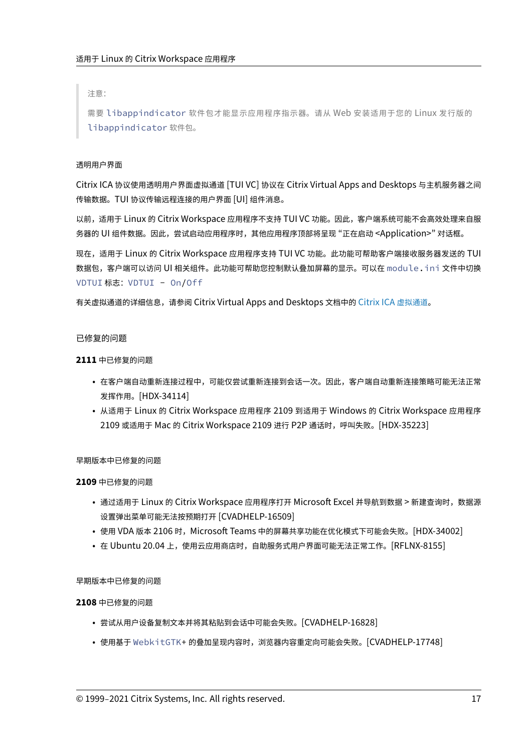> 注意：
>
> 需要 `libappindicator` 软件包才能显示应用程序指示器。请从 Web 安装适用于您的 Linux 发行版的 `libappindicator` 软件包。

#### 透明用户界面

Citrix ICA 协议使用透明用户界面虚拟通道 [TUI VC] 协议在 Citrix Virtual Apps and Desktops 与主机服务器之间传输数据。TUI 协议传输远程连接的用户界面 [UI] 组件消息。

以前，适用于 Linux 的 Citrix Workspace 应用程序不支持 TUI VC 功能。因此，客户端系统可能不会高效处理来自服务器的 UI 组件数据。因此，尝试启动应用程序时，其他应用程序顶部将呈现 "正在启动 <Application>" 对话框。

现在，适用于 Linux 的 Citrix Workspace 应用程序支持 TUI VC 功能。此功能可帮助客户端接收服务器发送的 TUI 数据包，客户端可以访问 UI 相关组件。此功能可帮助您控制默认叠加屏幕的显示。可以在 `module.ini` 文件中切换 `VDTUI` 标志：`VDTUI - On`/`Off`

有关虚拟通道的详细信息，请参阅 Citrix Virtual Apps and Desktops 文档中的 Citrix ICA 虚拟通道。

### 已修复的问题

**2111** 中已修复的问题

- 在客户端自动重新连接过程中，可能仅尝试重新连接到会话一次。因此，客户端自动重新连接策略可能无法正常发挥作用。[HDX-34114]
- 从适用于 Linux 的 Citrix Workspace 应用程序 2109 到适用于 Windows 的 Citrix Workspace 应用程序 2109 或适用于 Mac 的 Citrix Workspace 2109 进行 P2P 通话时，呼叫失败。[HDX-35223]

#### 早期版本中已修复的问题

**2109** 中已修复的问题

- 通过适用于 Linux 的 Citrix Workspace 应用程序打开 Microsoft Excel 并导航到数据 > 新建查询时，数据源设置弹出菜单可能无法按预期打开 [CVADHELP-16509]
- 使用 VDA 版本 2106 时，Microsoft Teams 中的屏幕共享功能在优化模式下可能会失败。[HDX-34002]
- 在 Ubuntu 20.04 上，使用云应用商店时，自助服务式用户界面可能无法正常工作。[RFLNX-8155]

#### 早期版本中已修复的问题

**2108** 中已修复的问题

- 尝试从用户设备复制文本并将其粘贴到会话中可能会失败。[CVADHELP-16828]
- 使用基于 `WebkitGTK`+ 的叠加呈现内容时，浏览器内容重定向可能会失败。[CVADHELP-17748]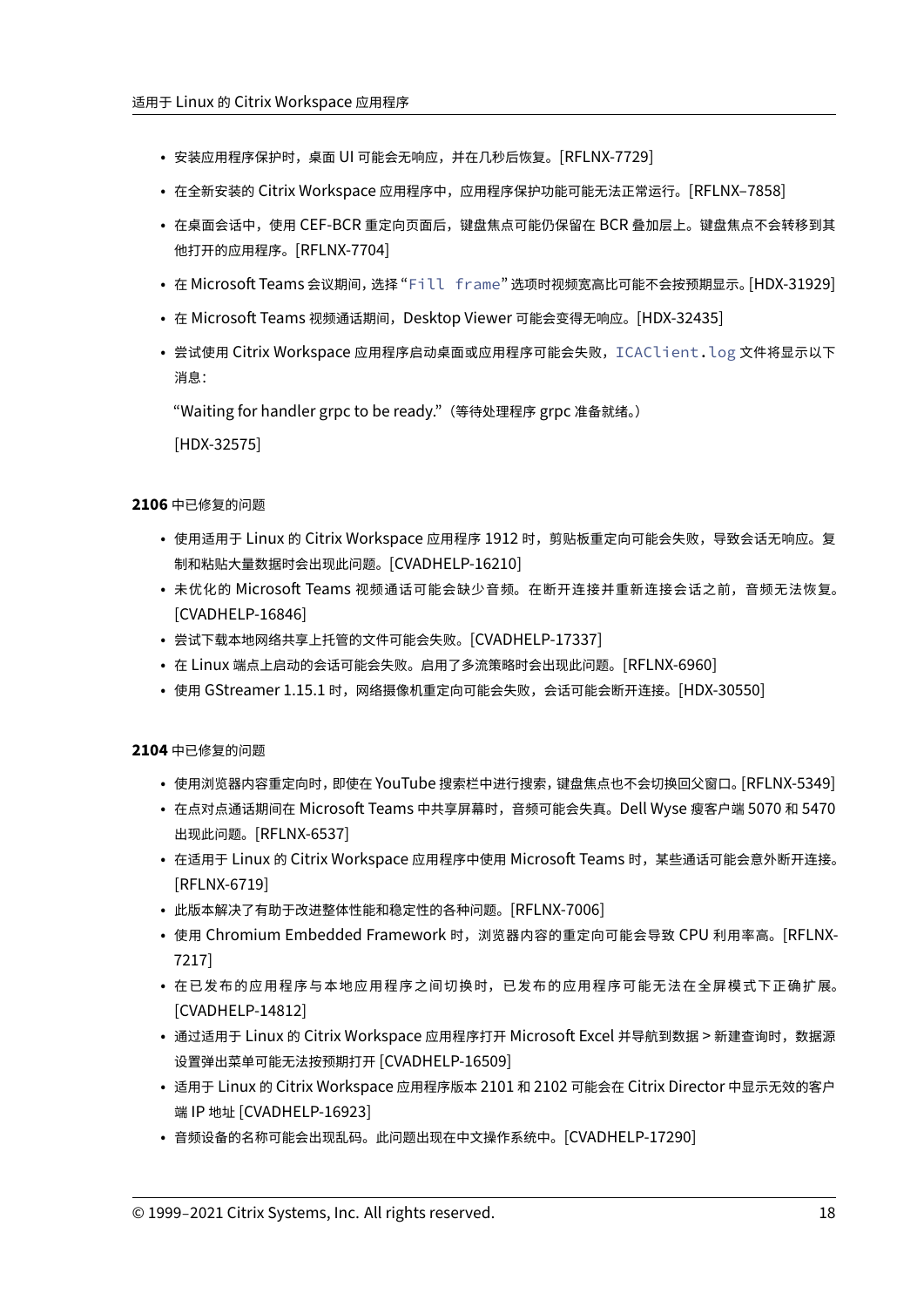- 安装应用程序保护时，桌面 UI 可能会无响应，并在几秒后恢复。[RFLNX-7729]
- 在全新安装的 Citrix Workspace 应用程序中，应用程序保护功能可能无法正常运行。[RFLNX–7858]
- 在桌面会话中，使用 CEF-BCR 重定向页面后，键盘焦点可能仍保留在 BCR 叠加层上。键盘焦点不会转移到其他打开的应用程序。[RFLNX-7704]
- 在 Microsoft Teams 会议期间，选择 "`Fill frame`" 选项时视频宽高比可能不会按预期显示。[HDX-31929]
- 在 Microsoft Teams 视频通话期间，Desktop Viewer 可能会变得无响应。[HDX-32435]
- 尝试使用 Citrix Workspace 应用程序启动桌面或应用程序可能会失败，`ICAClient.log` 文件将显示以下消息：

  "Waiting for handler grpc to be ready."（等待处理程序 grpc 准备就绪。）

  [HDX-32575]

**2106** 中已修复的问题

- 使用适用于 Linux 的 Citrix Workspace 应用程序 1912 时，剪贴板重定向可能会失败，导致会话无响应。复制和粘贴大量数据时会出现此问题。[CVADHELP-16210]
- 未优化的 Microsoft Teams 视频通话可能会缺少音频。在断开连接并重新连接会话之前，音频无法恢复。[CVADHELP-16846]
- 尝试下载本地网络共享上托管的文件可能会失败。[CVADHELP-17337]
- 在 Linux 端点上启动的会话可能会失败。启用了多流策略时会出现此问题。[RFLNX-6960]
- 使用 GStreamer 1.15.1 时，网络摄像机重定向可能会失败，会话可能会断开连接。[HDX-30550]

**2104** 中已修复的问题

- 使用浏览器内容重定向时，即使在 YouTube 搜索栏中进行搜索，键盘焦点也不会切换回父窗口。[RFLNX-5349]
- 在点对点通话期间在 Microsoft Teams 中共享屏幕时，音频可能会失真。Dell Wyse 瘦客户端 5070 和 5470 出现此问题。[RFLNX-6537]
- 在适用于 Linux 的 Citrix Workspace 应用程序中使用 Microsoft Teams 时，某些通话可能会意外断开连接。[RFLNX-6719]
- 此版本解决了有助于改进整体性能和稳定性的各种问题。[RFLNX-7006]
- 使用 Chromium Embedded Framework 时，浏览器内容的重定向可能会导致 CPU 利用率高。[RFLNX-7217]
- 在已发布的应用程序与本地应用程序之间切换时，已发布的应用程序可能无法在全屏模式下正确扩展。[CVADHELP-14812]
- 通过适用于 Linux 的 Citrix Workspace 应用程序打开 Microsoft Excel 并导航到数据 > 新建查询时，数据源设置弹出菜单可能无法按预期打开 [CVADHELP-16509]
- 适用于 Linux 的 Citrix Workspace 应用程序版本 2101 和 2102 可能会在 Citrix Director 中显示无效的客户端 IP 地址 [CVADHELP-16923]
- 音频设备的名称可能会出现乱码。此问题出现在中文操作系统中。[CVADHELP-17290]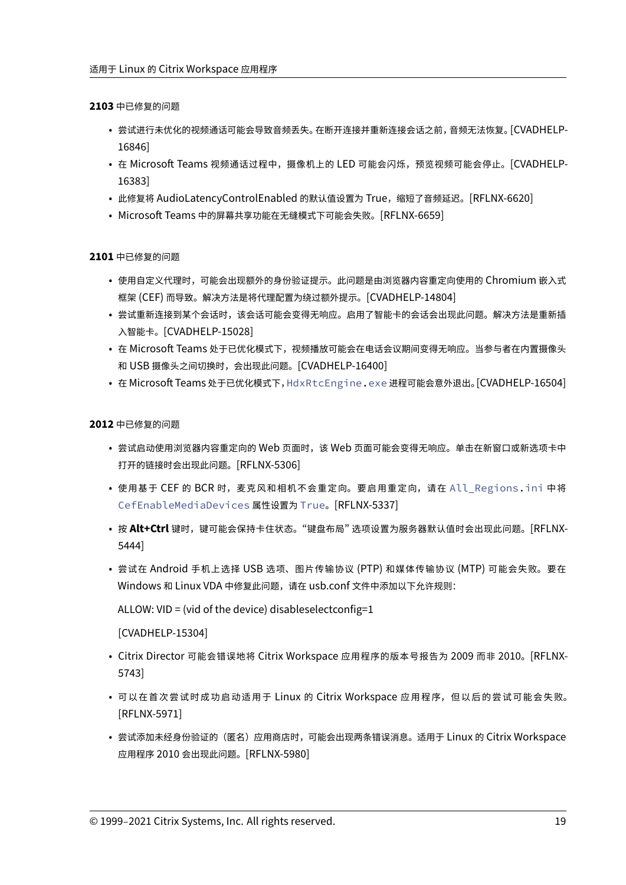**2103** 中已修复的问题

- 尝试进行未优化的视频通话可能会导致音频丢失。在断开连接并重新连接会话之前，音频无法恢复。[CVADHELP-16846]
- 在 Microsoft Teams 视频通话过程中，摄像机上的 LED 可能会闪烁，预览视频可能会停止。[CVADHELP-16383]
- 此修复将 AudioLatencyControlEnabled 的默认值设置为 True，缩短了音频延迟。[RFLNX-6620]
- Microsoft Teams 中的屏幕共享功能在无缝模式下可能会失败。[RFLNX-6659]

**2101** 中已修复的问题

- 使用自定义代理时，可能会出现额外的身份验证提示。此问题是由浏览器内容重定向使用的 Chromium 嵌入式框架 (CEF) 而导致。解决方法是将代理配置为绕过额外提示。[CVADHELP-14804]
- 尝试重新连接到某个会话时，该会话可能会变得无响应。启用了智能卡的会话会出现此问题。解决方法是重新插入智能卡。[CVADHELP-15028]
- 在 Microsoft Teams 处于已优化模式下，视频播放可能会在电话会议期间变得无响应。当参与者在内置摄像头和 USB 摄像头之间切换时，会出现此问题。[CVADHELP-16400]
- 在 Microsoft Teams 处于已优化模式下，`HdxRtcEngine.exe` 进程可能会意外退出。[CVADHELP-16504]

**2012** 中已修复的问题

- 尝试启动使用浏览器内容重定向的 Web 页面时，该 Web 页面可能会变得无响应。单击在新窗口或新选项卡中打开的链接时会出现此问题。[RFLNX-5306]
- 使用基于 CEF 的 BCR 时，麦克风和相机不会重定向。要启用重定向，请在 `All_Regions.ini` 中将 `CefEnableMediaDevices` 属性设置为 `True`。[RFLNX-5337]
- 按 **Alt+Ctrl** 键时，键可能会保持卡住状态。“键盘布局”选项设置为服务器默认值时会出现此问题。[RFLNX-5444]
- 尝试在 Android 手机上选择 USB 选项、图片传输协议 (PTP) 和媒体传输协议 (MTP) 可能会失败。要在 Windows 和 Linux VDA 中修复此问题，请在 usb.conf 文件中添加以下允许规则:

  ALLOW: VID = (vid of the device) disableselectconfig=1

  [CVADHELP-15304]
- Citrix Director 可能会错误地将 Citrix Workspace 应用程序的版本号报告为 2009 而非 2010。[RFLNX-5743]
- 可以在首次尝试时成功启动适用于 Linux 的 Citrix Workspace 应用程序，但以后的尝试可能会失败。[RFLNX-5971]
- 尝试添加未经身份验证的（匿名）应用商店时，可能会出现两条错误消息。适用于 Linux 的 Citrix Workspace 应用程序 2010 会出现此问题。[RFLNX-5980]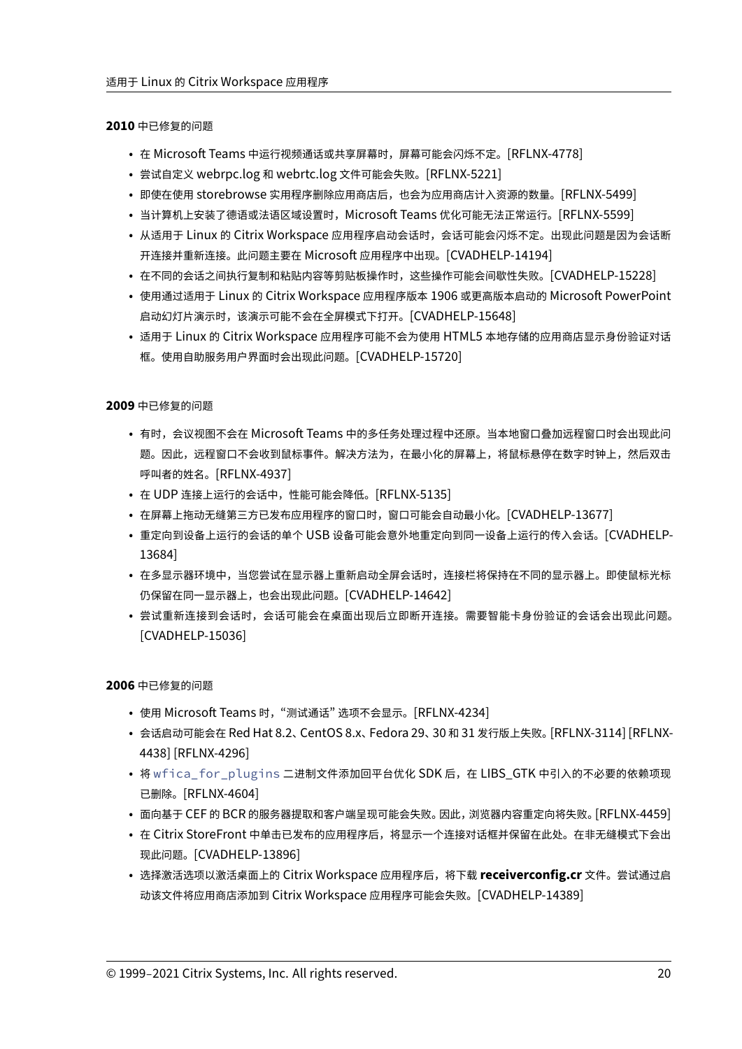**2010** 中已修复的问题

- 在 Microsoft Teams 中运行视频通话或共享屏幕时，屏幕可能会闪烁不定。[RFLNX-4778]
- 尝试自定义 webrpc.log 和 webrtc.log 文件可能会失败。[RFLNX-5221]
- 即使在使用 storebrowse 实用程序删除应用商店后，也会为应用商店计入资源的数量。[RFLNX-5499]
- 当计算机上安装了德语或法语区域设置时，Microsoft Teams 优化可能无法正常运行。[RFLNX-5599]
- 从适用于 Linux 的 Citrix Workspace 应用程序启动会话时，会话可能会闪烁不定。出现此问题是因为会话断开连接并重新连接。此问题主要在 Microsoft 应用程序中出现。[CVADHELP-14194]
- 在不同的会话之间执行复制和粘贴内容等剪贴板操作时，这些操作可能会间歇性失败。[CVADHELP-15228]
- 使用通过适用于 Linux 的 Citrix Workspace 应用程序版本 1906 或更高版本启动的 Microsoft PowerPoint 启动幻灯片演示时，该演示可能不会在全屏模式下打开。[CVADHELP-15648]
- 适用于 Linux 的 Citrix Workspace 应用程序可能不会为使用 HTML5 本地存储的应用商店显示身份验证对话框。使用自助服务用户界面时会出现此问题。[CVADHELP-15720]

**2009** 中已修复的问题

- 有时，会议视图不会在 Microsoft Teams 中的多任务处理过程中还原。当本地窗口叠加远程窗口时会出现此问题。因此，远程窗口不会收到鼠标事件。解决方法为，在最小化的屏幕上，将鼠标悬停在数字时钟上，然后双击呼叫者的姓名。[RFLNX-4937]
- 在 UDP 连接上运行的会话中，性能可能会降低。[RFLNX-5135]
- 在屏幕上拖动无缝第三方已发布应用程序的窗口时，窗口可能会自动最小化。[CVADHELP-13677]
- 重定向到设备上运行的会话的单个 USB 设备可能会意外地重定向到同一设备上运行的传入会话。[CVADHELP-13684]
- 在多显示器环境中，当您尝试在显示器上重新启动全屏会话时，连接栏将保持在不同的显示器上。即使鼠标光标仍保留在同一显示器上，也会出现此问题。[CVADHELP-14642]
- 尝试重新连接到会话时，会话可能会在桌面出现后立即断开连接。需要智能卡身份验证的会话会出现此问题。[CVADHELP-15036]

**2006** 中已修复的问题

- 使用 Microsoft Teams 时，"测试通话" 选项不会显示。[RFLNX-4234]
- 会话启动可能会在 Red Hat 8.2、CentOS 8.x、Fedora 29、30 和 31 发行版上失败。[RFLNX-3114] [RFLNX-4438] [RFLNX-4296]
- 将 `wfica_for_plugins` 二进制文件添加回平台优化 SDK 后，在 LIBS_GTK 中引入的不必要的依赖项现已删除。[RFLNX-4604]
- 面向基于 CEF 的 BCR 的服务器提取和客户端呈现可能会失败。因此，浏览器内容重定向将失败。[RFLNX-4459]
- 在 Citrix StoreFront 中单击已发布的应用程序后，将显示一个连接对话框并保留在此处。在非无缝模式下会出现此问题。[CVADHELP-13896]
- 选择激活选项以激活桌面上的 Citrix Workspace 应用程序后，将下载 **receiverconfig.cr** 文件。尝试通过启动该文件将应用商店添加到 Citrix Workspace 应用程序可能会失败。[CVADHELP-14389]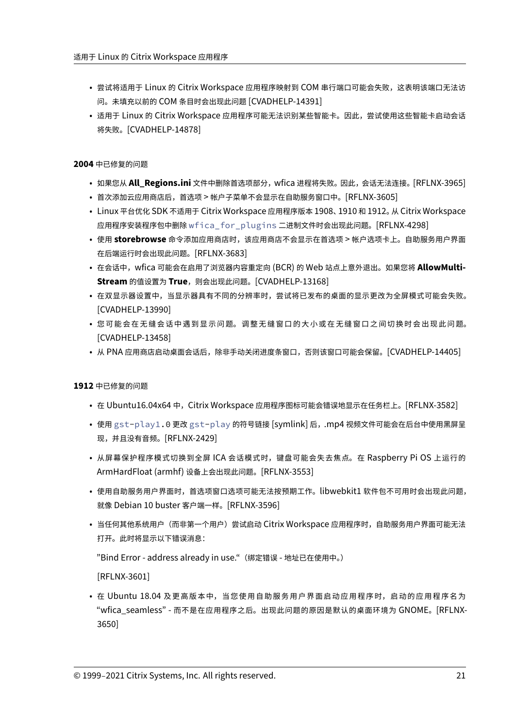- 尝试将适用于 Linux 的 Citrix Workspace 应用程序映射到 COM 串行端口可能会失败，这表明该端口无法访问。未填充以前的 COM 条目时会出现此问题 [CVADHELP-14391]
- 适用于 Linux 的 Citrix Workspace 应用程序可能无法识别某些智能卡。因此，尝试使用这些智能卡启动会话将失败。[CVADHELP-14878]

**2004** 中已修复的问题

- 如果您从 **All_Regions.ini** 文件中删除首选项部分，wfica 进程将失败。因此，会话无法连接。[RFLNX-3965]
- 首次添加云应用商店后，首选项 > 帐户子菜单不会显示在自助服务窗口中。[RFLNX-3605]
- Linux 平台优化 SDK 不适用于 Citrix Workspace 应用程序版本 1908、1910 和 1912。从 Citrix Workspace 应用程序安装程序包中删除 `wfica_for_plugins` 二进制文件时会出现此问题。[RFLNX-4298]
- 使用 **storebrowse** 命令添加应用商店时，该应用商店不会显示在首选项 > 帐户选项卡上。自助服务用户界面在后端运行时会出现此问题。[RFLNX-3683]
- 在会话中，wfica 可能会在启用了浏览器内容重定向 (BCR) 的 Web 站点上意外退出。如果您将 **AllowMulti-Stream** 的值设置为 **True**，则会出现此问题。[CVADHELP-13168]
- 在双显示器设置中，当显示器具有不同的分辨率时，尝试将已发布的桌面的显示更改为全屏模式可能会失败。[CVADHELP-13990]
- 您可能会在无缝会话中遇到显示问题。调整无缝窗口的大小或在无缝窗口之间切换时会出现此问题。[CVADHELP-13458]
- 从 PNA 应用商店启动桌面会话后，除非手动关闭进度条窗口，否则该窗口可能会保留。[CVADHELP-14405]

**1912** 中已修复的问题

- 在 Ubuntu16.04x64 中，Citrix Workspace 应用程序图标可能会错误地显示在任务栏上。[RFLNX-3582]
- 使用 `gst-play1.0` 更改 `gst-play` 的符号链接 [symlink] 后，.mp4 视频文件可能会在后台中使用黑屏呈现，并且没有音频。[RFLNX-2429]
- 从屏幕保护程序模式切换到全屏 ICA 会话模式时，键盘可能会失去焦点。在 Raspberry Pi OS 上运行的 ArmHardFloat (armhf) 设备上会出现此问题。[RFLNX-3553]
- 使用自助服务用户界面时，首选项窗口选项可能无法按预期工作。libwebkit1 软件包不可用时会出现此问题，就像 Debian 10 buster 客户端一样。[RFLNX-3596]
- 当任何其他系统用户（而非第一个用户）尝试启动 Citrix Workspace 应用程序时，自助服务用户界面可能无法打开。此时将显示以下错误消息：

  ”Bind Error - address already in use.“（绑定错误 - 地址已在使用中。）

  [RFLNX-3601]
- 在 Ubuntu 18.04 及更高版本中，当您使用自助服务用户界面启动应用程序时，启动的应用程序名为 “wfica_seamless” - 而不是在应用程序之后。出现此问题的原因是默认的桌面环境为 GNOME。[RFLNX-3650]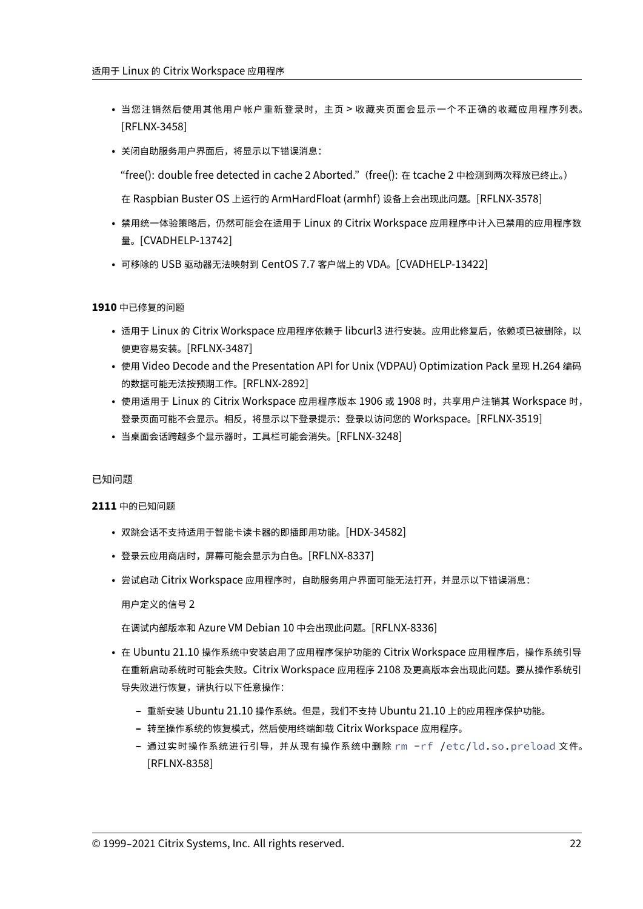- 当您注销然后使用其他用户帐户重新登录时，主页 > 收藏夹页面会显示一个不正确的收藏应用程序列表。[RFLNX-3458]
- 关闭自助服务用户界面后，将显示以下错误消息：

  “free(): double free detected in cache 2 Aborted.”（free(): 在 tcache 2 中检测到两次释放已终止。）

  在 Raspbian Buster OS 上运行的 ArmHardFloat (armhf) 设备上会出现此问题。[RFLNX-3578]
- 禁用统一体验策略后，仍然可能会在适用于 Linux 的 Citrix Workspace 应用程序中计入已禁用的应用程序数量。[CVADHELP-13742]
- 可移除的 USB 驱动器无法映射到 CentOS 7.7 客户端上的 VDA。[CVADHELP-13422]

**1910** 中已修复的问题

- 适用于 Linux 的 Citrix Workspace 应用程序依赖于 libcurl3 进行安装。应用此修复后，依赖项已被删除，以便更容易安装。[RFLNX-3487]
- 使用 Video Decode and the Presentation API for Unix (VDPAU) Optimization Pack 呈现 H.264 编码的数据可能无法按预期工作。[RFLNX-2892]
- 使用适用于 Linux 的 Citrix Workspace 应用程序版本 1906 或 1908 时，共享用户注销其 Workspace 时，登录页面可能不会显示。相反，将显示以下登录提示：登录以访问您的 Workspace。[RFLNX-3519]
- 当桌面会话跨越多个显示器时，工具栏可能会消失。[RFLNX-3248]

## 已知问题

**2111** 中的已知问题

- 双跳会话不支持适用于智能卡读卡器的即插即用功能。[HDX-34582]
- 登录云应用商店时，屏幕可能会显示为白色。[RFLNX-8337]
- 尝试启动 Citrix Workspace 应用程序时，自助服务用户界面可能无法打开，并显示以下错误消息：

  用户定义的信号 2

  在调试内部版本和 Azure VM Debian 10 中会出现此问题。[RFLNX-8336]
- 在 Ubuntu 21.10 操作系统中安装启用了应用程序保护功能的 Citrix Workspace 应用程序后，操作系统引导在重新启动系统时可能会失败。Citrix Workspace 应用程序 2108 及更高版本会出现此问题。要从操作系统引导失败进行恢复，请执行以下任意操作：
  - 重新安装 Ubuntu 21.10 操作系统。但是，我们不支持 Ubuntu 21.10 上的应用程序保护功能。
  - 转至操作系统的恢复模式，然后使用终端卸载 Citrix Workspace 应用程序。
  - 通过实时操作系统进行引导，并从现有操作系统中删除 `rm -rf /etc/ld.so.preload` 文件。[RFLNX-8358]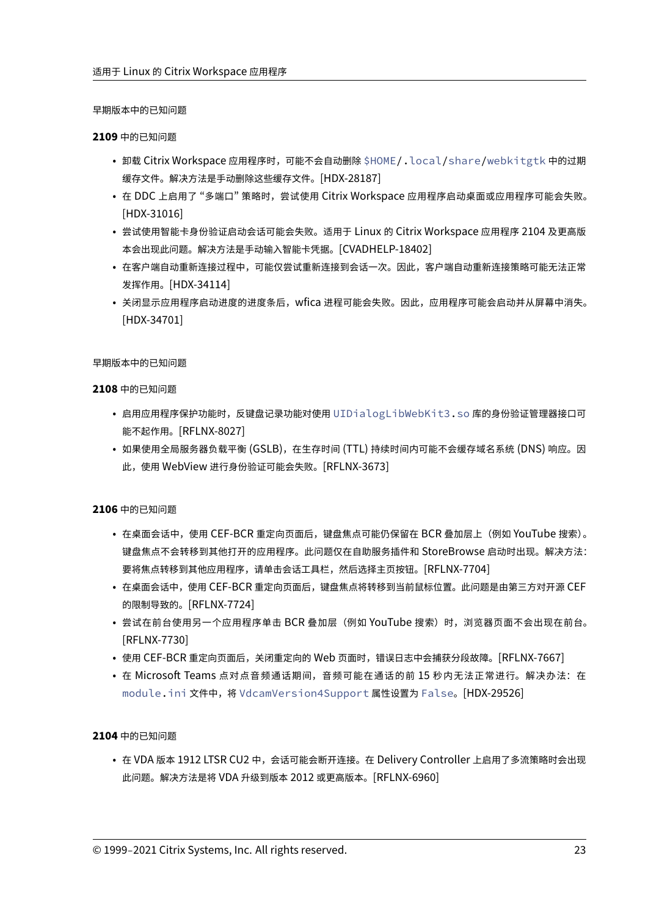早期版本中的已知问题

**2109** 中的已知问题

- 卸载 Citrix Workspace 应用程序时，可能不会自动删除 `$HOME/.local/share/webkitgtk` 中的过期缓存文件。解决方法是手动删除这些缓存文件。[HDX-28187]
- 在 DDC 上启用了 "多端口" 策略时，尝试使用 Citrix Workspace 应用程序启动桌面或应用程序可能会失败。[HDX-31016]
- 尝试使用智能卡身份验证启动会话可能会失败。适用于 Linux 的 Citrix Workspace 应用程序 2104 及更高版本会出现此问题。解决方法是手动输入智能卡凭据。[CVADHELP-18402]
- 在客户端自动重新连接过程中，可能仅尝试重新连接到会话一次。因此，客户端自动重新连接策略可能无法正常发挥作用。[HDX-34114]
- 关闭显示应用程序启动进度的进度条后，wfica 进程可能会失败。因此，应用程序可能会启动并从屏幕中消失。[HDX-34701]

早期版本中的已知问题

**2108** 中的已知问题

- 启用应用程序保护功能时，反键盘记录功能对使用 `UIDialogLibWebKit3.so` 库的身份验证管理器接口可能不起作用。[RFLNX-8027]
- 如果使用全局服务器负载平衡 (GSLB)，在生存时间 (TTL) 持续时间内可能不会缓存域名系统 (DNS) 响应。因此，使用 WebView 进行身份验证可能会失败。[RFLNX-3673]

**2106** 中的已知问题

- 在桌面会话中，使用 CEF-BCR 重定向页面后，键盘焦点可能仍保留在 BCR 叠加层上（例如 YouTube 搜索）。键盘焦点不会转移到其他打开的应用程序。此问题仅在自助服务插件和 StoreBrowse 启动时出现。解决方法：要将焦点转移到其他应用程序，请单击会话工具栏，然后选择主页按钮。[RFLNX-7704]
- 在桌面会话中，使用 CEF-BCR 重定向页面后，键盘焦点将转移到当前鼠标位置。此问题是由第三方对开源 CEF 的限制导致的。[RFLNX-7724]
- 尝试在前台使用另一个应用程序单击 BCR 叠加层（例如 YouTube 搜索）时，浏览器页面不会出现在前台。[RFLNX-7730]
- 使用 CEF-BCR 重定向页面后，关闭重定向的 Web 页面时，错误日志中会捕获分段故障。[RFLNX-7667]
- 在 Microsoft Teams 点对点音频通话期间，音频可能在通话的前 15 秒内无法正常进行。解决办法：在 `module.ini` 文件中，将 `VdcamVersion4Support` 属性设置为 `False`。[HDX-29526]

**2104** 中的已知问题

- 在 VDA 版本 1912 LTSR CU2 中，会话可能会断开连接。在 Delivery Controller 上启用了多流策略时会出现此问题。解决方法是将 VDA 升级到版本 2012 或更高版本。[RFLNX-6960]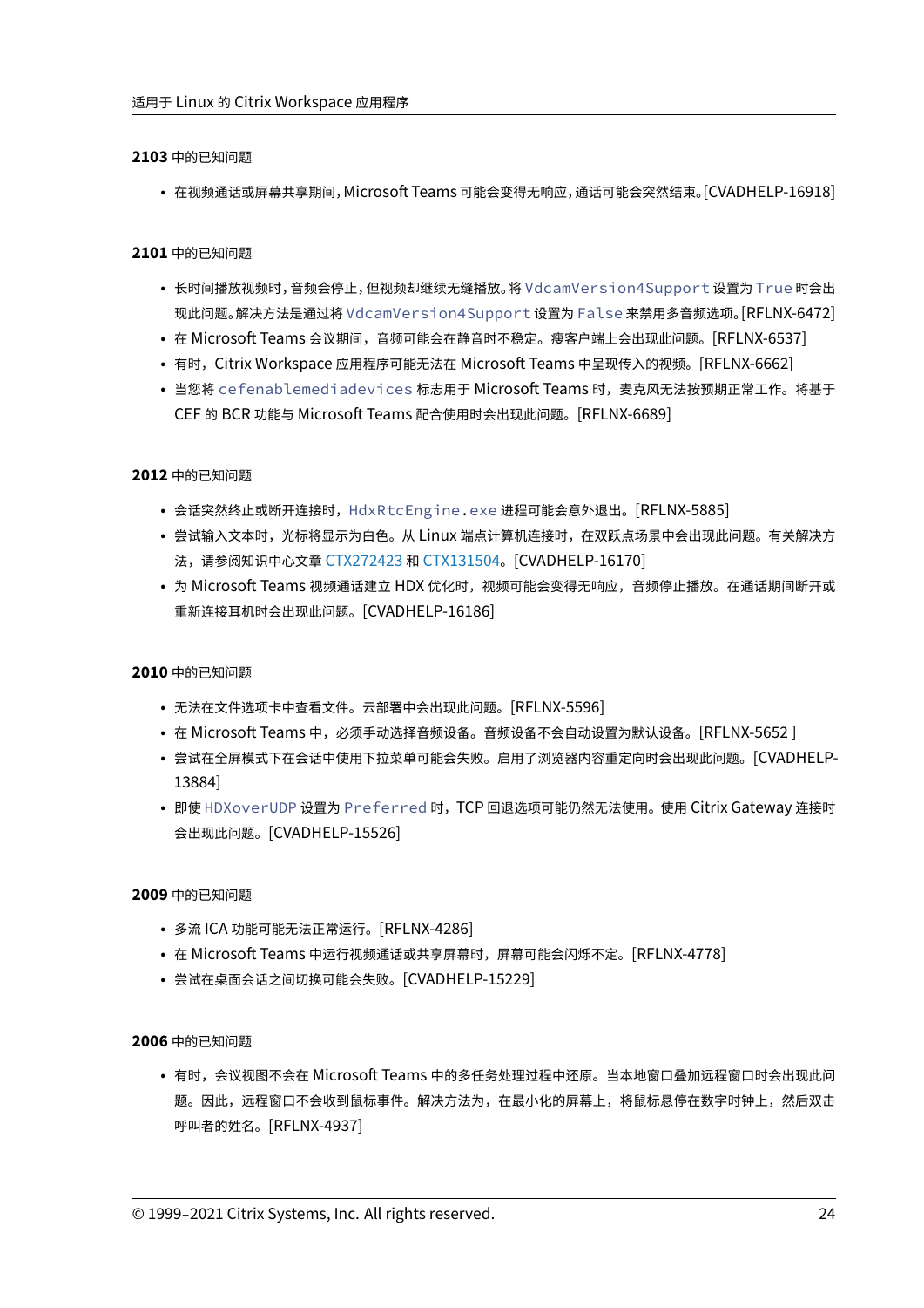### 2103 中的已知问题

- 在视频通话或屏幕共享期间，Microsoft Teams 可能会变得无响应，通话可能会突然结束。[CVADHELP-16918]

### 2101 中的已知问题

- 长时间播放视频时，音频会停止，但视频却继续无缝播放。将 `VdcamVersion4Support` 设置为 `True` 时会出现此问题。解决方法是通过将 `VdcamVersion4Support` 设置为 `False` 来禁用多音频选项。[RFLNX-6472]
- 在 Microsoft Teams 会议期间，音频可能会在静音时不稳定。瘦客户端上会出现此问题。[RFLNX-6537]
- 有时，Citrix Workspace 应用程序可能无法在 Microsoft Teams 中呈现传入的视频。[RFLNX-6662]
- 当您将 `cefenablemediadevices` 标志用于 Microsoft Teams 时，麦克风无法按预期正常工作。将基于 CEF 的 BCR 功能与 Microsoft Teams 配合使用时会出现此问题。[RFLNX-6689]

### 2012 中的已知问题

- 会话突然终止或断开连接时，`HdxRtcEngine.exe` 进程可能会意外退出。[RFLNX-5885]
- 尝试输入文本时，光标将显示为白色。从 Linux 端点计算机连接时，在双跃点场景中会出现此问题。有关解决方法，请参阅知识中心文章 CTX272423 和 CTX131504。[CVADHELP-16170]
- 为 Microsoft Teams 视频通话建立 HDX 优化时，视频可能会变得无响应，音频停止播放。在通话期间断开或重新连接耳机时会出现此问题。[CVADHELP-16186]

### 2010 中的已知问题

- 无法在文件选项卡中查看文件。云部署中会出现此问题。[RFLNX-5596]
- 在 Microsoft Teams 中，必须手动选择音频设备。音频设备不会自动设置为默认设备。[RFLNX-5652 ]
- 尝试在全屏模式下在会话中使用下拉菜单可能会失败。启用了浏览器内容重定向时会出现此问题。[CVADHELP-13884]
- 即使 `HDXoverUDP` 设置为 `Preferred` 时，TCP 回退选项可能仍然无法使用。使用 Citrix Gateway 连接时会出现此问题。[CVADHELP-15526]

### 2009 中的已知问题

- 多流 ICA 功能可能无法正常运行。[RFLNX-4286]
- 在 Microsoft Teams 中进行视频通话或共享屏幕时，屏幕可能会闪烁不定。[RFLNX-4778]
- 尝试在桌面会话之间切换可能会失败。[CVADHELP-15229]

### 2006 中的已知问题

- 有时，会议视图不会在 Microsoft Teams 中的多任务处理过程中还原。当本地窗口叠加远程窗口时会出现此问题。因此，远程窗口不会收到鼠标事件。解决方法为，在最小化的屏幕上，将鼠标悬停在数字时钟上，然后双击呼叫者的姓名。[RFLNX-4937]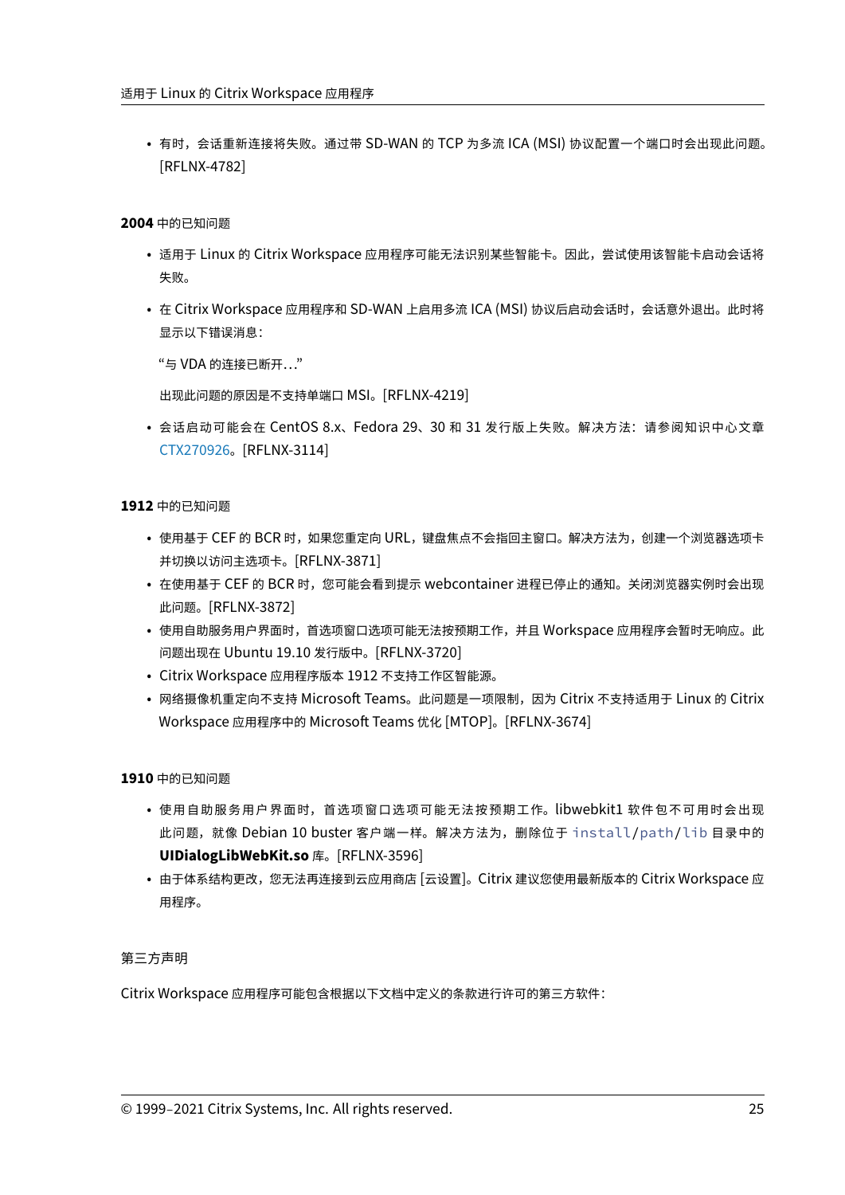- 有时，会话重新连接将失败。通过带 SD-WAN 的 TCP 为多流 ICA (MSI) 协议配置一个端口时会出现此问题。[RFLNX-4782]

**2004** 中的已知问题

- 适用于 Linux 的 Citrix Workspace 应用程序可能无法识别某些智能卡。因此，尝试使用该智能卡启动会话将失败。
- 在 Citrix Workspace 应用程序和 SD-WAN 上启用多流 ICA (MSI) 协议后启动会话时，会话意外退出。此时将显示以下错误消息：

  "与 VDA 的连接已断开…"

  出现此问题的原因是不支持单端口 MSI。[RFLNX-4219]

- 会话启动可能会在 CentOS 8.x、Fedora 29、30 和 31 发行版上失败。解决方法：请参阅知识中心文章 CTX270926。[RFLNX-3114]

**1912** 中的已知问题

- 使用基于 CEF 的 BCR 时，如果您重定向 URL，键盘焦点不会指回主窗口。解决方法为，创建一个浏览器选项卡并切换以访问主选项卡。[RFLNX-3871]
- 在使用基于 CEF 的 BCR 时，您可能会看到提示 webcontainer 进程已停止的通知。关闭浏览器实例时会出现此问题。[RFLNX-3872]
- 使用自助服务用户界面时，首选项窗口选项可能无法按预期工作，并且 Workspace 应用程序会暂时无响应。此问题出现在 Ubuntu 19.10 发行版中。[RFLNX-3720]
- Citrix Workspace 应用程序版本 1912 不支持工作区智能源。
- 网络摄像机重定向不支持 Microsoft Teams。此问题是一项限制，因为 Citrix 不支持适用于 Linux 的 Citrix Workspace 应用程序中的 Microsoft Teams 优化 [MTOP]。[RFLNX-3674]

**1910** 中的已知问题

- 使用自助服务用户界面时，首选项窗口选项可能无法按预期工作。libwebkit1 软件包不可用时会出现此问题，就像 Debian 10 buster 客户端一样。解决方法为，删除位于 `install/path/lib` 目录中的 **UIDialogLibWebKit.so** 库。[RFLNX-3596]
- 由于体系结构更改，您无法再连接到云应用商店 [云设置]。Citrix 建议您使用最新版本的 Citrix Workspace 应用程序。

第三方声明

Citrix Workspace 应用程序可能包含根据以下文档中定义的条款进行许可的第三方软件：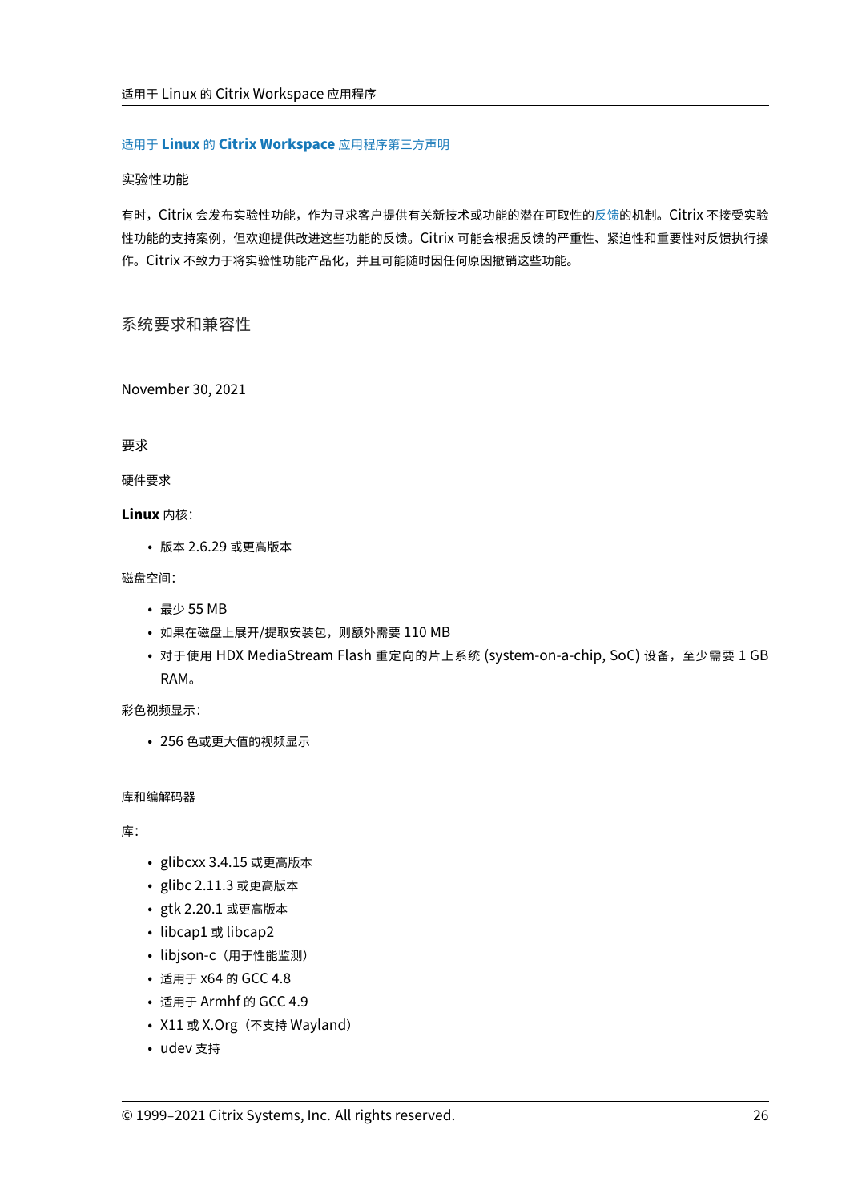适用于 **Linux** 的 **Citrix Workspace** 应用程序第三方声明

实验性功能

有时，Citrix 会发布实验性功能，作为寻求客户提供有关新技术或功能的潜在可取性的反馈的机制。Citrix 不接受实验性功能的支持案例，但欢迎提供改进这些功能的反馈。Citrix 可能会根据反馈的严重性、紧迫性和重要性对反馈执行操作。Citrix 不致力于将实验性功能产品化，并且可能随时因任何原因撤销这些功能。

# 系统要求和兼容性

November 30, 2021

## 要求

### 硬件要求

**Linux** 内核:

- 版本 2.6.29 或更高版本

磁盘空间:

- 最少 55 MB
- 如果在磁盘上展开/提取安装包，则额外需要 110 MB
- 对于使用 HDX MediaStream Flash 重定向的片上系统 (system-on-a-chip, SoC) 设备，至少需要 1 GB RAM。

彩色视频显示:

- 256 色或更大值的视频显示

### 库和编解码器

库:

- glibcxx 3.4.15 或更高版本
- glibc 2.11.3 或更高版本
- gtk 2.20.1 或更高版本
- libcap1 或 libcap2
- libjson-c（用于性能监测）
- 适用于 x64 的 GCC 4.8
- 适用于 Armhf 的 GCC 4.9
- X11 或 X.Org（不支持 Wayland）
- udev 支持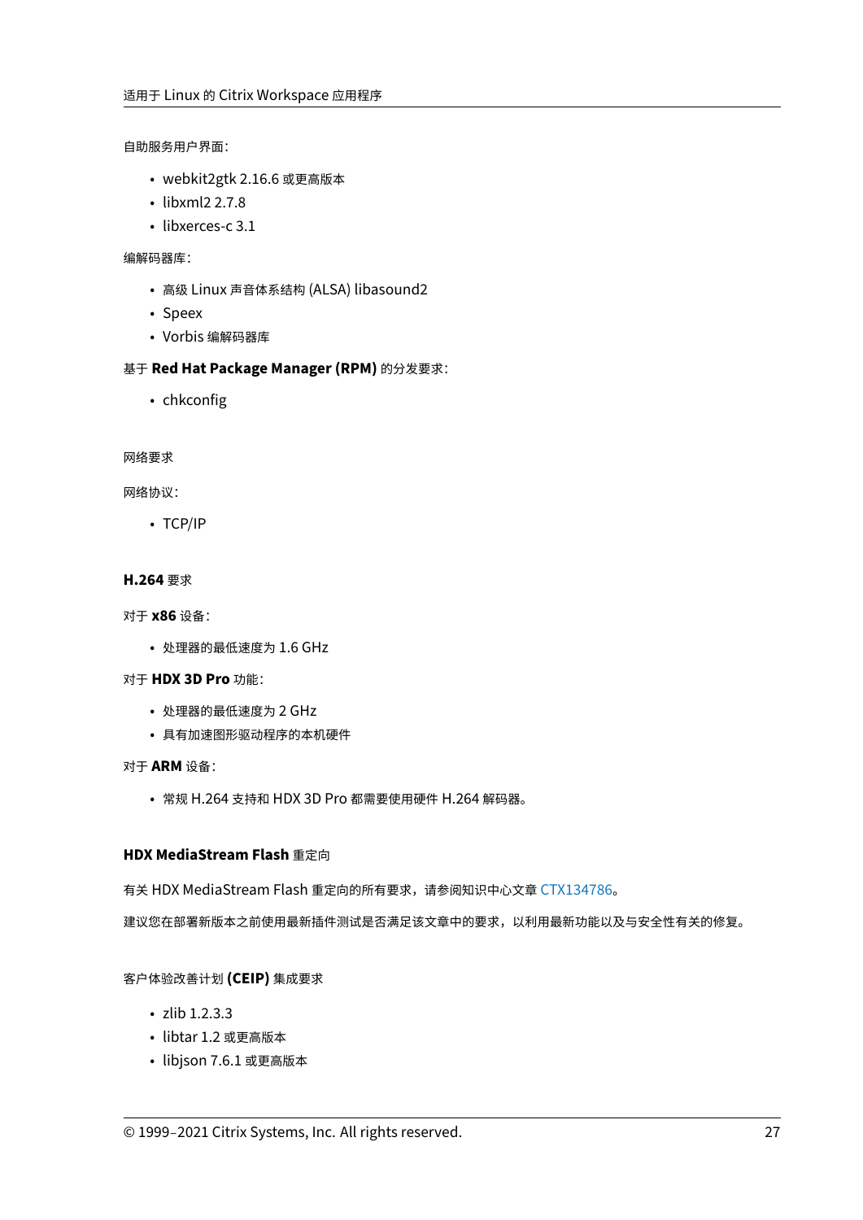自助服务用户界面：

- webkit2gtk 2.16.6 或更高版本
- libxml2 2.7.8
- libxerces-c 3.1

编解码器库：

- 高级 Linux 声音体系结构 (ALSA) libasound2
- Speex
- Vorbis 编解码器库

基于 **Red Hat Package Manager (RPM)** 的分发要求：

- chkconfig

#### 网络要求

网络协议：

- TCP/IP

#### **H.264** 要求

对于 **x86** 设备：

- 处理器的最低速度为 1.6 GHz

对于 **HDX 3D Pro** 功能：

- 处理器的最低速度为 2 GHz
- 具有加速图形驱动程序的本机硬件

对于 **ARM** 设备：

- 常规 H.264 支持和 HDX 3D Pro 都需要使用硬件 H.264 解码器。

#### **HDX MediaStream Flash** 重定向

有关 HDX MediaStream Flash 重定向的所有要求，请参阅知识中心文章 CTX134786。

建议您在部署新版本之前使用最新插件测试是否满足该文章中的要求，以利用最新功能以及与安全性有关的修复。

#### 客户体验改善计划 **(CEIP)** 集成要求

- zlib 1.2.3.3
- libtar 1.2 或更高版本
- libjson 7.6.1 或更高版本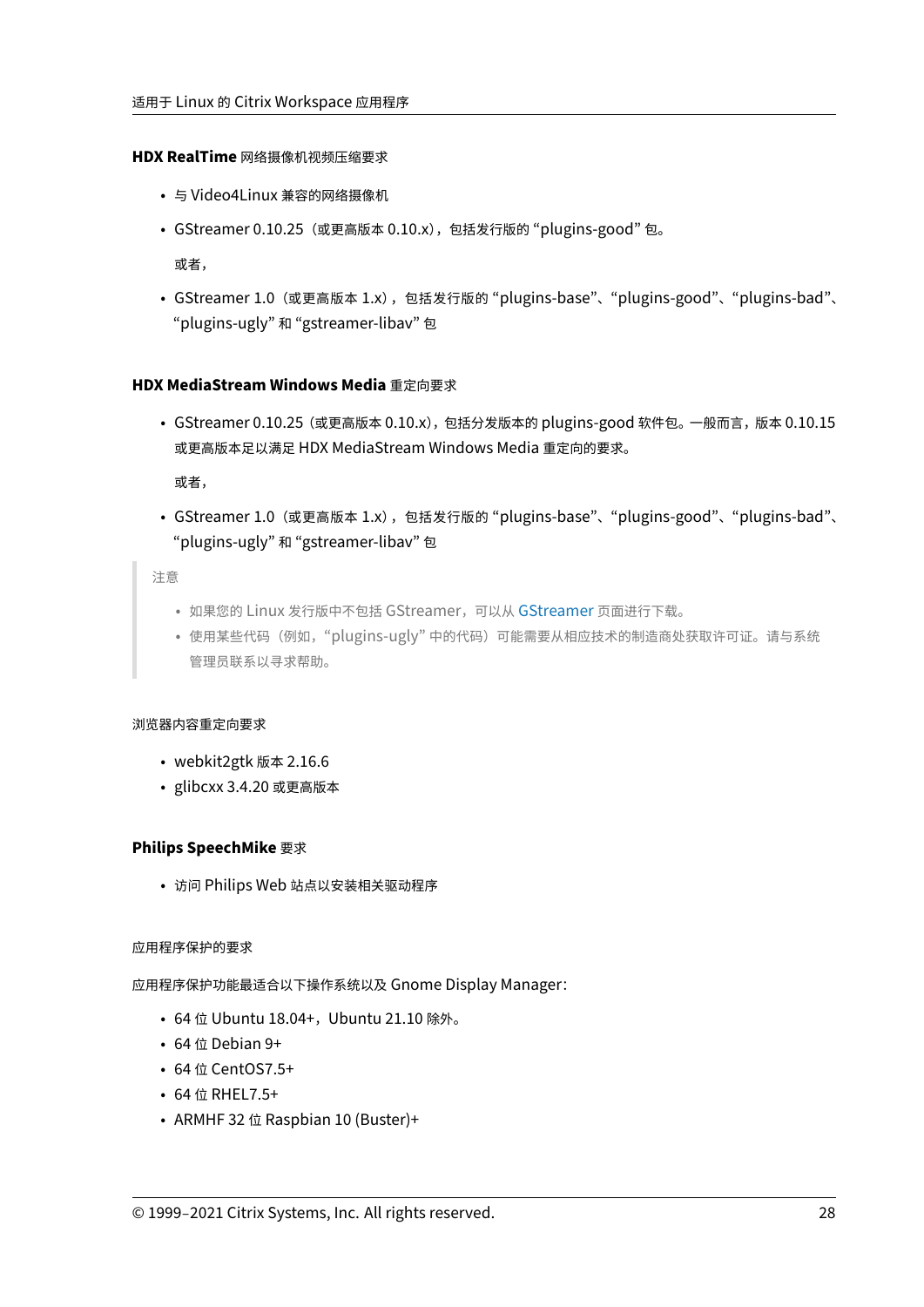#### HDX RealTime 网络摄像机视频压缩要求

- 与 Video4Linux 兼容的网络摄像机
- GStreamer 0.10.25（或更高版本 0.10.x），包括发行版的 "plugins-good" 包。

  或者，

- GStreamer 1.0（或更高版本 1.x），包括发行版的 "plugins-base"、"plugins-good"、"plugins-bad"、"plugins-ugly" 和 "gstreamer-libav" 包

#### HDX MediaStream Windows Media 重定向要求

- GStreamer 0.10.25（或更高版本 0.10.x），包括分发版本的 plugins-good 软件包。一般而言，版本 0.10.15 或更高版本足以满足 HDX MediaStream Windows Media 重定向的要求。

  或者，

- GStreamer 1.0（或更高版本 1.x），包括发行版的 "plugins-base"、"plugins-good"、"plugins-bad"、"plugins-ugly" 和 "gstreamer-libav" 包

> 注意
>
> - 如果您的 Linux 发行版中不包括 GStreamer，可以从 GStreamer 页面进行下载。
> - 使用某些代码（例如，"plugins-ugly" 中的代码）可能需要从相应技术的制造商处获取许可证。请与系统管理员联系以寻求帮助。

#### 浏览器内容重定向要求

- webkit2gtk 版本 2.16.6
- glibcxx 3.4.20 或更高版本

#### Philips SpeechMike 要求

- 访问 Philips Web 站点以安装相关驱动程序

#### 应用程序保护的要求

应用程序保护功能最适合以下操作系统以及 Gnome Display Manager：

- 64 位 Ubuntu 18.04+，Ubuntu 21.10 除外。
- 64 位 Debian 9+
- 64 位 CentOS7.5+
- 64 位 RHEL7.5+
- ARMHF 32 位 Raspbian 10 (Buster)+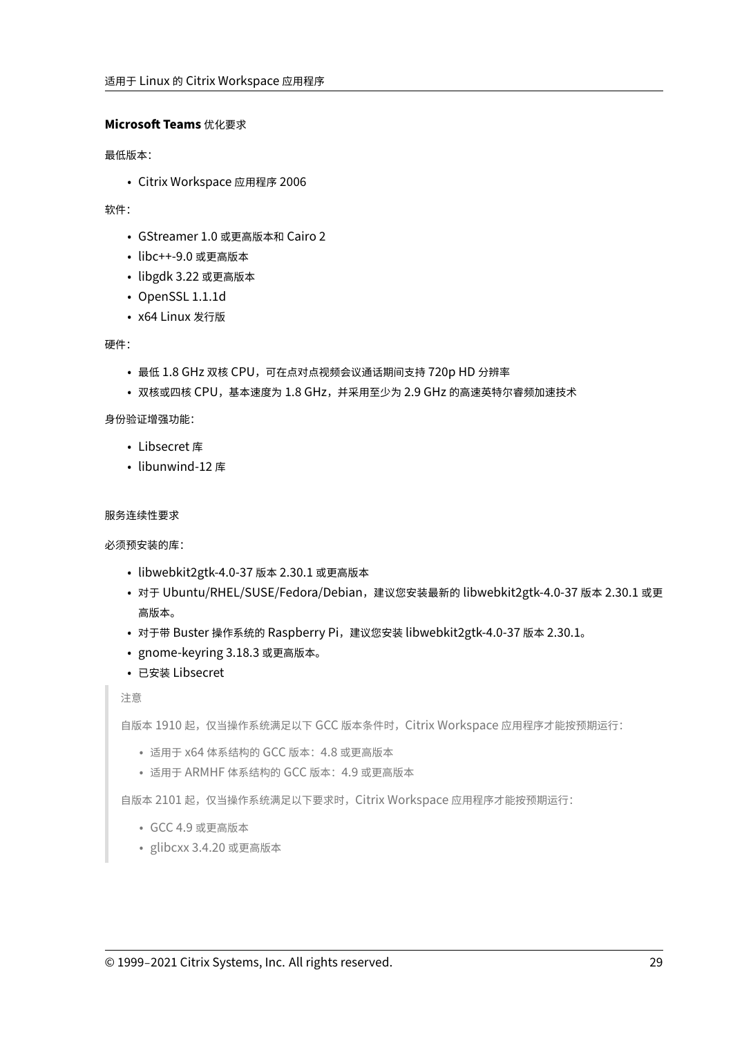**Microsoft Teams** 优化要求

最低版本：

- Citrix Workspace 应用程序 2006

软件：

- GStreamer 1.0 或更高版本和 Cairo 2
- libc++-9.0 或更高版本
- libgdk 3.22 或更高版本
- OpenSSL 1.1.1d
- x64 Linux 发行版

硬件：

- 最低 1.8 GHz 双核 CPU，可在点对点视频会议通话期间支持 720p HD 分辨率
- 双核或四核 CPU，基本速度为 1.8 GHz，并采用至少为 2.9 GHz 的高速英特尔睿频加速技术

身份验证增强功能：

- Libsecret 库
- libunwind-12 库

服务连续性要求

必须预安装的库：

- libwebkit2gtk-4.0-37 版本 2.30.1 或更高版本
- 对于 Ubuntu/RHEL/SUSE/Fedora/Debian，建议您安装最新的 libwebkit2gtk-4.0-37 版本 2.30.1 或更高版本。
- 对于带 Buster 操作系统的 Raspberry Pi，建议您安装 libwebkit2gtk-4.0-37 版本 2.30.1。
- gnome-keyring 3.18.3 或更高版本。
- 已安装 Libsecret

> 注意
>
> 自版本 1910 起，仅当操作系统满足以下 GCC 版本条件时，Citrix Workspace 应用程序才能按预期运行：
>
> - 适用于 x64 体系结构的 GCC 版本：4.8 或更高版本
> - 适用于 ARMHF 体系结构的 GCC 版本：4.9 或更高版本
>
> 自版本 2101 起，仅当操作系统满足以下要求时，Citrix Workspace 应用程序才能按预期运行：
>
> - GCC 4.9 或更高版本
> - glibcxx 3.4.20 或更高版本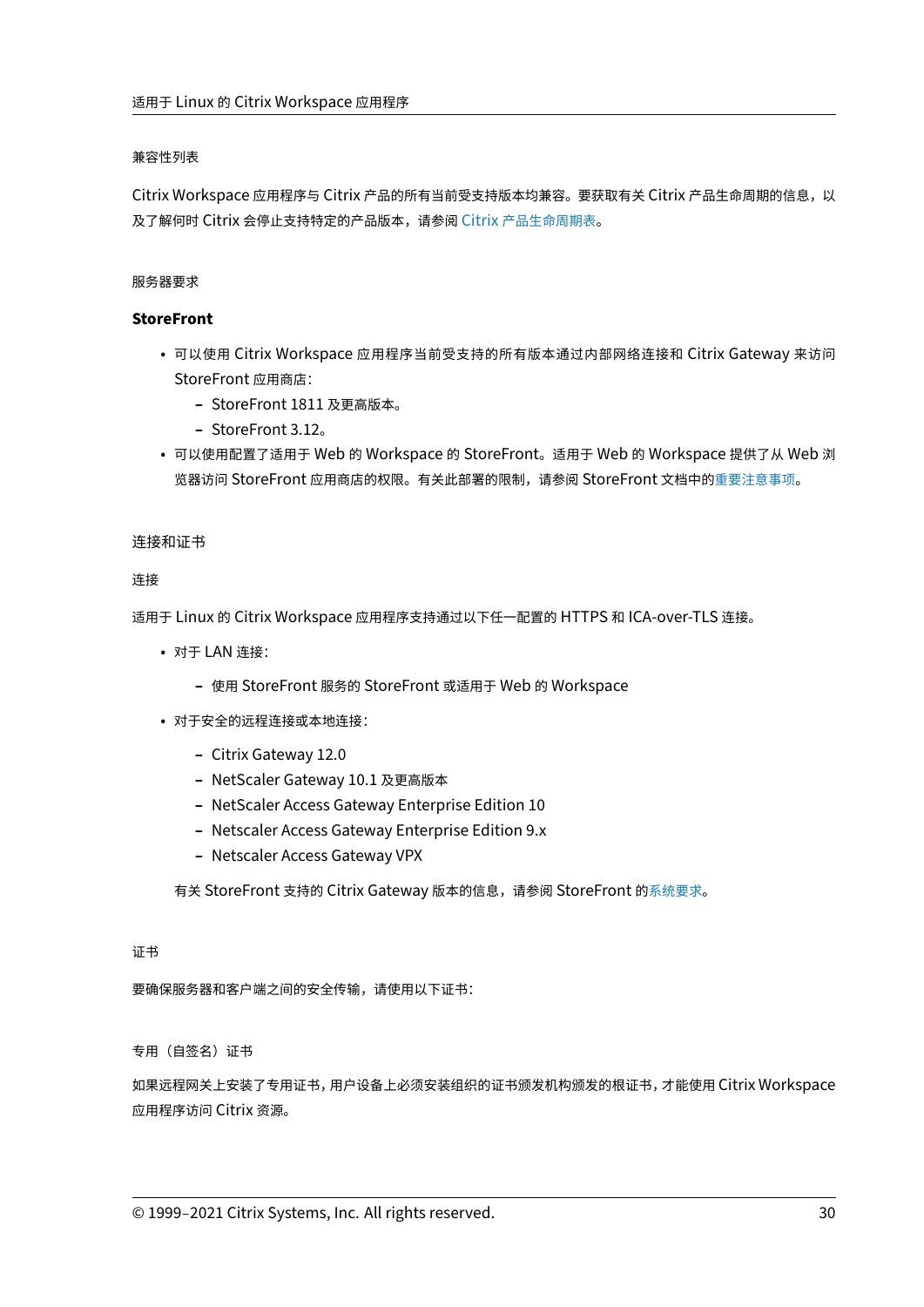#### 兼容性列表

Citrix Workspace 应用程序与 Citrix 产品的所有当前受支持版本均兼容。要获取有关 Citrix 产品生命周期的信息，以及了解何时 Citrix 会停止支持特定的产品版本，请参阅 Citrix 产品生命周期表。

#### 服务器要求

**StoreFront**

- 可以使用 Citrix Workspace 应用程序当前受支持的所有版本通过内部网络连接和 Citrix Gateway 来访问 StoreFront 应用商店：
  - StoreFront 1811 及更高版本。
  - StoreFront 3.12。
- 可以使用配置了适用于 Web 的 Workspace 的 StoreFront。适用于 Web 的 Workspace 提供了从 Web 浏览器访问 StoreFront 应用商店的权限。有关此部署的限制，请参阅 StoreFront 文档中的重要注意事项。

#### 连接和证书

##### 连接

适用于 Linux 的 Citrix Workspace 应用程序支持通过以下任一配置的 HTTPS 和 ICA-over-TLS 连接。

- 对于 LAN 连接：
  - 使用 StoreFront 服务的 StoreFront 或适用于 Web 的 Workspace
- 对于安全的远程连接或本地连接：
  - Citrix Gateway 12.0
  - NetScaler Gateway 10.1 及更高版本
  - NetScaler Access Gateway Enterprise Edition 10
  - Netscaler Access Gateway Enterprise Edition 9.x
  - Netscaler Access Gateway VPX

  有关 StoreFront 支持的 Citrix Gateway 版本的信息，请参阅 StoreFront 的系统要求。

##### 证书

要确保服务器和客户端之间的安全传输，请使用以下证书：

###### 专用（自签名）证书

如果远程网关上安装了专用证书，用户设备上必须安装组织的证书颁发机构颁发的根证书，才能使用 Citrix Workspace 应用程序访问 Citrix 资源。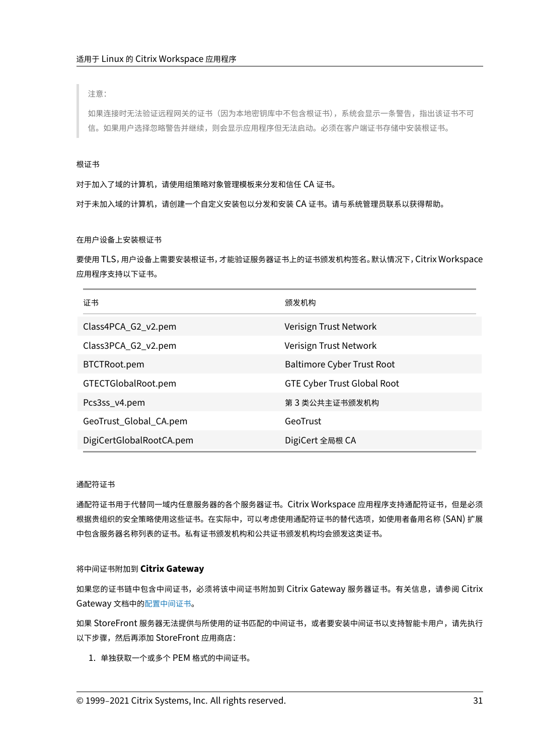> 注意:
>
> 如果连接时无法验证远程网关的证书（因为本地密钥库中不包含根证书），系统会显示一条警告，指出该证书不可信。如果用户选择忽略警告并继续，则会显示应用程序但无法启动。必须在客户端证书存储中安装根证书。

#### 根证书

对于加入了域的计算机，请使用组策略对象管理模板来分发和信任 CA 证书。

对于未加入域的计算机，请创建一个自定义安装包以分发和安装 CA 证书。请与系统管理员联系以获得帮助。

#### 在用户设备上安装根证书

要使用 TLS，用户设备上需要安装根证书，才能验证服务器证书上的证书颁发机构签名。默认情况下，Citrix Workspace 应用程序支持以下证书。

| 证书 | 颁发机构 |
| --- | --- |
| Class4PCA_G2_v2.pem | Verisign Trust Network |
| Class3PCA_G2_v2.pem | Verisign Trust Network |
| BTCTRoot.pem | Baltimore Cyber Trust Root |
| GTECTGlobalRoot.pem | GTE Cyber Trust Global Root |
| Pcs3ss_v4.pem | 第 3 类公共主证书颁发机构 |
| GeoTrust_Global_CA.pem | GeoTrust |
| DigiCertGlobalRootCA.pem | DigiCert 全局根 CA |

#### 通配符证书

通配符证书用于代替同一域内任意服务器的各个服务器证书。Citrix Workspace 应用程序支持通配符证书，但是必须根据贵组织的安全策略使用这些证书。在实际中，可以考虑使用通配符证书的替代选项，如使用者备用名称 (SAN) 扩展中包含服务器名称列表的证书。私有证书颁发机构和公共证书颁发机构均会颁发这类证书。

#### 将中间证书附加到 **Citrix Gateway**

如果您的证书链中包含中间证书，必须将该中间证书附加到 Citrix Gateway 服务器证书。有关信息，请参阅 Citrix Gateway 文档中的配置中间证书。

如果 StoreFront 服务器无法提供与所使用的证书匹配的中间证书，或者要安装中间证书以支持智能卡用户，请先执行以下步骤，然后再添加 StoreFront 应用商店：

1. 单独获取一个或多个 PEM 格式的中间证书。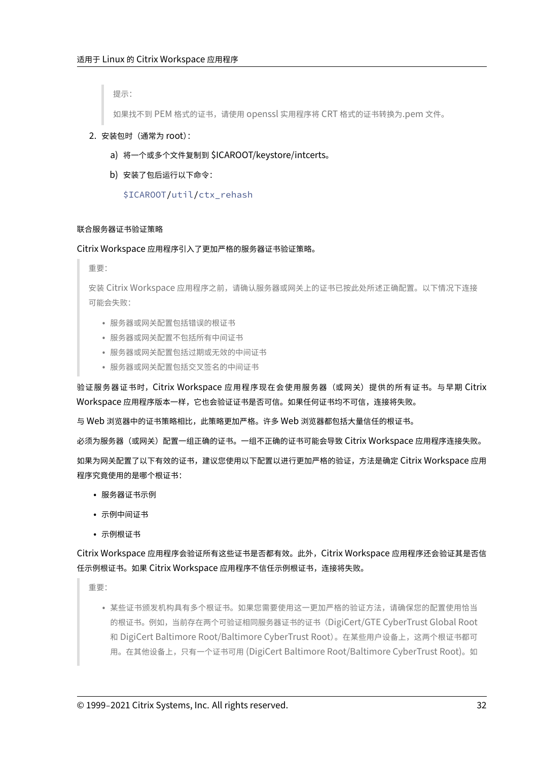> 提示：
>
> 如果找不到 PEM 格式的证书，请使用 openssl 实用程序将 CRT 格式的证书转换为.pem 文件。

2. 安装包时（通常为 root）：

   a) 将一个或多个文件复制到 $ICAROOT/keystore/intcerts。

   b) 安装了包后运行以下命令：

   ```
   $ICAROOT/util/ctx_rehash
   ```

#### 联合服务器证书验证策略

Citrix Workspace 应用程序引入了更加严格的服务器证书验证策略。

> 重要：
>
> 安装 Citrix Workspace 应用程序之前，请确认服务器或网关上的证书已按此处所述正确配置。以下情况下连接可能会失败：
>
> - 服务器或网关配置包括错误的根证书
> - 服务器或网关配置不包括所有中间证书
> - 服务器或网关配置包括过期或无效的中间证书
> - 服务器或网关配置包括交叉签名的中间证书

验证服务器证书时，Citrix Workspace 应用程序现在会使用服务器（或网关）提供的所有证书。与早期 Citrix Workspace 应用程序版本一样，它也会验证证书是否可信。如果任何证书均不可信，连接将失败。

与 Web 浏览器中的证书策略相比，此策略更加严格。许多 Web 浏览器都包括大量信任的根证书。

必须为服务器（或网关）配置一组正确的证书。一组不正确的证书可能会导致 Citrix Workspace 应用程序连接失败。

如果为网关配置了以下有效的证书，建议您使用以下配置以进行更加严格的验证，方法是确定 Citrix Workspace 应用程序究竟使用的是哪个根证书：

- 服务器证书示例
- 示例中间证书
- 示例根证书

Citrix Workspace 应用程序会验证所有这些证书是否都有效。此外，Citrix Workspace 应用程序还会验证其是否信任示例根证书。如果 Citrix Workspace 应用程序不信任示例根证书，连接将失败。

> 重要：
>
> - 某些证书颁发机构具有多个根证书。如果您需要使用这一更加严格的验证方法，请确保您的配置使用恰当的根证书。例如，当前存在两个可验证相同服务器证书的证书（DigiCert/GTE CyberTrust Global Root 和 DigiCert Baltimore Root/Baltimore CyberTrust Root）。在某些用户设备上，这两个根证书都可用。在其他设备上，只有一个证书可用 (DigiCert Baltimore Root/Baltimore CyberTrust Root)。如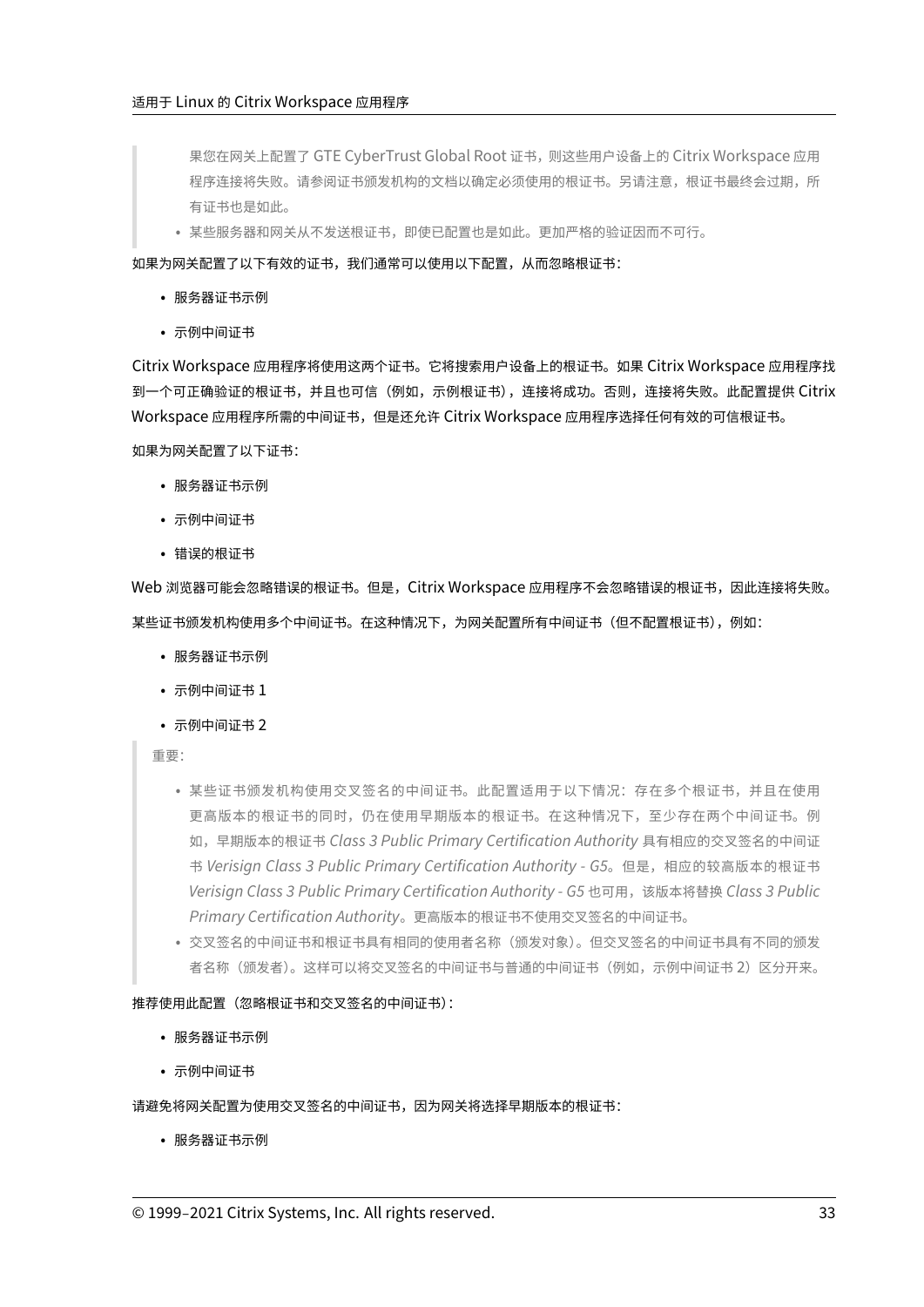> 果您在网关上配置了 GTE CyberTrust Global Root 证书，则这些用户设备上的 Citrix Workspace 应用程序连接将失败。请参阅证书颁发机构的文档以确定必须使用的根证书。另请注意，根证书最终会过期，所有证书也是如此。
>
> - 某些服务器和网关从不发送根证书，即使已配置也是如此。更加严格的验证因而不可行。

如果为网关配置了以下有效的证书，我们通常可以使用以下配置，从而忽略根证书：

- 服务器证书示例
- 示例中间证书

Citrix Workspace 应用程序将使用这两个证书。它将搜索用户设备上的根证书。如果 Citrix Workspace 应用程序找到一个可正确验证的根证书，并且也可信（例如，示例根证书），连接将成功。否则，连接将失败。此配置提供 Citrix Workspace 应用程序所需的中间证书，但是还允许 Citrix Workspace 应用程序选择任何有效的可信根证书。

如果为网关配置了以下证书：

- 服务器证书示例
- 示例中间证书
- 错误的根证书

Web 浏览器可能会忽略错误的根证书。但是，Citrix Workspace 应用程序不会忽略错误的根证书，因此连接将失败。

某些证书颁发机构使用多个中间证书。在这种情况下，为网关配置所有中间证书（但不配置根证书），例如：

- 服务器证书示例
- 示例中间证书 1
- 示例中间证书 2

> 重要：
>
> - 某些证书颁发机构使用交叉签名的中间证书。此配置适用于以下情况：存在多个根证书，并且在使用更高版本的根证书的同时，仍在使用早期版本的根证书。在这种情况下，至少存在两个中间证书。例如，早期版本的根证书 *Class 3 Public Primary Certification Authority* 具有相应的交叉签名的中间证书 *Verisign Class 3 Public Primary Certification Authority - G5*。但是，相应的较高版本的根证书 *Verisign Class 3 Public Primary Certification Authority - G5* 也可用，该版本将替换 *Class 3 Public Primary Certification Authority*。更高版本的根证书不使用交叉签名的中间证书。
> - 交叉签名的中间证书和根证书具有相同的使用者名称（颁发对象）。但交叉签名的中间证书具有不同的颁发者名称（颁发者）。这样可以将交叉签名的中间证书与普通的中间证书（例如，示例中间证书 2）区分开来。

推荐使用此配置（忽略根证书和交叉签名的中间证书）：

- 服务器证书示例
- 示例中间证书

请避免将网关配置为使用交叉签名的中间证书，因为网关将选择早期版本的根证书：

- 服务器证书示例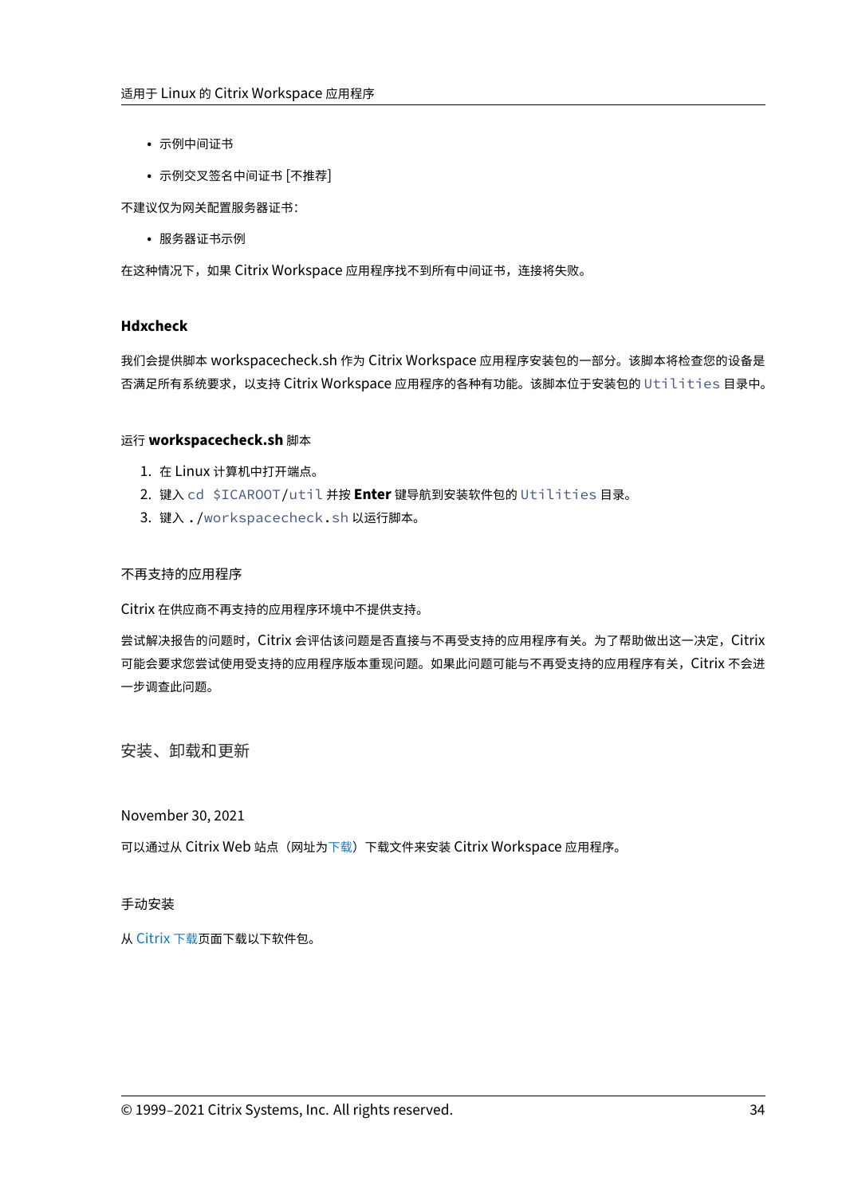- 示例中间证书
- 示例交叉签名中间证书 [不推荐]

不建议仅为网关配置服务器证书：

- 服务器证书示例

在这种情况下，如果 Citrix Workspace 应用程序找不到所有中间证书，连接将失败。

### Hdxcheck

我们会提供脚本 workspacecheck.sh 作为 Citrix Workspace 应用程序安装包的一部分。该脚本将检查您的设备是否满足所有系统要求，以支持 Citrix Workspace 应用程序的各种有功能。该脚本位于安装包的 `Utilities` 目录中。

#### 运行 **workspacecheck.sh** 脚本

1. 在 Linux 计算机中打开端点。
2. 键入 `cd $ICAROOT/util` 并按 **Enter** 键导航到安装软件包的 `Utilities` 目录。
3. 键入 `./workspacecheck.sh` 以运行脚本。

#### 不再支持的应用程序

Citrix 在供应商不再支持的应用程序环境中不提供支持。

尝试解决报告的问题时，Citrix 会评估该问题是否直接与不再受支持的应用程序有关。为了帮助做出这一决定，Citrix 可能会要求您尝试使用受支持的应用程序版本重现问题。如果此问题可能与不再受支持的应用程序有关，Citrix 不会进一步调查此问题。

## 安装、卸载和更新

November 30, 2021

可以通过从 Citrix Web 站点（网址为下载）下载文件来安装 Citrix Workspace 应用程序。

### 手动安装

从 Citrix 下载页面下载以下软件包。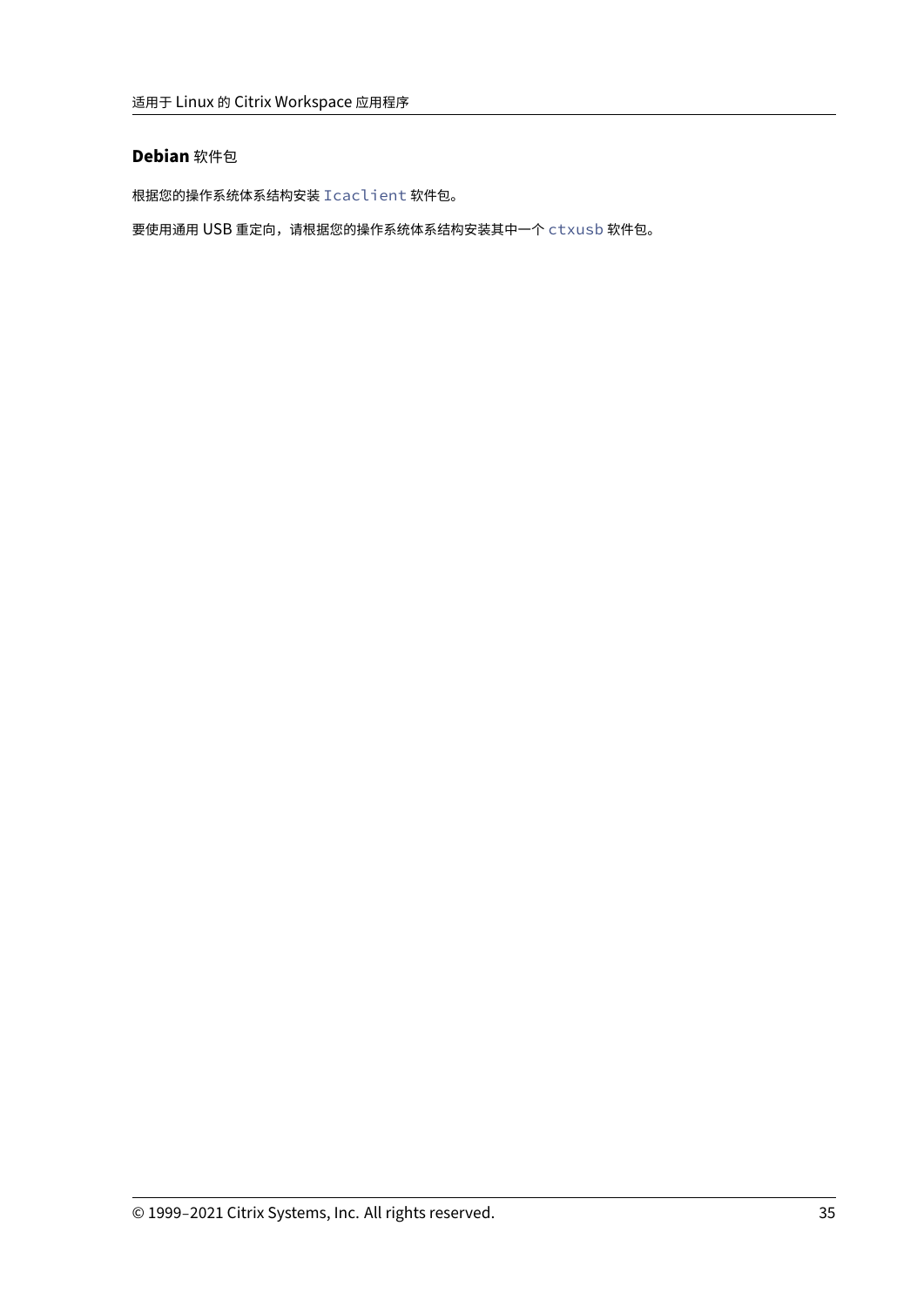#### **Debian** 软件包

根据您的操作系统体系结构安装 `Icaclient` 软件包。

要使用通用 USB 重定向，请根据您的操作系统体系结构安装其中一个 `ctxusb` 软件包。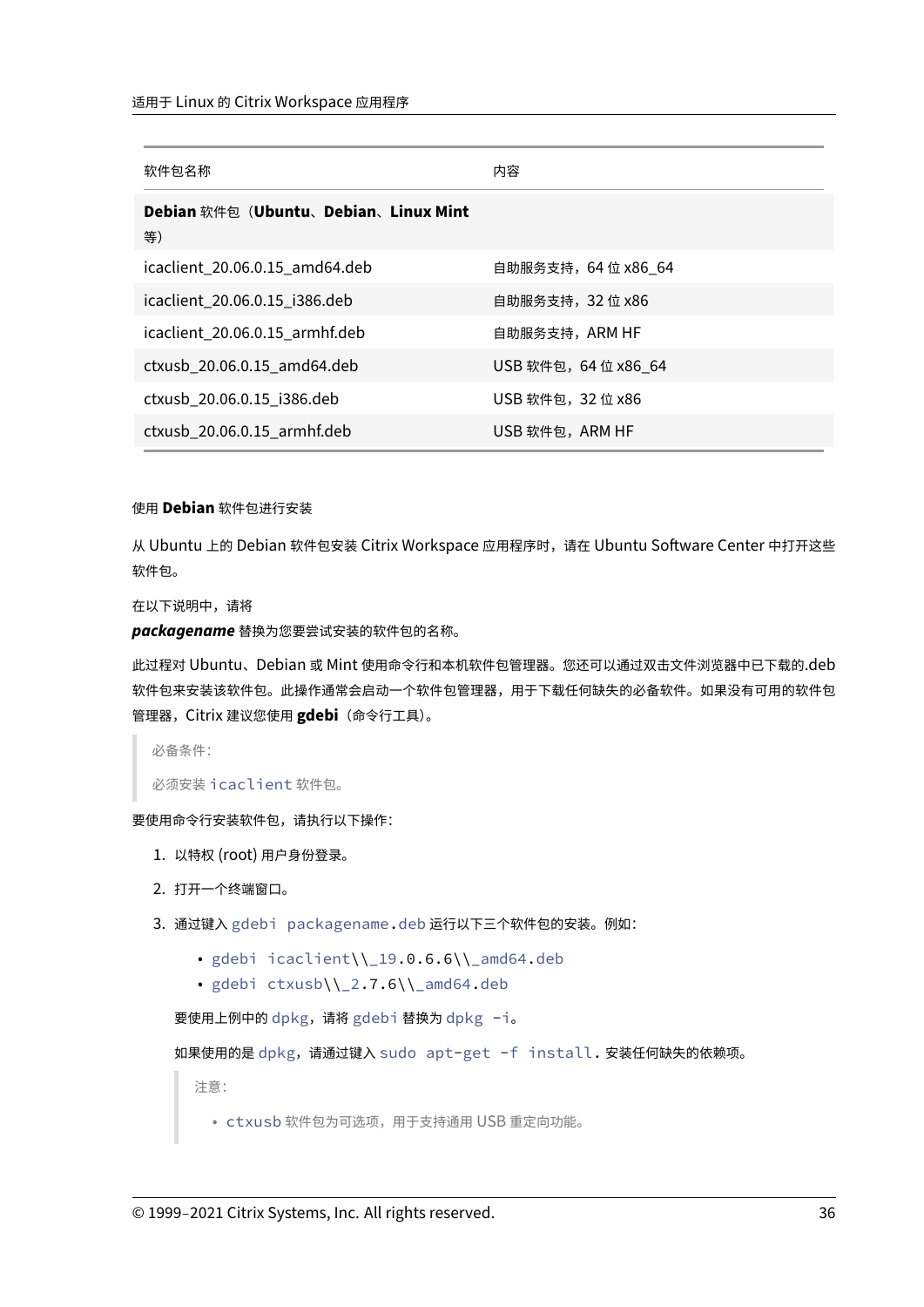| 软件包名称 | 内容 |
| --- | --- |
| **Debian** 软件包（**Ubuntu**、**Debian**、**Linux Mint** 等） | |
| icaclient_20.06.0.15_amd64.deb | 自助服务支持，64 位 x86_64 |
| icaclient_20.06.0.15_i386.deb | 自助服务支持，32 位 x86 |
| icaclient_20.06.0.15_armhf.deb | 自助服务支持，ARM HF |
| ctxusb_20.06.0.15_amd64.deb | USB 软件包，64 位 x86_64 |
| ctxusb_20.06.0.15_i386.deb | USB 软件包，32 位 x86 |
| ctxusb_20.06.0.15_armhf.deb | USB 软件包，ARM HF |

使用 **Debian** 软件包进行安装

从 Ubuntu 上的 Debian 软件包安装 Citrix Workspace 应用程序时，请在 Ubuntu Software Center 中打开这些软件包。

在以下说明中，请将
***packagename*** 替换为您要尝试安装的软件包的名称。

此过程对 Ubuntu、Debian 或 Mint 使用命令行和本机软件包管理器。您还可以通过双击文件浏览器中已下载的.deb 软件包来安装该软件包。此操作通常会启动一个软件包管理器，用于下载任何缺失的必备软件。如果没有可用的软件包管理器，Citrix 建议您使用 **gdebi**（命令行工具）。

> 必备条件：
>
> 必须安装 `icaclient` 软件包。

要使用命令行安装软件包，请执行以下操作：

1. 以特权 (root) 用户身份登录。
2. 打开一个终端窗口。
3. 通过键入 `gdebi packagename.deb` 运行以下三个软件包的安装。例如：
   - `gdebi icaclient\\_19.0.6.6\\_amd64.deb`
   - `gdebi ctxusb\\_2.7.6\\_amd64.deb`

   要使用上例中的 `dpkg`，请将 `gdebi` 替换为 `dpkg -i`。

   如果使用的是 `dpkg`，请通过键入 `sudo apt-get -f install.` 安装任何缺失的依赖项。

   > 注意：
   >
   > - `ctxusb` 软件包为可选项，用于支持通用 USB 重定向功能。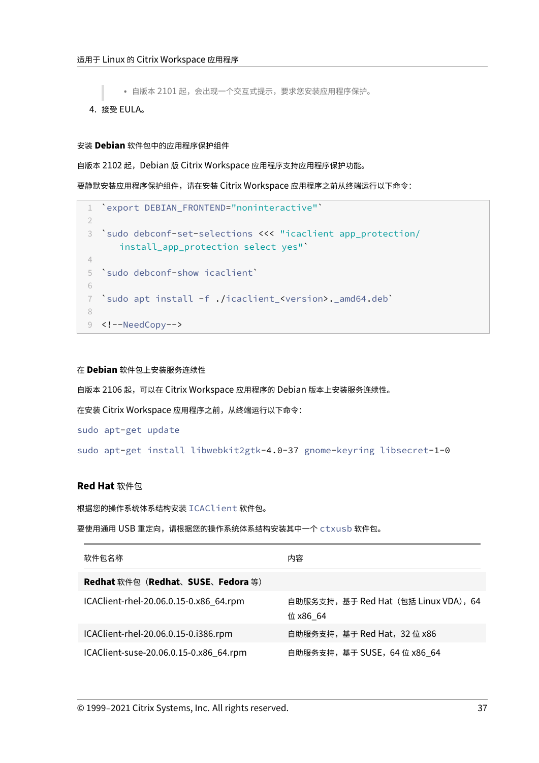> • 自版本 2101 起，会出现一个交互式提示，要求您安装应用程序保护。

4. 接受 EULA。

#### 安装 **Debian** 软件包中的应用程序保护组件

自版本 2102 起，Debian 版 Citrix Workspace 应用程序支持应用程序保护功能。

要静默安装应用程序保护组件，请在安装 Citrix Workspace 应用程序之前从终端运行以下命令：

```
`export DEBIAN_FRONTEND="noninteractive"`

`sudo debconf-set-selections <<< "icaclient app_protection/
   install_app_protection select yes"`

`sudo debconf-show icaclient`

`sudo apt install -f ./icaclient_<version>._amd64.deb`

<!--NeedCopy-->
```

#### 在 **Debian** 软件包上安装服务连续性

自版本 2106 起，可以在 Citrix Workspace 应用程序的 Debian 版本上安装服务连续性。

在安装 Citrix Workspace 应用程序之前，从终端运行以下命令：

`sudo apt-get update`

`sudo apt-get install libwebkit2gtk-4.0-37 gnome-keyring libsecret-1-0`

### **Red Hat** 软件包

根据您的操作系统体系结构安装 `ICAClient` 软件包。

要使用通用 USB 重定向，请根据您的操作系统体系结构安装其中一个 `ctxusb` 软件包。

| 软件包名称 | 内容 |
| --- | --- |
| **Redhat** 软件包（**Redhat**、**SUSE**、**Fedora** 等） | |
| ICAClient-rhel-20.06.0.15-0.x86_64.rpm | 自助服务支持，基于 Red Hat（包括 Linux VDA），64 位 x86_64 |
| ICAClient-rhel-20.06.0.15-0.i386.rpm | 自助服务支持，基于 Red Hat，32 位 x86 |
| ICAClient-suse-20.06.0.15-0.x86_64.rpm | 自助服务支持，基于 SUSE，64 位 x86_64 |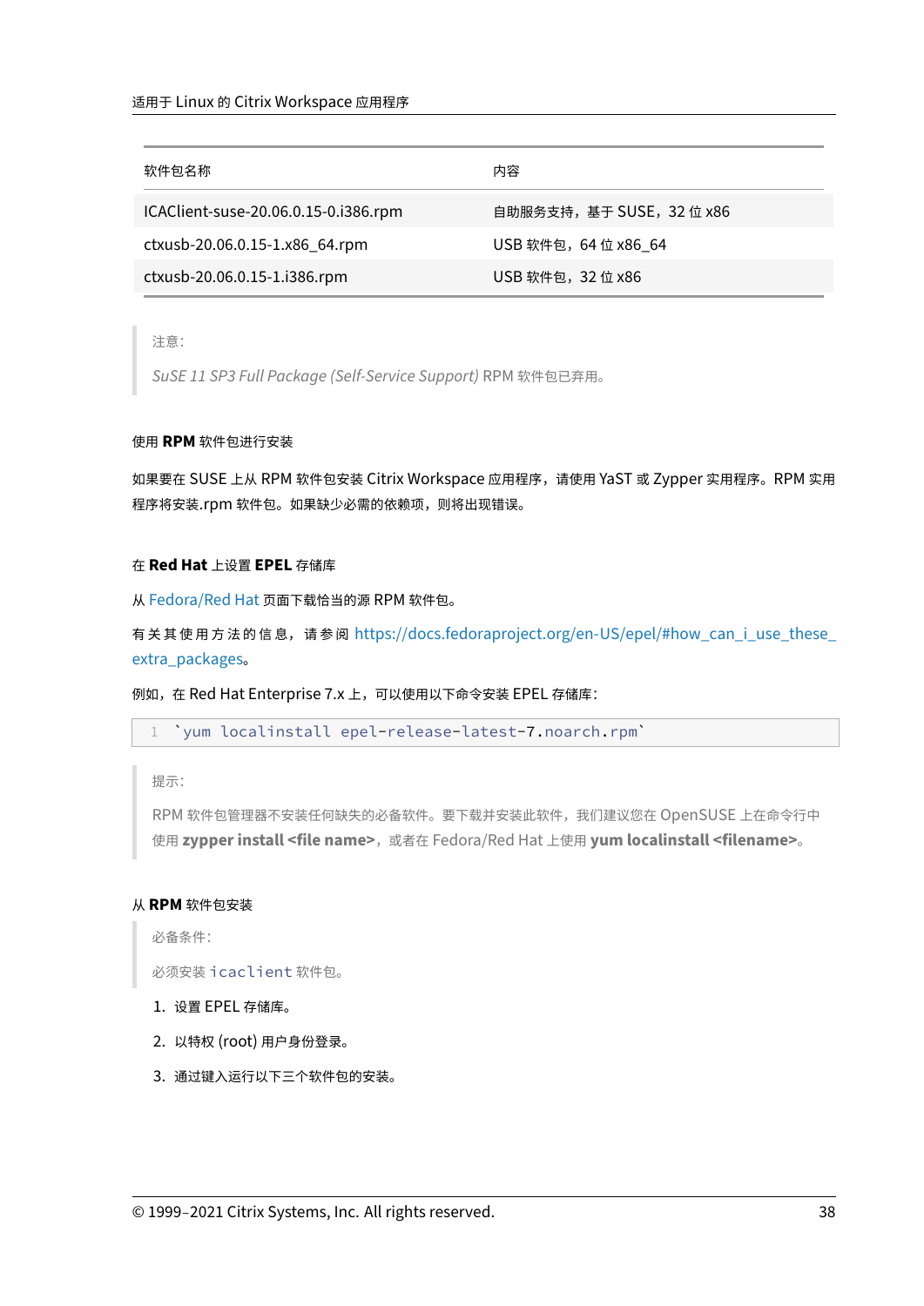| 软件包名称 | 内容 |
| --- | --- |
| ICAClient-suse-20.06.0.15-0.i386.rpm | 自助服务支持，基于 SUSE，32 位 x86 |
| ctxusb-20.06.0.15-1.x86_64.rpm | USB 软件包，64 位 x86_64 |
| ctxusb-20.06.0.15-1.i386.rpm | USB 软件包，32 位 x86 |

> 注意：
>
> *SuSE 11 SP3 Full Package (Self-Service Support)* RPM 软件包已弃用。

#### 使用 RPM 软件包进行安装

如果要在 SUSE 上从 RPM 软件包安装 Citrix Workspace 应用程序，请使用 YaST 或 Zypper 实用程序。RPM 实用程序将安装.rpm 软件包。如果缺少必需的依赖项，则将出现错误。

#### 在 Red Hat 上设置 EPEL 存储库

从 Fedora/Red Hat 页面下载恰当的源 RPM 软件包。

有关其使用方法的信息，请参阅 https://docs.fedoraproject.org/en-US/epel/#how_can_i_use_these_extra_packages。

例如，在 Red Hat Enterprise 7.x 上，可以使用以下命令安装 EPEL 存储库：

```
`yum localinstall epel-release-latest-7.noarch.rpm`
```

> 提示：
>
> RPM 软件包管理器不安装任何缺失的必备软件。要下载并安装此软件，我们建议您在 OpenSUSE 上在命令行中使用 **zypper install <file name>**，或者在 Fedora/Red Hat 上使用 **yum localinstall <filename>**。

#### 从 RPM 软件包安装

> 必备条件：
>
> 必须安装 `icaclient` 软件包。

1. 设置 EPEL 存储库。
2. 以特权 (root) 用户身份登录。
3. 通过键入运行以下三个软件包的安装。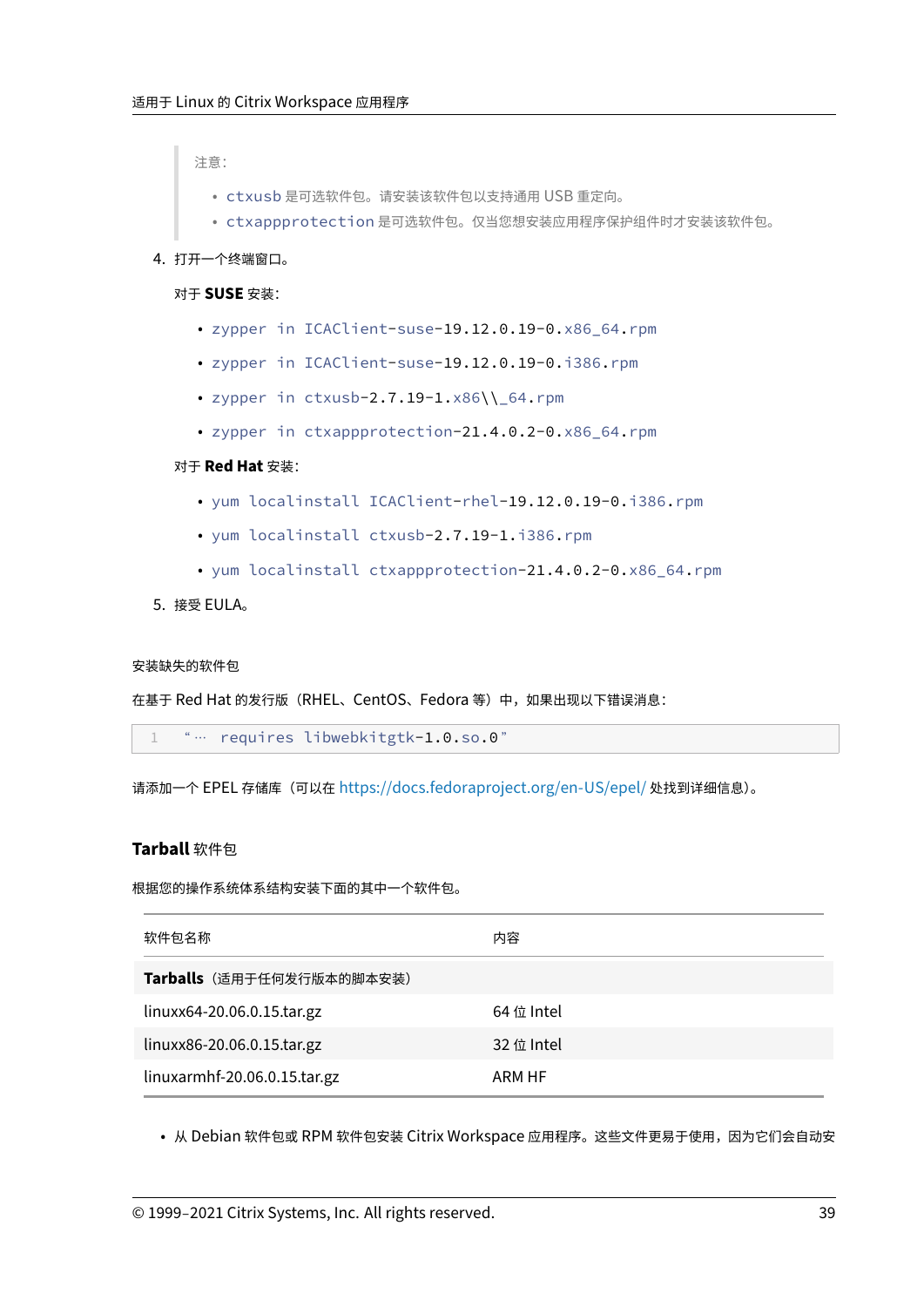> 注意：
>
> - `ctxusb` 是可选软件包。请安装该软件包以支持通用 USB 重定向。
> - `ctxappprotection` 是可选软件包。仅当您想安装应用程序保护组件时才安装该软件包。

4. 打开一个终端窗口。

   对于 **SUSE** 安装：

   - `zypper in ICAClient-suse-19.12.0.19-0.x86_64.rpm`
   - `zypper in ICAClient-suse-19.12.0.19-0.i386.rpm`
   - `zypper in ctxusb-2.7.19-1.x86\\_64.rpm`
   - `zypper in ctxappprotection-21.4.0.2-0.x86_64.rpm`

   对于 **Red Hat** 安装：

   - `yum localinstall ICAClient-rhel-19.12.0.19-0.i386.rpm`
   - `yum localinstall ctxusb-2.7.19-1.i386.rpm`
   - `yum localinstall ctxappprotection-21.4.0.2-0.x86_64.rpm`

5. 接受 EULA。

安装缺失的软件包

在基于 Red Hat 的发行版（RHEL、CentOS、Fedora 等）中，如果出现以下错误消息：

```
"… requires libwebkitgtk-1.0.so.0"
```

请添加一个 EPEL 存储库（可以在 https://docs.fedoraproject.org/en-US/epel/ 处找到详细信息）。

### Tarball 软件包

根据您的操作系统体系结构安装下面的其中一个软件包。

| 软件包名称 | 内容 |
|---|---|
| **Tarballs**（适用于任何发行版本的脚本安装） | |
| linuxx64-20.06.0.15.tar.gz | 64 位 Intel |
| linuxx86-20.06.0.15.tar.gz | 32 位 Intel |
| linuxarmhf-20.06.0.15.tar.gz | ARM HF |

- 从 Debian 软件包或 RPM 软件包安装 Citrix Workspace 应用程序。这些文件更易于使用，因为它们会自动安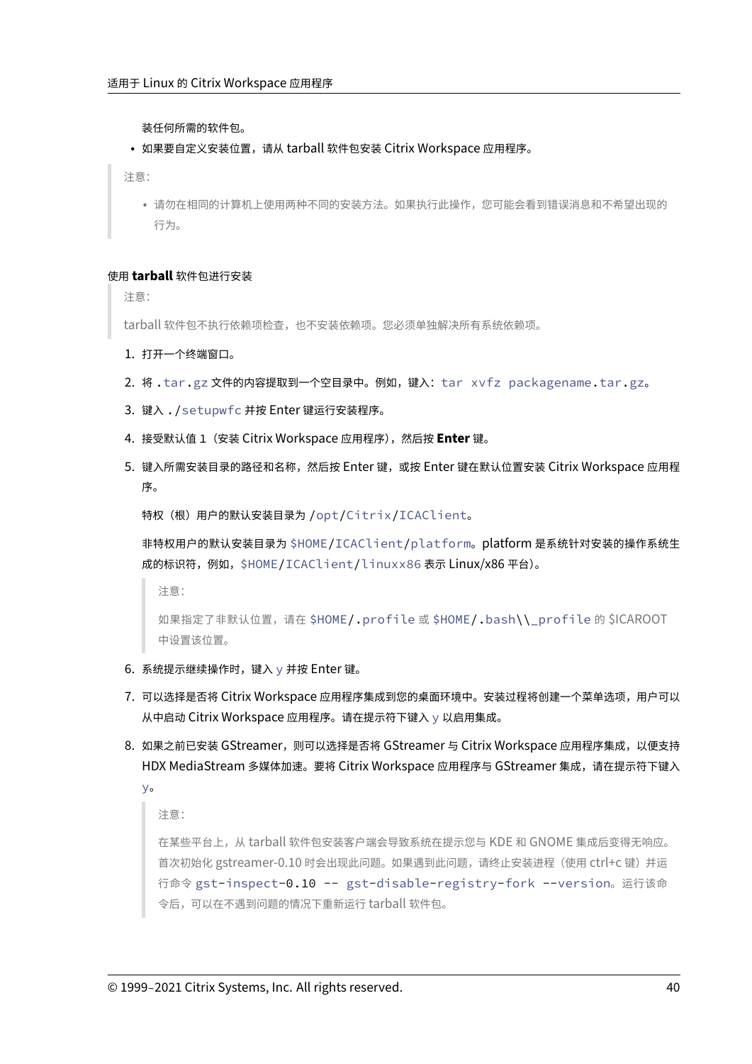装任何所需的软件包。

- 如果要自定义安装位置，请从 tarball 软件包安装 Citrix Workspace 应用程序。

> 注意：
>
> - 请勿在相同的计算机上使用两种不同的安装方法。如果执行此操作，您可能会看到错误消息和不希望出现的行为。

#### 使用 **tarball** 软件包进行安装

> 注意：
>
> tarball 软件包不执行依赖项检查，也不安装依赖项。您必须单独解决所有系统依赖项。

1. 打开一个终端窗口。
2. 将 `.tar.gz` 文件的内容提取到一个空目录中。例如，键入：`tar xvfz packagename.tar.gz`。
3. 键入 `./setupwfc` 并按 Enter 键运行安装程序。
4. 接受默认值 1（安装 Citrix Workspace 应用程序），然后按 **Enter** 键。
5. 键入所需安装目录的路径和名称，然后按 Enter 键，或按 Enter 键在默认位置安装 Citrix Workspace 应用程序。

   特权（根）用户的默认安装目录为 `/opt/Citrix/ICAClient`。

   非特权用户的默认安装目录为 `$HOME/ICAClient/platform`。platform 是系统针对安装的操作系统生成的标识符，例如，`$HOME/ICAClient/linuxx86` 表示 Linux/x86 平台)。

   > 注意：
   >
   > 如果指定了非默认位置，请在 `$HOME/.profile` 或 `$HOME/.bash\\_profile` 的 $ICAROOT 中设置该位置。

6. 系统提示继续操作时，键入 `y` 并按 Enter 键。
7. 可以选择是否将 Citrix Workspace 应用程序集成到您的桌面环境中。安装过程将创建一个菜单选项，用户可以从中启动 Citrix Workspace 应用程序。请在提示符下键入 `y` 以启用集成。
8. 如果之前已安装 GStreamer，则可以选择是否将 GStreamer 与 Citrix Workspace 应用程序集成，以便支持 HDX MediaStream 多媒体加速。要将 Citrix Workspace 应用程序与 GStreamer 集成，请在提示符下键入 `y`。

   > 注意：
   >
   > 在某些平台上，从 tarball 软件包安装客户端会导致系统在提示您与 KDE 和 GNOME 集成后变得无响应。首次初始化 gstreamer-0.10 时会出现此问题。如果遇到此问题，请终止安装进程（使用 ctrl+c 键）并运行命令 `gst-inspect-0.10 -- gst-disable-registry-fork --version`。运行该命令后，可以在不遇到问题的情况下重新运行 tarball 软件包。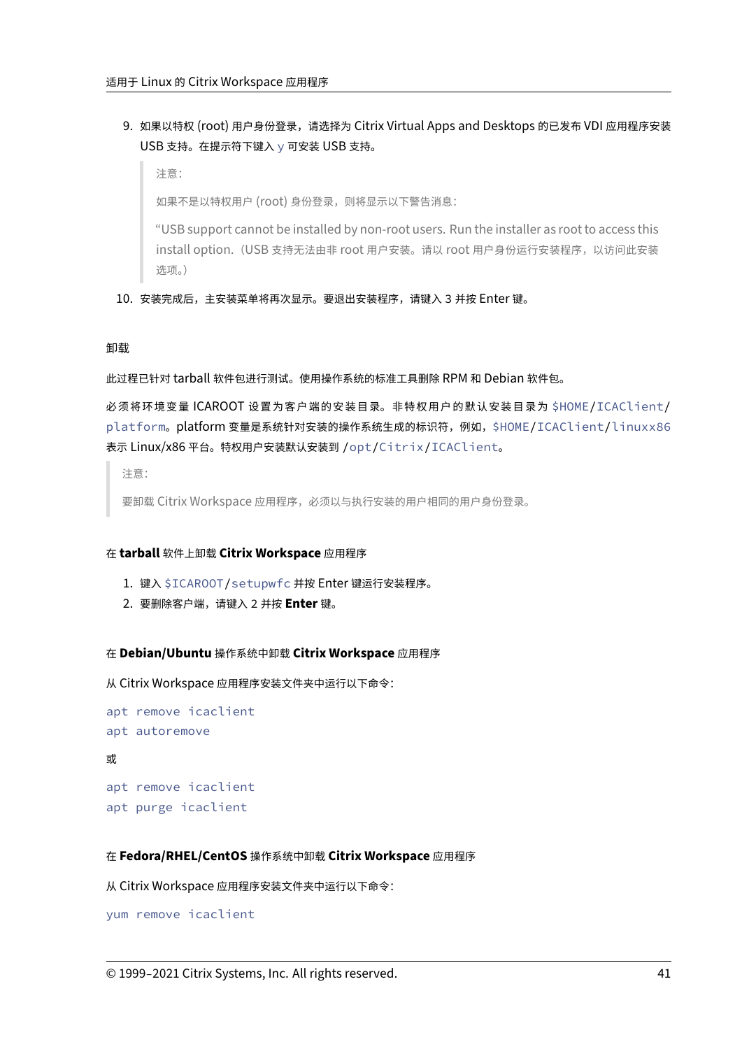9. 如果以特权 (root) 用户身份登录，请选择为 Citrix Virtual Apps and Desktops 的已发布 VDI 应用程序安装 USB 支持。在提示符下键入 `y` 可安装 USB 支持。

   > 注意：
   >
   > 如果不是以特权用户 (root) 身份登录，则将显示以下警告消息：
   >
   > "USB support cannot be installed by non-root users. Run the installer as root to access this install option.（USB 支持无法由非 root 用户安装。请以 root 用户身份运行安装程序，以访问此安装选项。）

10. 安装完成后，主安装菜单将再次显示。要退出安装程序，请键入 3 并按 Enter 键。

#### 卸载

此过程已针对 tarball 软件包进行测试。使用操作系统的标准工具删除 RPM 和 Debian 软件包。

必须将环境变量 ICAROOT 设置为客户端的安装目录。非特权用户的默认安装目录为 `$HOME/ICAClient/platform`。platform 变量是系统针对安装的操作系统生成的标识符，例如，`$HOME/ICAClient/linuxx86` 表示 Linux/x86 平台。特权用户安装默认安装到 `/opt/Citrix/ICAClient`。

> 注意：
>
> 要卸载 Citrix Workspace 应用程序，必须以与执行安装的用户相同的用户身份登录。

##### 在 **tarball** 软件上卸载 **Citrix Workspace** 应用程序

1. 键入 `$ICAROOT/setupwfc` 并按 Enter 键运行安装程序。
2. 要删除客户端，请键入 2 并按 **Enter** 键。

##### 在 **Debian/Ubuntu** 操作系统中卸载 **Citrix Workspace** 应用程序

从 Citrix Workspace 应用程序安装文件夹中运行以下命令：

```
apt remove icaclient
apt autoremove
```

或

```
apt remove icaclient
apt purge icaclient
```

##### 在 **Fedora/RHEL/CentOS** 操作系统中卸载 **Citrix Workspace** 应用程序

从 Citrix Workspace 应用程序安装文件夹中运行以下命令：

```
yum remove icaclient
```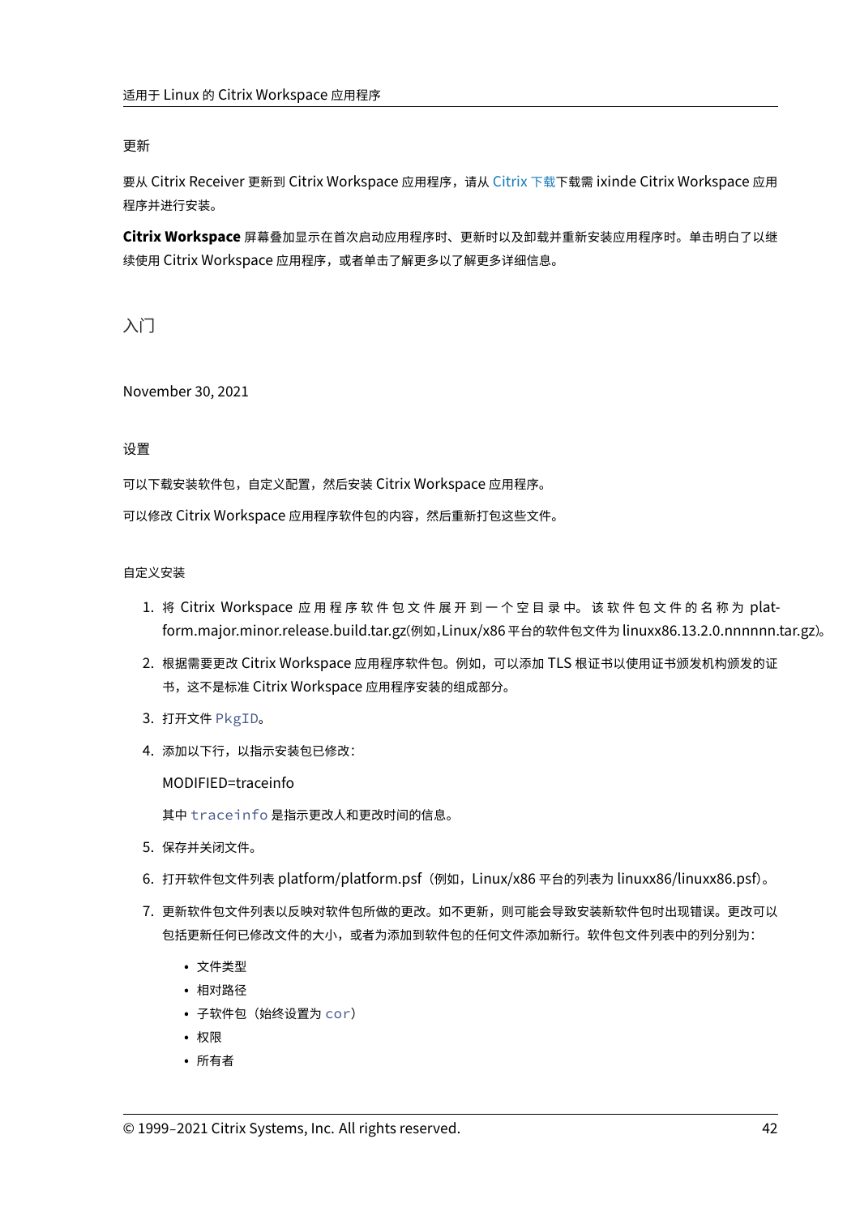### 更新

要从 Citrix Receiver 更新到 Citrix Workspace 应用程序，请从 Citrix 下载下载需 ixinde Citrix Workspace 应用程序并进行安装。

**Citrix Workspace** 屏幕叠加显示在首次启动应用程序时、更新时以及卸载并重新安装应用程序时。单击明白了以继续使用 Citrix Workspace 应用程序，或者单击了解更多以了解更多详细信息。

# 入门

November 30, 2021

## 设置

可以下载安装软件包，自定义配置，然后安装 Citrix Workspace 应用程序。

可以修改 Citrix Workspace 应用程序软件包的内容，然后重新打包这些文件。

### 自定义安装

1. 将 Citrix Workspace 应用程序软件包文件展开到一个空目录中。该软件包文件的名称为 platform.major.minor.release.build.tar.gz(例如,Linux/x86 平台的软件包文件为 linuxx86.13.2.0.nnnnnn.tar.gz)。
2. 根据需要更改 Citrix Workspace 应用程序软件包。例如，可以添加 TLS 根证书以使用证书颁发机构颁发的证书，这不是标准 Citrix Workspace 应用程序安装的组成部分。
3. 打开文件 `PkgID`。
4. 添加以下行，以指示安装包已修改：

   MODIFIED=traceinfo

   其中 `traceinfo` 是指示更改人和更改时间的信息。
5. 保存并关闭文件。
6. 打开软件包文件列表 platform/platform.psf（例如，Linux/x86 平台的列表为 linuxx86/linuxx86.psf）。
7. 更新软件包文件列表以反映对软件包所做的更改。如不更新，则可能会导致安装新软件包时出现错误。更改可以包括更新任何已修改文件的大小，或者为添加到软件包的任何文件添加新行。软件包文件列表中的列分别为：
   - 文件类型
   - 相对路径
   - 子软件包（始终设置为 `cor`）
   - 权限
   - 所有者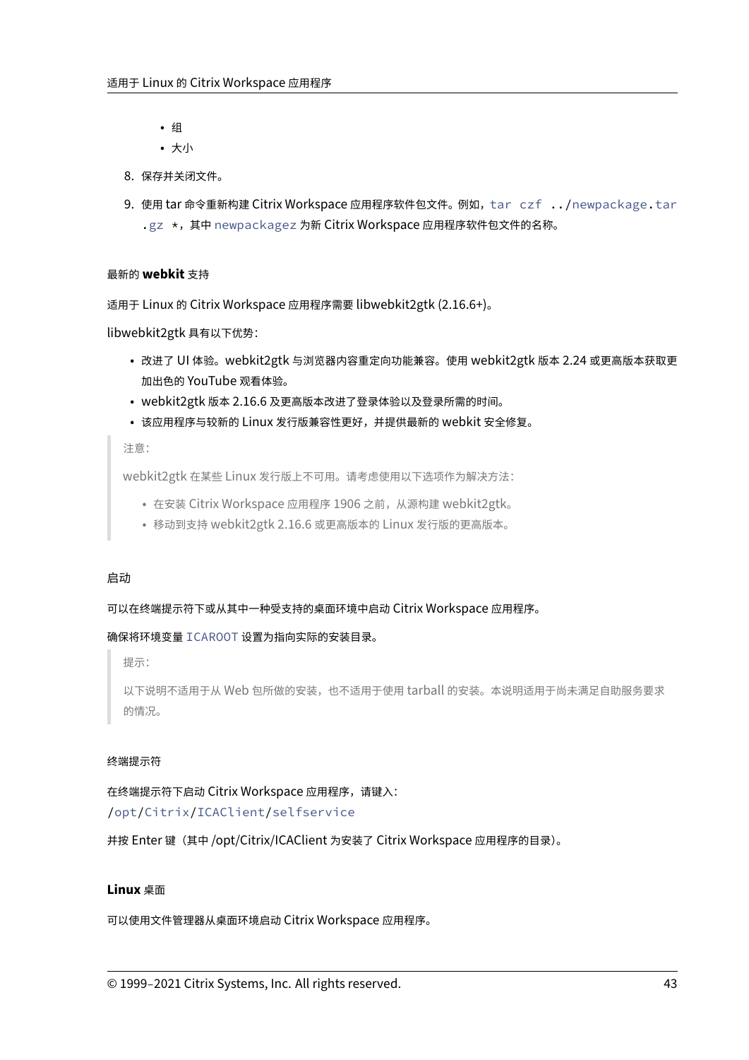- 组
- 大小

8. 保存并关闭文件。
9. 使用 tar 命令重新构建 Citrix Workspace 应用程序软件包文件。例如，`tar czf ../newpackage.tar.gz *`，其中 `newpackagez` 为新 Citrix Workspace 应用程序软件包文件的名称。

### 最新的 **webkit** 支持

适用于 Linux 的 Citrix Workspace 应用程序需要 libwebkit2gtk (2.16.6+)。

libwebkit2gtk 具有以下优势：

- 改进了 UI 体验。webkit2gtk 与浏览器内容重定向功能兼容。使用 webkit2gtk 版本 2.24 或更高版本获取更加出色的 YouTube 观看体验。
- webkit2gtk 版本 2.16.6 及更高版本改进了登录体验以及登录所需的时间。
- 该应用程序与较新的 Linux 发行版兼容性更好，并提供最新的 webkit 安全修复。

> 注意：
>
> webkit2gtk 在某些 Linux 发行版上不可用。请考虑使用以下选项作为解决方法：
>
> - 在安装 Citrix Workspace 应用程序 1906 之前，从源构建 webkit2gtk。
> - 移动到支持 webkit2gtk 2.16.6 或更高版本的 Linux 发行版的更高版本。

### 启动

可以在终端提示符下或从其中一种受支持的桌面环境中启动 Citrix Workspace 应用程序。

确保将环境变量 `ICAROOT` 设置为指向实际的安装目录。

> 提示：
>
> 以下说明不适用于从 Web 包所做的安装，也不适用于使用 tarball 的安装。本说明适用于尚未满足自助服务要求的情况。

#### 终端提示符

在终端提示符下启动 Citrix Workspace 应用程序，请键入：
`/opt/Citrix/ICAClient/selfservice`

并按 Enter 键（其中 /opt/Citrix/ICAClient 为安装了 Citrix Workspace 应用程序的目录）。

#### **Linux** 桌面

可以使用文件管理器从桌面环境启动 Citrix Workspace 应用程序。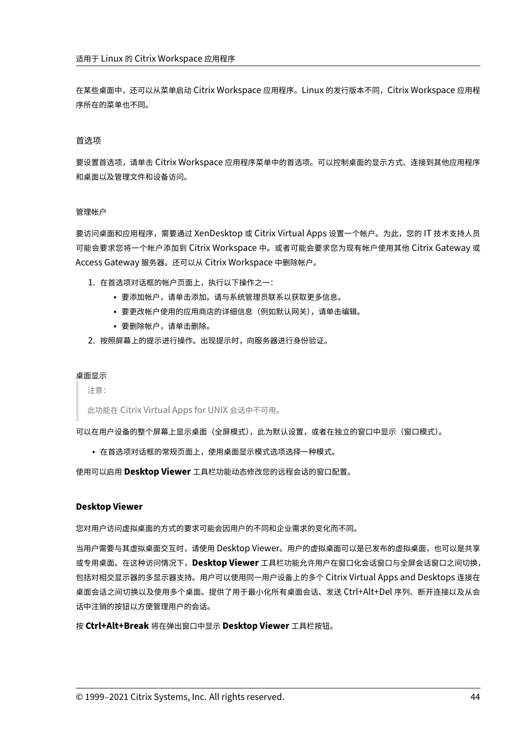在某些桌面中，还可以从菜单启动 Citrix Workspace 应用程序。Linux 的发行版本不同，Citrix Workspace 应用程序所在的菜单也不同。

#### 首选项

要设置首选项，请单击 Citrix Workspace 应用程序菜单中的首选项。可以控制桌面的显示方式、连接到其他应用程序和桌面以及管理文件和设备访问。

##### 管理帐户

要访问桌面和应用程序，需要通过 XenDesktop 或 Citrix Virtual Apps 设置一个帐户。为此，您的 IT 技术支持人员可能会要求您将一个帐户添加到 Citrix Workspace 中。或者可能会要求您为现有帐户使用其他 Citrix Gateway 或 Access Gateway 服务器。还可以从 Citrix Workspace 中删除帐户。

1. 在首选项对话框的帐户页面上，执行以下操作之一：
   - 要添加帐户，请单击添加。请与系统管理员联系以获取更多信息。
   - 要更改帐户使用的应用商店的详细信息（例如默认网关），请单击编辑。
   - 要删除帐户，请单击删除。
2. 按照屏幕上的提示进行操作。出现提示时，向服务器进行身份验证。

##### 桌面显示

> 注意：
>
> 此功能在 Citrix Virtual Apps for UNIX 会话中不可用。

可以在用户设备的整个屏幕上显示桌面（全屏模式），此为默认设置，或者在独立的窗口中显示（窗口模式）。

- 在首选项对话框的常规页面上，使用桌面显示模式选项选择一种模式。

使用可以启用 **Desktop Viewer** 工具栏功能动态修改您的远程会话的窗口配置。

#### Desktop Viewer

您对用户访问虚拟桌面的方式的要求可能会因用户的不同和企业需求的变化而不同。

当用户需要与其虚拟桌面交互时，请使用 Desktop Viewer。用户的虚拟桌面可以是已发布的虚拟桌面，也可以是共享或专用桌面。在这种访问情况下，**Desktop Viewer** 工具栏功能允许用户在窗口化会话窗口与全屏会话窗口之间切换，包括对相交显示器的多显示器支持。用户可以使用同一用户设备上的多个 Citrix Virtual Apps and Desktops 连接在桌面会话之间切换以及使用多个桌面。提供了用于最小化所有桌面会话、发送 Ctrl+Alt+Del 序列、断开连接以及从会话中注销的按钮以方便管理用户的会话。

按 **Ctrl+Alt+Break** 将在弹出窗口中显示 **Desktop Viewer** 工具栏按钮。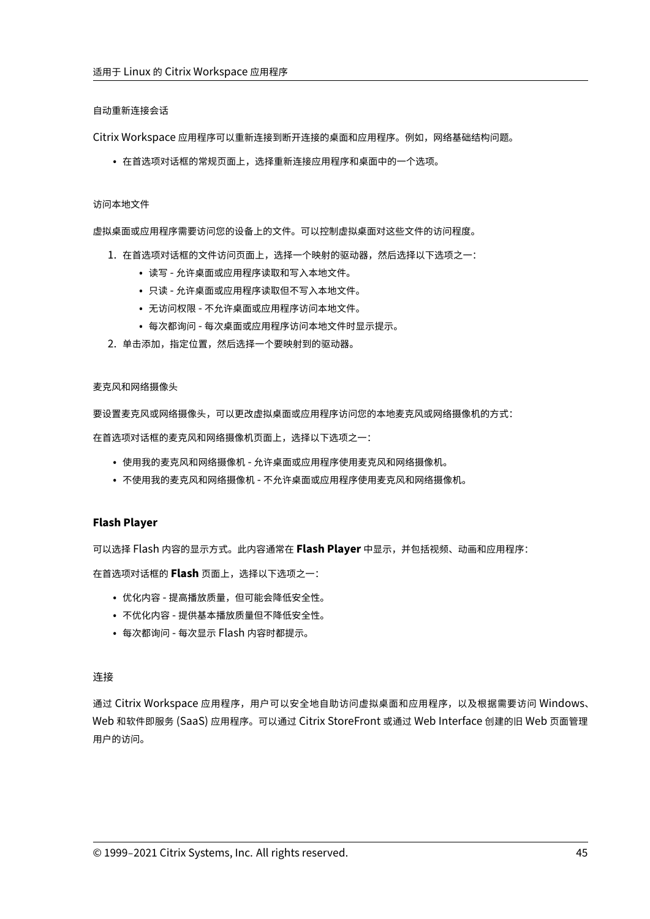#### 自动重新连接会话

Citrix Workspace 应用程序可以重新连接到断开连接的桌面和应用程序。例如，网络基础结构问题。

- 在首选项对话框的常规页面上，选择重新连接应用程序和桌面中的一个选项。

#### 访问本地文件

虚拟桌面或应用程序需要访问您的设备上的文件。可以控制虚拟桌面对这些文件的访问程度。

1. 在首选项对话框的文件访问页面上，选择一个映射的驱动器，然后选择以下选项之一：
   - 读写 - 允许桌面或应用程序读取和写入本地文件。
   - 只读 - 允许桌面或应用程序读取但不写入本地文件。
   - 无访问权限 - 不允许桌面或应用程序访问本地文件。
   - 每次都询问 - 每次桌面或应用程序访问本地文件时显示提示。
2. 单击添加，指定位置，然后选择一个要映射到的驱动器。

#### 麦克风和网络摄像头

要设置麦克风或网络摄像头，可以更改虚拟桌面或应用程序访问您的本地麦克风或网络摄像机的方式：

在首选项对话框的麦克风和网络摄像机页面上，选择以下选项之一：

- 使用我的麦克风和网络摄像机 - 允许桌面或应用程序使用麦克风和网络摄像机。
- 不使用我的麦克风和网络摄像机 - 不允许桌面或应用程序使用麦克风和网络摄像机。

### Flash Player

可以选择 Flash 内容的显示方式。此内容通常在 **Flash Player** 中显示，并包括视频、动画和应用程序：

在首选项对话框的 **Flash** 页面上，选择以下选项之一：

- 优化内容 - 提高播放质量，但可能会降低安全性。
- 不优化内容 - 提供基本播放质量但不降低安全性。
- 每次都询问 - 每次显示 Flash 内容时都提示。

#### 连接

通过 Citrix Workspace 应用程序，用户可以安全地自助访问虚拟桌面和应用程序，以及根据需要访问 Windows、Web 和软件即服务 (SaaS) 应用程序。可以通过 Citrix StoreFront 或通过 Web Interface 创建的旧 Web 页面管理用户的访问。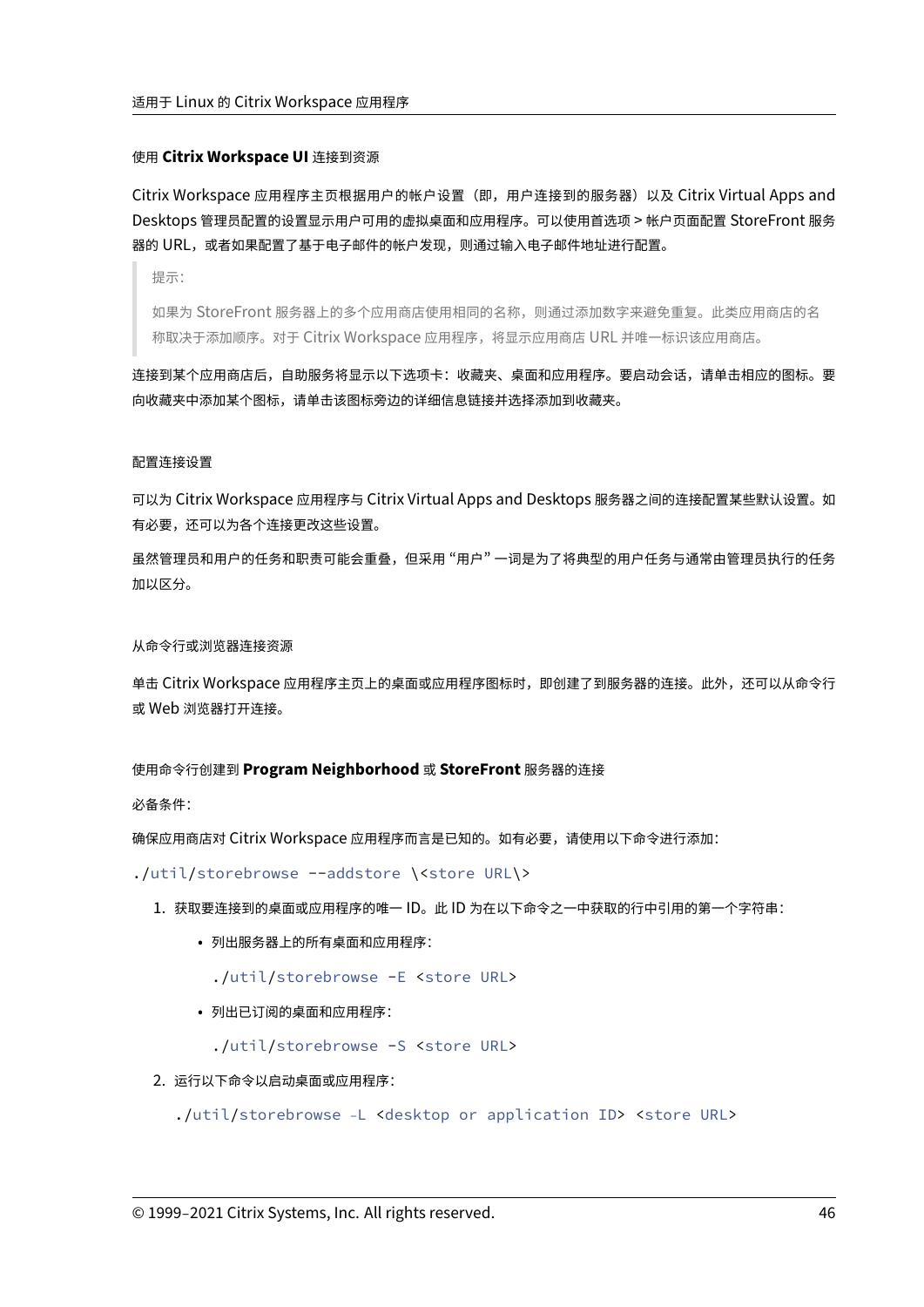### 使用 **Citrix Workspace UI** 连接到资源

Citrix Workspace 应用程序主页根据用户的帐户设置（即，用户连接到的服务器）以及 Citrix Virtual Apps and Desktops 管理员配置的设置显示用户可用的虚拟桌面和应用程序。可以使用首选项 > 帐户页面配置 StoreFront 服务器的 URL，或者如果配置了基于电子邮件的帐户发现，则通过输入电子邮件地址进行配置。

> 提示：
>
> 如果为 StoreFront 服务器上的多个应用商店使用相同的名称，则通过添加数字来避免重复。此类应用商店的名称取决于添加顺序。对于 Citrix Workspace 应用程序，将显示应用商店 URL 并唯一标识该应用商店。

连接到某个应用商店后，自助服务将显示以下选项卡：收藏夹、桌面和应用程序。要启动会话，请单击相应的图标。要向收藏夹中添加某个图标，请单击该图标旁边的详细信息链接并选择添加到收藏夹。

#### 配置连接设置

可以为 Citrix Workspace 应用程序与 Citrix Virtual Apps and Desktops 服务器之间的连接配置某些默认设置。如有必要，还可以为各个连接更改这些设置。

虽然管理员和用户的任务和职责可能会重叠，但采用“用户”一词是为了将典型的用户任务与通常由管理员执行的任务加以区分。

#### 从命令行或浏览器连接资源

单击 Citrix Workspace 应用程序主页上的桌面或应用程序图标时，即创建了到服务器的连接。此外，还可以从命令行或 Web 浏览器打开连接。

#### 使用命令行创建到 **Program Neighborhood** 或 **StoreFront** 服务器的连接

必备条件：

确保应用商店对 Citrix Workspace 应用程序而言是已知的。如有必要，请使用以下命令进行添加：

```
./util/storebrowse --addstore \<store URL\>
```

1. 获取要连接到的桌面或应用程序的唯一 ID。此 ID 为在以下命令之一中获取的行中引用的第一个字符串：

   - 列出服务器上的所有桌面和应用程序：

     ```
     ./util/storebrowse -E <store URL>
     ```

   - 列出已订阅的桌面和应用程序：

     ```
     ./util/storebrowse -S <store URL>
     ```

2. 运行以下命令以启动桌面或应用程序：

   ```
   ./util/storebrowse –L <desktop or application ID> <store URL>
   ```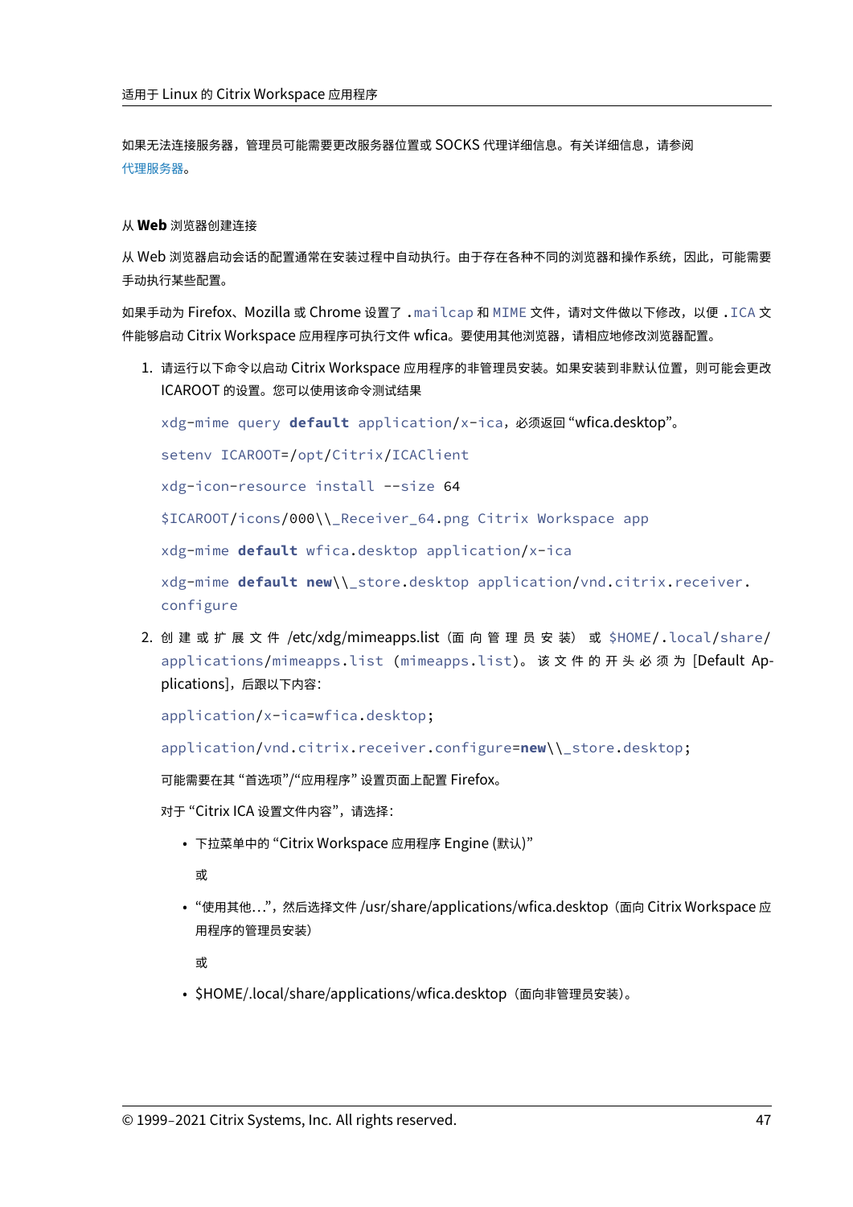如果无法连接服务器，管理员可能需要更改服务器位置或 SOCKS 代理详细信息。有关详细信息，请参阅代理服务器。

#### 从 **Web** 浏览器创建连接

从 Web 浏览器启动会话的配置通常在安装过程中自动执行。由于存在各种不同的浏览器和操作系统，因此，可能需要手动执行某些配置。

如果手动为 Firefox、Mozilla 或 Chrome 设置了 `.mailcap` 和 `MIME` 文件，请对文件做以下修改，以便 `.ICA` 文件能够启动 Citrix Workspace 应用程序可执行文件 wfica。要使用其他浏览器，请相应地修改浏览器配置。

1. 请运行以下命令以启动 Citrix Workspace 应用程序的非管理员安装。如果安装到非默认位置，则可能会更改 ICAROOT 的设置。您可以使用该命令测试结果

   `xdg-mime query default application/x-ica`，必须返回 "wfica.desktop"。

   `setenv ICAROOT=/opt/Citrix/ICAClient`

   `xdg-icon-resource install --size 64`

   `$ICAROOT/icons/000\\_Receiver_64.png Citrix Workspace app`

   `xdg-mime default wfica.desktop application/x-ica`

   `xdg-mime default new\\_store.desktop application/vnd.citrix.receiver.configure`

2. 创建或扩展文件 /etc/xdg/mimeapps.list（面向管理员安装）或 `$HOME/.local/share/applications/mimeapps.list`（`mimeapps.list`）。该文件的开头必须为 [Default Applications]，后跟以下内容：

   `application/x-ica=wfica.desktop;`

   `application/vnd.citrix.receiver.configure=new\\_store.desktop;`

   可能需要在其 "首选项"/"应用程序" 设置页面上配置 Firefox。

   对于 "Citrix ICA 设置文件内容"，请选择：

   - 下拉菜单中的 "Citrix Workspace 应用程序 Engine (默认)"

     或

   - "使用其他…"，然后选择文件 /usr/share/applications/wfica.desktop（面向 Citrix Workspace 应用程序的管理员安装）

     或

   - $HOME/.local/share/applications/wfica.desktop（面向非管理员安装）。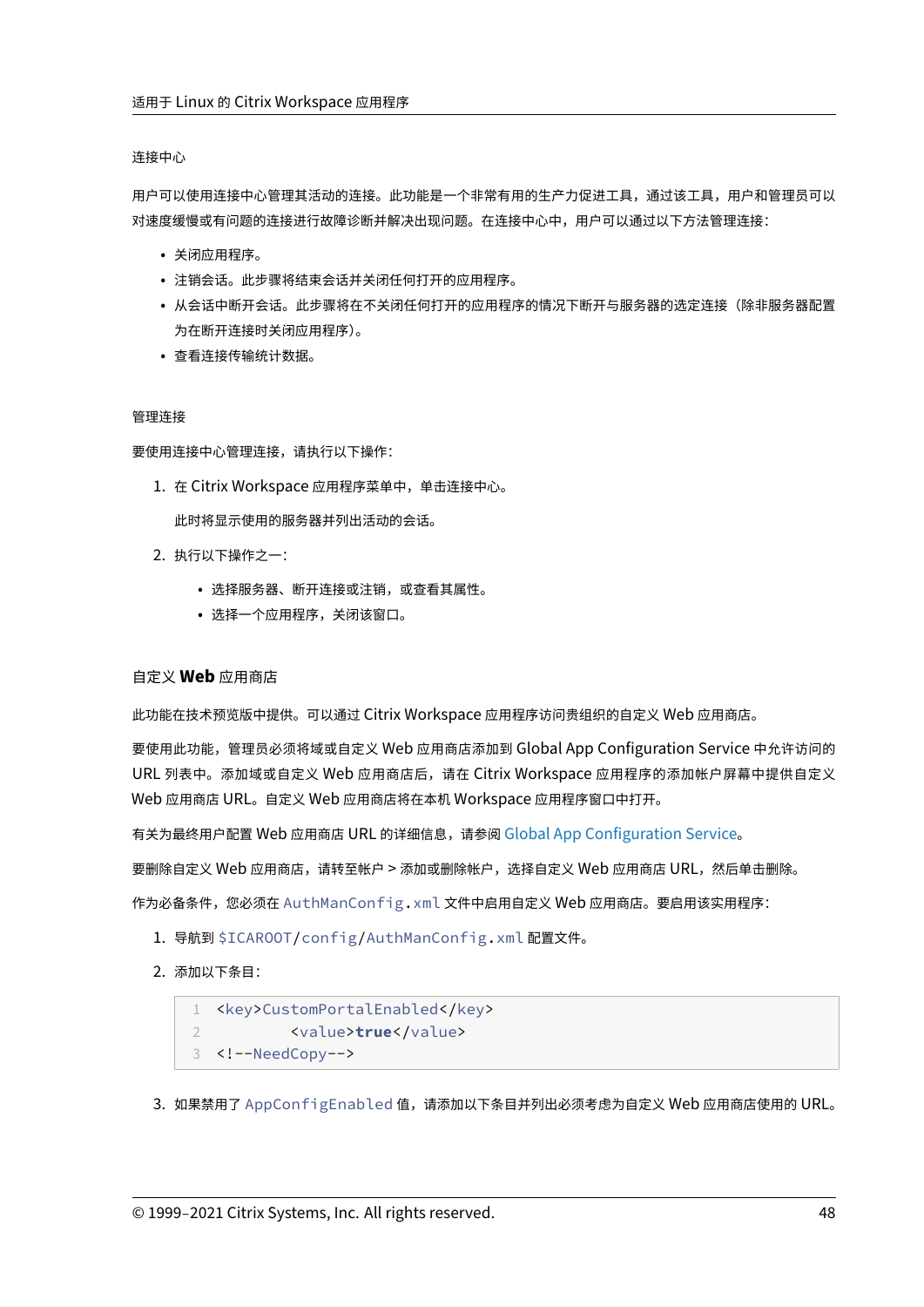#### 连接中心

用户可以使用连接中心管理其活动的连接。此功能是一个非常有用的生产力促进工具，通过该工具，用户和管理员可以对速度缓慢或有问题的连接进行故障诊断并解决出现问题。在连接中心中，用户可以通过以下方法管理连接：

- 关闭应用程序。
- 注销会话。此步骤将结束会话并关闭任何打开的应用程序。
- 从会话中断开会话。此步骤将在不关闭任何打开的应用程序的情况下断开与服务器的选定连接（除非服务器配置为在断开连接时关闭应用程序）。
- 查看连接传输统计数据。

#### 管理连接

要使用连接中心管理连接，请执行以下操作：

1. 在 Citrix Workspace 应用程序菜单中，单击连接中心。

   此时将显示使用的服务器并列出活动的会话。

2. 执行以下操作之一：

   - 选择服务器、断开连接或注销，或查看其属性。
   - 选择一个应用程序，关闭该窗口。

### 自定义 **Web** 应用商店

此功能在技术预览版中提供。可以通过 Citrix Workspace 应用程序访问贵组织的自定义 Web 应用商店。

要使用此功能，管理员必须将域或自定义 Web 应用商店添加到 Global App Configuration Service 中允许访问的 URL 列表中。添加域或自定义 Web 应用商店后，请在 Citrix Workspace 应用程序的添加帐户屏幕中提供自定义 Web 应用商店 URL。自定义 Web 应用商店将在本机 Workspace 应用程序窗口中打开。

有关为最终用户配置 Web 应用商店 URL 的详细信息，请参阅 Global App Configuration Service。

要删除自定义 Web 应用商店，请转至帐户 > 添加或删除帐户，选择自定义 Web 应用商店 URL，然后单击删除。

作为必备条件，您必须在 `AuthManConfig.xml` 文件中启用自定义 Web 应用商店。要启用该实用程序：

1. 导航到 `$ICAROOT/config/AuthManConfig.xml` 配置文件。
2. 添加以下条目：

```
<key>CustomPortalEnabled</key>
        <value>true</value>
<!--NeedCopy-->
```

3. 如果禁用了 `AppConfigEnabled` 值，请添加以下条目并列出必须考虑为自定义 Web 应用商店使用的 URL。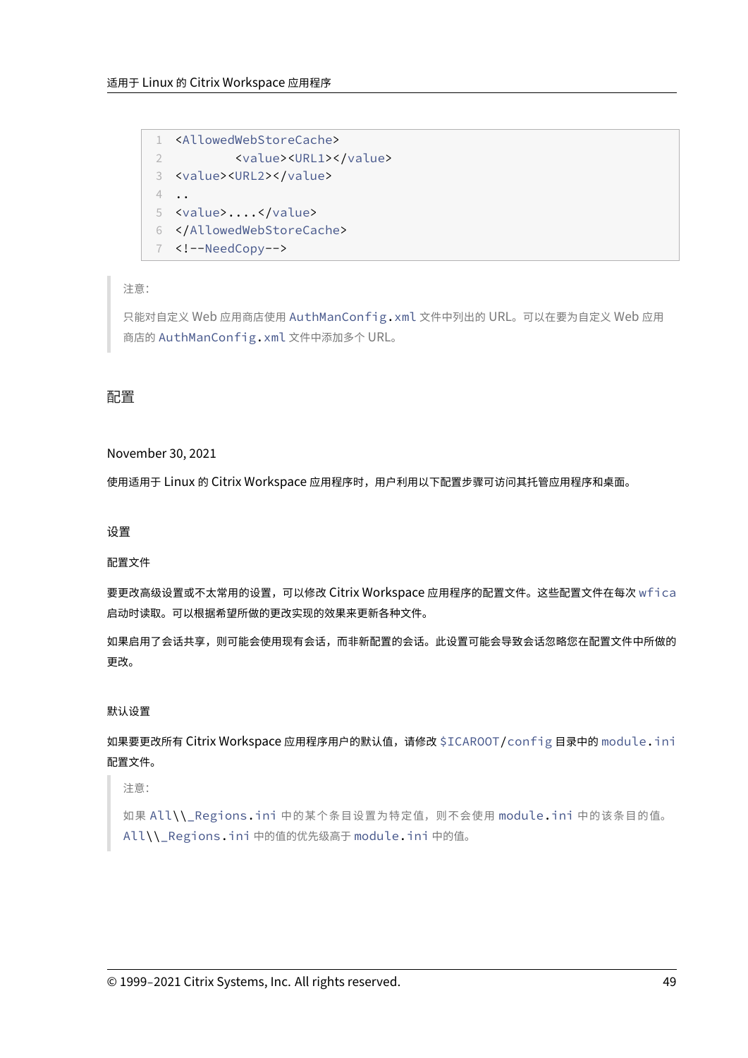```
<AllowedWebStoreCache>
        <value><URL1></value>
<value><URL2></value>
..
<value>....</value>
</AllowedWebStoreCache>
<!--NeedCopy-->
```

> 注意：
>
> 只能对自定义 Web 应用商店使用 `AuthManConfig.xml` 文件中列出的 URL。可以在要为自定义 Web 应用商店的 `AuthManConfig.xml` 文件中添加多个 URL。

# 配置

November 30, 2021

使用适用于 Linux 的 Citrix Workspace 应用程序时，用户利用以下配置步骤可访问其托管应用程序和桌面。

## 设置

### 配置文件

要更改高级设置或不太常用的设置，可以修改 Citrix Workspace 应用程序的配置文件。这些配置文件在每次 `wfica` 启动时读取。可以根据希望所做的更改实现的效果来更新各种文件。

如果启用了会话共享，则可能会使用现有会话，而非新配置的会话。此设置可能会导致会话忽略您在配置文件中所做的更改。

### 默认设置

如果要更改所有 Citrix Workspace 应用程序用户的默认值，请修改 `$ICAROOT/config` 目录中的 `module.ini` 配置文件。

> 注意：
>
> 如果 `All\\_Regions.ini` 中的某个条目设置为特定值，则不会使用 `module.ini` 中的该条目的值。`All\\_Regions.ini` 中的值的优先级高于 `module.ini` 中的值。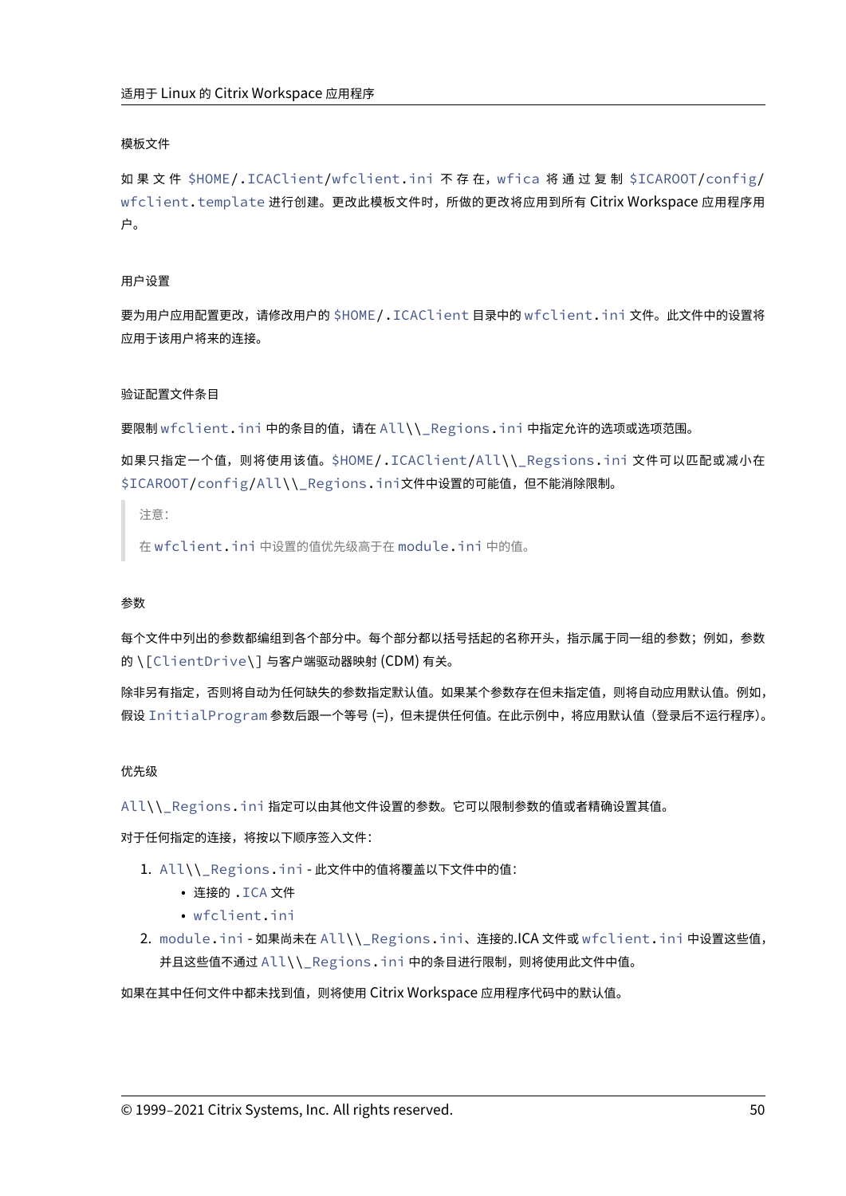#### 模板文件

如果文件 `$HOME/.ICAClient/wfclient.ini` 不存在，`wfica` 将通过复制 `$ICAROOT/config/wfclient.template` 进行创建。更改此模板文件时，所做的更改将应用到所有 Citrix Workspace 应用程序用户。

#### 用户设置

要为用户应用配置更改，请修改用户的 `$HOME/.ICAClient` 目录中的 `wfclient.ini` 文件。此文件中的设置将应用于该用户将来的连接。

#### 验证配置文件条目

要限制 `wfclient.ini` 中的条目的值，请在 `All\\_Regions.ini` 中指定允许的选项或选项范围。

如果只指定一个值，则将使用该值。`$HOME/.ICAClient/All\\_Regsions.ini` 文件可以匹配或减小在 `$ICAROOT/config/All\\_Regions.ini`文件中设置的可能值，但不能消除限制。

> 注意：
>
> 在 `wfclient.ini` 中设置的值优先级高于在 `module.ini` 中的值。

#### 参数

每个文件中列出的参数都编组到各个部分中。每个部分都以括号括起的名称开头，指示属于同一组的参数；例如，参数的 `\[ClientDrive\]` 与客户端驱动器映射 (CDM) 有关。

除非另有指定，否则将自动为任何缺失的参数指定默认值。如果某个参数存在但未指定值，则将自动应用默认值。例如，假设 `InitialProgram` 参数后跟一个等号 (=)，但未提供任何值。在此示例中，将应用默认值（登录后不运行程序）。

#### 优先级

`All\\_Regions.ini` 指定可以由其他文件设置的参数。它可以限制参数的值或者精确设置其值。

对于任何指定的连接，将按以下顺序签入文件：

1. `All\\_Regions.ini` - 此文件中的值将覆盖以下文件中的值：
   - 连接的 `.ICA` 文件
   - `wfclient.ini`
2. `module.ini` - 如果尚未在 `All\\_Regions.ini`、连接的.ICA 文件或 `wfclient.ini` 中设置这些值，并且这些值不通过 `All\\_Regions.ini` 中的条目进行限制，则将使用此文件中值。

如果在其中任何文件中都未找到值，则将使用 Citrix Workspace 应用程序代码中的默认值。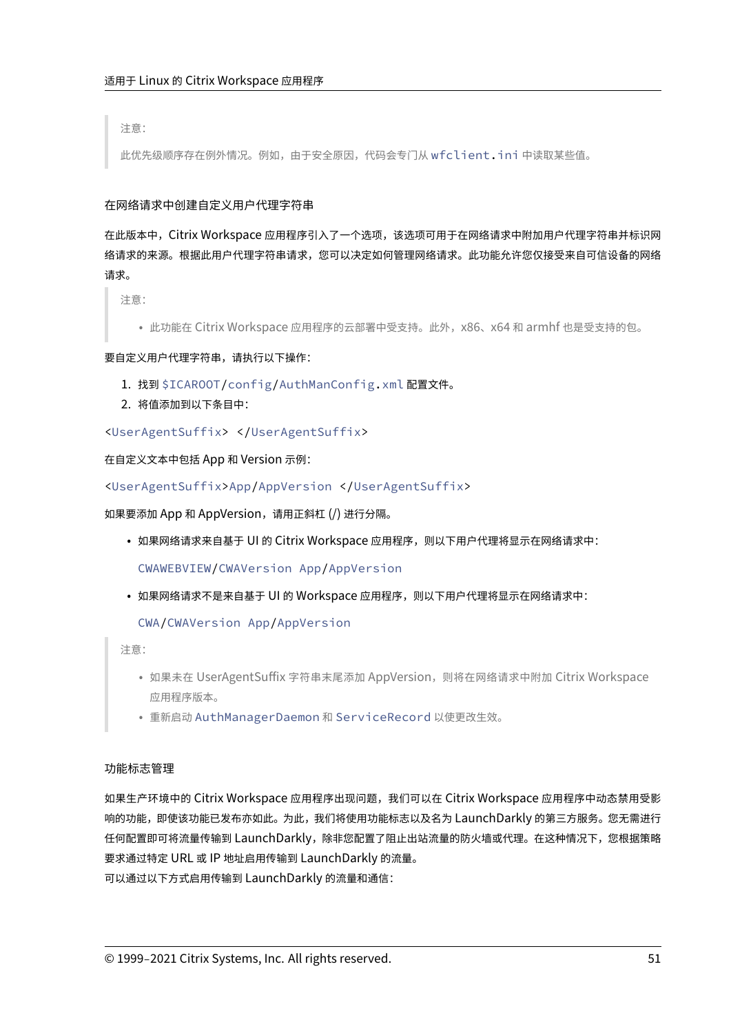> 注意：
>
> 此优先级顺序存在例外情况。例如，由于安全原因，代码会专门从 `wfclient.ini` 中读取某些值。

#### 在网络请求中创建自定义用户代理字符串

在此版本中，Citrix Workspace 应用程序引入了一个选项，该选项可用于在网络请求中附加用户代理字符串并标识网络请求的来源。根据此用户代理字符串请求，您可以决定如何管理网络请求。此功能允许您仅接受来自可信设备的网络请求。

> 注意：
>
> - 此功能在 Citrix Workspace 应用程序的云部署中受支持。此外，x86、x64 和 armhf 也是受支持的包。

要自定义用户代理字符串，请执行以下操作：

1. 找到 `$ICAROOT/config/AuthManConfig.xml` 配置文件。
2. 将值添加到以下条目中：

```
<UserAgentSuffix> </UserAgentSuffix>
```

在自定义文本中包括 App 和 Version 示例：

```
<UserAgentSuffix>App/AppVersion </UserAgentSuffix>
```

如果要添加 App 和 AppVersion，请用正斜杠 (/) 进行分隔。

- 如果网络请求来自基于 UI 的 Citrix Workspace 应用程序，则以下用户代理将显示在网络请求中：

  `CWAWEBVIEW/CWAVersion App/AppVersion`

- 如果网络请求不是来自基于 UI 的 Workspace 应用程序，则以下用户代理将显示在网络请求中：

  `CWA/CWAVersion App/AppVersion`

> 注意：
>
> - 如果未在 UserAgentSuffix 字符串末尾添加 AppVersion，则将在网络请求中附加 Citrix Workspace 应用程序版本。
> - 重新启动 `AuthManagerDaemon` 和 `ServiceRecord` 以使更改生效。

#### 功能标志管理

如果生产环境中的 Citrix Workspace 应用程序出现问题，我们可以在 Citrix Workspace 应用程序中动态禁用受影响的功能，即使该功能已发布亦如此。为此，我们将使用功能标志以及名为 LaunchDarkly 的第三方服务。您无需进行任何配置即可将流量传输到 LaunchDarkly，除非您配置了阻止出站流量的防火墙或代理。在这种情况下，您根据策略要求通过特定 URL 或 IP 地址启用传输到 LaunchDarkly 的流量。
可以通过以下方式启用传输到 LaunchDarkly 的流量和通信：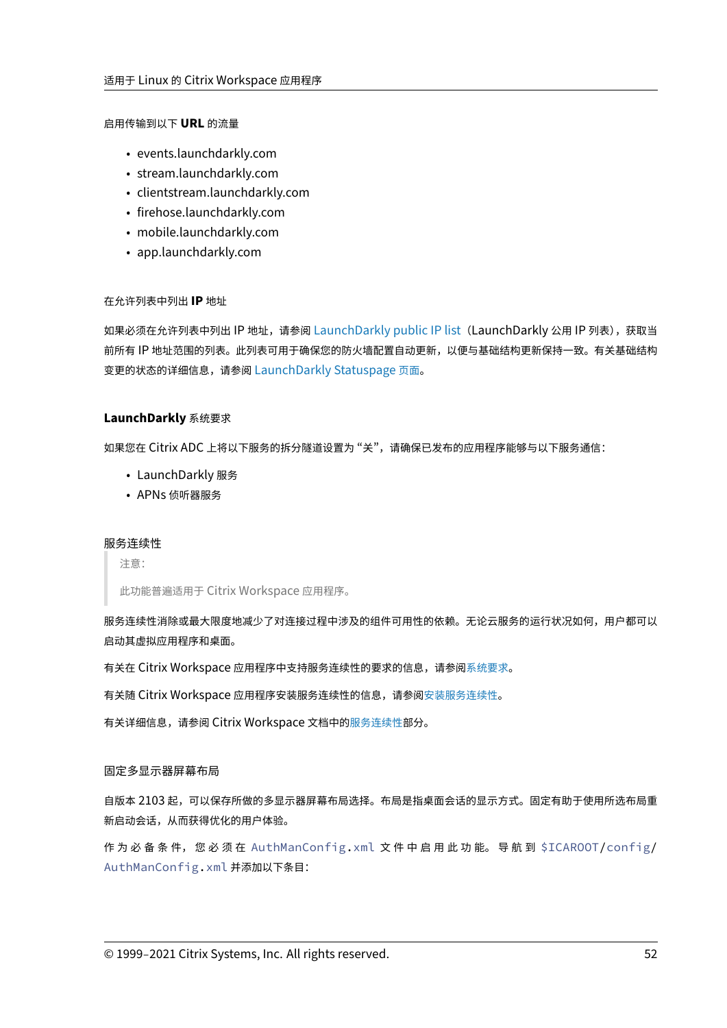启用传输到以下 **URL** 的流量

- events.launchdarkly.com
- stream.launchdarkly.com
- clientstream.launchdarkly.com
- firehose.launchdarkly.com
- mobile.launchdarkly.com
- app.launchdarkly.com

在允许列表中列出 **IP** 地址

如果必须在允许列表中列出 IP 地址，请参阅 LaunchDarkly public IP list（LaunchDarkly 公用 IP 列表），获取当前所有 IP 地址范围的列表。此列表可用于确保您的防火墙配置自动更新，以便与基础结构更新保持一致。有关基础结构变更的状态的详细信息，请参阅 LaunchDarkly Statuspage 页面。

#### **LaunchDarkly** 系统要求

如果您在 Citrix ADC 上将以下服务的拆分隧道设置为"关"，请确保已发布的应用程序能够与以下服务通信：

- LaunchDarkly 服务
- APNs 侦听器服务

### 服务连续性

> 注意：
>
> 此功能普遍适用于 Citrix Workspace 应用程序。

服务连续性消除或最大限度地减少了对连接过程中涉及的组件可用性的依赖。无论云服务的运行状况如何，用户都可以启动其虚拟应用程序和桌面。

有关在 Citrix Workspace 应用程序中支持服务连续性的要求的信息，请参阅系统要求。

有关随 Citrix Workspace 应用程序安装服务连续性的信息，请参阅安装服务连续性。

有关详细信息，请参阅 Citrix Workspace 文档中的服务连续性部分。

### 固定多显示器屏幕布局

自版本 2103 起，可以保存所做的多显示器屏幕布局选择。布局是指桌面会话的显示方式。固定有助于使用所选布局重新启动会话，从而获得优化的用户体验。

作为必备条件，您必须在 `AuthManConfig.xml` 文件中启用此功能。导航到 `$ICAROOT/config/AuthManConfig.xml` 并添加以下条目：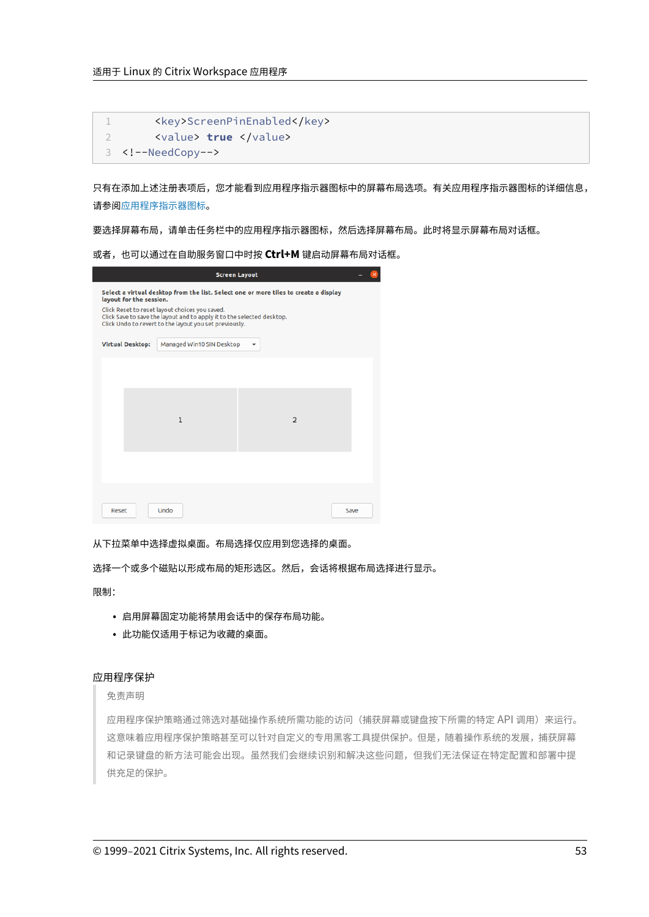```
<key>ScreenPinEnabled</key>
<value> true </value>
<!--NeedCopy-->
```

只有在添加上述注册表项后，您才能看到应用程序指示器图标中的屏幕布局选项。有关应用程序指示器图标的详细信息，请参阅应用程序指示器图标。

要选择屏幕布局，请单击任务栏中的应用程序指示器图标，然后选择屏幕布局。此时将显示屏幕布局对话框。

或者，也可以通过在自助服务窗口中时按 **Ctrl+M** 键启动屏幕布局对话框。

从下拉菜单中选择虚拟桌面。布局选择仅应用到您选择的桌面。

选择一个或多个磁贴以形成布局的矩形选区。然后，会话将根据布局选择进行显示。

限制：

- 启用屏幕固定功能将禁用会话中的保存布局功能。
- 此功能仅适用于标记为收藏的桌面。

## 应用程序保护

> 免责声明
>
> 应用程序保护策略通过筛选对基础操作系统所需功能的访问（捕获屏幕或键盘按下所需的特定 API 调用）来运行。这意味着应用程序保护策略甚至可以针对自定义的专用黑客工具提供保护。但是，随着操作系统的发展，捕获屏幕和记录键盘的新方法可能会出现。虽然我们会继续识别和解决这些问题，但我们无法保证在特定配置和部署中提供充足的保护。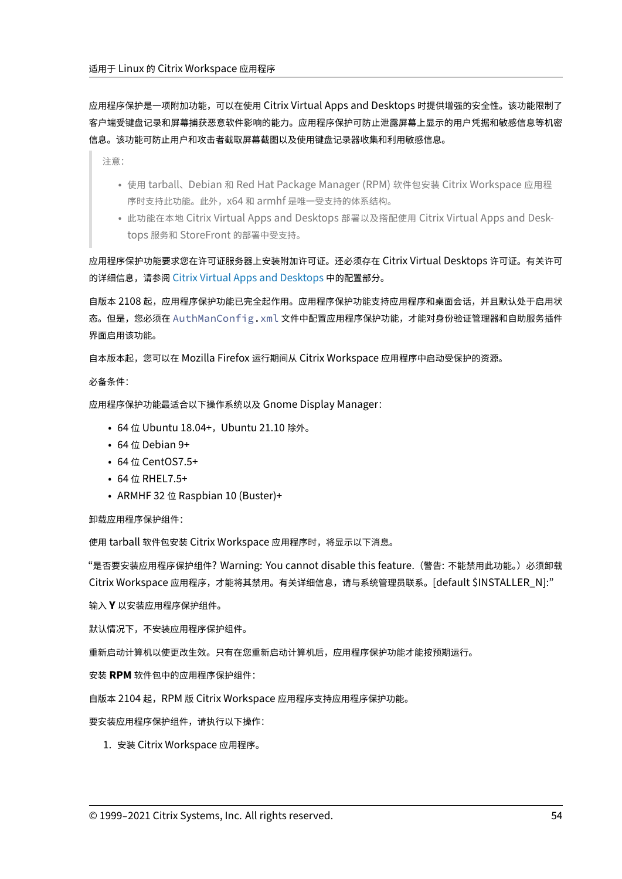应用程序保护是一项附加功能，可以在使用 Citrix Virtual Apps and Desktops 时提供增强的安全性。该功能限制了客户端受键盘记录和屏幕捕获恶意软件影响的能力。应用程序保护可防止泄露屏幕上显示的用户凭据和敏感信息等机密信息。该功能可防止用户和攻击者截取屏幕截图以及使用键盘记录器收集和利用敏感信息。

> 注意：
>
> - 使用 tarball、Debian 和 Red Hat Package Manager (RPM) 软件包安装 Citrix Workspace 应用程序时支持此功能。此外，x64 和 armhf 是唯一受支持的体系结构。
> - 此功能在本地 Citrix Virtual Apps and Desktops 部署以及搭配使用 Citrix Virtual Apps and Desktops 服务和 StoreFront 的部署中受支持。

应用程序保护功能要求您在许可证服务器上安装附加许可证。还必须存在 Citrix Virtual Desktops 许可证。有关许可的详细信息，请参阅 Citrix Virtual Apps and Desktops 中的配置部分。

自版本 2108 起，应用程序保护功能已完全起作用。应用程序保护功能支持应用程序和桌面会话，并且默认处于启用状态。但是，您必须在 `AuthManConfig.xml` 文件中配置应用程序保护功能，才能对身份验证管理器和自助服务插件界面启用该功能。

自本版本起，您可以在 Mozilla Firefox 运行期间从 Citrix Workspace 应用程序中启动受保护的资源。

必备条件：

应用程序保护功能最适合以下操作系统以及 Gnome Display Manager：

- 64 位 Ubuntu 18.04+，Ubuntu 21.10 除外。
- 64 位 Debian 9+
- 64 位 CentOS7.5+
- 64 位 RHEL7.5+
- ARMHF 32 位 Raspbian 10 (Buster)+

卸载应用程序保护组件：

使用 tarball 软件包安装 Citrix Workspace 应用程序时，将显示以下消息。

"是否要安装应用程序保护组件? Warning: You cannot disable this feature.（警告: 不能禁用此功能。）必须卸载 Citrix Workspace 应用程序，才能将其禁用。有关详细信息，请与系统管理员联系。[default $INSTALLER_N]:"

输入 **Y** 以安装应用程序保护组件。

默认情况下，不安装应用程序保护组件。

重新启动计算机以使更改生效。只有在您重新启动计算机后，应用程序保护功能才能按预期运行。

安装 **RPM** 软件包中的应用程序保护组件：

自版本 2104 起，RPM 版 Citrix Workspace 应用程序支持应用程序保护功能。

要安装应用程序保护组件，请执行以下操作：

1. 安装 Citrix Workspace 应用程序。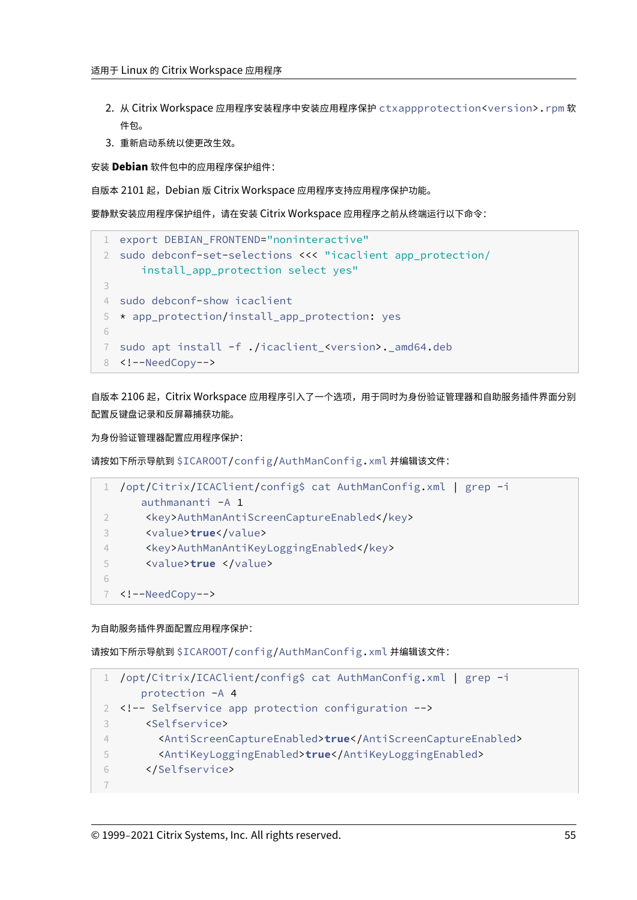2. 从 Citrix Workspace 应用程序安装程序中安装应用程序保护 `ctxappprotection<version>.rpm` 软件包。
3. 重新启动系统以使更改生效。

安装 **Debian** 软件包中的应用程序保护组件：

自版本 2101 起，Debian 版 Citrix Workspace 应用程序支持应用程序保护功能。

要静默安装应用程序保护组件，请在安装 Citrix Workspace 应用程序之前从终端运行以下命令：

```
export DEBIAN_FRONTEND="noninteractive"
sudo debconf-set-selections <<< "icaclient app_protection/
    install_app_protection select yes"

sudo debconf-show icaclient
* app_protection/install_app_protection: yes

sudo apt install -f ./icaclient_<version>._amd64.deb
<!--NeedCopy-->
```

自版本 2106 起，Citrix Workspace 应用程序引入了一个选项，用于同时为身份验证管理器和自助服务插件界面分别配置反键盘记录和反屏幕捕获功能。

为身份验证管理器配置应用程序保护：

请按如下所示导航到 `$ICAROOT/config/AuthManConfig.xml` 并编辑该文件：

```
/opt/Citrix/ICAClient/config$ cat AuthManConfig.xml | grep -i
    authmananti -A 1
 <key>AuthManAntiScreenCaptureEnabled</key>
 <value>true</value>
 <key>AuthManAntiKeyLoggingEnabled</key>
 <value>true </value>

<!--NeedCopy-->
```

为自助服务插件界面配置应用程序保护：

请按如下所示导航到 `$ICAROOT/config/AuthManConfig.xml` 并编辑该文件：

```
/opt/Citrix/ICAClient/config$ cat AuthManConfig.xml | grep -i
    protection -A 4
<!-- Selfservice app protection configuration -->
 <Selfservice>
   <AntiScreenCaptureEnabled>true</AntiScreenCaptureEnabled>
   <AntiKeyLoggingEnabled>true</AntiKeyLoggingEnabled>
 </Selfservice>

```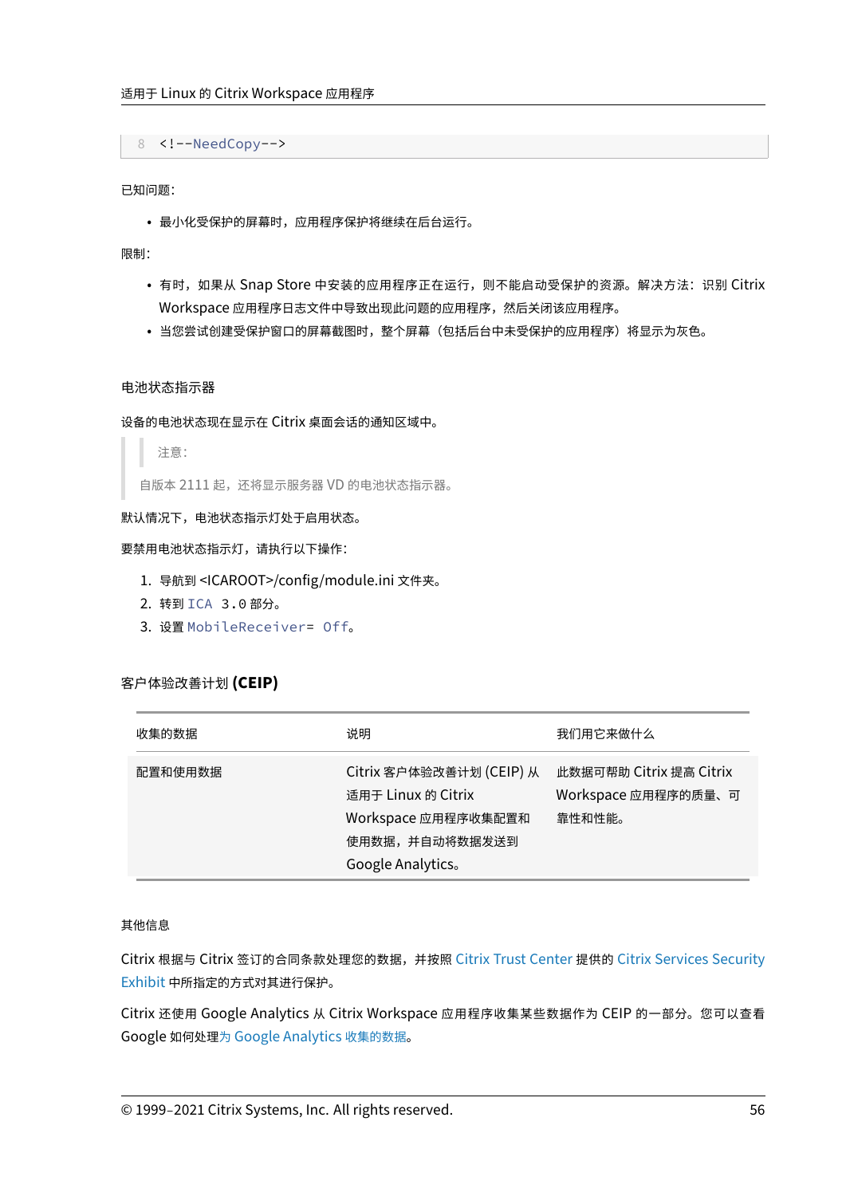```
8 <!--NeedCopy-->
```

已知问题：

- 最小化受保护的屏幕时，应用程序保护将继续在后台运行。

限制：

- 有时，如果从 Snap Store 中安装的应用程序正在运行，则不能启动受保护的资源。解决方法：识别 Citrix Workspace 应用程序日志文件中导致出现此问题的应用程序，然后关闭该应用程序。
- 当您尝试创建受保护窗口的屏幕截图时，整个屏幕（包括后台中未受保护的应用程序）将显示为灰色。

### 电池状态指示器

设备的电池状态现在显示在 Citrix 桌面会话的通知区域中。

> 注意：
>
> 自版本 2111 起，还将显示服务器 VD 的电池状态指示器。

默认情况下，电池状态指示灯处于启用状态。

要禁用电池状态指示灯，请执行以下操作：

1. 导航到 <ICAROOT>/config/module.ini 文件夹。
2. 转到 `ICA 3.0` 部分。
3. 设置 `MobileReceiver= Off`。

### 客户体验改善计划 (CEIP)

| 收集的数据 | 说明 | 我们用它来做什么 |
| --- | --- | --- |
| 配置和使用数据 | Citrix 客户体验改善计划 (CEIP) 从适用于 Linux 的 Citrix Workspace 应用程序收集配置和使用数据，并自动将数据发送到 Google Analytics。 | 此数据可帮助 Citrix 提高 Citrix Workspace 应用程序的质量、可靠性和性能。 |

其他信息

Citrix 根据与 Citrix 签订的合同条款处理您的数据，并按照 Citrix Trust Center 提供的 Citrix Services Security Exhibit 中所指定的方式对其进行保护。

Citrix 还使用 Google Analytics 从 Citrix Workspace 应用程序收集某些数据作为 CEIP 的一部分。您可以查看 Google 如何处理为 Google Analytics 收集的数据。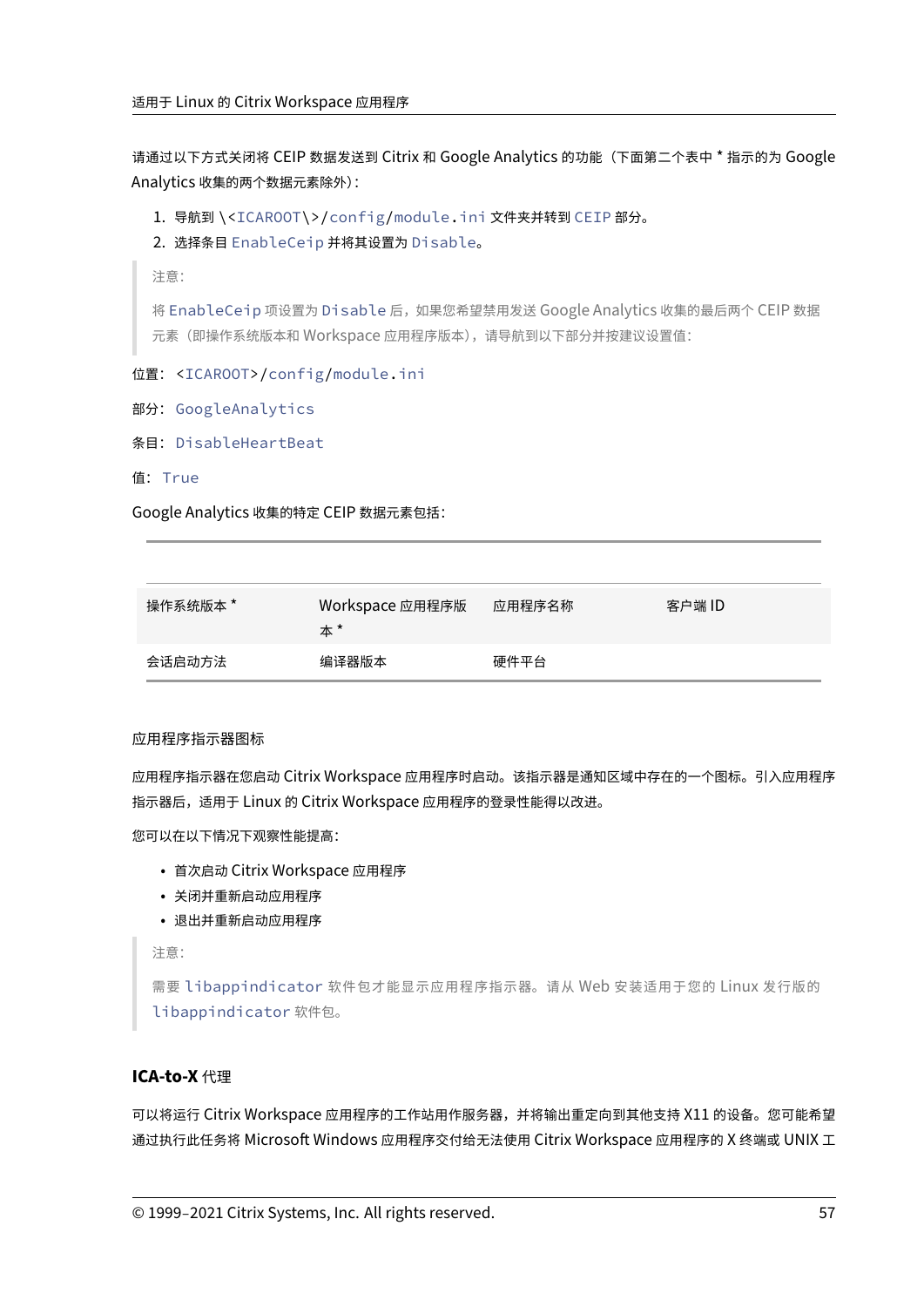请通过以下方式关闭将 CEIP 数据发送到 Citrix 和 Google Analytics 的功能（下面第二个表中 * 指示的为 Google Analytics 收集的两个数据元素除外）：

1. 导航到 \<`ICAROOT`\>/`config`/`module.ini` 文件夹并转到 `CEIP` 部分。
2. 选择条目 `EnableCeip` 并将其设置为 `Disable`。

> 注意：
>
> 将 `EnableCeip` 项设置为 `Disable` 后，如果您希望禁用发送 Google Analytics 收集的最后两个 CEIP 数据元素（即操作系统版本和 Workspace 应用程序版本），请导航到以下部分并按建议设置值：

位置：<`ICAROOT`>/`config`/`module.ini`

部分：`GoogleAnalytics`

条目：`DisableHeartBeat`

值：`True`

Google Analytics 收集的特定 CEIP 数据元素包括：

| | | | |
|---|---|---|---|
| 操作系统版本 * | Workspace 应用程序版本 * | 应用程序名称 | 客户端 ID |
| 会话启动方法 | 编译器版本 | 硬件平台 | |

应用程序指示器图标

应用程序指示器在您启动 Citrix Workspace 应用程序时启动。该指示器是通知区域中存在的一个图标。引入应用程序指示器后，适用于 Linux 的 Citrix Workspace 应用程序的登录性能得以改进。

您可以在以下情况下观察性能提高：

- 首次启动 Citrix Workspace 应用程序
- 关闭并重新启动应用程序
- 退出并重新启动应用程序

> 注意：
>
> 需要 `libappindicator` 软件包才能显示应用程序指示器。请从 Web 安装适用于您的 Linux 发行版的 `libappindicator` 软件包。

### ICA-to-X 代理

可以将运行 Citrix Workspace 应用程序的工作站用作服务器，并将输出重定向到其他支持 X11 的设备。您可能希望通过执行此任务将 Microsoft Windows 应用程序交付给无法使用 Citrix Workspace 应用程序的 X 终端或 UNIX 工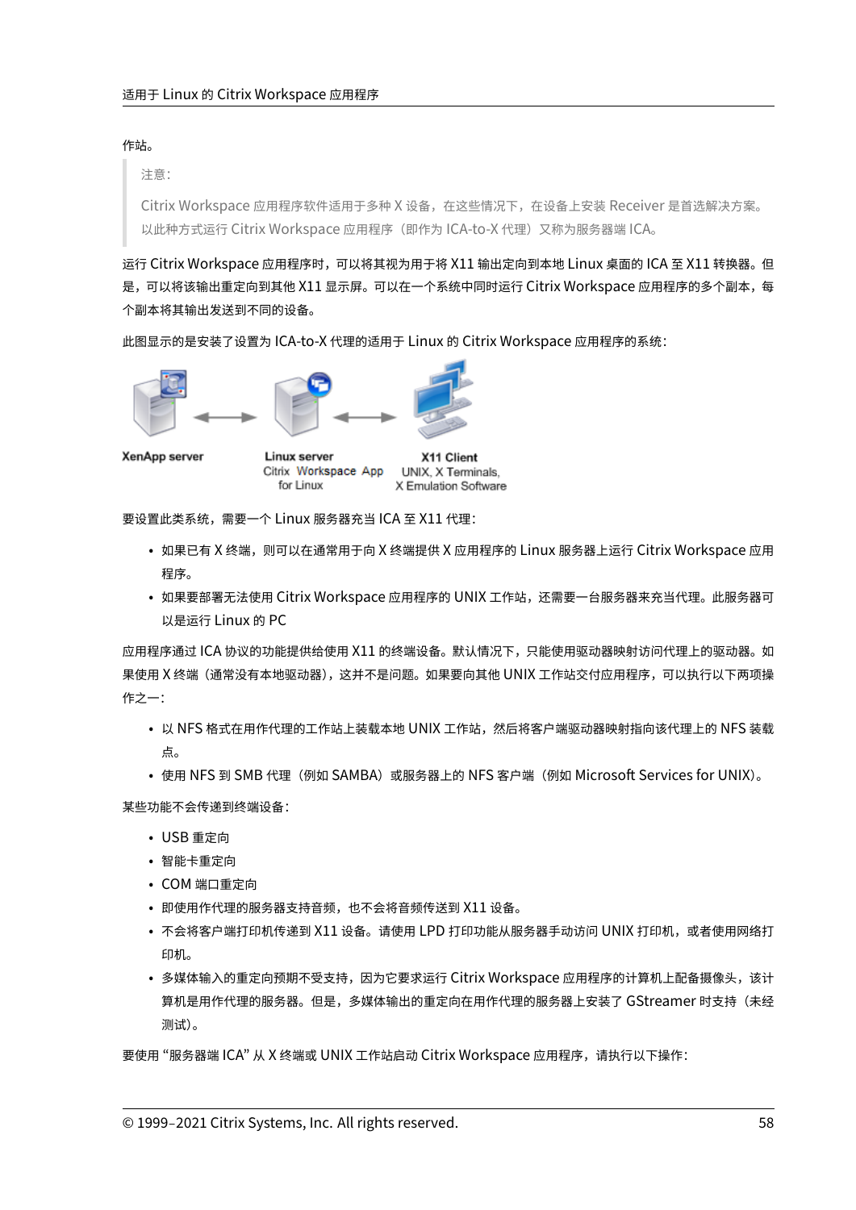作站。

> 注意：
>
> Citrix Workspace 应用程序软件适用于多种 X 设备，在这些情况下，在设备上安装 Receiver 是首选解决方案。以此种方式运行 Citrix Workspace 应用程序（即作为 ICA-to-X 代理）又称为服务器端 ICA。

运行 Citrix Workspace 应用程序时，可以将其视为用于将 X11 输出定向到本地 Linux 桌面的 ICA 至 X11 转换器。但是，可以将该输出重定向到其他 X11 显示屏。可以在一个系统中同时运行 Citrix Workspace 应用程序的多个副本，每个副本将其输出发送到不同的设备。

此图显示的是安装了设置为 ICA-to-X 代理的适用于 Linux 的 Citrix Workspace 应用程序的系统：

XenApp server

Linux server
Citrix Workspace App for Linux

X11 Client
UNIX, X Terminals, X Emulation Software

要设置此类系统，需要一个 Linux 服务器充当 ICA 至 X11 代理：

- 如果已有 X 终端，则可以在通常用于向 X 终端提供 X 应用程序的 Linux 服务器上运行 Citrix Workspace 应用程序。
- 如果要部署无法使用 Citrix Workspace 应用程序的 UNIX 工作站，还需要一台服务器来充当代理。此服务器可以是运行 Linux 的 PC

应用程序通过 ICA 协议的功能提供给使用 X11 的终端设备。默认情况下，只能使用驱动器映射访问代理上的驱动器。如果使用 X 终端（通常没有本地驱动器），这并不是问题。如果要向其他 UNIX 工作站交付应用程序，可以执行以下两项操作之一：

- 以 NFS 格式在用作代理的工作站上装载本地 UNIX 工作站，然后将客户端驱动器映射指向该代理上的 NFS 装载点。
- 使用 NFS 到 SMB 代理（例如 SAMBA）或服务器上的 NFS 客户端（例如 Microsoft Services for UNIX）。

某些功能不会传递到终端设备：

- USB 重定向
- 智能卡重定向
- COM 端口重定向
- 即使用作代理的服务器支持音频，也不会将音频传送到 X11 设备。
- 不会将客户端打印机传递到 X11 设备。请使用 LPD 打印功能从服务器手动访问 UNIX 打印机，或者使用网络打印机。
- 多媒体输入的重定向预期不受支持，因为它要求运行 Citrix Workspace 应用程序的计算机上配备摄像头，该计算机是用作代理的服务器。但是，多媒体输出的重定向在用作代理的服务器上安装了 GStreamer 时支持（未经测试）。

要使用 "服务器端 ICA" 从 X 终端或 UNIX 工作站启动 Citrix Workspace 应用程序，请执行以下操作：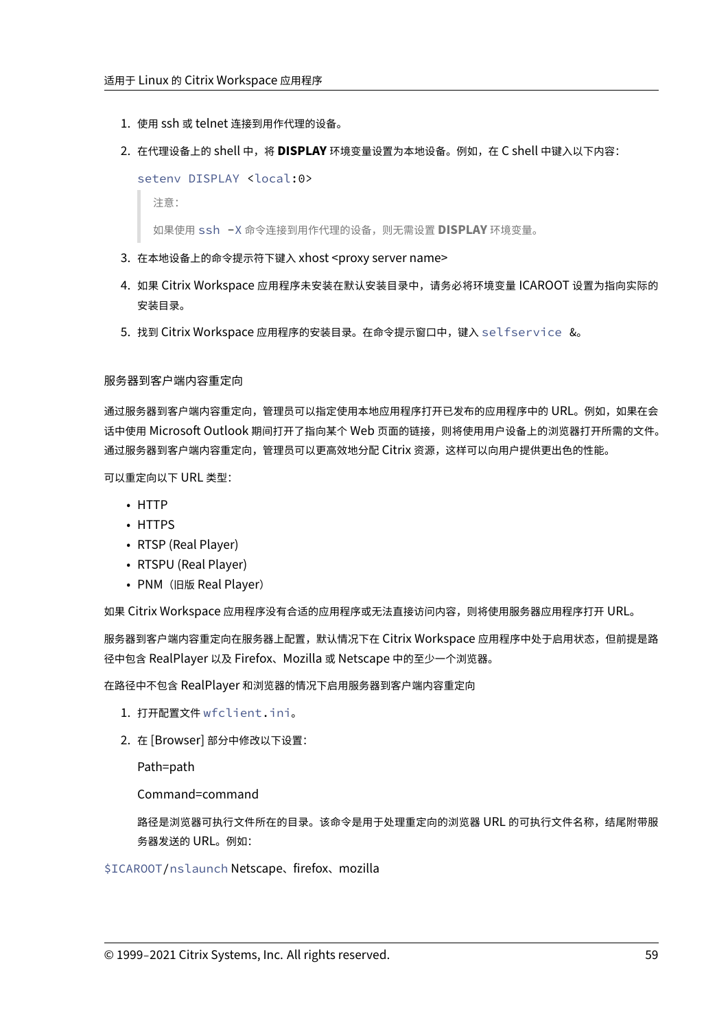1. 使用 ssh 或 telnet 连接到用作代理的设备。
2. 在代理设备上的 shell 中，将 **DISPLAY** 环境变量设置为本地设备。例如，在 C shell 中键入以下内容：

   ```
   setenv DISPLAY <local:0>
   ```

   > 注意：
   >
   > 如果使用 `ssh -X` 命令连接到用作代理的设备，则无需设置 **DISPLAY** 环境变量。

3. 在本地设备上的命令提示符下键入 xhost <proxy server name>
4. 如果 Citrix Workspace 应用程序未安装在默认安装目录中，请务必将环境变量 ICAROOT 设置为指向实际的安装目录。
5. 找到 Citrix Workspace 应用程序的安装目录。在命令提示窗口中，键入 `selfservice &`。

### 服务器到客户端内容重定向

通过服务器到客户端内容重定向，管理员可以指定使用本地应用程序打开已发布的应用程序中的 URL。例如，如果在会话中使用 Microsoft Outlook 期间打开了指向某个 Web 页面的链接，则将使用用户设备上的浏览器打开所需的文件。通过服务器到客户端内容重定向，管理员可以更高效地分配 Citrix 资源，这样可以向用户提供更出色的性能。

可以重定向以下 URL 类型：

- HTTP
- HTTPS
- RTSP (Real Player)
- RTSPU (Real Player)
- PNM（旧版 Real Player）

如果 Citrix Workspace 应用程序没有合适的应用程序或无法直接访问内容，则将使用服务器应用程序打开 URL。

服务器到客户端内容重定向在服务器上配置，默认情况下在 Citrix Workspace 应用程序中处于启用状态，但前提是路径中包含 RealPlayer 以及 Firefox、Mozilla 或 Netscape 中的至少一个浏览器。

在路径中不包含 RealPlayer 和浏览器的情况下启用服务器到客户端内容重定向

1. 打开配置文件 `wfclient.ini`。
2. 在 [Browser] 部分中修改以下设置：

   Path=path

   Command=command

   路径是浏览器可执行文件所在的目录。该命令是用于处理重定向的浏览器 URL 的可执行文件名称，结尾附带服务器发送的 URL。例如：

`$ICAROOT/nslaunch` Netscape、firefox、mozilla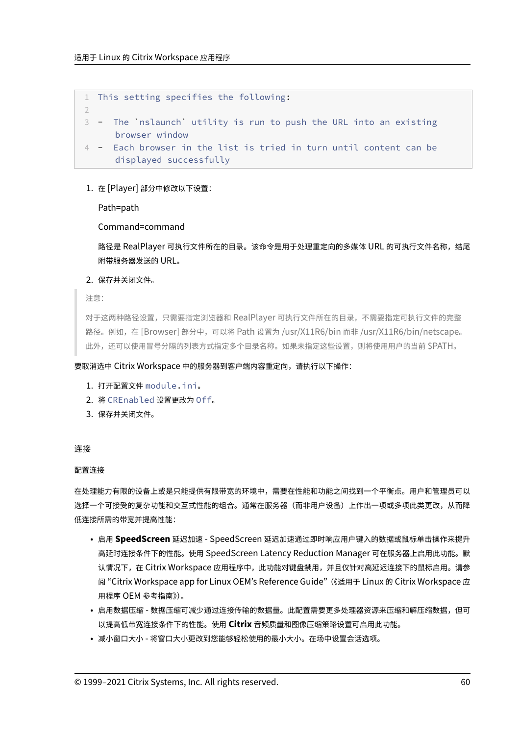```
This setting specifies the following:

- The `nslaunch` utility is run to push the URL into an existing browser window
- Each browser in the list is tried in turn until content can be displayed successfully
```

1. 在 [Player] 部分中修改以下设置：

   Path=path

   Command=command

   路径是 RealPlayer 可执行文件所在的目录。该命令是用于处理重定向的多媒体 URL 的可执行文件名称，结尾附带服务器发送的 URL。

2. 保存并关闭文件。

> 注意：
>
> 对于这两种路径设置，只需要指定浏览器和 RealPlayer 可执行文件所在的目录，不需要指定可执行文件的完整路径。例如，在 [Browser] 部分中，可以将 Path 设置为 /usr/X11R6/bin 而非 /usr/X11R6/bin/netscape。此外，还可以使用冒号分隔的列表方式指定多个目录名称。如果未指定这些设置，则将使用用户的当前 $PATH。

要取消选中 Citrix Workspace 中的服务器到客户端内容重定向，请执行以下操作：

1. 打开配置文件 `module.ini`。
2. 将 `CREnabled` 设置更改为 `Off`。
3. 保存并关闭文件。

## 连接

### 配置连接

在处理能力有限的设备上或是只能提供有限带宽的环境中，需要在性能和功能之间找到一个平衡点。用户和管理员可以选择一个可接受的复杂功能和交互式性能的组合。通常在服务器（而非用户设备）上作出一项或多项此类更改，从而降低连接所需的带宽并提高性能：

- 启用 **SpeedScreen** 延迟加速 - SpeedScreen 延迟加速通过即时响应用户键入的数据或鼠标单击操作来提升高延时连接条件下的性能。使用 SpeedScreen Latency Reduction Manager 可在服务器上启用此功能。默认情况下，在 Citrix Workspace 应用程序中，此功能对键盘禁用，并且仅针对高延迟连接下的鼠标启用。请参阅 "Citrix Workspace app for Linux OEM's Reference Guide"（《适用于 Linux 的 Citrix Workspace 应用程序 OEM 参考指南》）。
- 启用数据压缩 - 数据压缩可减少通过连接传输的数据量。此配置需要更多处理器资源来压缩和解压缩数据，但可以提高低带宽连接条件下的性能。使用 **Citrix** 音频质量和图像压缩策略设置可启用此功能。
- 减小窗口大小 - 将窗口大小更改到您能够轻松使用的最小大小。在场中设置会话选项。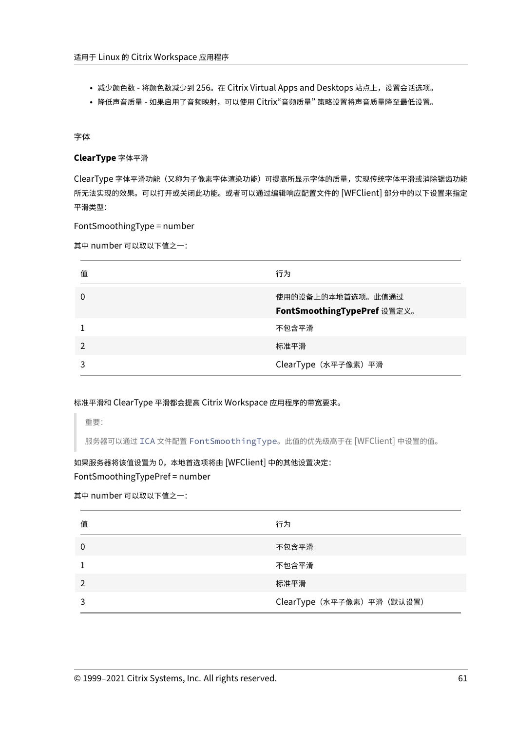- 减少颜色数 - 将颜色数减少到 256。在 Citrix Virtual Apps and Desktops 站点上，设置会话选项。
- 降低声音质量 - 如果启用了音频映射，可以使用 Citrix"音频质量" 策略设置将声音质量降至最低设置。

### 字体

#### **ClearType** 字体平滑

ClearType 字体平滑功能（又称为子像素字体渲染功能）可提高所显示字体的质量，实现传统字体平滑或消除锯齿功能所无法实现的效果。可以打开或关闭此功能。或者可以通过编辑响应配置文件的 [WFClient] 部分中的以下设置来指定平滑类型：

FontSmoothingType = number

其中 number 可以取以下值之一：

| 值 | 行为 |
| --- | --- |
| 0 | 使用的设备上的本地首选项。此值通过 **FontSmoothingTypePref** 设置定义。 |
| 1 | 不包含平滑 |
| 2 | 标准平滑 |
| 3 | ClearType（水平子像素）平滑 |

标准平滑和 ClearType 平滑都会提高 Citrix Workspace 应用程序的带宽要求。

> 重要：
>
> 服务器可以通过 `ICA` 文件配置 `FontSmoothingType`。此值的优先级高于在 [WFClient] 中设置的值。

如果服务器将该值设置为 0，本地首选项将由 [WFClient] 中的其他设置决定：
FontSmoothingTypePref = number

其中 number 可以取以下值之一：

| 值 | 行为 |
| --- | --- |
| 0 | 不包含平滑 |
| 1 | 不包含平滑 |
| 2 | 标准平滑 |
| 3 | ClearType（水平子像素）平滑（默认设置） |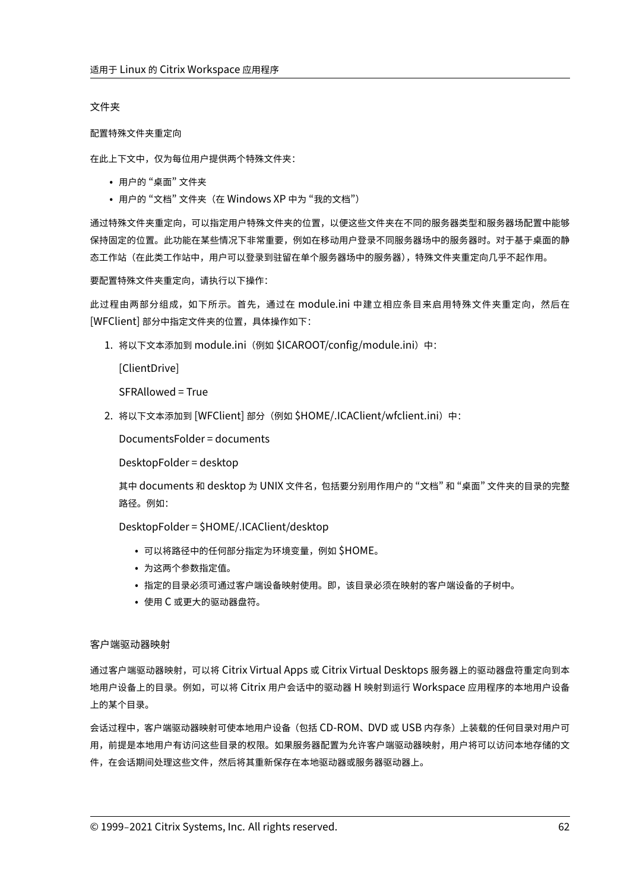### 文件夹

#### 配置特殊文件夹重定向

在此上下文中，仅为每位用户提供两个特殊文件夹：

- 用户的 "桌面" 文件夹
- 用户的 "文档" 文件夹（在 Windows XP 中为 "我的文档"）

通过特殊文件夹重定向，可以指定用户特殊文件夹的位置，以便这些文件夹在不同的服务器类型和服务器场配置中能够保持固定的位置。此功能在某些情况下非常重要，例如在移动用户登录不同服务器场中的服务器时。对于基于桌面的静态工作站（在此类工作站中，用户可以登录到驻留在单个服务器场中的服务器），特殊文件夹重定向几乎不起作用。

要配置特殊文件夹重定向，请执行以下操作：

此过程由两部分组成，如下所示。首先，通过在 module.ini 中建立相应条目来启用特殊文件夹重定向，然后在 [WFClient] 部分中指定文件夹的位置，具体操作如下：

1. 将以下文本添加到 module.ini（例如 $ICAROOT/config/module.ini）中：

   [ClientDrive]

   SFRAllowed = True

2. 将以下文本添加到 [WFClient] 部分（例如 $HOME/.ICAClient/wfclient.ini）中：

   DocumentsFolder = documents

   DesktopFolder = desktop

   其中 documents 和 desktop 为 UNIX 文件名，包括要分别用作用户的 "文档" 和 "桌面" 文件夹的目录的完整路径。例如：

   DesktopFolder = $HOME/.ICAClient/desktop

   - 可以将路径中的任何部分指定为环境变量，例如 $HOME。
   - 为这两个参数指定值。
   - 指定的目录必须可通过客户端设备映射使用。即，该目录必须在映射的客户端设备的子树中。
   - 使用 C 或更大的驱动器盘符。

#### 客户端驱动器映射

通过客户端驱动器映射，可以将 Citrix Virtual Apps 或 Citrix Virtual Desktops 服务器上的驱动器盘符重定向到本地用户设备上的目录。例如，可以将 Citrix 用户会话中的驱动器 H 映射到运行 Workspace 应用程序的本地用户设备上的某个目录。

会话过程中，客户端驱动器映射可使本地用户设备（包括 CD-ROM、DVD 或 USB 内存条）上装载的任何目录对用户可用，前提是本地用户有访问这些目录的权限。如果服务器配置为允许客户端驱动器映射，用户将可以访问本地存储的文件，在会话期间处理这些文件，然后将其重新保存在本地驱动器或服务器驱动器上。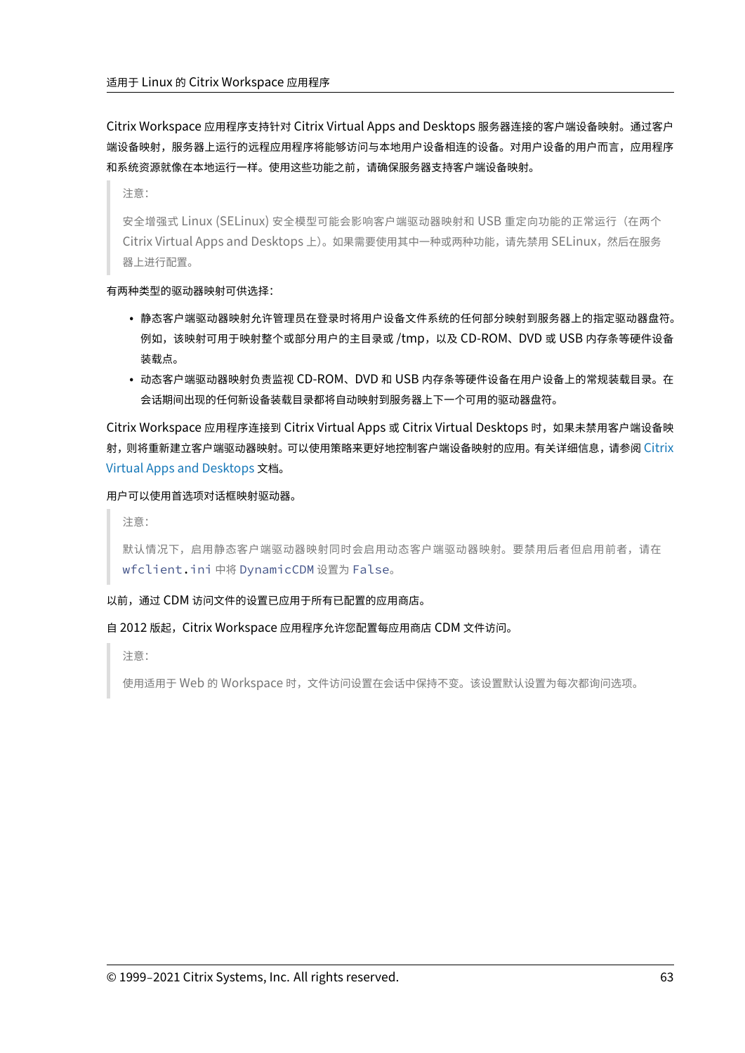Citrix Workspace 应用程序支持针对 Citrix Virtual Apps and Desktops 服务器连接的客户端设备映射。通过客户端设备映射，服务器上运行的远程应用程序将能够访问与本地用户设备相连的设备。对用户设备的用户而言，应用程序和系统资源就像在本地运行一样。使用这些功能之前，请确保服务器支持客户端设备映射。

> 注意：
>
> 安全增强式 Linux (SELinux) 安全模型可能会影响客户端驱动器映射和 USB 重定向功能的正常运行（在两个 Citrix Virtual Apps and Desktops 上）。如果需要使用其中一种或两种功能，请先禁用 SELinux，然后在服务器上进行配置。

有两种类型的驱动器映射可供选择：

- 静态客户端驱动器映射允许管理员在登录时将用户设备文件系统的任何部分映射到服务器上的指定驱动器盘符。例如，该映射可用于映射整个或部分用户的主目录或 /tmp，以及 CD-ROM、DVD 或 USB 内存条等硬件设备装载点。
- 动态客户端驱动器映射负责监视 CD-ROM、DVD 和 USB 内存条等硬件设备在用户设备上的常规装载目录。在会话期间出现的任何新设备装载目录都将自动映射到服务器上下一个可用的驱动器盘符。

Citrix Workspace 应用程序连接到 Citrix Virtual Apps 或 Citrix Virtual Desktops 时，如果未禁用客户端设备映射，则将重新建立客户端驱动器映射。可以使用策略来更好地控制客户端设备映射的应用。有关详细信息，请参阅 Citrix Virtual Apps and Desktops 文档。

用户可以使用首选项对话框映射驱动器。

> 注意：
>
> 默认情况下，启用静态客户端驱动器映射同时会启用动态客户端驱动器映射。要禁用后者但启用前者，请在 `wfclient.ini` 中将 `DynamicCDM` 设置为 `False`。

以前，通过 CDM 访问文件的设置已应用于所有已配置的应用商店。

自 2012 版起，Citrix Workspace 应用程序允许您配置每应用商店 CDM 文件访问。

> 注意：
>
> 使用适用于 Web 的 Workspace 时，文件访问设置在会话中保持不变。该设置默认设置为每次都询问选项。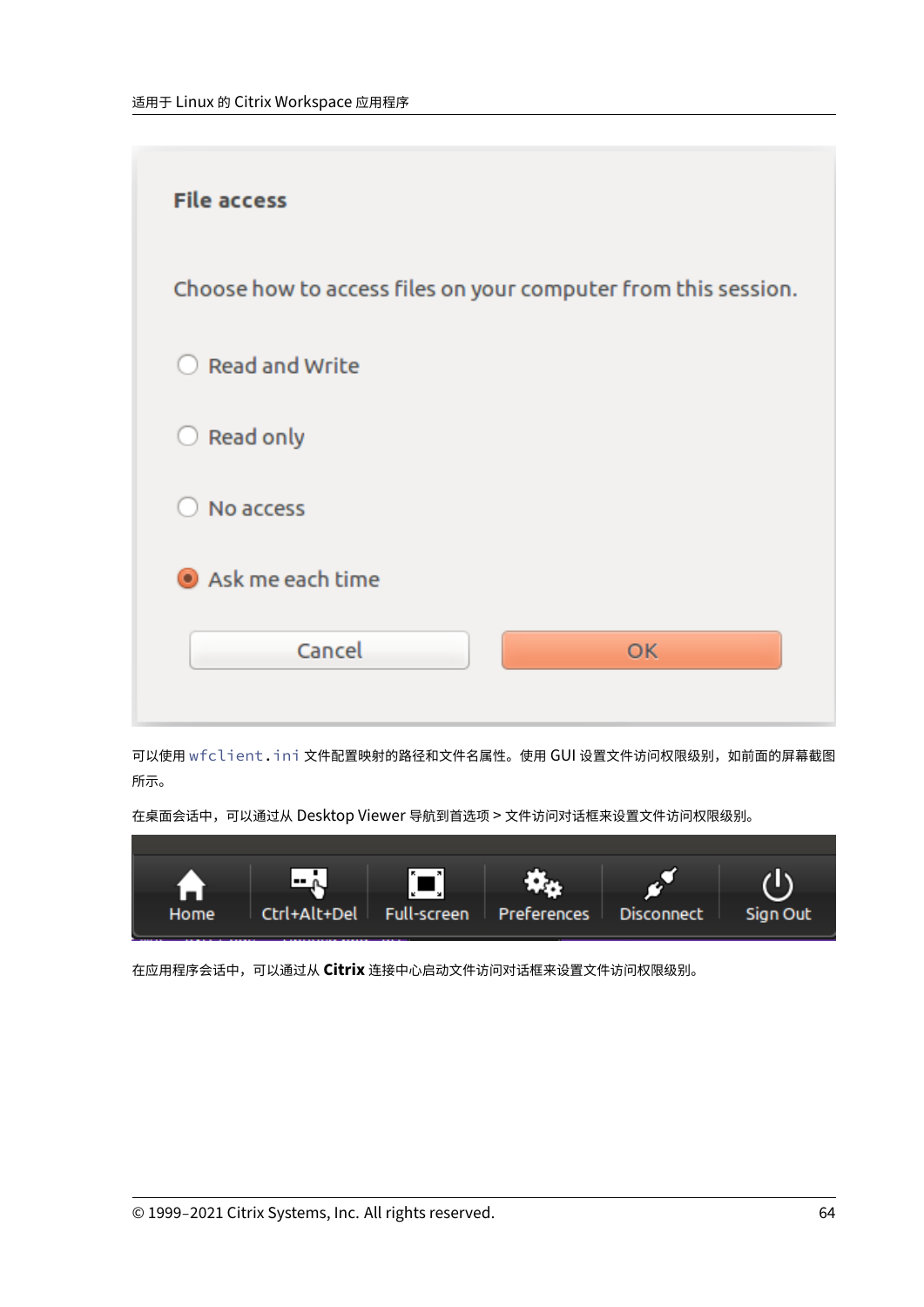File access

Choose how to access files on your computer from this session.

Read and Write

Read only

No access

Ask me each time

Cancel OK

可以使用 `wfclient.ini` 文件配置映射的路径和文件名属性。使用 GUI 设置文件访问权限级别，如前面的屏幕截图所示。

在桌面会话中，可以通过从 Desktop Viewer 导航到首选项 > 文件访问对话框来设置文件访问权限级别。

Home Ctrl+Alt+Del Full-screen Preferences Disconnect Sign Out

在应用程序会话中，可以通过从 **Citrix** 连接中心启动文件访问对话框来设置文件访问权限级别。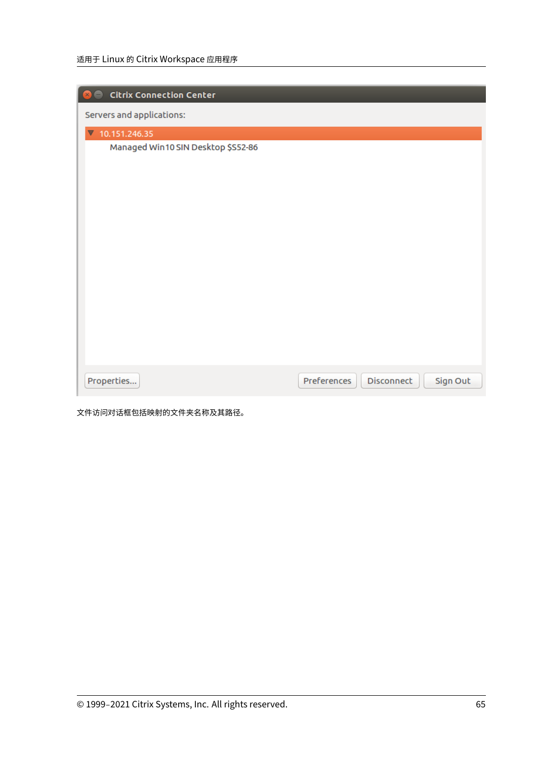Citrix Connection Center

Servers and applications:

10.151.246.35

Managed Win10 SIN Desktop $S52-86

Properties... Preferences Disconnect Sign Out

文件访问对话框包括映射的文件夹名称及其路径。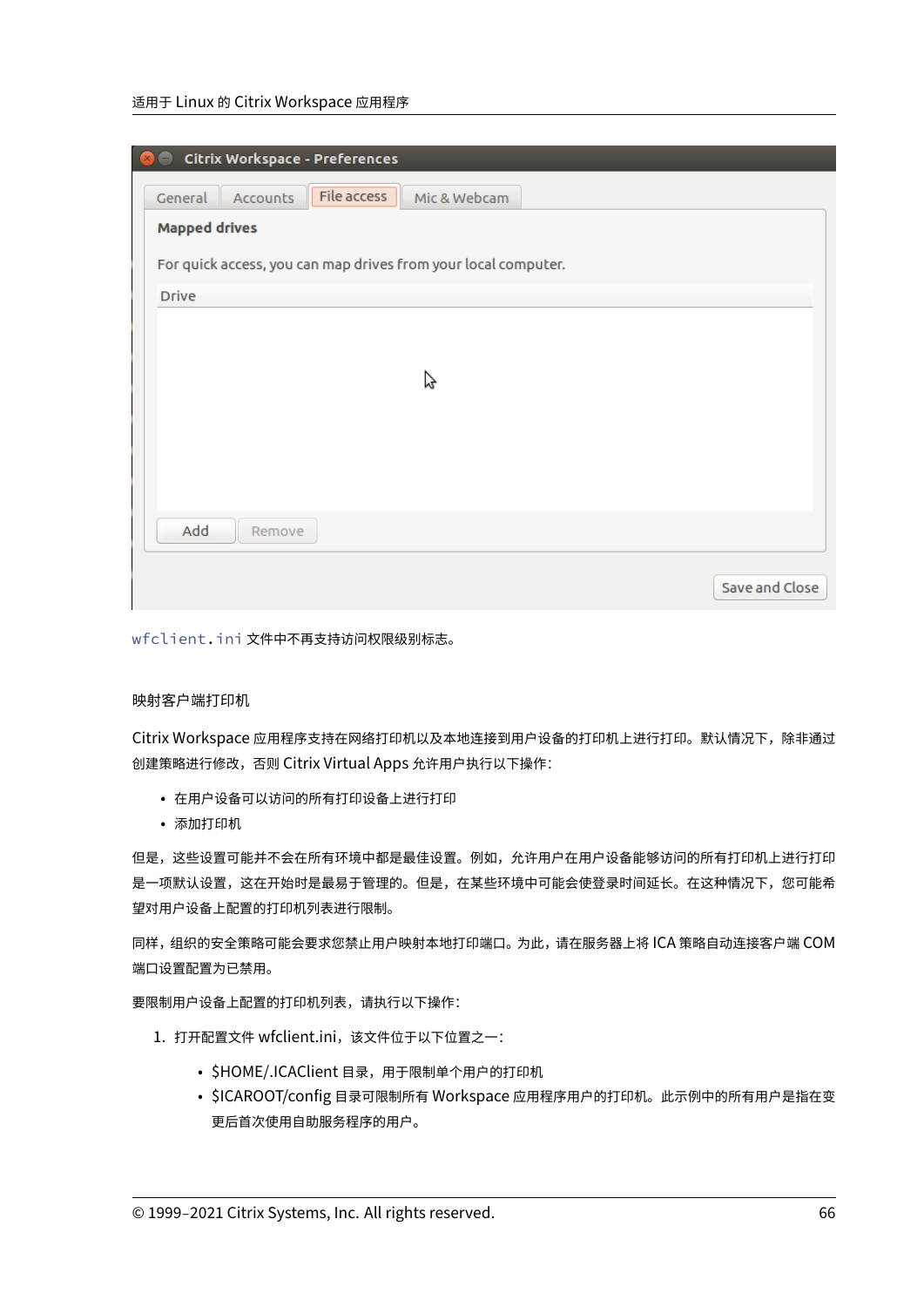`wfclient.ini` 文件中不再支持访问权限级别标志。

#### 映射客户端打印机

Citrix Workspace 应用程序支持在网络打印机以及本地连接到用户设备的打印机上进行打印。默认情况下，除非通过创建策略进行修改，否则 Citrix Virtual Apps 允许用户执行以下操作：

- 在用户设备可以访问的所有打印设备上进行打印
- 添加打印机

但是，这些设置可能并不会在所有环境中都是最佳设置。例如，允许用户在用户设备能够访问的所有打印机上进行打印是一项默认设置，这在开始时是最易于管理的。但是，在某些环境中可能会使登录时间延长。在这种情况下，您可能希望对用户设备上配置的打印机列表进行限制。

同样，组织的安全策略可能会要求您禁止用户映射本地打印端口。为此，请在服务器上将 ICA 策略自动连接客户端 COM 端口设置配置为已禁用。

要限制用户设备上配置的打印机列表，请执行以下操作：

1. 打开配置文件 wfclient.ini，该文件位于以下位置之一：
   - $HOME/.ICAClient 目录，用于限制单个用户的打印机
   - $ICAROOT/config 目录可限制所有 Workspace 应用程序用户的打印机。此示例中的所有用户是指在变更后首次使用自助服务程序的用户。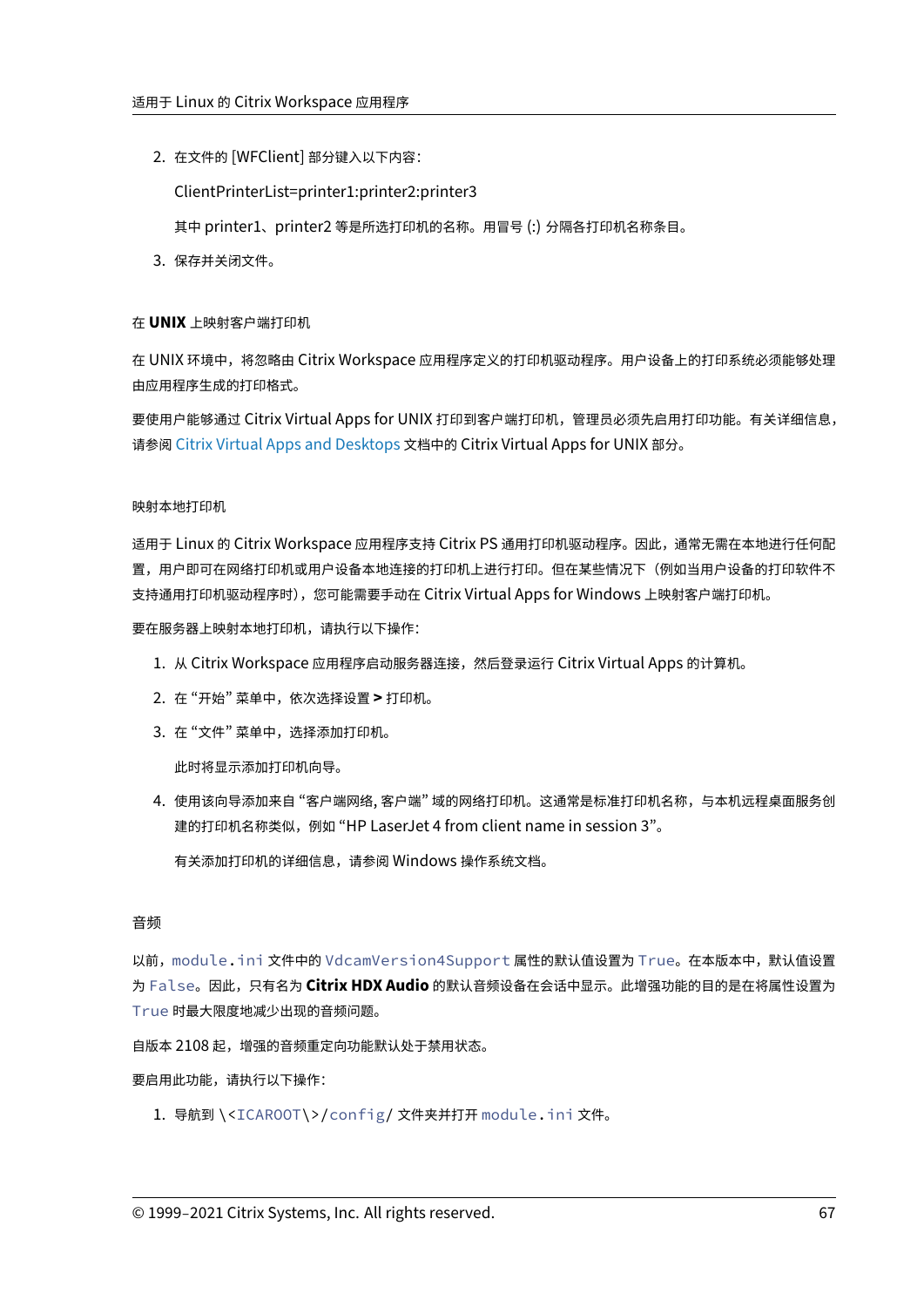2. 在文件的 [WFClient] 部分键入以下内容：

   ClientPrinterList=printer1:printer2:printer3

   其中 printer1、printer2 等是所选打印机的名称。用冒号 (:) 分隔各打印机名称条目。

3. 保存并关闭文件。

#### 在 **UNIX** 上映射客户端打印机

在 UNIX 环境中，将忽略由 Citrix Workspace 应用程序定义的打印机驱动程序。用户设备上的打印系统必须能够处理由应用程序生成的打印格式。

要使用户能够通过 Citrix Virtual Apps for UNIX 打印到客户端打印机，管理员必须先启用打印功能。有关详细信息，请参阅 Citrix Virtual Apps and Desktops 文档中的 Citrix Virtual Apps for UNIX 部分。

#### 映射本地打印机

适用于 Linux 的 Citrix Workspace 应用程序支持 Citrix PS 通用打印机驱动程序。因此，通常无需在本地进行任何配置，用户即可在网络打印机或用户设备本地连接的打印机上进行打印。但在某些情况下（例如当用户设备的打印软件不支持通用打印机驱动程序时），您可能需要手动在 Citrix Virtual Apps for Windows 上映射客户端打印机。

要在服务器上映射本地打印机，请执行以下操作：

1. 从 Citrix Workspace 应用程序启动服务器连接，然后登录运行 Citrix Virtual Apps 的计算机。
2. 在"开始"菜单中，依次选择设置 **>** 打印机。
3. 在"文件"菜单中，选择添加打印机。

   此时将显示添加打印机向导。

4. 使用该向导添加来自"客户端网络, 客户端"域的网络打印机。这通常是标准打印机名称，与本机远程桌面服务创建的打印机名称类似，例如"HP LaserJet 4 from client name in session 3"。

   有关添加打印机的详细信息，请参阅 Windows 操作系统文档。

#### 音频

以前，`module.ini` 文件中的 `VdcamVersion4Support` 属性的默认值设置为 `True`。在本版本中，默认值设置为 `False`。因此，只有名为 **Citrix HDX Audio** 的默认音频设备在会话中显示。此增强功能的目的是在将属性设置为 `True` 时最大限度地减少出现的音频问题。

自版本 2108 起，增强的音频重定向功能默认处于禁用状态。

要启用此功能，请执行以下操作：

1. 导航到 `\<ICAROOT\>/config/` 文件夹并打开 `module.ini` 文件。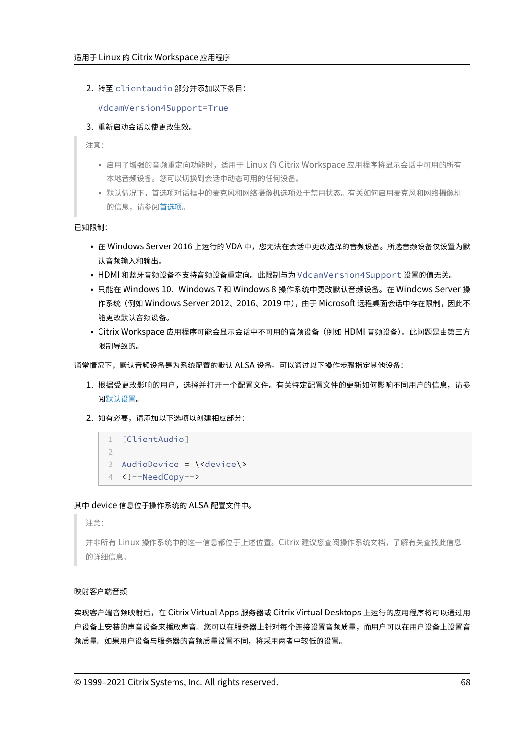2. 转至 `clientaudio` 部分并添加以下条目：

   `VdcamVersion4Support=True`

3. 重新启动会话以使更改生效。

> 注意：
>
> - 启用了增强的音频重定向功能时，适用于 Linux 的 Citrix Workspace 应用程序将显示会话中可用的所有本地音频设备。您可以切换到会话中动态可用的任何设备。
> - 默认情况下，首选项对话框中的麦克风和网络摄像机选项处于禁用状态。有关如何启用麦克风和网络摄像机的信息，请参阅首选项。

已知限制：

- 在 Windows Server 2016 上运行的 VDA 中，您无法在会话中更改选择的音频设备。所选音频设备仅设置为默认音频输入和输出。
- HDMI 和蓝牙音频设备不支持音频设备重定向。此限制与为 `VdcamVersion4Support` 设置的值无关。
- 只能在 Windows 10、Windows 7 和 Windows 8 操作系统中更改默认音频设备。在 Windows Server 操作系统（例如 Windows Server 2012、2016、2019 中），由于 Microsoft 远程桌面会话中存在限制，因此不能更改默认音频设备。
- Citrix Workspace 应用程序可能会显示会话中不可用的音频设备（例如 HDMI 音频设备）。此问题是由第三方限制导致的。

通常情况下，默认音频设备是为系统配置的默认 ALSA 设备。可以通过以下操作步骤指定其他设备：

1. 根据受更改影响的用户，选择并打开一个配置文件。有关特定配置文件的更新如何影响不同用户的信息，请参阅默认设置。
2. 如有必要，请添加以下选项以创建相应部分：

```
[ClientAudio]

AudioDevice = \<device\>
<!--NeedCopy-->
```

其中 device 信息位于操作系统的 ALSA 配置文件中。

> 注意：
>
> 并非所有 Linux 操作系统中的这一信息都位于上述位置。Citrix 建议您查阅操作系统文档，了解有关查找此信息的详细信息。

#### 映射客户端音频

实现客户端音频映射后，在 Citrix Virtual Apps 服务器或 Citrix Virtual Desktops 上运行的应用程序将可以通过用户设备上安装的声音设备来播放声音。您可以在服务器上针对每个连接设置音频质量，而用户可以在用户设备上设置音频质量。如果用户设备与服务器的音频质量设置不同，将采用两者中较低的设置。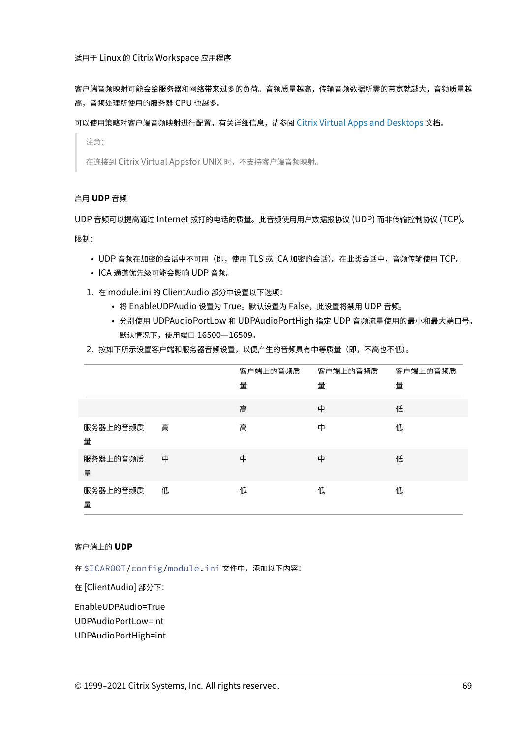客户端音频映射可能会给服务器和网络带来过多的负荷。音频质量越高，传输音频数据所需的带宽就越大，音频质量越高，音频处理所使用的服务器 CPU 也越多。

可以使用策略对客户端音频映射进行配置。有关详细信息，请参阅 Citrix Virtual Apps and Desktops 文档。

> 注意：
>
> 在连接到 Citrix Virtual Appsfor UNIX 时，不支持客户端音频映射。

#### 启用 **UDP** 音频

UDP 音频可以提高通过 Internet 拨打的电话的质量。此音频使用用户数据报协议 (UDP) 而非传输控制协议 (TCP)。

限制：

- UDP 音频在加密的会话中不可用（即，使用 TLS 或 ICA 加密的会话）。在此类会话中，音频传输使用 TCP。
- ICA 通道优先级可能会影响 UDP 音频。

1. 在 module.ini 的 ClientAudio 部分中设置以下选项：
   - 将 EnableUDPAudio 设置为 True。默认设置为 False，此设置将禁用 UDP 音频。
   - 分别使用 UDPAudioPortLow 和 UDPAudioPortHigh 指定 UDP 音频流量使用的最小和最大端口号。默认情况下，使用端口 16500—16509。
2. 按如下所示设置客户端和服务器音频设置，以便产生的音频具有中等质量（即，不高也不低）。

| | | 客户端上的音频质量 | 客户端上的音频质量 | 客户端上的音频质量 |
|---|---|---|---|---|
| | | 高 | 中 | 低 |
| 服务器上的音频质量 | 高 | 高 | 中 | 低 |
| 服务器上的音频质量 | 中 | 中 | 中 | 低 |
| 服务器上的音频质量 | 低 | 低 | 低 | 低 |

#### 客户端上的 **UDP**

在 `$ICAROOT/config/module.ini` 文件中，添加以下内容：

在 [ClientAudio] 部分下：

EnableUDPAudio=True
UDPAudioPortLow=int
UDPAudioPortHigh=int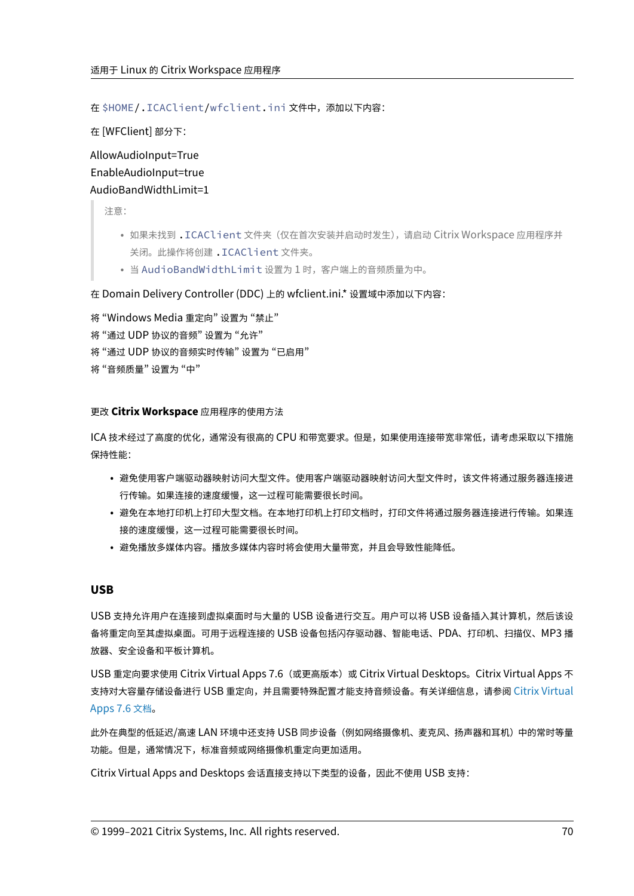在 `$HOME/.ICAClient/wfclient.ini` 文件中，添加以下内容：

在 [WFClient] 部分下：

AllowAudioInput=True
EnableAudioInput=true
AudioBandWidthLimit=1

> 注意：
>
> - 如果未找到 `.ICAClient` 文件夹（仅在首次安装并启动时发生），请启动 Citrix Workspace 应用程序并关闭。此操作将创建 `.ICAClient` 文件夹。
> - 当 `AudioBandWidthLimit` 设置为 1 时，客户端上的音频质量为中。

在 Domain Delivery Controller (DDC) 上的 wfclient.ini.* 设置域中添加以下内容：

将 "Windows Media 重定向" 设置为 "禁止"
将 "通过 UDP 协议的音频" 设置为 "允许"
将 "通过 UDP 协议的音频实时传输" 设置为 "已启用"
将 "音频质量" 设置为 "中"

#### 更改 **Citrix Workspace** 应用程序的使用方法

ICA 技术经过了高度的优化，通常没有很高的 CPU 和带宽要求。但是，如果使用连接带宽非常低，请考虑采取以下措施保持性能：

- 避免使用客户端驱动器映射访问大型文件。使用客户端驱动器映射访问大型文件时，该文件将通过服务器连接进行传输。如果连接的速度缓慢，这一过程可能需要很长时间。
- 避免在本地打印机上打印大型文档。在本地打印机上打印文档时，打印文件将通过服务器连接进行传输。如果连接的速度缓慢，这一过程可能需要很长时间。
- 避免播放多媒体内容。播放多媒体内容时将会使用大量带宽，并且会导致性能降低。

### USB

USB 支持允许用户在连接到虚拟桌面时与大量的 USB 设备进行交互。用户可以将 USB 设备插入其计算机，然后该设备将重定向至其虚拟桌面。可用于远程连接的 USB 设备包括闪存驱动器、智能电话、PDA、打印机、扫描仪、MP3 播放器、安全设备和平板计算机。

USB 重定向要求使用 Citrix Virtual Apps 7.6（或更高版本）或 Citrix Virtual Desktops。Citrix Virtual Apps 不支持对大容量存储设备进行 USB 重定向，并且需要特殊配置才能支持音频设备。有关详细信息，请参阅 Citrix Virtual Apps 7.6 文档。

此外在典型的低延迟/高速 LAN 环境中还支持 USB 同步设备（例如网络摄像机、麦克风、扬声器和耳机）中的常时等量功能。但是，通常情况下，标准音频或网络摄像机重定向更加适用。

Citrix Virtual Apps and Desktops 会话直接支持以下类型的设备，因此不使用 USB 支持：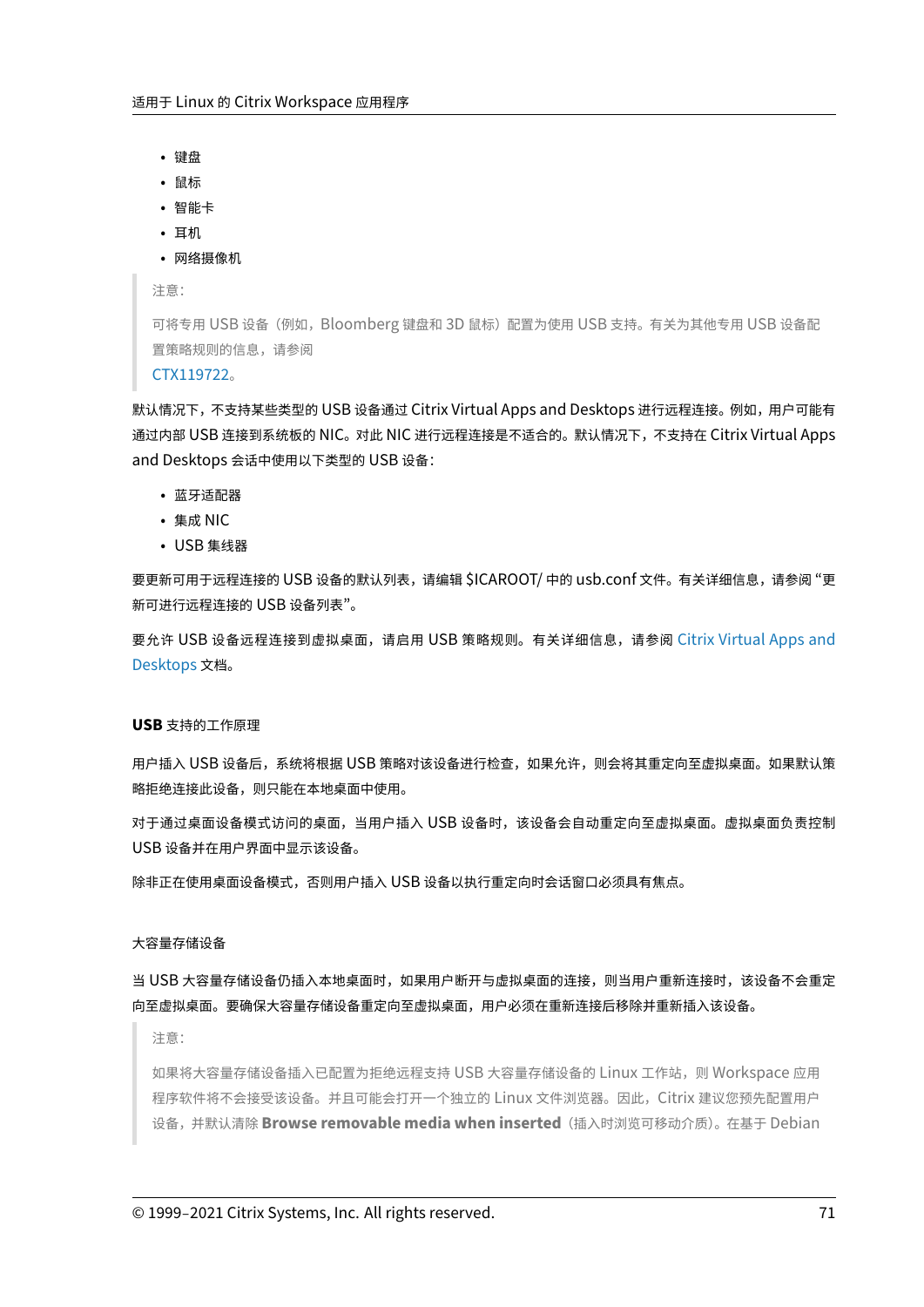- 键盘
- 鼠标
- 智能卡
- 耳机
- 网络摄像机

> 注意：
>
> 可将专用 USB 设备（例如，Bloomberg 键盘和 3D 鼠标）配置为使用 USB 支持。有关为其他专用 USB 设备配置策略规则的信息，请参阅
>
> CTX119722。

默认情况下，不支持某些类型的 USB 设备通过 Citrix Virtual Apps and Desktops 进行远程连接。例如，用户可能有通过内部 USB 连接到系统板的 NIC。对此 NIC 进行远程连接是不适合的。默认情况下，不支持在 Citrix Virtual Apps and Desktops 会话中使用以下类型的 USB 设备：

- 蓝牙适配器
- 集成 NIC
- USB 集线器

要更新可用于远程连接的 USB 设备的默认列表，请编辑 $ICAROOT/ 中的 usb.conf 文件。有关详细信息，请参阅“更新可进行远程连接的 USB 设备列表”。

要允许 USB 设备远程连接到虚拟桌面，请启用 USB 策略规则。有关详细信息，请参阅 Citrix Virtual Apps and Desktops 文档。

#### USB 支持的工作原理

用户插入 USB 设备后，系统将根据 USB 策略对该设备进行检查，如果允许，则会将其重定向至虚拟桌面。如果默认策略拒绝连接此设备，则只能在本地桌面中使用。

对于通过桌面设备模式访问的桌面，当用户插入 USB 设备时，该设备会自动重定向至虚拟桌面。虚拟桌面负责控制 USB 设备并在用户界面中显示该设备。

除非正在使用桌面设备模式，否则用户插入 USB 设备以执行重定向时会话窗口必须具有焦点。

#### 大容量存储设备

当 USB 大容量存储设备仍插入本地桌面时，如果用户断开与虚拟桌面的连接，则当用户重新连接时，该设备不会重定向至虚拟桌面。要确保大容量存储设备重定向至虚拟桌面，用户必须在重新连接后移除并重新插入该设备。

> 注意：
>
> 如果将大容量存储设备插入已配置为拒绝远程支持 USB 大容量存储设备的 Linux 工作站，则 Workspace 应用程序软件将不会接受该设备。并且可能会打开一个独立的 Linux 文件浏览器。因此，Citrix 建议您预先配置用户设备，并默认清除 **Browse removable media when inserted**（插入时浏览可移动介质）。在基于 Debian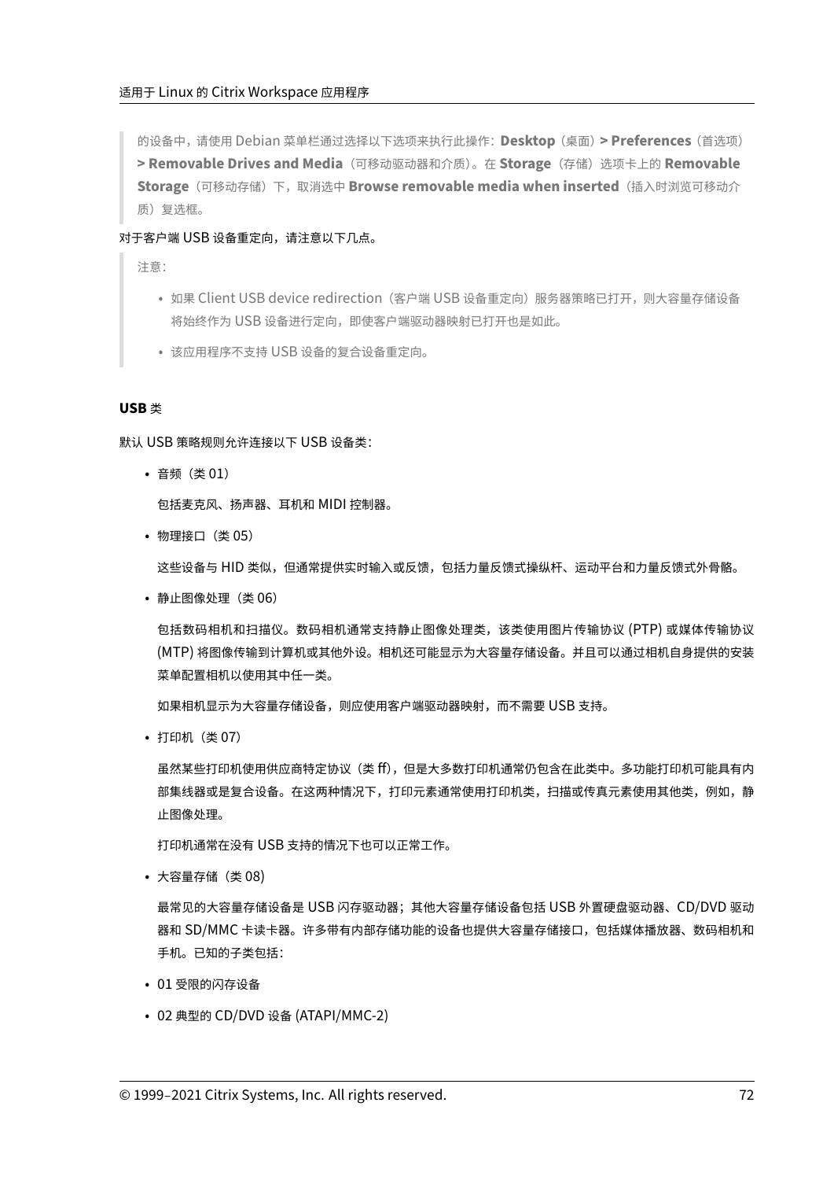> 的设备中，请使用 Debian 菜单栏通过选择以下选项来执行此操作：**Desktop**（桌面）**> Preferences**（首选项）**> Removable Drives and Media**（可移动驱动器和介质）。在 **Storage**（存储）选项卡上的 **Removable Storage**（可移动存储）下，取消选中 **Browse removable media when inserted**（插入时浏览可移动介质）复选框。

对于客户端 USB 设备重定向，请注意以下几点。

> 注意：
>
> - 如果 Client USB device redirection（客户端 USB 设备重定向）服务器策略已打开，则大容量存储设备将始终作为 USB 设备进行定向，即使客户端驱动器映射已打开也是如此。
> - 该应用程序不支持 USB 设备的复合设备重定向。

#### USB 类

默认 USB 策略规则允许连接以下 USB 设备类：

- 音频（类 01）

  包括麦克风、扬声器、耳机和 MIDI 控制器。

- 物理接口（类 05）

  这些设备与 HID 类似，但通常提供实时输入或反馈，包括力量反馈式操纵杆、运动平台和力量反馈式外骨骼。

- 静止图像处理（类 06）

  包括数码相机和扫描仪。数码相机通常支持静止图像处理类，该类使用图片传输协议 (PTP) 或媒体传输协议 (MTP) 将图像传输到计算机或其他外设。相机还可能显示为大容量存储设备。并且可以通过相机自身提供的安装菜单配置相机以使用其中任一类。

  如果相机显示为大容量存储设备，则应使用客户端驱动器映射，而不需要 USB 支持。

- 打印机（类 07）

  虽然某些打印机使用供应商特定协议（类 ff），但是大多数打印机通常仍包含在此类中。多功能打印机可能具有内部集线器或是复合设备。在这两种情况下，打印元素通常使用打印机类，扫描或传真元素使用其他类，例如，静止图像处理。

  打印机通常在没有 USB 支持的情况下也可以正常工作。

- 大容量存储（类 08）

  最常见的大容量存储设备是 USB 闪存驱动器；其他大容量存储设备包括 USB 外置硬盘驱动器、CD/DVD 驱动器和 SD/MMC 卡读卡器。许多带有内部存储功能的设备也提供大容量存储接口，包括媒体播放器、数码相机和手机。已知的子类包括：

- 01 受限的闪存设备
- 02 典型的 CD/DVD 设备 (ATAPI/MMC-2)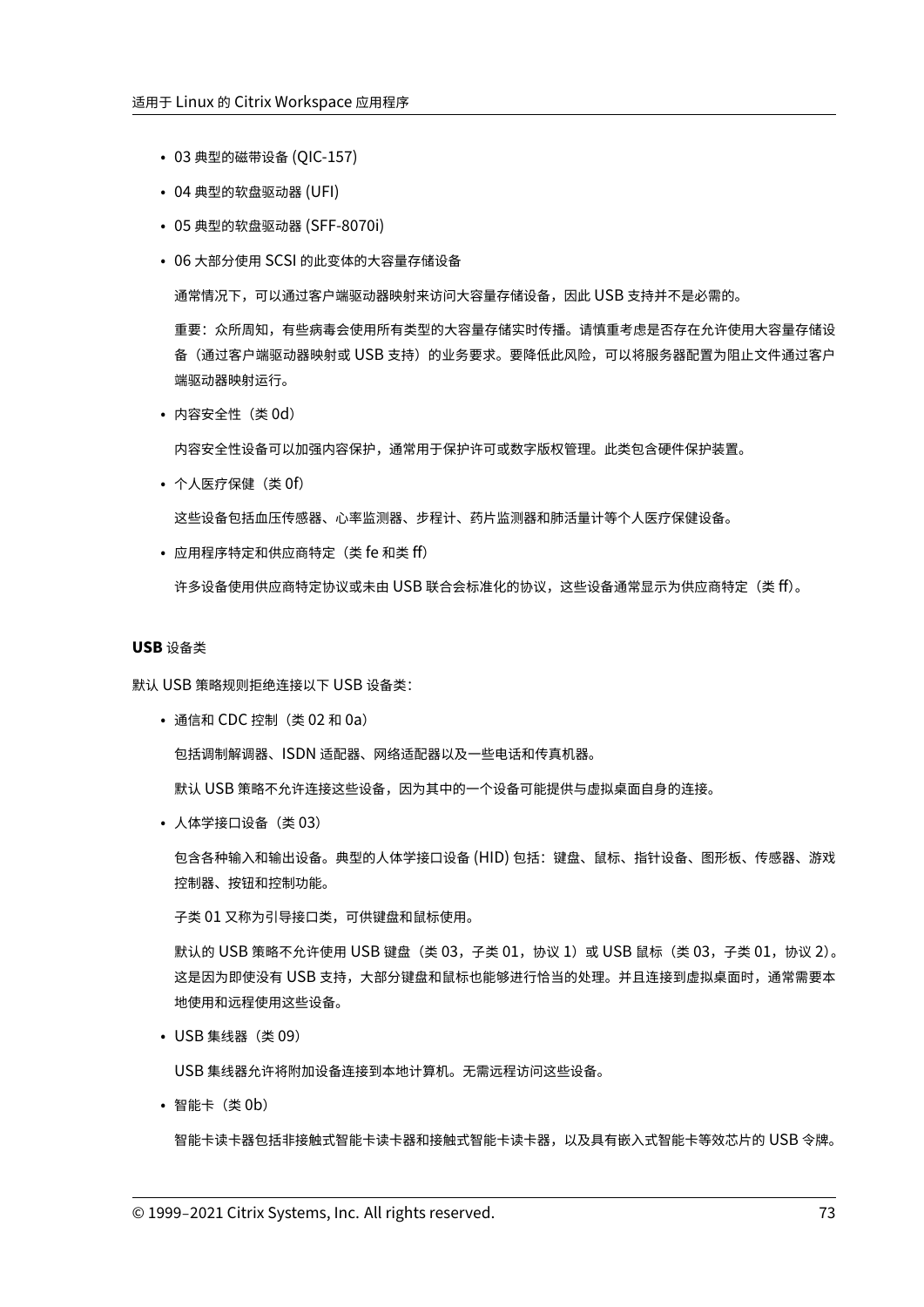- 03 典型的磁带设备 (QIC-157)
- 04 典型的软盘驱动器 (UFI)
- 05 典型的软盘驱动器 (SFF-8070i)
- 06 大部分使用 SCSI 的此变体的大容量存储设备

  通常情况下，可以通过客户端驱动器映射来访问大容量存储设备，因此 USB 支持并不是必需的。

  重要：众所周知，有些病毒会使用所有类型的大容量存储实时传播。请慎重考虑是否存在允许使用大容量存储设备（通过客户端驱动器映射或 USB 支持）的业务要求。要降低此风险，可以将服务器配置为阻止文件通过客户端驱动器映射运行。

- 内容安全性（类 0d）

  内容安全性设备可以加强内容保护，通常用于保护许可或数字版权管理。此类包含硬件保护装置。

- 个人医疗保健（类 0f）

  这些设备包括血压传感器、心率监测器、步程计、药片监测器和肺活量计等个人医疗保健设备。

- 应用程序特定和供应商特定（类 fe 和类 ff）

  许多设备使用供应商特定协议或未由 USB 联合会标准化的协议，这些设备通常显示为供应商特定（类 ff）。

#### **USB** 设备类

默认 USB 策略规则拒绝连接以下 USB 设备类：

- 通信和 CDC 控制（类 02 和 0a）

  包括调制解调器、ISDN 适配器、网络适配器以及一些电话和传真机器。

  默认 USB 策略不允许连接这些设备，因为其中的一个设备可能提供与虚拟桌面自身的连接。

- 人体学接口设备（类 03）

  包含各种输入和输出设备。典型的人体学接口设备 (HID) 包括：键盘、鼠标、指针设备、图形板、传感器、游戏控制器、按钮和控制功能。

  子类 01 又称为引导接口类，可供键盘和鼠标使用。

  默认的 USB 策略不允许使用 USB 键盘（类 03，子类 01，协议 1）或 USB 鼠标（类 03，子类 01，协议 2）。这是因为即使没有 USB 支持，大部分键盘和鼠标也能够进行恰当的处理。并且连接到虚拟桌面时，通常需要本地使用和远程使用这些设备。

- USB 集线器（类 09）

  USB 集线器允许将附加设备连接到本地计算机。无需远程访问这些设备。

- 智能卡（类 0b）

  智能卡读卡器包括非接触式智能卡读卡器和接触式智能卡读卡器，以及具有嵌入式智能卡等效芯片的 USB 令牌。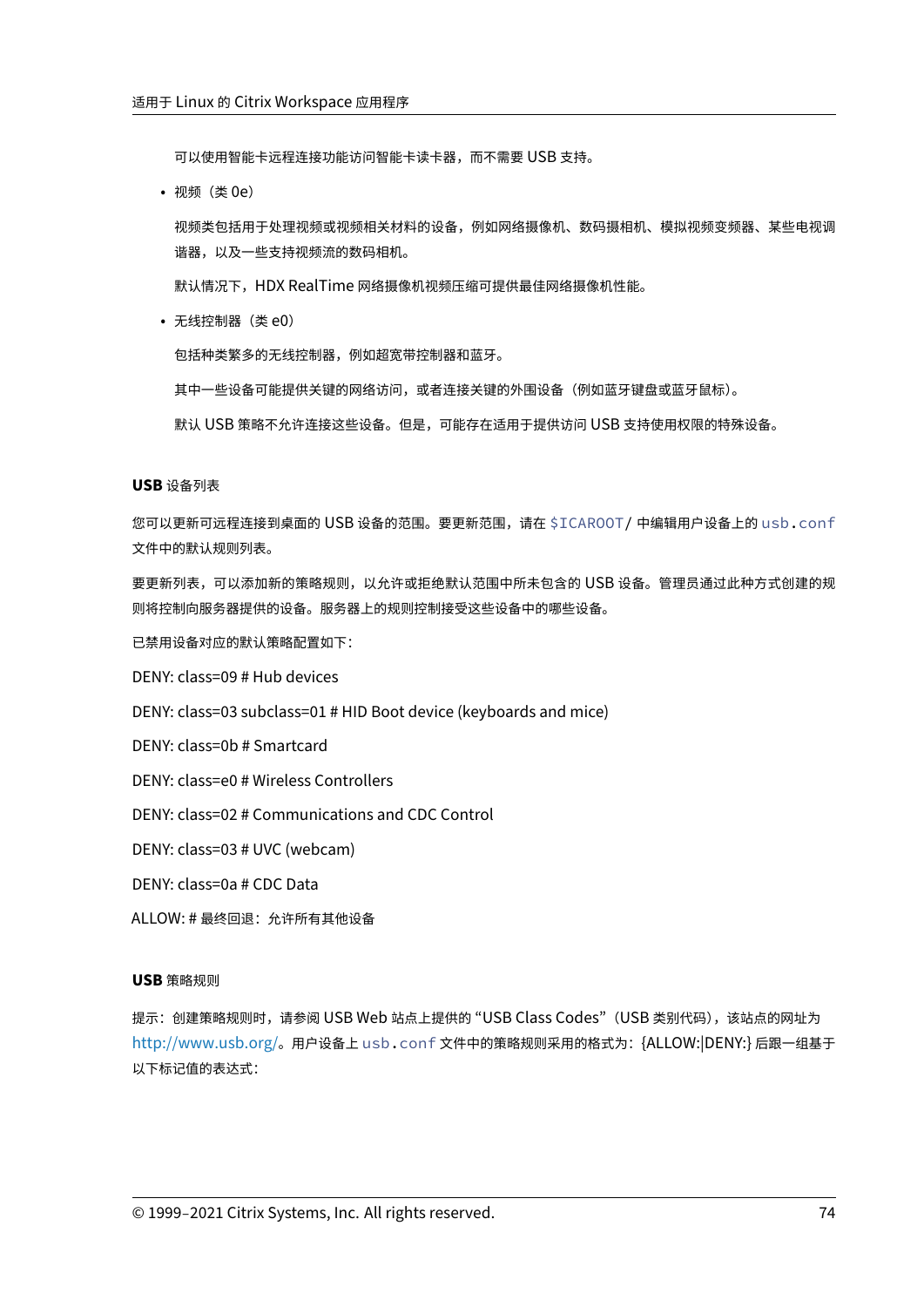可以使用智能卡远程连接功能访问智能卡读卡器，而不需要 USB 支持。

- 视频（类 0e）

  视频类包括用于处理视频或视频相关材料的设备，例如网络摄像机、数码摄相机、模拟视频变频器、某些电视调谐器，以及一些支持视频流的数码相机。

  默认情况下，HDX RealTime 网络摄像机视频压缩可提供最佳网络摄像机性能。

- 无线控制器（类 e0）

  包括种类繁多的无线控制器，例如超宽带控制器和蓝牙。

  其中一些设备可能提供关键的网络访问，或者连接关键的外围设备（例如蓝牙键盘或蓝牙鼠标）。

  默认 USB 策略不允许连接这些设备。但是，可能存在适用于提供访问 USB 支持使用权限的特殊设备。

#### USB 设备列表

您可以更新可远程连接到桌面的 USB 设备的范围。要更新范围，请在 `$ICAROOT/` 中编辑用户设备上的 `usb.conf` 文件中的默认规则列表。

要更新列表，可以添加新的策略规则，以允许或拒绝默认范围中所未包含的 USB 设备。管理员通过此种方式创建的规则将控制向服务器提供的设备。服务器上的规则控制接受这些设备中的哪些设备。

已禁用设备对应的默认策略配置如下：

DENY: class=09 # Hub devices

DENY: class=03 subclass=01 # HID Boot device (keyboards and mice)

DENY: class=0b # Smartcard

DENY: class=e0 # Wireless Controllers

DENY: class=02 # Communications and CDC Control

DENY: class=03 # UVC (webcam)

DENY: class=0a # CDC Data

ALLOW: # 最终回退：允许所有其他设备

#### USB 策略规则

提示：创建策略规则时，请参阅 USB Web 站点上提供的 "USB Class Codes"（USB 类别代码），该站点的网址为 http://www.usb.org/。用户设备上 `usb.conf` 文件中的策略规则采用的格式为：{ALLOW:|DENY:} 后跟一组基于以下标记值的表达式：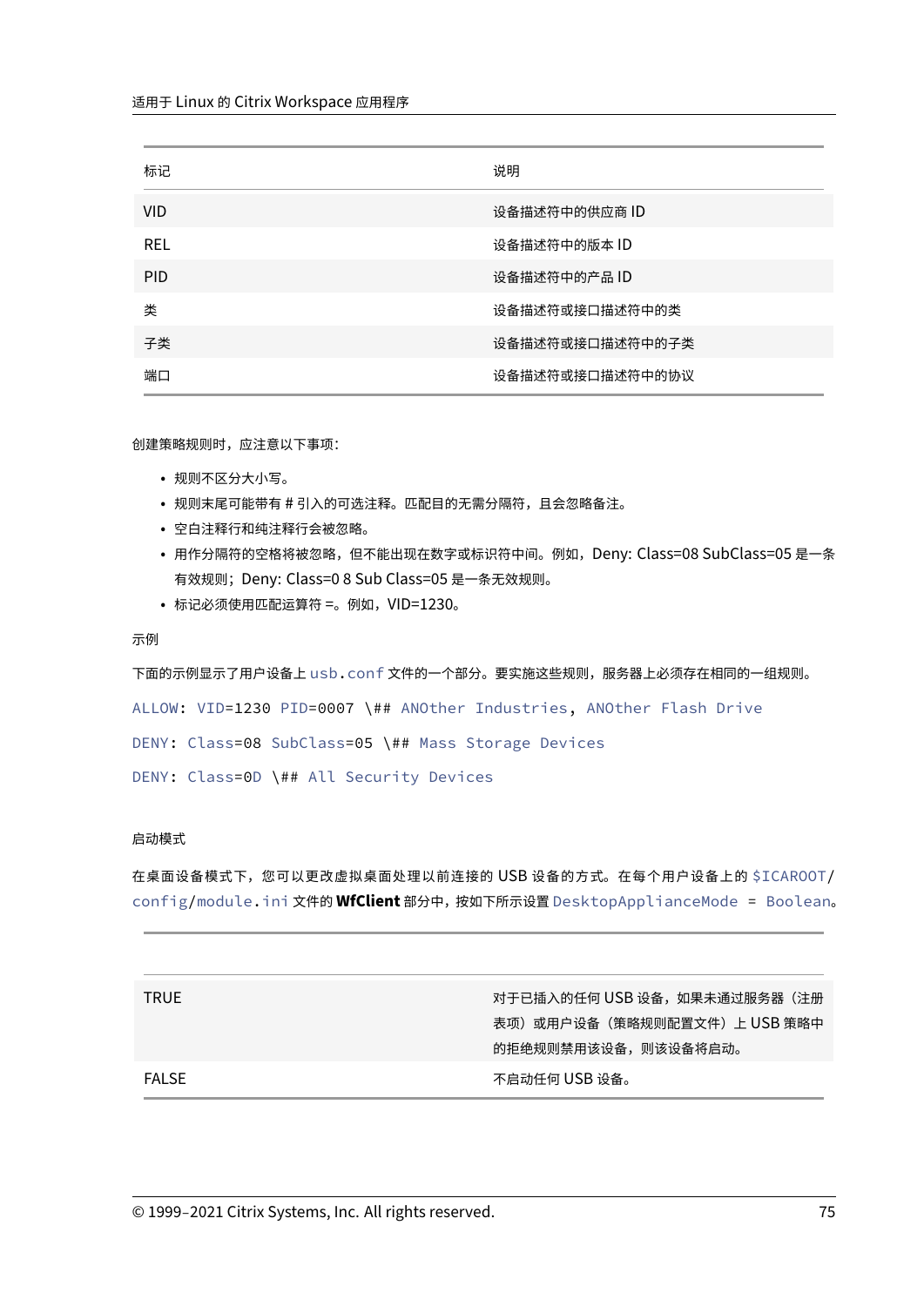| 标记 | 说明 |
| --- | --- |
| VID | 设备描述符中的供应商 ID |
| REL | 设备描述符中的版本 ID |
| PID | 设备描述符中的产品 ID |
| 类 | 设备描述符或接口描述符中的类 |
| 子类 | 设备描述符或接口描述符中的子类 |
| 端口 | 设备描述符或接口描述符中的协议 |

创建策略规则时，应注意以下事项：

- 规则不区分大小写。
- 规则末尾可能带有 # 引入的可选注释。匹配目的无需分隔符，且会忽略备注。
- 空白注释行和纯注释行会被忽略。
- 用作分隔符的空格将被忽略，但不能出现在数字或标识符中间。例如，Deny: Class=08 SubClass=05 是一条有效规则；Deny: Class=0 8 Sub Class=05 是一条无效规则。
- 标记必须使用匹配运算符 =。例如，VID=1230。

示例

下面的示例显示了用户设备上 `usb.conf` 文件的一个部分。要实施这些规则，服务器上必须存在相同的一组规则。

```
ALLOW: VID=1230 PID=0007 \## ANOther Industries, ANOther Flash Drive

DENY: Class=08 SubClass=05 \## Mass Storage Devices

DENY: Class=0D \## All Security Devices
```

启动模式

在桌面设备模式下，您可以更改虚拟桌面处理以前连接的 USB 设备的方式。在每个用户设备上的 `$ICAROOT/config/module.ini` 文件的 **WfClient** 部分中，按如下所示设置 `DesktopApplianceMode = Boolean`。

| | |
| --- | --- |
| TRUE | 对于已插入的任何 USB 设备，如果未通过服务器（注册表项）或用户设备（策略规则配置文件）上 USB 策略中的拒绝规则禁用该设备，则该设备将启动。 |
| FALSE | 不启动任何 USB 设备。 |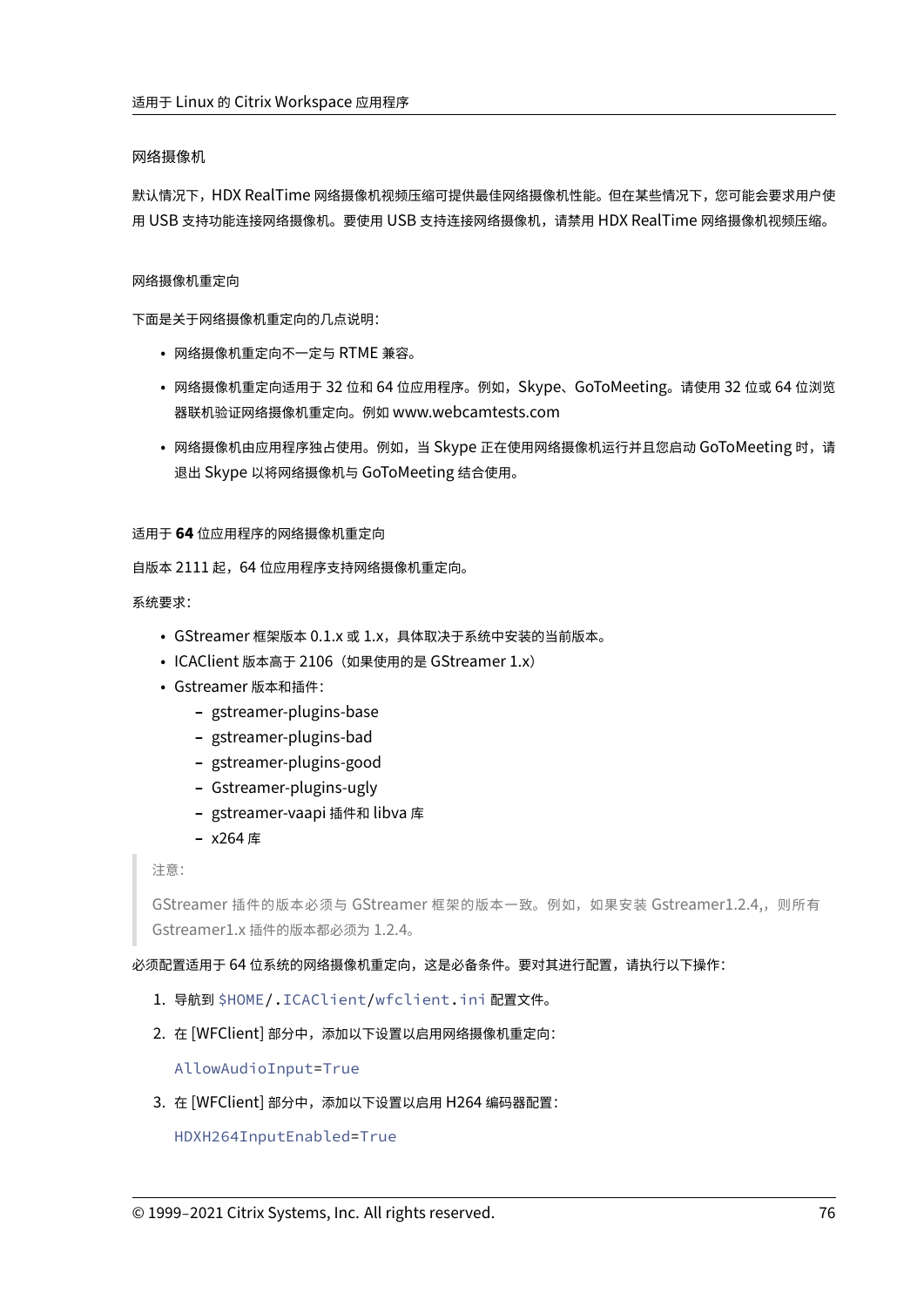#### 网络摄像机

默认情况下，HDX RealTime 网络摄像机视频压缩可提供最佳网络摄像机性能。但在某些情况下，您可能会要求用户使用 USB 支持功能连接网络摄像机。要使用 USB 支持连接网络摄像机，请禁用 HDX RealTime 网络摄像机视频压缩。

##### 网络摄像机重定向

下面是关于网络摄像机重定向的几点说明：

- 网络摄像机重定向不一定与 RTME 兼容。
- 网络摄像机重定向适用于 32 位和 64 位应用程序。例如，Skype、GoToMeeting。请使用 32 位或 64 位浏览器联机验证网络摄像机重定向。例如 www.webcamtests.com
- 网络摄像机由应用程序独占使用。例如，当 Skype 正在使用网络摄像机运行并且您启动 GoToMeeting 时，请退出 Skype 以将网络摄像机与 GoToMeeting 结合使用。

##### 适用于 **64** 位应用程序的网络摄像机重定向

自版本 2111 起，64 位应用程序支持网络摄像机重定向。

系统要求：

- GStreamer 框架版本 0.1.x 或 1.x，具体取决于系统中安装的当前版本。
- ICAClient 版本高于 2106（如果使用的是 GStreamer 1.x）
- Gstreamer 版本和插件：
  - gstreamer-plugins-base
  - gstreamer-plugins-bad
  - gstreamer-plugins-good
  - Gstreamer-plugins-ugly
  - gstreamer-vaapi 插件和 libva 库
  - x264 库

> 注意：
>
> GStreamer 插件的版本必须与 GStreamer 框架的版本一致。例如，如果安装 Gstreamer1.2.4,，则所有 Gstreamer1.x 插件的版本都必须为 1.2.4。

必须配置适用于 64 位系统的网络摄像机重定向，这是必备条件。要对其进行配置，请执行以下操作：

1. 导航到 `$HOME/.ICAClient/wfclient.ini` 配置文件。
2. 在 [WFClient] 部分中，添加以下设置以启用网络摄像机重定向：

   ```
   AllowAudioInput=True
   ```

3. 在 [WFClient] 部分中，添加以下设置以启用 H264 编码器配置：

   ```
   HDXH264InputEnabled=True
   ```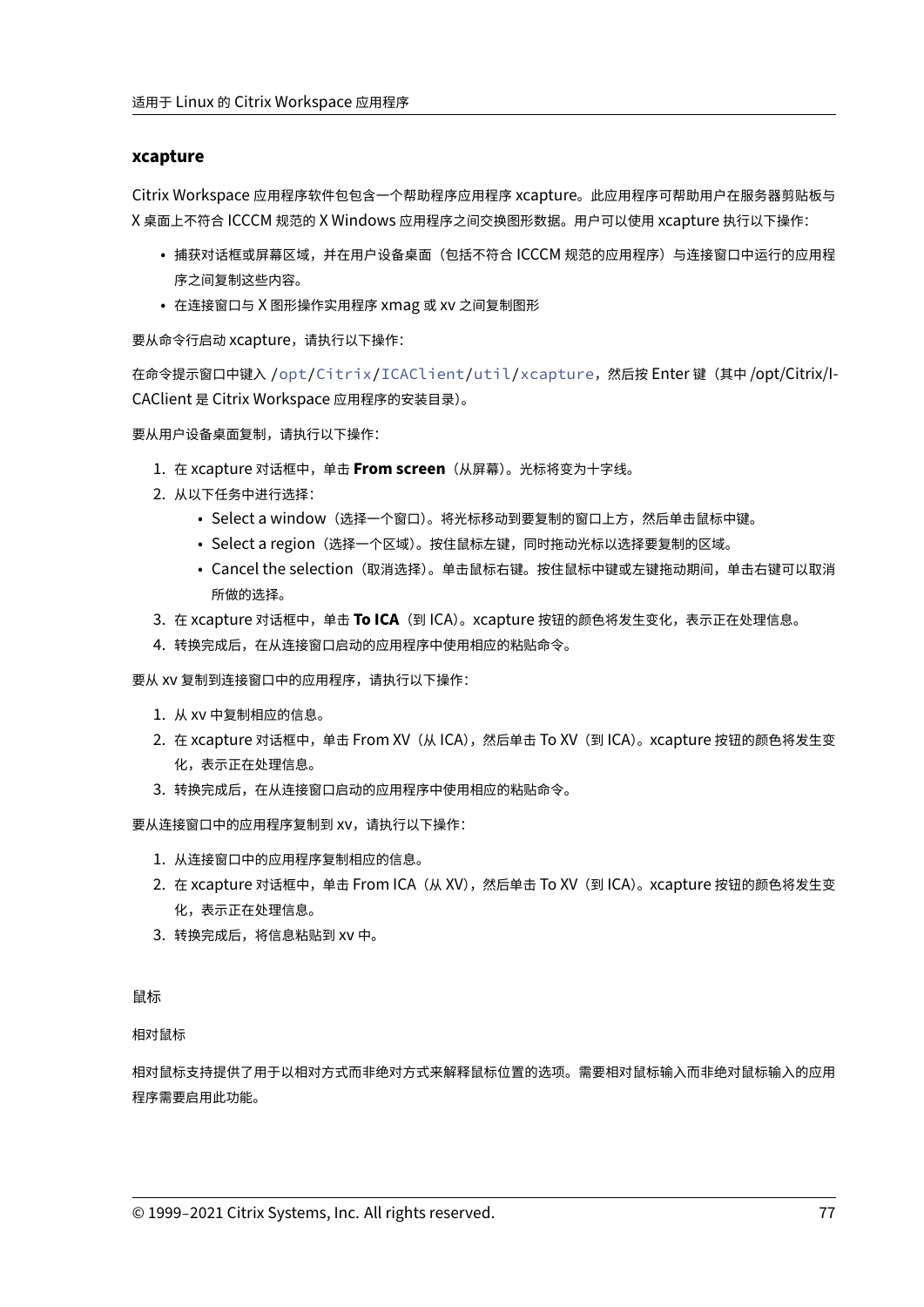### xcapture

Citrix Workspace 应用程序软件包包含一个帮助程序应用程序 xcapture。此应用程序可帮助用户在服务器剪贴板与 X 桌面上不符合 ICCCM 规范的 X Windows 应用程序之间交换图形数据。用户可以使用 xcapture 执行以下操作：

- 捕获对话框或屏幕区域，并在用户设备桌面（包括不符合 ICCCM 规范的应用程序）与连接窗口中运行的应用程序之间复制这些内容。
- 在连接窗口与 X 图形操作实用程序 xmag 或 xv 之间复制图形

要从命令行启动 xcapture，请执行以下操作：

在命令提示窗口中键入 `/opt/Citrix/ICAClient/util/xcapture`，然后按 Enter 键（其中 /opt/Citrix/ICAClient 是 Citrix Workspace 应用程序的安装目录）。

要从用户设备桌面复制，请执行以下操作：

1. 在 xcapture 对话框中，单击 **From screen**（从屏幕）。光标将变为十字线。
2. 从以下任务中进行选择：
    - Select a window（选择一个窗口）。将光标移动到要复制的窗口上方，然后单击鼠标中键。
    - Select a region（选择一个区域）。按住鼠标左键，同时拖动光标以选择要复制的区域。
    - Cancel the selection（取消选择）。单击鼠标右键。按住鼠标中键或左键拖动期间，单击右键可以取消所做的选择。
3. 在 xcapture 对话框中，单击 **To ICA**（到 ICA）。xcapture 按钮的颜色将发生变化，表示正在处理信息。
4. 转换完成后，在从连接窗口启动的应用程序中使用相应的粘贴命令。

要从 xv 复制到连接窗口中的应用程序，请执行以下操作：

1. 从 xv 中复制相应的信息。
2. 在 xcapture 对话框中，单击 From XV（从 ICA），然后单击 To XV（到 ICA）。xcapture 按钮的颜色将发生变化，表示正在处理信息。
3. 转换完成后，在从连接窗口启动的应用程序中使用相应的粘贴命令。

要从连接窗口中的应用程序复制到 xv，请执行以下操作：

1. 从连接窗口中的应用程序复制相应的信息。
2. 在 xcapture 对话框中，单击 From ICA（从 XV），然后单击 To XV（到 ICA）。xcapture 按钮的颜色将发生变化，表示正在处理信息。
3. 转换完成后，将信息粘贴到 xv 中。

鼠标

相对鼠标

相对鼠标支持提供了用于以相对方式而非绝对方式来解释鼠标位置的选项。需要相对鼠标输入而非绝对鼠标输入的应用程序需要启用此功能。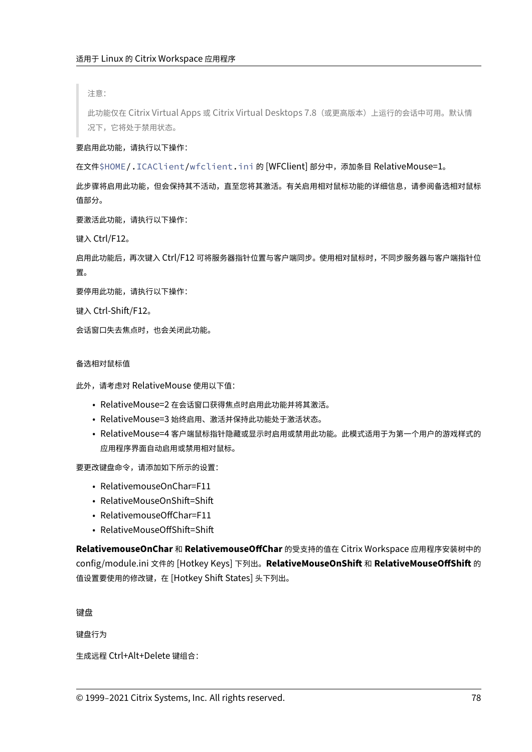> 注意：
>
> 此功能仅在 Citrix Virtual Apps 或 Citrix Virtual Desktops 7.8（或更高版本）上运行的会话中可用。默认情况下，它将处于禁用状态。

要启用此功能，请执行以下操作：

在文件`$HOME/.ICAClient/wfclient.ini` 的 [WFClient] 部分中，添加条目 RelativeMouse=1。

此步骤将启用此功能，但会保持其不活动，直至您将其激活。有关启用相对鼠标功能的详细信息，请参阅备选相对鼠标值部分。

要激活此功能，请执行以下操作：

键入 Ctrl/F12。

启用此功能后，再次键入 Ctrl/F12 可将服务器指针位置与客户端同步。使用相对鼠标时，不同步服务器与客户端指针位置。

要停用此功能，请执行以下操作：

键入 Ctrl-Shift/F12。

会话窗口失去焦点时，也会关闭此功能。

#### 备选相对鼠标值

此外，请考虑对 RelativeMouse 使用以下值：

- RelativeMouse=2 在会话窗口获得焦点时启用此功能并将其激活。
- RelativeMouse=3 始终启用、激活并保持此功能处于激活状态。
- RelativeMouse=4 客户端鼠标指针隐藏或显示时启用或禁用此功能。此模式适用于为第一个用户的游戏样式的应用程序界面自动启用或禁用相对鼠标。

要更改键盘命令，请添加如下所示的设置：

- RelativemouseOnChar=F11
- RelativeMouseOnShift=Shift
- RelativemouseOffChar=F11
- RelativeMouseOffShift=Shift

**RelativemouseOnChar** 和 **RelativemouseOffChar** 的受支持的值在 Citrix Workspace 应用程序安装树中的 config/module.ini 文件的 [Hotkey Keys] 下列出。**RelativeMouseOnShift** 和 **RelativeMouseOffShift** 的值设置要使用的修改键，在 [Hotkey Shift States] 头下列出。

### 键盘

#### 键盘行为

生成远程 Ctrl+Alt+Delete 键组合：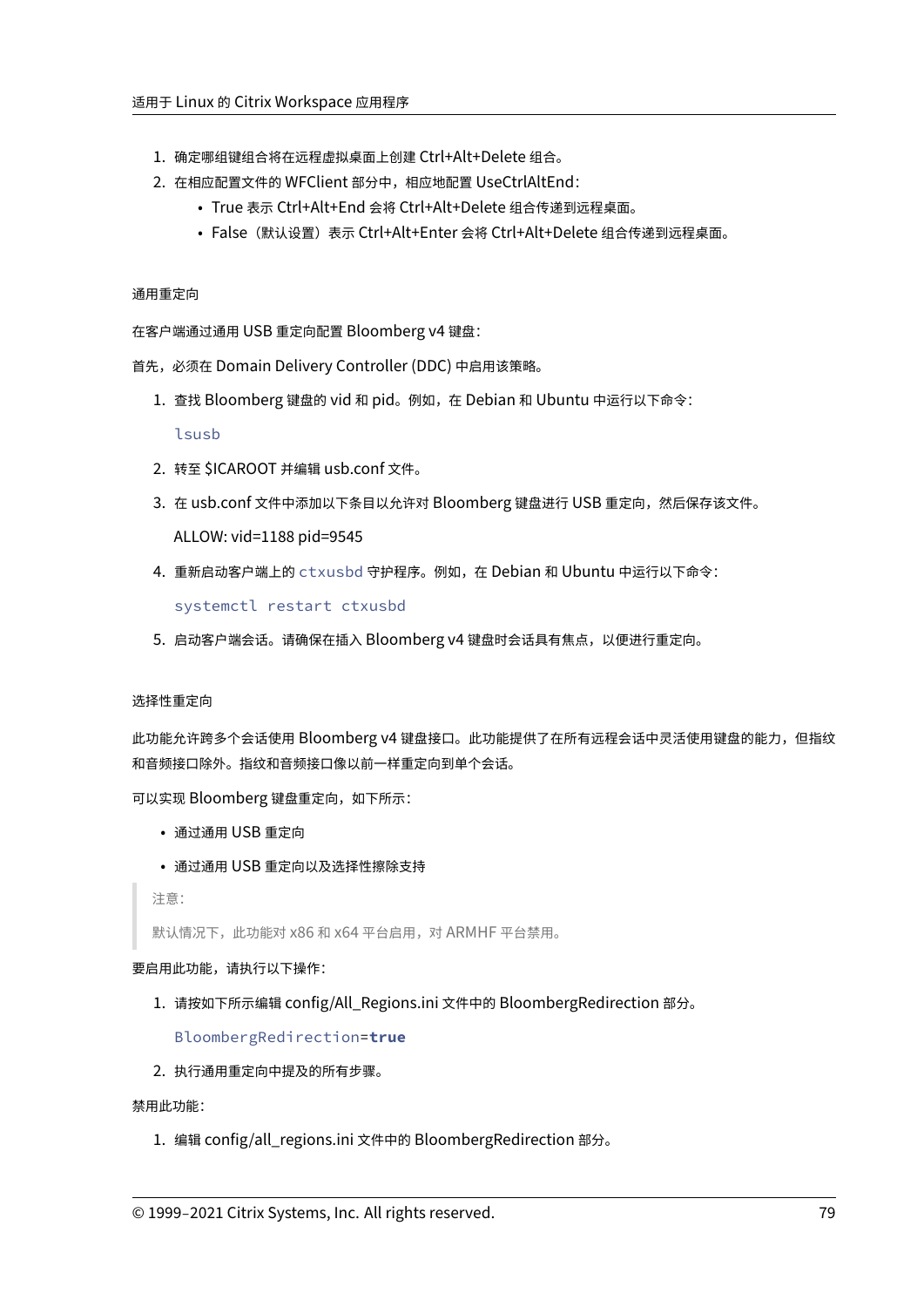1. 确定哪组键组合将在远程虚拟桌面上创建 Ctrl+Alt+Delete 组合。
2. 在相应配置文件的 WFClient 部分中，相应地配置 UseCtrlAltEnd：
   - True 表示 Ctrl+Alt+End 会将 Ctrl+Alt+Delete 组合传递到远程桌面。
   - False（默认设置）表示 Ctrl+Alt+Enter 会将 Ctrl+Alt+Delete 组合传递到远程桌面。

#### 通用重定向

在客户端通过通用 USB 重定向配置 Bloomberg v4 键盘：

首先，必须在 Domain Delivery Controller (DDC) 中启用该策略。

1. 查找 Bloomberg 键盘的 vid 和 pid。例如，在 Debian 和 Ubuntu 中运行以下命令：

   ```
   lsusb
   ```

2. 转至 $ICAROOT 并编辑 usb.conf 文件。
3. 在 usb.conf 文件中添加以下条目以允许对 Bloomberg 键盘进行 USB 重定向，然后保存该文件。

   ALLOW: vid=1188 pid=9545

4. 重新启动客户端上的 `ctxusbd` 守护程序。例如，在 Debian 和 Ubuntu 中运行以下命令：

   ```
   systemctl restart ctxusbd
   ```

5. 启动客户端会话。请确保在插入 Bloomberg v4 键盘时会话具有焦点，以便进行重定向。

#### 选择性重定向

此功能允许跨多个会话使用 Bloomberg v4 键盘接口。此功能提供了在所有远程会话中灵活使用键盘的能力，但指纹和音频接口除外。指纹和音频接口像以前一样重定向到单个会话。

可以实现 Bloomberg 键盘重定向，如下所示：

- 通过通用 USB 重定向
- 通过通用 USB 重定向以及选择性擦除支持

> 注意：
>
> 默认情况下，此功能对 x86 和 x64 平台启用，对 ARMHF 平台禁用。

要启用此功能，请执行以下操作：

1. 请按如下所示编辑 config/All_Regions.ini 文件中的 BloombergRedirection 部分。

   ```
   BloombergRedirection=true
   ```

2. 执行通用重定向中提及的所有步骤。

禁用此功能：

1. 编辑 config/all_regions.ini 文件中的 BloombergRedirection 部分。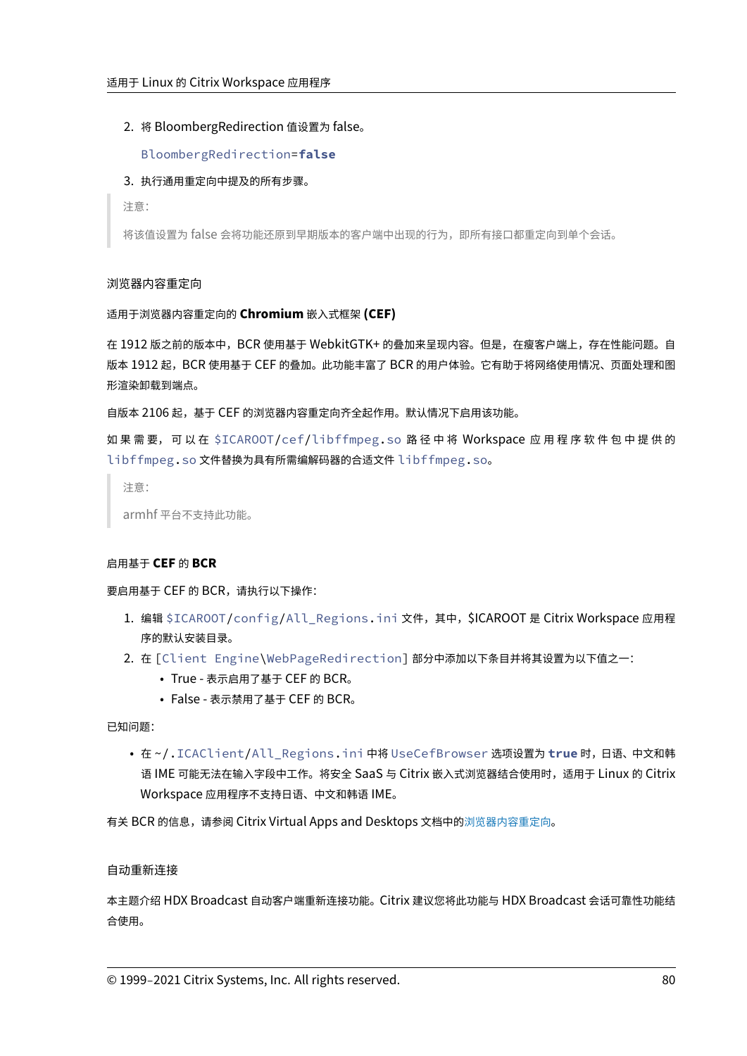2. 将 BloombergRedirection 值设置为 false。

```
BloombergRedirection=false
```

3. 执行通用重定向中提及的所有步骤。

> 注意:
>
> 将该值设置为 false 会将功能还原到早期版本的客户端中出现的行为，即所有接口都重定向到单个会话。

## 浏览器内容重定向

### 适用于浏览器内容重定向的 **Chromium** 嵌入式框架 **(CEF)**

在 1912 版之前的版本中，BCR 使用基于 WebkitGTK+ 的叠加来呈现内容。但是，在瘦客户端上，存在性能问题。自版本 1912 起，BCR 使用基于 CEF 的叠加。此功能丰富了 BCR 的用户体验。它有助于将网络使用情况、页面处理和图形渲染卸载到端点。

自版本 2106 起，基于 CEF 的浏览器内容重定向齐全起作用。默认情况下启用该功能。

如果需要，可以在 `$ICAROOT/cef/libffmpeg.so` 路径中将 Workspace 应用程序软件包中提供的 `libffmpeg.so` 文件替换为具有所需编解码器的合适文件 `libffmpeg.so`。

> 注意:
>
> armhf 平台不支持此功能。

### 启用基于 **CEF** 的 **BCR**

要启用基于 CEF 的 BCR，请执行以下操作:

1. 编辑 `$ICAROOT/config/All_Regions.ini` 文件，其中，$ICAROOT 是 Citrix Workspace 应用程序的默认安装目录。
2. 在 `[Client Engine\WebPageRedirection]` 部分中添加以下条目并将其设置为以下值之一:
   - True - 表示启用了基于 CEF 的 BCR。
   - False - 表示禁用了基于 CEF 的 BCR。

已知问题:

- 在 `~/.ICAClient/All_Regions.ini` 中将 `UseCefBrowser` 选项设置为 **`true`** 时，日语、中文和韩语 IME 可能无法在输入字段中工作。将安全 SaaS 与 Citrix 嵌入式浏览器结合使用时，适用于 Linux 的 Citrix Workspace 应用程序不支持日语、中文和韩语 IME。

有关 BCR 的信息，请参阅 Citrix Virtual Apps and Desktops 文档中的浏览器内容重定向。

## 自动重新连接

本主题介绍 HDX Broadcast 自动客户端重新连接功能。Citrix 建议您将此功能与 HDX Broadcast 会话可靠性功能结合使用。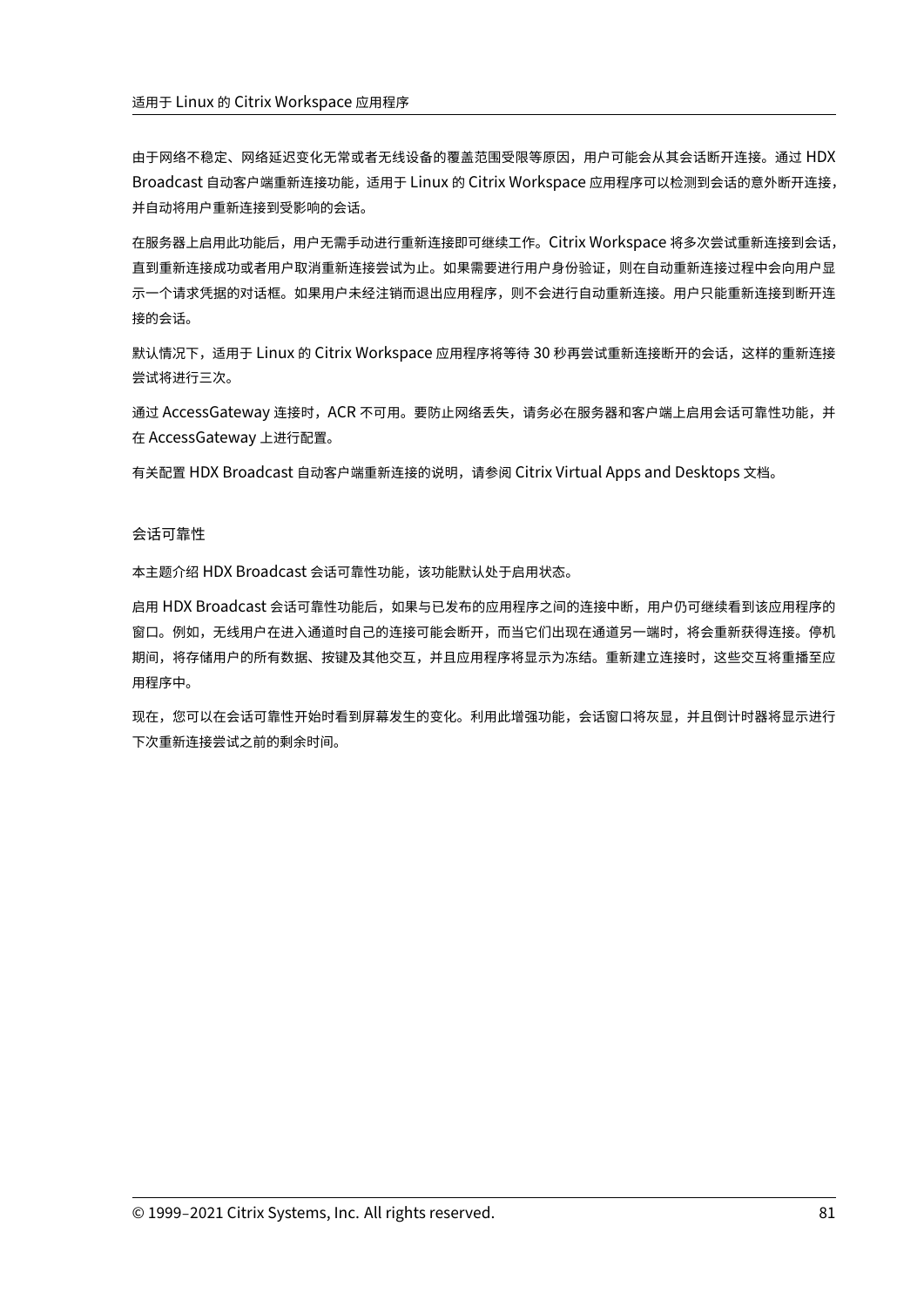由于网络不稳定、网络延迟变化无常或者无线设备的覆盖范围受限等原因，用户可能会从其会话断开连接。通过 HDX Broadcast 自动客户端重新连接功能，适用于 Linux 的 Citrix Workspace 应用程序可以检测到会话的意外断开连接，并自动将用户重新连接到受影响的会话。

在服务器上启用此功能后，用户无需手动进行重新连接即可继续工作。Citrix Workspace 将多次尝试重新连接到会话，直到重新连接成功或者用户取消重新连接尝试为止。如果需要进行用户身份验证，则在自动重新连接过程中会向用户显示一个请求凭据的对话框。如果用户未经注销而退出应用程序，则不会进行自动重新连接。用户只能重新连接到断开连接的会话。

默认情况下，适用于 Linux 的 Citrix Workspace 应用程序将等待 30 秒再尝试重新连接断开的会话，这样的重新连接尝试将进行三次。

通过 AccessGateway 连接时，ACR 不可用。要防止网络丢失，请务必在服务器和客户端上启用会话可靠性功能，并在 AccessGateway 上进行配置。

有关配置 HDX Broadcast 自动客户端重新连接的说明，请参阅 Citrix Virtual Apps and Desktops 文档。

### 会话可靠性

本主题介绍 HDX Broadcast 会话可靠性功能，该功能默认处于启用状态。

启用 HDX Broadcast 会话可靠性功能后，如果与已发布的应用程序之间的连接中断，用户仍可继续看到该应用程序的窗口。例如，无线用户在进入通道时自己的连接可能会断开，而当它们出现在通道另一端时，将会重新获得连接。停机期间，将存储用户的所有数据、按键及其他交互，并且应用程序将显示为冻结。重新建立连接时，这些交互将重播至应用程序中。

现在，您可以在会话可靠性开始时看到屏幕发生的变化。利用此增强功能，会话窗口将灰显，并且倒计时器将显示进行下次重新连接尝试之前的剩余时间。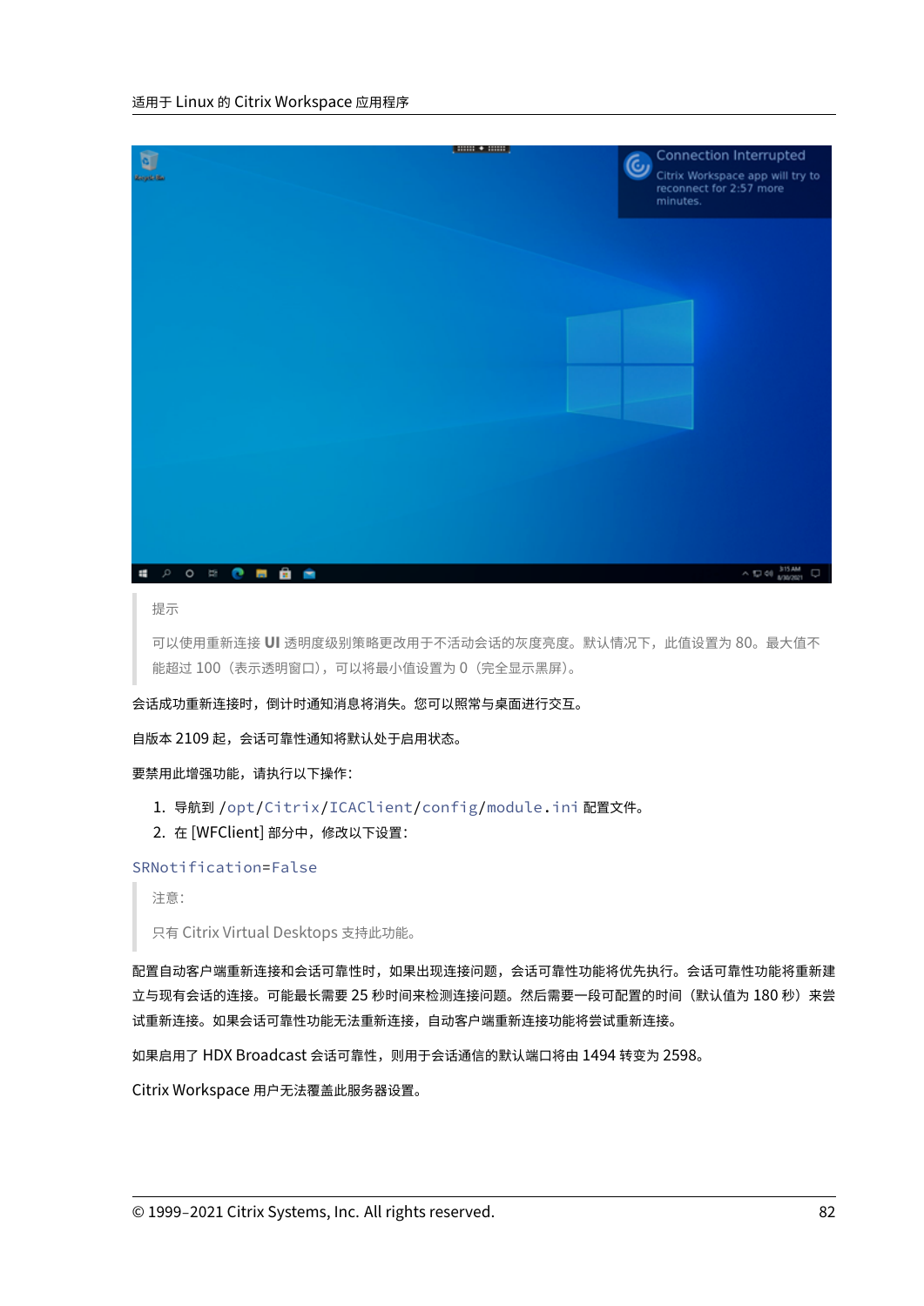> 提示
>
> 可以使用重新连接 **UI** 透明度级别策略更改用于不活动会话的灰度亮度。默认情况下，此值设置为 80。最大值不能超过 100（表示透明窗口），可以将最小值设置为 0（完全显示黑屏）。

会话成功重新连接时，倒计时通知消息将消失。您可以照常与桌面进行交互。

自版本 2109 起，会话可靠性通知将默认处于启用状态。

要禁用此增强功能，请执行以下操作：

1. 导航到 `/opt/Citrix/ICAClient/config/module.ini` 配置文件。
2. 在 [WFClient] 部分中，修改以下设置：

```
SRNotification=False
```

> 注意：
>
> 只有 Citrix Virtual Desktops 支持此功能。

配置自动客户端重新连接和会话可靠性时，如果出现连接问题，会话可靠性功能将优先执行。会话可靠性功能将重新建立与现有会话的连接。可能最长需要 25 秒时间来检测连接问题。然后需要一段可配置的时间（默认值为 180 秒）来尝试重新连接。如果会话可靠性功能无法重新连接，自动客户端重新连接功能将尝试重新连接。

如果启用了 HDX Broadcast 会话可靠性，则用于会话通信的默认端口将由 1494 转变为 2598。

Citrix Workspace 用户无法覆盖此服务器设置。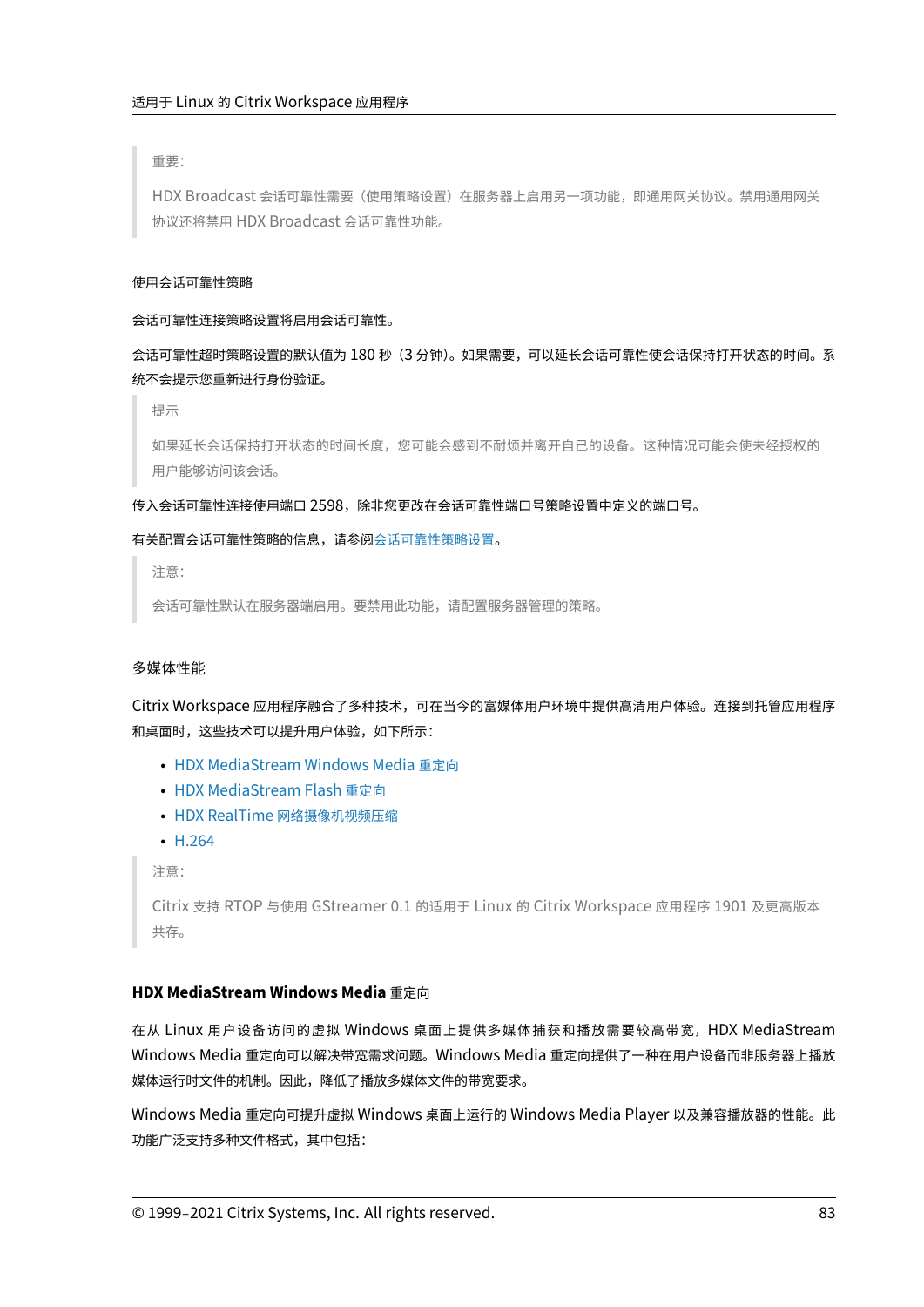> 重要：
>
> HDX Broadcast 会话可靠性需要（使用策略设置）在服务器上启用另一项功能，即通用网关协议。禁用通用网关协议还将禁用 HDX Broadcast 会话可靠性功能。

使用会话可靠性策略

会话可靠性连接策略设置将启用会话可靠性。

会话可靠性超时策略设置的默认值为 180 秒（3 分钟）。如果需要，可以延长会话可靠性使会话保持打开状态的时间。系统不会提示您重新进行身份验证。

> 提示
>
> 如果延长会话保持打开状态的时间长度，您可能会感到不耐烦并离开自己的设备。这种情况可能会使未经授权的用户能够访问该会话。

传入会话可靠性连接使用端口 2598，除非您更改在会话可靠性端口号策略设置中定义的端口号。

有关配置会话可靠性策略的信息，请参阅会话可靠性策略设置。

> 注意：
>
> 会话可靠性默认在服务器端启用。要禁用此功能，请配置服务器管理的策略。

### 多媒体性能

Citrix Workspace 应用程序融合了多种技术，可在当今的富媒体用户环境中提供高清用户体验。连接到托管应用程序和桌面时，这些技术可以提升用户体验，如下所示：

- HDX MediaStream Windows Media 重定向
- HDX MediaStream Flash 重定向
- HDX RealTime 网络摄像机视频压缩
- H.264

> 注意：
>
> Citrix 支持 RTOP 与使用 GStreamer 0.1 的适用于 Linux 的 Citrix Workspace 应用程序 1901 及更高版本共存。

#### HDX MediaStream Windows Media 重定向

在从 Linux 用户设备访问的虚拟 Windows 桌面上提供多媒体捕获和播放需要较高带宽，HDX MediaStream Windows Media 重定向可以解决带宽需求问题。Windows Media 重定向提供了一种在用户设备而非服务器上播放媒体运行时文件的机制。因此，降低了播放多媒体文件的带宽要求。

Windows Media 重定向可提升虚拟 Windows 桌面上运行的 Windows Media Player 以及兼容播放器的性能。此功能广泛支持多种文件格式，其中包括：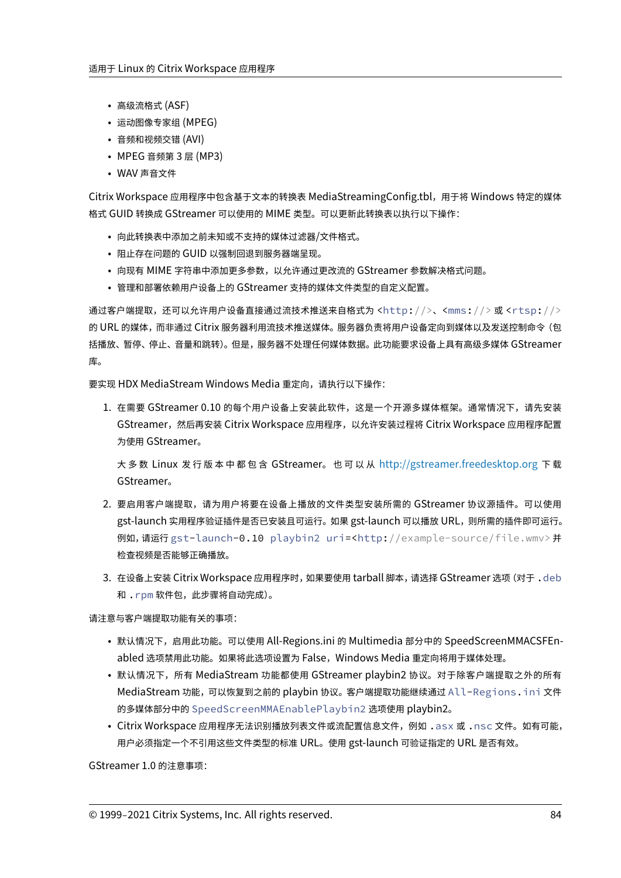- 高级流格式 (ASF)
- 运动图像专家组 (MPEG)
- 音频和视频交错 (AVI)
- MPEG 音频第 3 层 (MP3)
- WAV 声音文件

Citrix Workspace 应用程序中包含基于文本的转换表 MediaStreamingConfig.tbl，用于将 Windows 特定的媒体格式 GUID 转换成 GStreamer 可以使用的 MIME 类型。可以更新此转换表以执行以下操作：

- 向此转换表中添加之前未知或不支持的媒体过滤器/文件格式。
- 阻止存在问题的 GUID 以强制回退到服务器端呈现。
- 向现有 MIME 字符串中添加更多参数，以允许通过更改流的 GStreamer 参数解决格式问题。
- 管理和部署依赖用户设备上的 GStreamer 支持的媒体文件类型的自定义配置。

通过客户端提取，还可以允许用户设备直接通过流技术推送来自格式为 `<http://>`、`<mms://>` 或 `<rtsp://>` 的 URL 的媒体，而非通过 Citrix 服务器利用流技术推送媒体。服务器负责将用户设备定向到媒体以及发送控制命令（包括播放、暂停、停止、音量和跳转）。但是，服务器不处理任何媒体数据。此功能要求设备上具有高级多媒体 GStreamer 库。

要实现 HDX MediaStream Windows Media 重定向，请执行以下操作：

1. 在需要 GStreamer 0.10 的每个用户设备上安装此软件，这是一个开源多媒体框架。通常情况下，请先安装 GStreamer，然后再安装 Citrix Workspace 应用程序，以允许安装过程将 Citrix Workspace 应用程序配置为使用 GStreamer。

   大多数 Linux 发行版本中都包含 GStreamer。也可以从 http://gstreamer.freedesktop.org 下载 GStreamer。

2. 要启用客户端提取，请为用户将要在设备上播放的文件类型安装所需的 GStreamer 协议源插件。可以使用 gst-launch 实用程序验证插件是否已安装且可运行。如果 gst-launch 可以播放 URL，则所需的插件即可运行。例如，请运行 `gst-launch-0.10 playbin2 uri=<http://example-source/file.wmv>` 并检查视频是否能够正确播放。

3. 在设备上安装 Citrix Workspace 应用程序时，如果要使用 tarball 脚本，请选择 GStreamer 选项（对于 `.deb` 和 `.rpm` 软件包，此步骤将自动完成）。

请注意与客户端提取功能有关的事项：

- 默认情况下，启用此功能。可以使用 All-Regions.ini 的 Multimedia 部分中的 SpeedScreenMMACSFEnabled 选项禁用此功能。如果将此选项设置为 False，Windows Media 重定向将用于媒体处理。
- 默认情况下，所有 MediaStream 功能都使用 GStreamer playbin2 协议。对于除客户端提取之外的所有 MediaStream 功能，可以恢复到之前的 playbin 协议。客户端提取功能继续通过 `All-Regions.ini` 文件的多媒体部分中的 `SpeedScreenMMAEnablePlaybin2` 选项使用 playbin2。
- Citrix Workspace 应用程序无法识别播放列表文件或流配置信息文件，例如 `.asx` 或 `.nsc` 文件。如有可能，用户必须指定一个不引用这些文件类型的标准 URL。使用 gst-launch 可验证指定的 URL 是否有效。

GStreamer 1.0 的注意事项：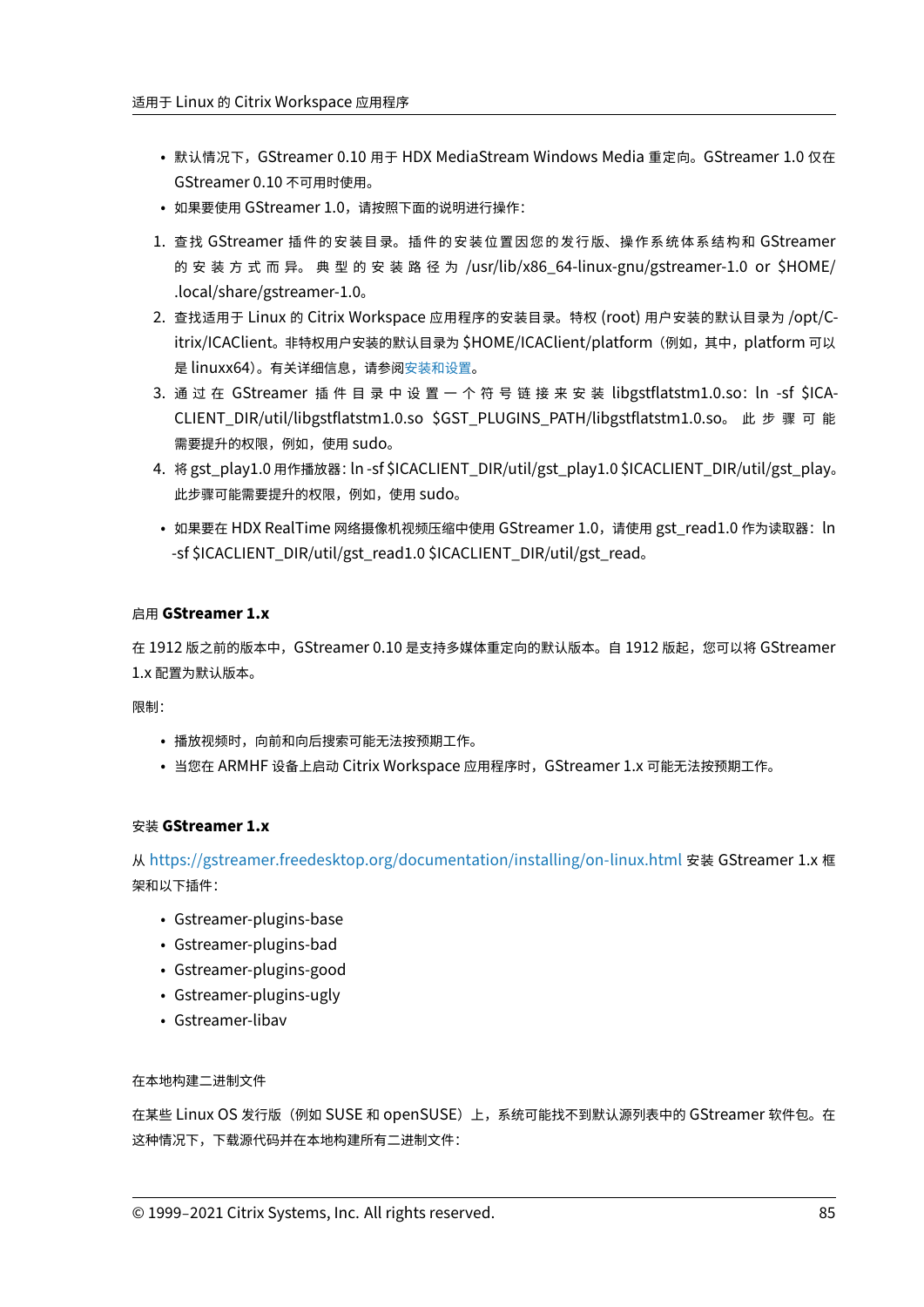- 默认情况下，GStreamer 0.10 用于 HDX MediaStream Windows Media 重定向。GStreamer 1.0 仅在 GStreamer 0.10 不可用时使用。
- 如果要使用 GStreamer 1.0，请按照下面的说明进行操作：

1. 查找 GStreamer 插件的安装目录。插件的安装位置因您的发行版、操作系统体系结构和 GStreamer 的安装方式而异。典型的安装路径为 /usr/lib/x86_64-linux-gnu/gstreamer-1.0 or $HOME/.local/share/gstreamer-1.0。
2. 查找适用于 Linux 的 Citrix Workspace 应用程序的安装目录。特权 (root) 用户安装的默认目录为 /opt/Citrix/ICAClient。非特权用户安装的默认目录为 $HOME/ICAClient/platform（例如，其中，platform 可以是 linuxx64）。有关详细信息，请参阅安装和设置。
3. 通过在 GStreamer 插件目录中设置一个符号链接来安装 libgstflatstm1.0.so：ln -sf $ICACLIENT_DIR/util/libgstflatstm1.0.so $GST_PLUGINS_PATH/libgstflatstm1.0.so。此步骤可能需要提升的权限，例如，使用 sudo。
4. 将 gst_play1.0 用作播放器：ln -sf $ICACLIENT_DIR/util/gst_play1.0 $ICACLIENT_DIR/util/gst_play。此步骤可能需要提升的权限，例如，使用 sudo。

- 如果要在 HDX RealTime 网络摄像机视频压缩中使用 GStreamer 1.0，请使用 gst_read1.0 作为读取器：ln -sf $ICACLIENT_DIR/util/gst_read1.0 $ICACLIENT_DIR/util/gst_read。

#### 启用 **GStreamer 1.x**

在 1912 版之前的版本中，GStreamer 0.10 是支持多媒体重定向的默认版本。自 1912 版起，您可以将 GStreamer 1.x 配置为默认版本。

限制：

- 播放视频时，向前和向后搜索可能无法按预期工作。
- 当您在 ARMHF 设备上启动 Citrix Workspace 应用程序时，GStreamer 1.x 可能无法按预期工作。

#### 安装 **GStreamer 1.x**

从 https://gstreamer.freedesktop.org/documentation/installing/on-linux.html 安装 GStreamer 1.x 框架和以下插件：

- Gstreamer-plugins-base
- Gstreamer-plugins-bad
- Gstreamer-plugins-good
- Gstreamer-plugins-ugly
- Gstreamer-libav

在本地构建二进制文件

在某些 Linux OS 发行版（例如 SUSE 和 openSUSE）上，系统可能找不到默认源列表中的 GStreamer 软件包。在这种情况下，下载源代码并在本地构建所有二进制文件：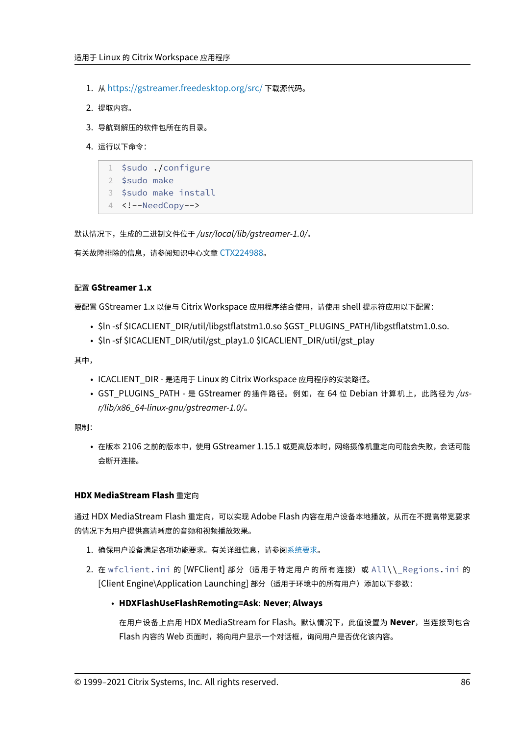1. 从 https://gstreamer.freedesktop.org/src/ 下载源代码。
2. 提取内容。
3. 导航到解压的软件包所在的目录。
4. 运行以下命令：

```
$sudo ./configure
$sudo make
$sudo make install
<!--NeedCopy-->
```

默认情况下，生成的二进制文件位于 */usr/local/lib/gstreamer-1.0/*。

有关故障排除的信息，请参阅知识中心文章 CTX224988。

#### 配置 GStreamer 1.x

要配置 GStreamer 1.x 以便与 Citrix Workspace 应用程序结合使用，请使用 shell 提示符应用以下配置：

- $ln -sf $ICACLIENT_DIR/util/libgstflatstm1.0.so $GST_PLUGINS_PATH/libgstflatstm1.0.so.
- $ln -sf $ICACLIENT_DIR/util/gst_play1.0 $ICACLIENT_DIR/util/gst_play

其中，

- ICACLIENT_DIR - 是适用于 Linux 的 Citrix Workspace 应用程序的安装路径。
- GST_PLUGINS_PATH - 是 GStreamer 的插件路径。例如，在 64 位 Debian 计算机上，此路径为 */usr/lib/x86_64-linux-gnu/gstreamer-1.0/*。

限制：

- 在版本 2106 之前的版本中，使用 GStreamer 1.15.1 或更高版本时，网络摄像机重定向可能会失败，会话可能会断开连接。

#### HDX MediaStream Flash 重定向

通过 HDX MediaStream Flash 重定向，可以实现 Adobe Flash 内容在用户设备本地播放，从而在不提高带宽要求的情况下为用户提供高清晰度的音频和视频播放效果。

1. 确保用户设备满足各项功能要求。有关详细信息，请参阅系统要求。
2. 在 `wfclient.ini` 的 [WFClient] 部分（适用于特定用户的所有连接）或 `All\\_Regions.ini` 的 [Client Engine\Application Launching] 部分（适用于环境中的所有用户）添加以下参数：

   - **HDXFlashUseFlashRemoting=Ask**: **Never**; **Always**

     在用户设备上启用 HDX MediaStream for Flash。默认情况下，此值设置为 **Never**，当连接到包含 Flash 内容的 Web 页面时，将向用户显示一个对话框，询问用户是否优化该内容。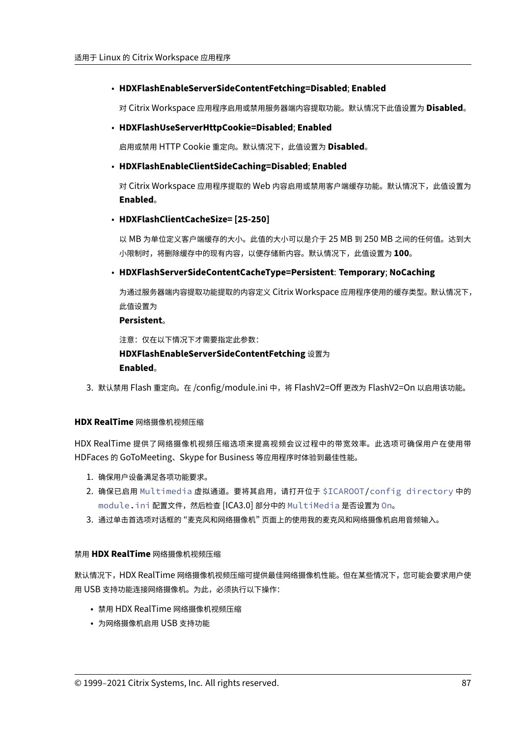- **HDXFlashEnableServerSideContentFetching=Disabled**; **Enabled**

  对 Citrix Workspace 应用程序启用或禁用服务器端内容提取功能。默认情况下此值设置为 **Disabled**。

- **HDXFlashUseServerHttpCookie=Disabled**; **Enabled**

  启用或禁用 HTTP Cookie 重定向。默认情况下，此值设置为 **Disabled**。

- **HDXFlashEnableClientSideCaching=Disabled**; **Enabled**

  对 Citrix Workspace 应用程序提取的 Web 内容启用或禁用客户端缓存功能。默认情况下，此值设置为 **Enabled**。

- **HDXFlashClientCacheSize= [25-250]**

  以 MB 为单位定义客户端缓存的大小。此值的大小可以是介于 25 MB 到 250 MB 之间的任何值。达到大小限制时，将删除缓存中的现有内容，以便存储新内容。默认情况下，此值设置为 **100**。

- **HDXFlashServerSideContentCacheType=Persistent**: **Temporary**; **NoCaching**

  为通过服务器端内容提取功能提取的内容定义 Citrix Workspace 应用程序使用的缓存类型。默认情况下，此值设置为
  **Persistent**。

  注意：仅在以下情况下才需要指定此参数：
  **HDXFlashEnableServerSideContentFetching** 设置为
  **Enabled**。

3. 默认禁用 Flash 重定向。在 /config/module.ini 中，将 FlashV2=Off 更改为 FlashV2=On 以启用该功能。

#### **HDX RealTime** 网络摄像机视频压缩

HDX RealTime 提供了网络摄像机视频压缩选项来提高视频会议过程中的带宽效率。此选项可确保用户在使用带 HDFaces 的 GoToMeeting、Skype for Business 等应用程序时体验到最佳性能。

1. 确保用户设备满足各项功能要求。
2. 确保已启用 `Multimedia` 虚拟通道。要将其启用，请打开位于 `$ICAROOT`/`config directory` 中的 `module.ini` 配置文件，然后检查 [ICA3.0] 部分中的 `MultiMedia` 是否设置为 `On`。
3. 通过单击首选项对话框的“麦克风和网络摄像机”页面上的使用我的麦克风和网络摄像机启用音频输入。

#### 禁用 **HDX RealTime** 网络摄像机视频压缩

默认情况下，HDX RealTime 网络摄像机视频压缩可提供最佳网络摄像机性能。但在某些情况下，您可能会要求用户使用 USB 支持功能连接网络摄像机。为此，必须执行以下操作：

- 禁用 HDX RealTime 网络摄像机视频压缩
- 为网络摄像机启用 USB 支持功能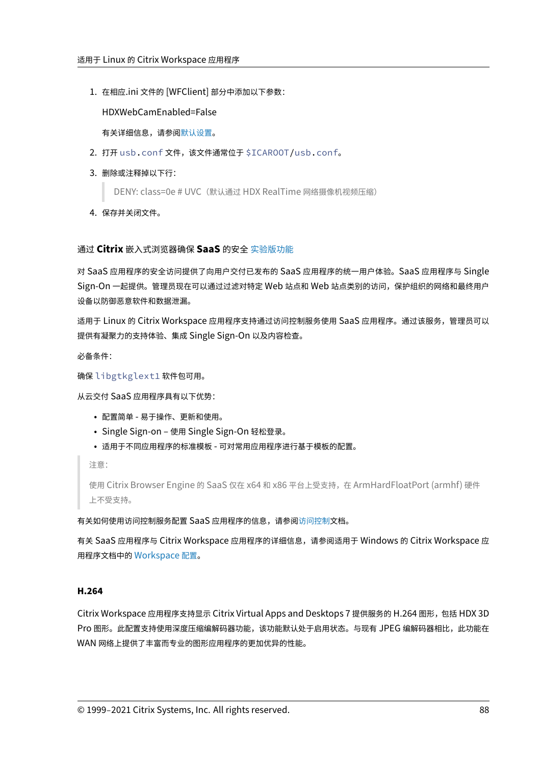1. 在相应.ini 文件的 [WFClient] 部分中添加以下参数：

   HDXWebCamEnabled=False

   有关详细信息，请参阅默认设置。

2. 打开 `usb.conf` 文件，该文件通常位于 `$ICAROOT/usb.conf`。
3. 删除或注释掉以下行：

   > DENY: class=0e # UVC（默认通过 HDX RealTime 网络摄像机视频压缩）

4. 保存并关闭文件。

### 通过 **Citrix** 嵌入式浏览器确保 **SaaS** 的安全 实验版功能

对 SaaS 应用程序的安全访问提供了向用户交付已发布的 SaaS 应用程序的统一用户体验。SaaS 应用程序与 Single Sign-On 一起提供。管理员现在可以通过过滤对特定 Web 站点和 Web 站点类别的访问，保护组织的网络和最终用户设备以防御恶意软件和数据泄漏。

适用于 Linux 的 Citrix Workspace 应用程序支持通过访问控制服务使用 SaaS 应用程序。通过该服务，管理员可以提供有凝聚力的支持体验、集成 Single Sign-On 以及内容检查。

必备条件：

确保 `libgtkglext1` 软件包可用。

从云交付 SaaS 应用程序具有以下优势：

- 配置简单 - 易于操作、更新和使用。
- Single Sign-on – 使用 Single Sign-On 轻松登录。
- 适用于不同应用程序的标准模板 - 可对常用应用程序进行基于模板的配置。

> 注意：
>
> 使用 Citrix Browser Engine 的 SaaS 仅在 x64 和 x86 平台上受支持，在 ArmHardFloatPort (armhf) 硬件上不受支持。

有关如何使用访问控制服务配置 SaaS 应用程序的信息，请参阅访问控制文档。

有关 SaaS 应用程序与 Citrix Workspace 应用程序的详细信息，请参阅适用于 Windows 的 Citrix Workspace 应用程序文档中的 Workspace 配置。

#### **H.264**

Citrix Workspace 应用程序支持显示 Citrix Virtual Apps and Desktops 7 提供服务的 H.264 图形，包括 HDX 3D Pro 图形。此配置支持使用深度压缩编解码器功能，该功能默认处于启用状态。与现有 JPEG 编解码器相比，此功能在 WAN 网络上提供了丰富而专业的图形应用程序的更加优异的性能。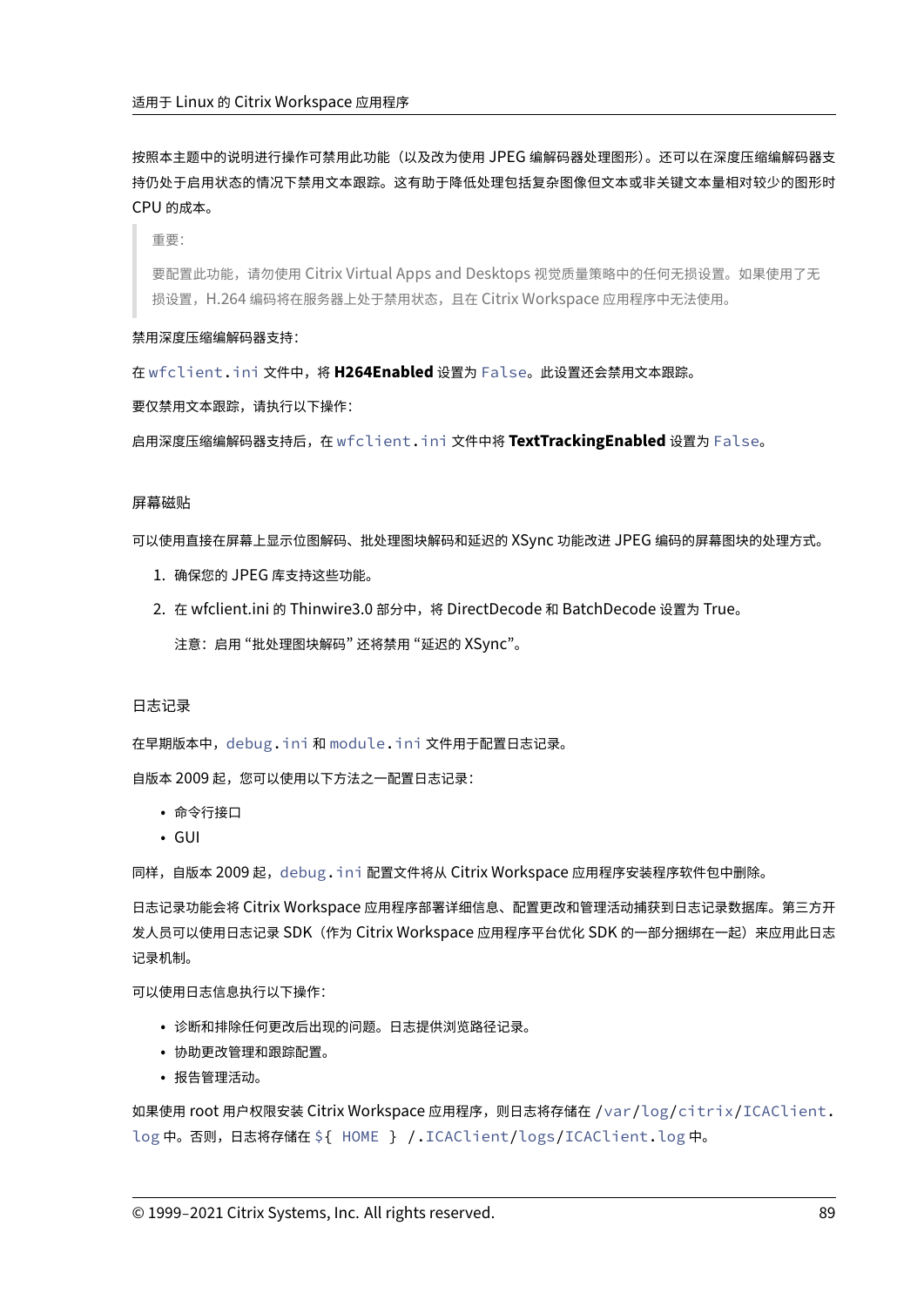按照本主题中的说明进行操作可禁用此功能（以及改为使用 JPEG 编解码器处理图形）。还可以在深度压缩编解码器支持仍处于启用状态的情况下禁用文本跟踪。这有助于降低处理包括复杂图像但文本或非关键文本量相对较少的图形时 CPU 的成本。

> 重要：
>
> 要配置此功能，请勿使用 Citrix Virtual Apps and Desktops 视觉质量策略中的任何无损设置。如果使用了无损设置，H.264 编码将在服务器上处于禁用状态，且在 Citrix Workspace 应用程序中无法使用。

禁用深度压缩编解码器支持：

在 `wfclient.ini` 文件中，将 **H264Enabled** 设置为 `False`。此设置还会禁用文本跟踪。

要仅禁用文本跟踪，请执行以下操作：

启用深度压缩编解码器支持后，在 `wfclient.ini` 文件中将 **TextTrackingEnabled** 设置为 `False`。

### 屏幕磁贴

可以使用直接在屏幕上显示位图解码、批处理图块解码和延迟的 XSync 功能改进 JPEG 编码的屏幕图块的处理方式。

1. 确保您的 JPEG 库支持这些功能。
2. 在 wfclient.ini 的 Thinwire3.0 部分中，将 DirectDecode 和 BatchDecode 设置为 True。

   注意：启用 "批处理图块解码" 还将禁用 "延迟的 XSync"。

### 日志记录

在早期版本中，`debug.ini` 和 `module.ini` 文件用于配置日志记录。

自版本 2009 起，您可以使用以下方法之一配置日志记录：

- 命令行接口
- GUI

同样，自版本 2009 起，`debug.ini` 配置文件将从 Citrix Workspace 应用程序安装程序软件包中删除。

日志记录功能会将 Citrix Workspace 应用程序部署详细信息、配置更改和管理活动捕获到日志记录数据库。第三方开发人员可以使用日志记录 SDK（作为 Citrix Workspace 应用程序平台优化 SDK 的一部分捆绑在一起）来应用此日志记录机制。

可以使用日志信息执行以下操作：

- 诊断和排除任何更改后出现的问题。日志提供浏览路径记录。
- 协助更改管理和跟踪配置。
- 报告管理活动。

如果使用 root 用户权限安装 Citrix Workspace 应用程序，则日志将存储在 `/var/log/citrix/ICAClient.log` 中。否则，日志将存储在 `${ HOME } /.ICAClient/logs/ICAClient.log` 中。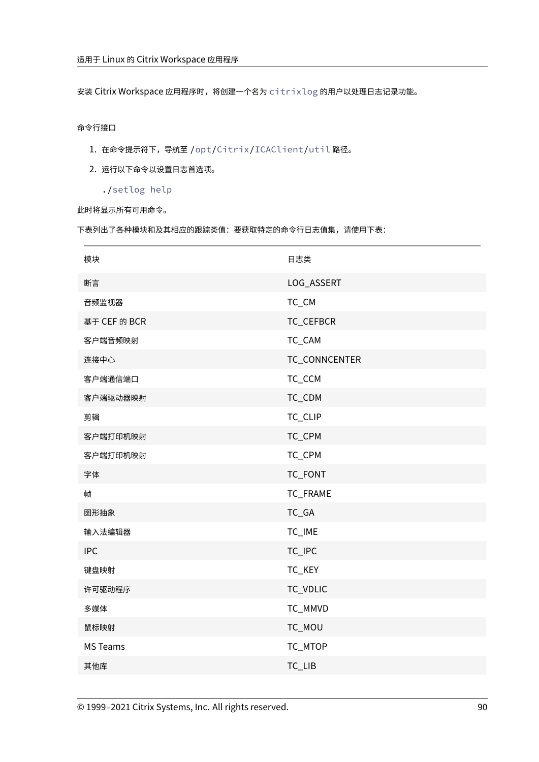安装 Citrix Workspace 应用程序时，将创建一个名为 `citrixlog` 的用户以处理日志记录功能。

#### 命令行接口

1. 在命令提示符下，导航至 /`opt`/`Citrix`/`ICAClient`/`util` 路径。
2. 运行以下命令以设置日志首选项。

   `./setlog help`

此时将显示所有可用命令。

下表列出了各种模块和及其相应的跟踪类值：要获取特定的命令行日志值集，请使用下表：

| 模块 | 日志类 |
| --- | --- |
| 断言 | LOG_ASSERT |
| 音频监视器 | TC_CM |
| 基于 CEF 的 BCR | TC_CEFBCR |
| 客户端音频映射 | TC_CAM |
| 连接中心 | TC_CONNCENTER |
| 客户端通信端口 | TC_CCM |
| 客户端驱动器映射 | TC_CDM |
| 剪辑 | TC_CLIP |
| 客户端打印机映射 | TC_CPM |
| 客户端打印机映射 | TC_CPM |
| 字体 | TC_FONT |
| 帧 | TC_FRAME |
| 图形抽象 | TC_GA |
| 输入法编辑器 | TC_IME |
| IPC | TC_IPC |
| 键盘映射 | TC_KEY |
| 许可驱动程序 | TC_VDLIC |
| 多媒体 | TC_MMVD |
| 鼠标映射 | TC_MOU |
| MS Teams | TC_MTOP |
| 其他库 | TC_LIB |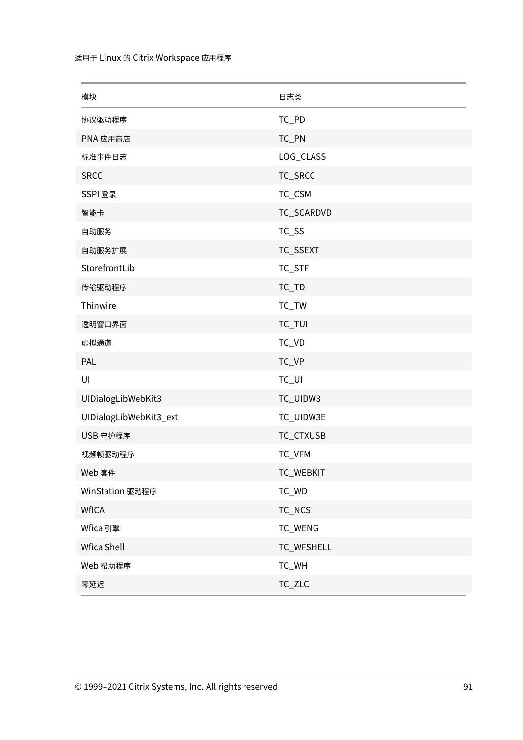| 模块 | 日志类 |
| --- | --- |
| 协议驱动程序 | TC_PD |
| PNA 应用商店 | TC_PN |
| 标准事件日志 | LOG_CLASS |
| SRCC | TC_SRCC |
| SSPI 登录 | TC_CSM |
| 智能卡 | TC_SCARDVD |
| 自助服务 | TC_SS |
| 自助服务扩展 | TC_SSEXT |
| StorefrontLib | TC_STF |
| 传输驱动程序 | TC_TD |
| Thinwire | TC_TW |
| 透明窗口界面 | TC_TUI |
| 虚拟通道 | TC_VD |
| PAL | TC_VP |
| UI | TC_UI |
| UIDialogLibWebKit3 | TC_UIDW3 |
| UIDialogLibWebKit3_ext | TC_UIDW3E |
| USB 守护程序 | TC_CTXUSB |
| 视频帧驱动程序 | TC_VFM |
| Web 套件 | TC_WEBKIT |
| WinStation 驱动程序 | TC_WD |
| WfICA | TC_NCS |
| Wfica 引擎 | TC_WENG |
| Wfica Shell | TC_WFSHELL |
| Web 帮助程序 | TC_WH |
| 零延迟 | TC_ZLC |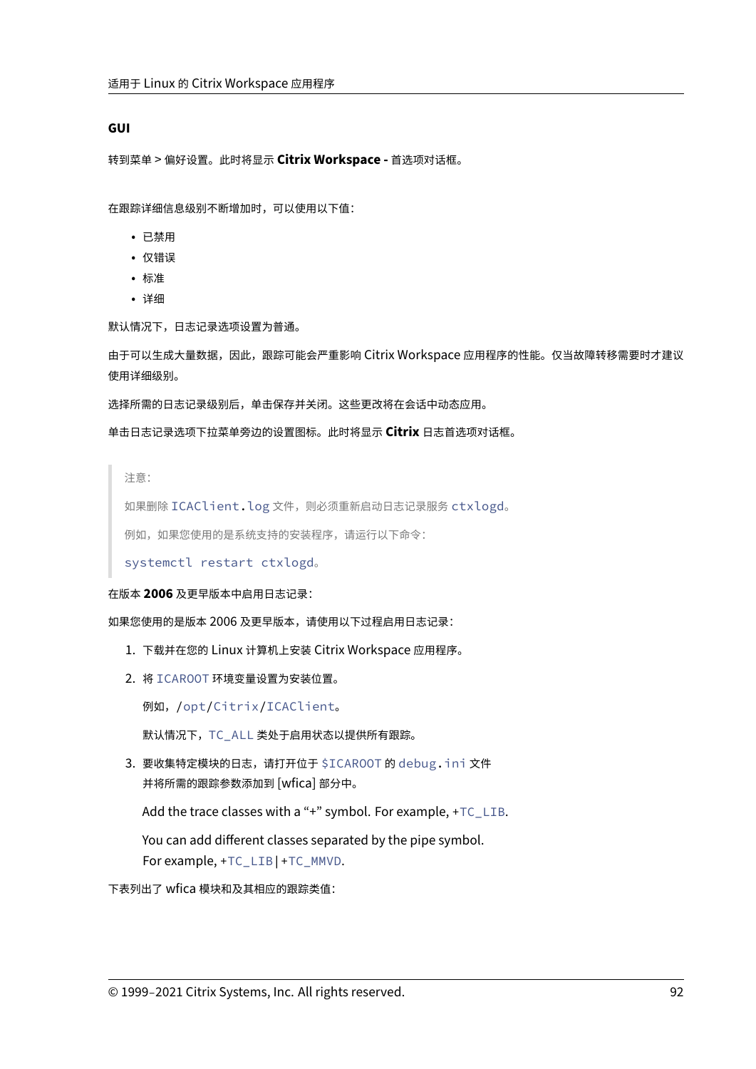#### GUI

转到菜单 > 偏好设置。此时将显示 **Citrix Workspace -** 首选项对话框。

在跟踪详细信息级别不断增加时，可以使用以下值：

- 已禁用
- 仅错误
- 标准
- 详细

默认情况下，日志记录选项设置为普通。

由于可以生成大量数据，因此，跟踪可能会严重影响 Citrix Workspace 应用程序的性能。仅当故障转移需要时才建议使用详细级别。

选择所需的日志记录级别后，单击保存并关闭。这些更改将在会话中动态应用。

单击日志记录选项下拉菜单旁边的设置图标。此时将显示 **Citrix** 日志首选项对话框。

> 注意：
>
> 如果删除 `ICAClient.log` 文件，则必须重新启动日志记录服务 `ctxlogd`。
>
> 例如，如果您使用的是系统支持的安装程序，请运行以下命令：
>
> `systemctl restart ctxlogd`。

在版本 **2006** 及更早版本中启用日志记录：

如果您使用的是版本 2006 及更早版本，请使用以下过程启用日志记录：

1. 下载并在您的 Linux 计算机上安装 Citrix Workspace 应用程序。
2. 将 `ICAROOT` 环境变量设置为安装位置。

   例如，`/opt/Citrix/ICAClient`。

   默认情况下，`TC_ALL` 类处于启用状态以提供所有跟踪。
3. 要收集特定模块的日志，请打开位于 `$ICAROOT` 的 `debug.ini` 文件并将所需的跟踪参数添加到 [wfica] 部分中。

   Add the trace classes with a “+” symbol. For example, +`TC_LIB`.

   You can add different classes separated by the pipe symbol.
   For example, +`TC_LIB`|+`TC_MMVD`.

下表列出了 wfica 模块和及其相应的跟踪类值：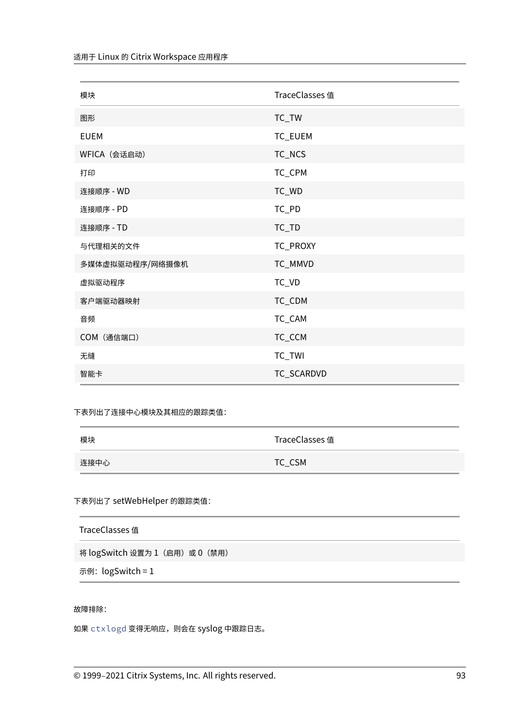| 模块 | TraceClasses 值 |
| --- | --- |
| 图形 | TC_TW |
| EUEM | TC_EUEM |
| WFICA（会话启动） | TC_NCS |
| 打印 | TC_CPM |
| 连接顺序 - WD | TC_WD |
| 连接顺序 - PD | TC_PD |
| 连接顺序 - TD | TC_TD |
| 与代理相关的文件 | TC_PROXY |
| 多媒体虚拟驱动程序/网络摄像机 | TC_MMVD |
| 虚拟驱动程序 | TC_VD |
| 客户端驱动器映射 | TC_CDM |
| 音频 | TC_CAM |
| COM（通信端口） | TC_CCM |
| 无缝 | TC_TWI |
| 智能卡 | TC_SCARDVD |

下表列出了连接中心模块及其相应的跟踪类值：

| 模块 | TraceClasses 值 |
| --- | --- |
| 连接中心 | TC_CSM |

下表列出了 setWebHelper 的跟踪类值：

| TraceClasses 值 |
| --- |
| 将 logSwitch 设置为 1（启用）或 0（禁用） |
| 示例：logSwitch = 1 |

故障排除：

如果 `ctxlogd` 变得无响应，则会在 syslog 中跟踪日志。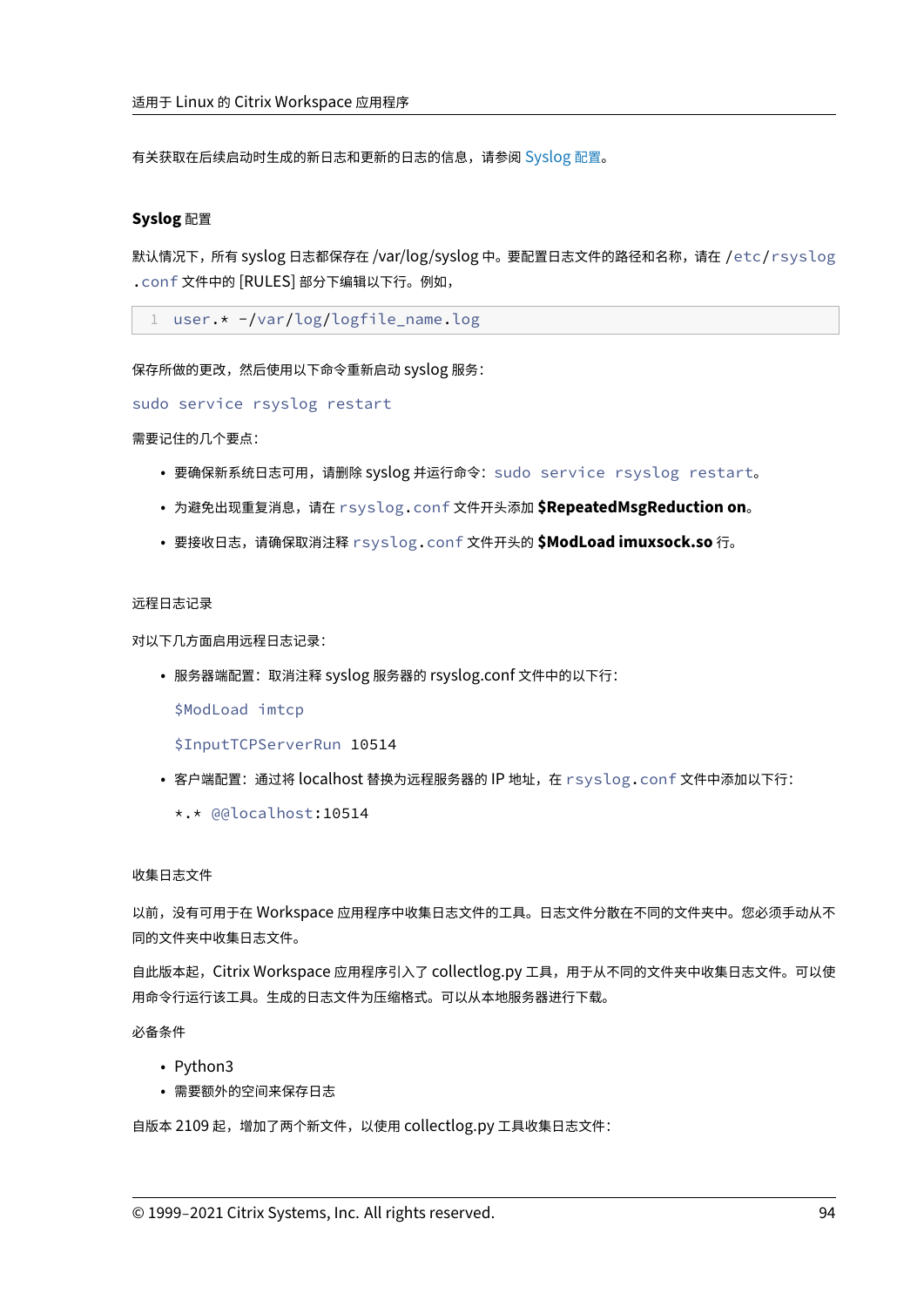有关获取在后续启动时生成的新日志和更新的日志的信息，请参阅 Syslog 配置。

#### Syslog 配置

默认情况下，所有 syslog 日志都保存在 /var/log/syslog 中。要配置日志文件的路径和名称，请在 `/etc/rsyslog.conf` 文件中的 [RULES] 部分下编辑以下行。例如，

```
user.* -/var/log/logfile_name.log
```

保存所做的更改，然后使用以下命令重新启动 syslog 服务：

`sudo service rsyslog restart`

需要记住的几个要点：

- 要确保新系统日志可用，请删除 syslog 并运行命令：`sudo service rsyslog restart`。
- 为避免出现重复消息，请在 `rsyslog.conf` 文件开头添加 **$RepeatedMsgReduction on**。
- 要接收日志，请确保取消注释 `rsyslog.conf` 文件开头的 **$ModLoad imuxsock.so** 行。

远程日志记录

对以下几方面启用远程日志记录：

- 服务器端配置：取消注释 syslog 服务器的 rsyslog.conf 文件中的以下行：

  `$ModLoad imtcp`

  `$InputTCPServerRun 10514`

- 客户端配置：通过将 localhost 替换为远程服务器的 IP 地址，在 `rsyslog.conf` 文件中添加以下行：

  `*.* @@localhost:10514`

收集日志文件

以前，没有可用于在 Workspace 应用程序中收集日志文件的工具。日志文件分散在不同的文件夹中。您必须手动从不同的文件夹中收集日志文件。

自此版本起，Citrix Workspace 应用程序引入了 collectlog.py 工具，用于从不同的文件夹中收集日志文件。可以使用命令行运行该工具。生成的日志文件为压缩格式。可以从本地服务器进行下载。

必备条件

- Python3
- 需要额外的空间来保存日志

自版本 2109 起，增加了两个新文件，以使用 collectlog.py 工具收集日志文件：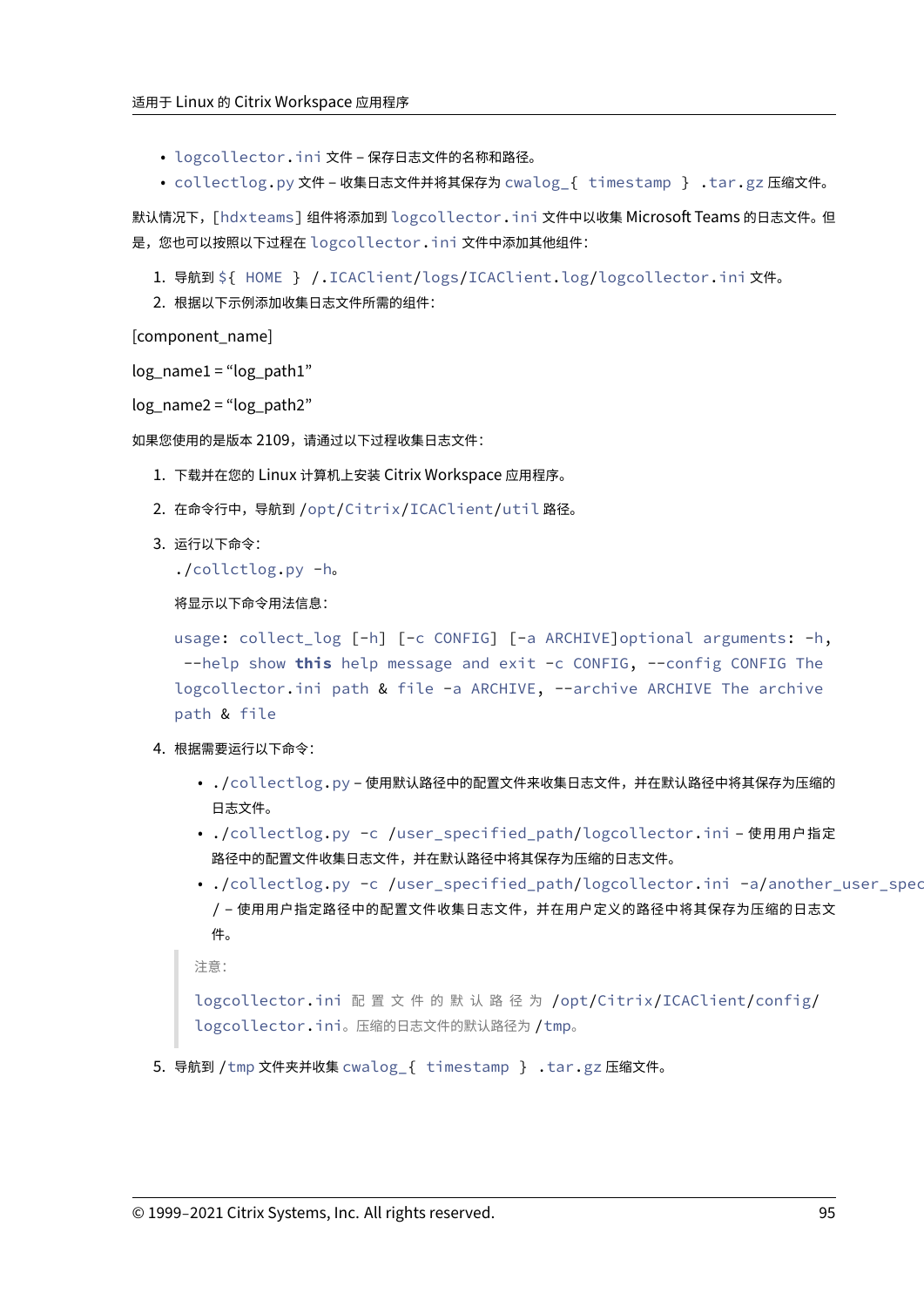- `logcollector.ini` 文件 – 保存日志文件的名称和路径。
- `collectlog.py` 文件 – 收集日志文件并将其保存为 `cwalog_{ timestamp } .tar.gz` 压缩文件。

默认情况下，`[hdxteams]` 组件将添加到 `logcollector.ini` 文件中以收集 Microsoft Teams 的日志文件。但是，您也可以按照以下过程在 `logcollector.ini` 文件中添加其他组件：

1. 导航到 `${ HOME } /.ICAClient/logs/ICAClient.log/logcollector.ini` 文件。
2. 根据以下示例添加收集日志文件所需的组件：

[component_name]

log_name1 = "log_path1"

log_name2 = "log_path2"

如果您使用的是版本 2109，请通过以下过程收集日志文件：

1. 下载并在您的 Linux 计算机上安装 Citrix Workspace 应用程序。
2. 在命令行中，导航到 `/opt/Citrix/ICAClient/util` 路径。
3. 运行以下命令：
   `./collctlog.py -h`。

   将显示以下命令用法信息：

   ```
   usage: collect_log [-h] [-c CONFIG] [-a ARCHIVE]optional arguments: -h,
    --help show this help message and exit -c CONFIG, --config CONFIG The
   logcollector.ini path & file -a ARCHIVE, --archive ARCHIVE The archive
   path & file
   ```

4. 根据需要运行以下命令：

   - `./collectlog.py` – 使用默认路径中的配置文件来收集日志文件，并在默认路径中将其保存为压缩的日志文件。
   - `./collectlog.py -c /user_specified_path/logcollector.ini` – 使用用户指定路径中的配置文件收集日志文件，并在默认路径中将其保存为压缩的日志文件。
   - `./collectlog.py -c /user_specified_path/logcollector.ini -a/another_user_spec/` – 使用用户指定路径中的配置文件收集日志文件，并在用户定义的路径中将其保存为压缩的日志文件。

   > 注意：
   >
   > `logcollector.ini` 配置文件的默认路径为 `/opt/Citrix/ICAClient/config/logcollector.ini`。压缩的日志文件的默认路径为 `/tmp`。

5. 导航到 `/tmp` 文件夹并收集 `cwalog_{ timestamp } .tar.gz` 压缩文件。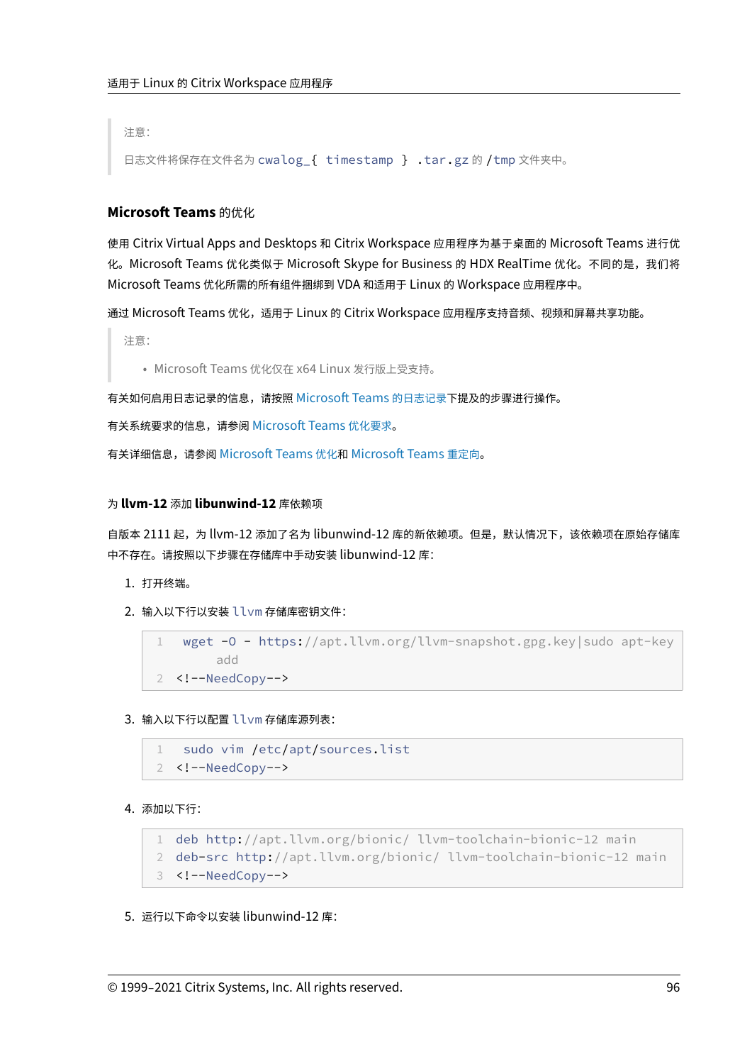> 注意：
>
> 日志文件将保存在文件名为 `cwalog_{ timestamp } .tar.gz` 的 `/tmp` 文件夹中。

### Microsoft Teams 的优化

使用 Citrix Virtual Apps and Desktops 和 Citrix Workspace 应用程序为基于桌面的 Microsoft Teams 进行优化。Microsoft Teams 优化类似于 Microsoft Skype for Business 的 HDX RealTime 优化。不同的是，我们将 Microsoft Teams 优化所需的所有组件捆绑到 VDA 和适用于 Linux 的 Workspace 应用程序中。

通过 Microsoft Teams 优化，适用于 Linux 的 Citrix Workspace 应用程序支持音频、视频和屏幕共享功能。

> 注意：
>
> - Microsoft Teams 优化仅在 x64 Linux 发行版上受支持。

有关如何启用日志记录的信息，请按照 Microsoft Teams 的日志记录下提及的步骤进行操作。

有关系统要求的信息，请参阅 Microsoft Teams 优化要求。

有关详细信息，请参阅 Microsoft Teams 优化和 Microsoft Teams 重定向。

#### 为 **llvm-12** 添加 **libunwind-12** 库依赖项

自版本 2111 起，为 llvm-12 添加了名为 libunwind-12 库的新依赖项。但是，默认情况下，该依赖项在原始存储库中不存在。请按照以下步骤在存储库中手动安装 libunwind-12 库：

1. 打开终端。
2. 输入以下行以安装 `llvm` 存储库密钥文件：

   ```
   wget -O - https://apt.llvm.org/llvm-snapshot.gpg.key|sudo apt-key add
   <!--NeedCopy-->
   ```

3. 输入以下行以配置 `llvm` 存储库源列表：

   ```
   sudo vim /etc/apt/sources.list
   <!--NeedCopy-->
   ```

4. 添加以下行：

   ```
   deb http://apt.llvm.org/bionic/ llvm-toolchain-bionic-12 main
   deb-src http://apt.llvm.org/bionic/ llvm-toolchain-bionic-12 main
   <!--NeedCopy-->
   ```

5. 运行以下命令以安装 libunwind-12 库：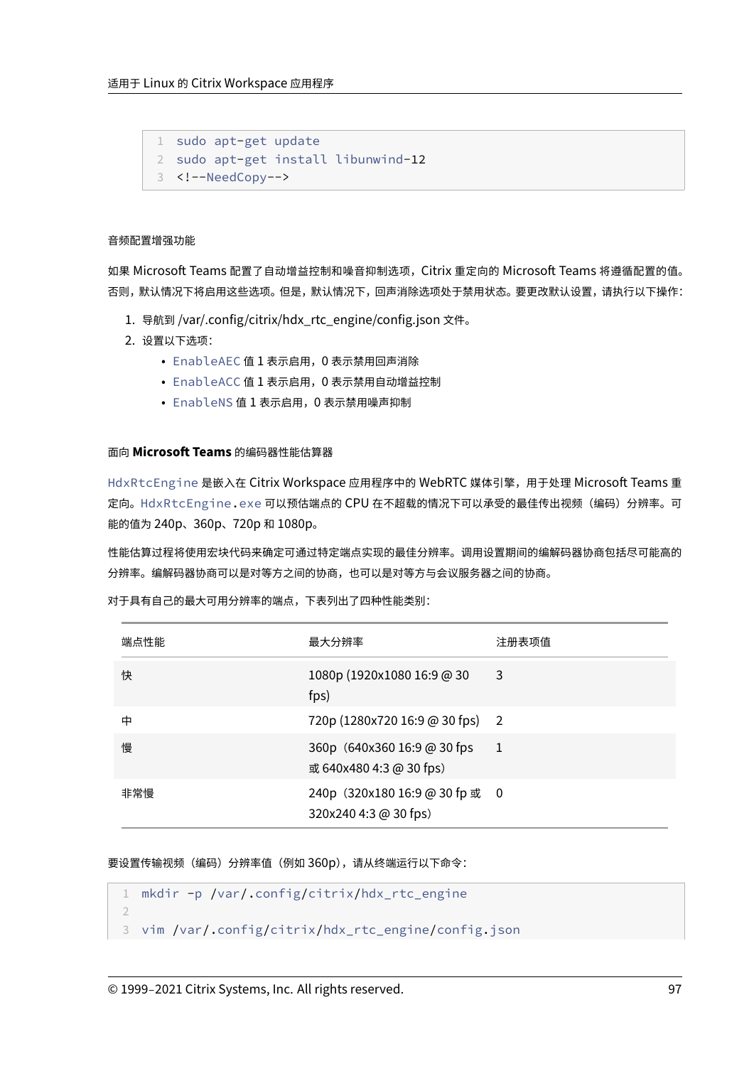```
sudo apt-get update
sudo apt-get install libunwind-12
<!--NeedCopy-->
```

音频配置增强功能

如果 Microsoft Teams 配置了自动增益控制和噪音抑制选项，Citrix 重定向的 Microsoft Teams 将遵循配置的值。否则，默认情况下将启用这些选项。但是，默认情况下，回声消除选项处于禁用状态。要更改默认设置，请执行以下操作：

1. 导航到 /var/.config/citrix/hdx_rtc_engine/config.json 文件。
2. 设置以下选项：
   - `EnableAEC` 值 1 表示启用，0 表示禁用回声消除
   - `EnableACC` 值 1 表示启用，0 表示禁用自动增益控制
   - `EnableNS` 值 1 表示启用，0 表示禁用噪声抑制

面向 **Microsoft Teams** 的编码器性能估算器

`HdxRtcEngine` 是嵌入在 Citrix Workspace 应用程序中的 WebRTC 媒体引擎，用于处理 Microsoft Teams 重定向。`HdxRtcEngine.exe` 可以预估端点的 CPU 在不超载的情况下可以承受的最佳传出视频（编码）分辨率。可能的值为 240p、360p、720p 和 1080p。

性能估算过程将使用宏块代码来确定可通过特定端点实现的最佳分辨率。调用设置期间的编解码器协商包括尽可能高的分辨率。编解码器协商可以是对等方之间的协商，也可以是对等方与会议服务器之间的协商。

对于具有自己的最大可用分辨率的端点，下表列出了四种性能类别：

| 端点性能 | 最大分辨率 | 注册表项值 |
| --- | --- | --- |
| 快 | 1080p (1920x1080 16:9 @ 30 fps) | 3 |
| 中 | 720p (1280x720 16:9 @ 30 fps) | 2 |
| 慢 | 360p（640x360 16:9 @ 30 fps 或 640x480 4:3 @ 30 fps） | 1 |
| 非常慢 | 240p（320x180 16:9 @ 30 fp 或 320x240 4:3 @ 30 fps） | 0 |

要设置传输视频（编码）分辨率值（例如 360p），请从终端运行以下命令：

```
mkdir -p /var/.config/citrix/hdx_rtc_engine

vim /var/.config/citrix/hdx_rtc_engine/config.json
```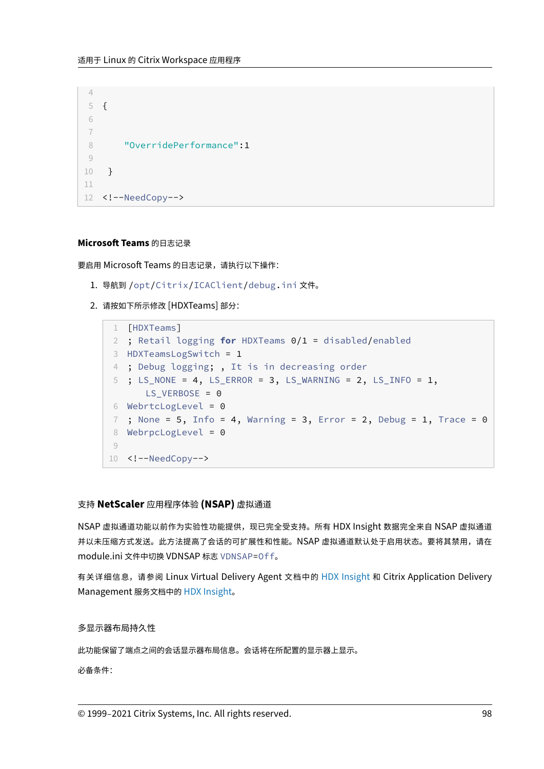```
{

    "OverridePerformance":1

 }
<!--NeedCopy-->
```

**Microsoft Teams** 的日志记录

要启用 Microsoft Teams 的日志记录，请执行以下操作：

1. 导航到 `/opt/Citrix/ICAClient/debug.ini` 文件。
2. 请按如下所示修改 [HDXTeams] 部分：

```
[HDXTeams]
; Retail logging for HDXTeams 0/1 = disabled/enabled
HDXTeamsLogSwitch = 1
; Debug logging; , It is in decreasing order
; LS_NONE = 4, LS_ERROR = 3, LS_WARNING = 2, LS_INFO = 1,
   LS_VERBOSE = 0
WebrtcLogLevel = 0
; None = 5, Info = 4, Warning = 3, Error = 2, Debug = 1, Trace = 0
WebrpcLogLevel = 0

<!--NeedCopy-->
```

### 支持 **NetScaler** 应用程序体验 **(NSAP)** 虚拟通道

NSAP 虚拟通道功能以前作为实验性功能提供，现已完全受支持。所有 HDX Insight 数据完全来自 NSAP 虚拟通道并以未压缩方式发送。此方法提高了会话的可扩展性和性能。NSAP 虚拟通道默认处于启用状态。要将其禁用，请在 module.ini 文件中切换 VDNSAP 标志 `VDNSAP=Off`。

有关详细信息，请参阅 Linux Virtual Delivery Agent 文档中的 HDX Insight 和 Citrix Application Delivery Management 服务文档中的 HDX Insight。

### 多显示器布局持久性

此功能保留了端点之间的会话显示器布局信息。会话将在所配置的显示器上显示。

必备条件：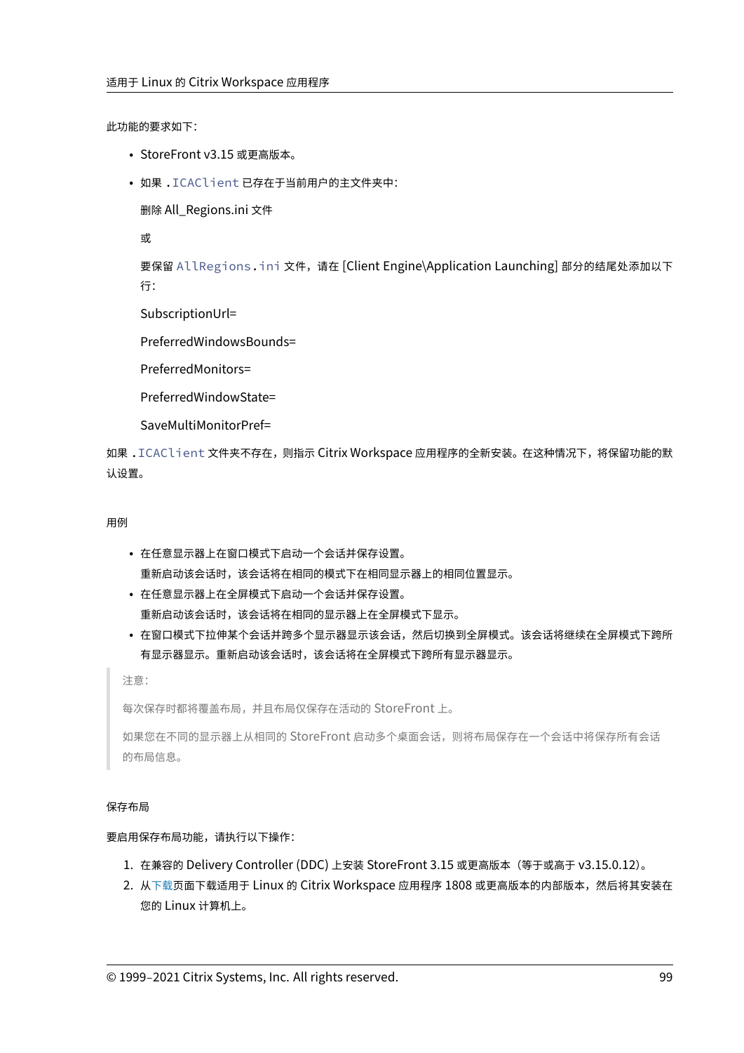此功能的要求如下：

- StoreFront v3.15 或更高版本。
- 如果 `.ICAClient` 已存在于当前用户的主文件夹中：

  删除 All_Regions.ini 文件

  或

  要保留 `AllRegions.ini` 文件，请在 [Client Engine\Application Launching] 部分的结尾处添加以下行：

  SubscriptionUrl=

  PreferredWindowsBounds=

  PreferredMonitors=

  PreferredWindowState=

  SaveMultiMonitorPref=

如果 `.ICAClient` 文件夹不存在，则指示 Citrix Workspace 应用程序的全新安装。在这种情况下，将保留功能的默认设置。

#### 用例

- 在任意显示器上在窗口模式下启动一个会话并保存设置。
  重新启动该会话时，该会话将在相同的模式下在相同显示器上的相同位置显示。
- 在任意显示器上在全屏模式下启动一个会话并保存设置。
  重新启动该会话时，该会话将在相同的显示器上在全屏模式下显示。
- 在窗口模式下拉伸某个会话并跨多个显示器显示该会话，然后切换到全屏模式。该会话将继续在全屏模式下跨所有显示器显示。重新启动该会话时，该会话将在全屏模式下跨所有显示器显示。

> 注意：
>
> 每次保存时都将覆盖布局，并且布局仅保存在活动的 StoreFront 上。
>
> 如果您在不同的显示器上从相同的 StoreFront 启动多个桌面会话，则将布局保存在一个会话中将保存所有会话的布局信息。

#### 保存布局

要启用保存布局功能，请执行以下操作：

1. 在兼容的 Delivery Controller (DDC) 上安装 StoreFront 3.15 或更高版本（等于或高于 v3.15.0.12）。
2. 从下载页面下载适用于 Linux 的 Citrix Workspace 应用程序 1808 或更高版本的内部版本，然后将其安装在您的 Linux 计算机上。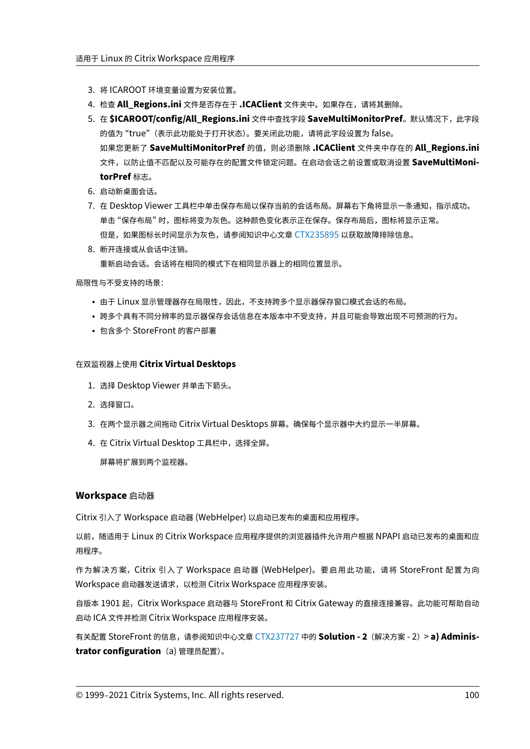3. 将 ICAROOT 环境变量设置为安装位置。
4. 检查 **All_Regions.ini** 文件是否存在于 **.ICAClient** 文件夹中。如果存在，请将其删除。
5. 在 **$ICAROOT/config/All_Regions.ini** 文件中查找字段 **SaveMultiMonitorPref**。默认情况下，此字段的值为 "true"（表示此功能处于打开状态）。要关闭此功能，请将此字段设置为 false。
   如果您更新了 **SaveMultiMonitorPref** 的值，则必须删除 **.ICAClient** 文件夹中存在的 **All_Regions.ini** 文件，以防止值不匹配以及可能存在的配置文件锁定问题。在启动会话之前设置或取消设置 **SaveMultiMonitorPref** 标志。
6. 启动新桌面会话。
7. 在 Desktop Viewer 工具栏中单击保存布局以保存当前的会话布局。屏幕右下角将显示一条通知，指示成功。
   单击 "保存布局" 时，图标将变为灰色。这种颜色变化表示正在保存。保存布局后，图标将显示正常。
   但是，如果图标长时间显示为灰色，请参阅知识中心文章 CTX235895 以获取故障排除信息。
8. 断开连接或从会话中注销。
   重新启动会话。会话将在相同的模式下在相同显示器上的相同位置显示。

局限性与不受支持的场景：

- 由于 Linux 显示管理器存在局限性，因此，不支持跨多个显示器保存窗口模式会话的布局。
- 跨多个具有不同分辨率的显示器保存会话信息在本版本中不受支持，并且可能会导致出现不可预测的行为。
- 包含多个 StoreFront 的客户部署

在双监视器上使用 **Citrix Virtual Desktops**

1. 选择 Desktop Viewer 并单击下箭头。
2. 选择窗口。
3. 在两个显示器之间拖动 Citrix Virtual Desktops 屏幕。确保每个显示器中大约显示一半屏幕。
4. 在 Citrix Virtual Desktop 工具栏中，选择全屏。

   屏幕将扩展到两个监视器。

### **Workspace** 启动器

Citrix 引入了 Workspace 启动器 (WebHelper) 以启动已发布的桌面和应用程序。

以前，随适用于 Linux 的 Citrix Workspace 应用程序提供的浏览器插件允许用户根据 NPAPI 启动已发布的桌面和应用程序。

作为解决方案，Citrix 引入了 Workspace 启动器 (WebHelper)。要启用此功能，请将 StoreFront 配置为向 Workspace 启动器发送请求，以检测 Citrix Workspace 应用程序安装。

自版本 1901 起，Citrix Workspace 启动器与 StoreFront 和 Citrix Gateway 的直接连接兼容。此功能可帮助自动启动 ICA 文件并检测 Citrix Workspace 应用程序安装。

有关配置 StoreFront 的信息，请参阅知识中心文章 CTX237727 中的 **Solution - 2**（解决方案 - 2）> **a) Administrator configuration**（a) 管理员配置）。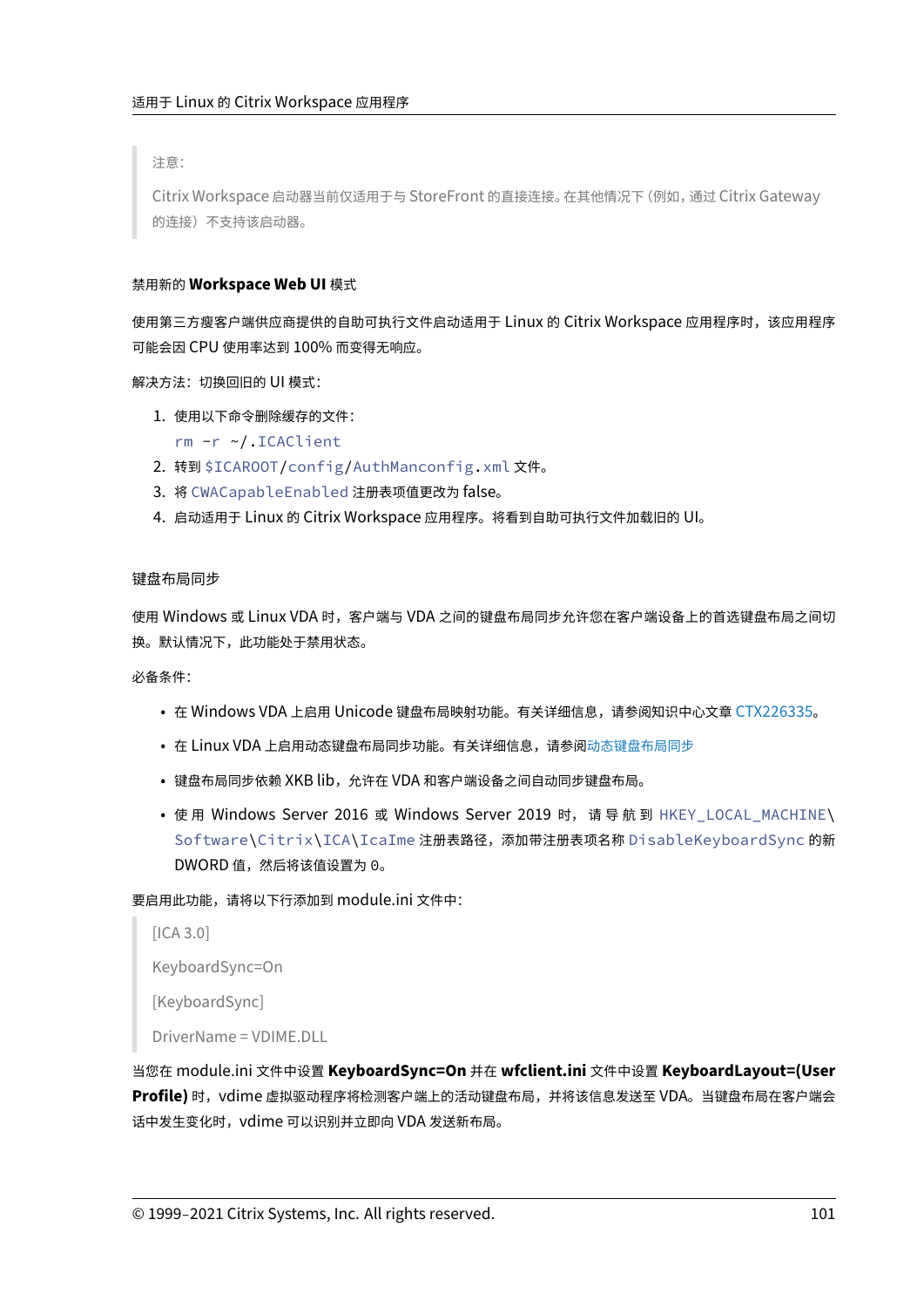> 注意：
>
> Citrix Workspace 启动器当前仅适用于与 StoreFront 的直接连接。在其他情况下（例如，通过 Citrix Gateway 的连接）不支持该启动器。

#### 禁用新的 **Workspace Web UI** 模式

使用第三方瘦客户端供应商提供的自助可执行文件启动适用于 Linux 的 Citrix Workspace 应用程序时，该应用程序可能会因 CPU 使用率达到 100% 而变得无响应。

解决方法：切换回旧的 UI 模式：

1. 使用以下命令删除缓存的文件：
   `rm -r ~/.ICAClient`
2. 转到 `$ICAROOT/config/AuthManconfig.xml` 文件。
3. 将 `CWACapableEnabled` 注册表项值更改为 false。
4. 启动适用于 Linux 的 Citrix Workspace 应用程序。将看到自助可执行文件加载旧的 UI。

#### 键盘布局同步

使用 Windows 或 Linux VDA 时，客户端与 VDA 之间的键盘布局同步允许您在客户端设备上的首选键盘布局之间切换。默认情况下，此功能处于禁用状态。

必备条件：

- 在 Windows VDA 上启用 Unicode 键盘布局映射功能。有关详细信息，请参阅知识中心文章 CTX226335。
- 在 Linux VDA 上启用动态键盘布局同步功能。有关详细信息，请参阅动态键盘布局同步
- 键盘布局同步依赖 XKB lib，允许在 VDA 和客户端设备之间自动同步键盘布局。
- 使用 Windows Server 2016 或 Windows Server 2019 时，请导航到 `HKEY_LOCAL_MACHINE\Software\Citrix\ICA\IcaIme` 注册表路径，添加带注册表项名称 `DisableKeyboardSync` 的新 DWORD 值，然后将该值设置为 `0`。

要启用此功能，请将以下行添加到 module.ini 文件中：

> [ICA 3.0]
>
> KeyboardSync=On
>
> [KeyboardSync]
>
> DriverName = VDIME.DLL

当您在 module.ini 文件中设置 **KeyboardSync=On** 并在 **wfclient.ini** 文件中设置 **KeyboardLayout=(User Profile)** 时，vdime 虚拟驱动程序将检测客户端上的活动键盘布局，并将该信息发送至 VDA。当键盘布局在客户端会话中发生变化时，vdime 可以识别并立即向 VDA 发送新布局。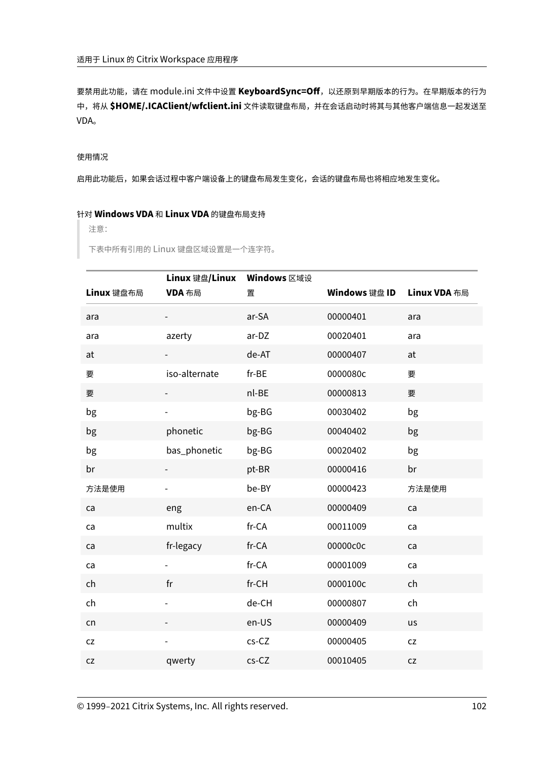要禁用此功能，请在 module.ini 文件中设置 **KeyboardSync=Off**，以还原到早期版本的行为。在早期版本的行为中，将从 **$HOME/.ICAClient/wfclient.ini** 文件读取键盘布局，并在会话启动时将其与其他客户端信息一起发送至 VDA。

使用情况

启用此功能后，如果会话过程中客户端设备上的键盘布局发生变化，会话的键盘布局也将相应地发生变化。

#### 针对 **Windows VDA** 和 **Linux VDA** 的键盘布局支持

> 注意：
>
> 下表中所有引用的 Linux 键盘区域设置是一个连字符。

| **Linux** 键盘布局 | **Linux** 键盘/**Linux VDA** 布局 | **Windows** 区域设置 | **Windows** 键盘 **ID** | **Linux VDA** 布局 |
|---|---|---|---|---|
| ara | - | ar-SA | 00000401 | ara |
| ara | azerty | ar-DZ | 00020401 | ara |
| at | - | de-AT | 00000407 | at |
| 要 | iso-alternate | fr-BE | 0000080c | 要 |
| 要 | - | nl-BE | 00000813 | 要 |
| bg | - | bg-BG | 00030402 | bg |
| bg | phonetic | bg-BG | 00040402 | bg |
| bg | bas_phonetic | bg-BG | 00020402 | bg |
| br | - | pt-BR | 00000416 | br |
| 方法是使用 | - | be-BY | 00000423 | 方法是使用 |
| ca | eng | en-CA | 00000409 | ca |
| ca | multix | fr-CA | 00011009 | ca |
| ca | fr-legacy | fr-CA | 00000c0c | ca |
| ca | - | fr-CA | 00001009 | ca |
| ch | fr | fr-CH | 0000100c | ch |
| ch | - | de-CH | 00000807 | ch |
| cn | - | en-US | 00000409 | us |
| cz | - | cs-CZ | 00000405 | cz |
| cz | qwerty | cs-CZ | 00010405 | cz |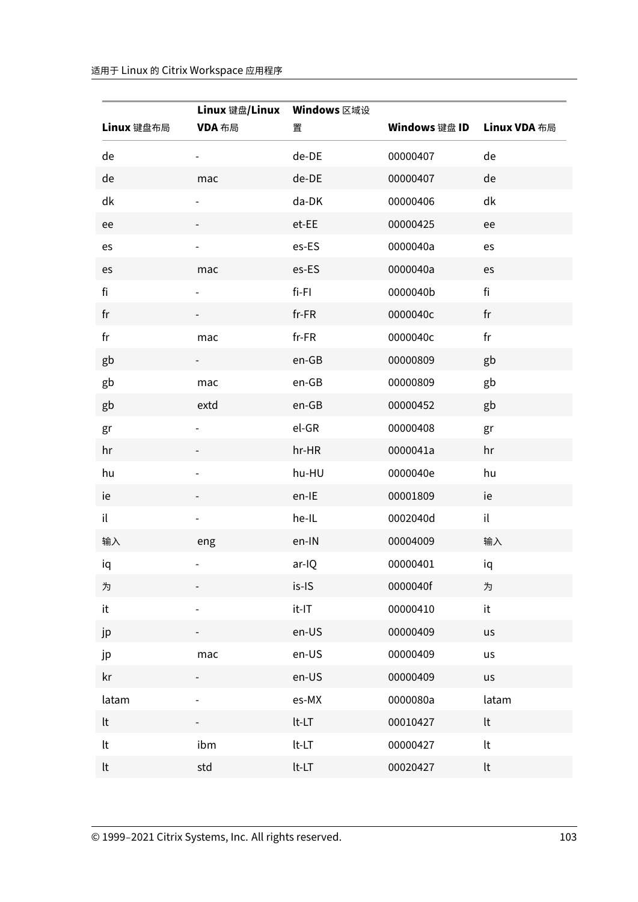| Linux 键盘布局 | Linux 键盘/Linux VDA 布局 | Windows 区域设置 | Windows 键盘 ID | Linux VDA 布局 |
| --- | --- | --- | --- | --- |
| de | - | de-DE | 00000407 | de |
| de | mac | de-DE | 00000407 | de |
| dk | - | da-DK | 00000406 | dk |
| ee | - | et-EE | 00000425 | ee |
| es | - | es-ES | 0000040a | es |
| es | mac | es-ES | 0000040a | es |
| fi | - | fi-FI | 0000040b | fi |
| fr | - | fr-FR | 0000040c | fr |
| fr | mac | fr-FR | 0000040c | fr |
| gb | - | en-GB | 00000809 | gb |
| gb | mac | en-GB | 00000809 | gb |
| gb | extd | en-GB | 00000452 | gb |
| gr | - | el-GR | 00000408 | gr |
| hr | - | hr-HR | 0000041a | hr |
| hu | - | hu-HU | 0000040e | hu |
| ie | - | en-IE | 00001809 | ie |
| il | - | he-IL | 0002040d | il |
| 输入 | eng | en-IN | 00004009 | 输入 |
| iq | - | ar-IQ | 00000401 | iq |
| 为 | - | is-IS | 0000040f | 为 |
| it | - | it-IT | 00000410 | it |
| jp | - | en-US | 00000409 | us |
| jp | mac | en-US | 00000409 | us |
| kr | - | en-US | 00000409 | us |
| latam | - | es-MX | 0000080a | latam |
| lt | - | lt-LT | 00010427 | lt |
| lt | ibm | lt-LT | 00000427 | lt |
| lt | std | lt-LT | 00020427 | lt |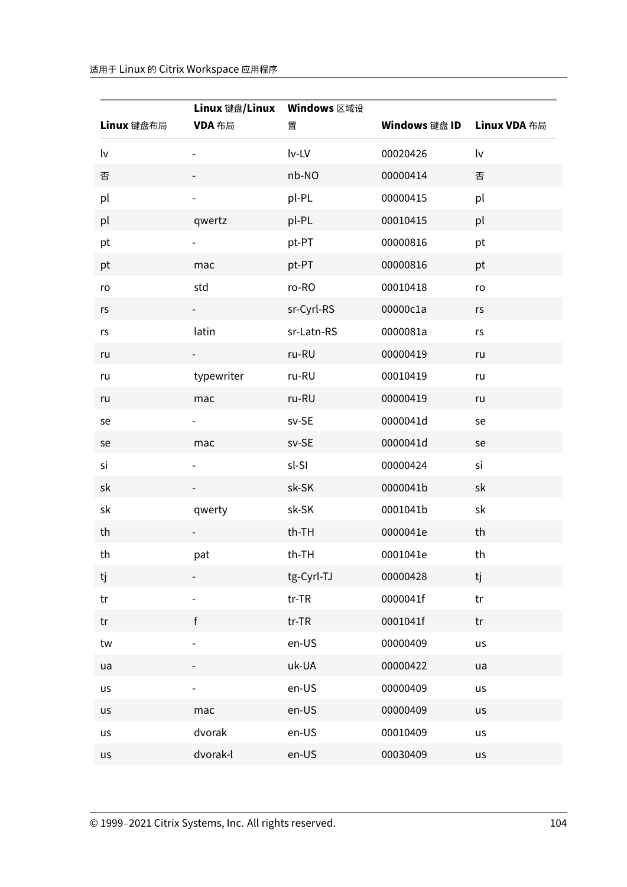| Linux 键盘布局 | Linux 键盘/Linux VDA 布局 | Windows 区域设置 | Windows 键盘 ID | Linux VDA 布局 |
| --- | --- | --- | --- | --- |
| lv | - | lv-LV | 00020426 | lv |
| 否 | - | nb-NO | 00000414 | 否 |
| pl | - | pl-PL | 00000415 | pl |
| pl | qwertz | pl-PL | 00010415 | pl |
| pt | - | pt-PT | 00000816 | pt |
| pt | mac | pt-PT | 00000816 | pt |
| ro | std | ro-RO | 00010418 | ro |
| rs | - | sr-Cyrl-RS | 00000c1a | rs |
| rs | latin | sr-Latn-RS | 0000081a | rs |
| ru | - | ru-RU | 00000419 | ru |
| ru | typewriter | ru-RU | 00010419 | ru |
| ru | mac | ru-RU | 00000419 | ru |
| se | - | sv-SE | 0000041d | se |
| se | mac | sv-SE | 0000041d | se |
| si | - | sl-SI | 00000424 | si |
| sk | - | sk-SK | 0000041b | sk |
| sk | qwerty | sk-SK | 0001041b | sk |
| th | - | th-TH | 0000041e | th |
| th | pat | th-TH | 0001041e | th |
| tj | - | tg-Cyrl-TJ | 00000428 | tj |
| tr | - | tr-TR | 0000041f | tr |
| tr | f | tr-TR | 0001041f | tr |
| tw | - | en-US | 00000409 | us |
| ua | - | uk-UA | 00000422 | ua |
| us | - | en-US | 00000409 | us |
| us | mac | en-US | 00000409 | us |
| us | dvorak | en-US | 00010409 | us |
| us | dvorak-l | en-US | 00030409 | us |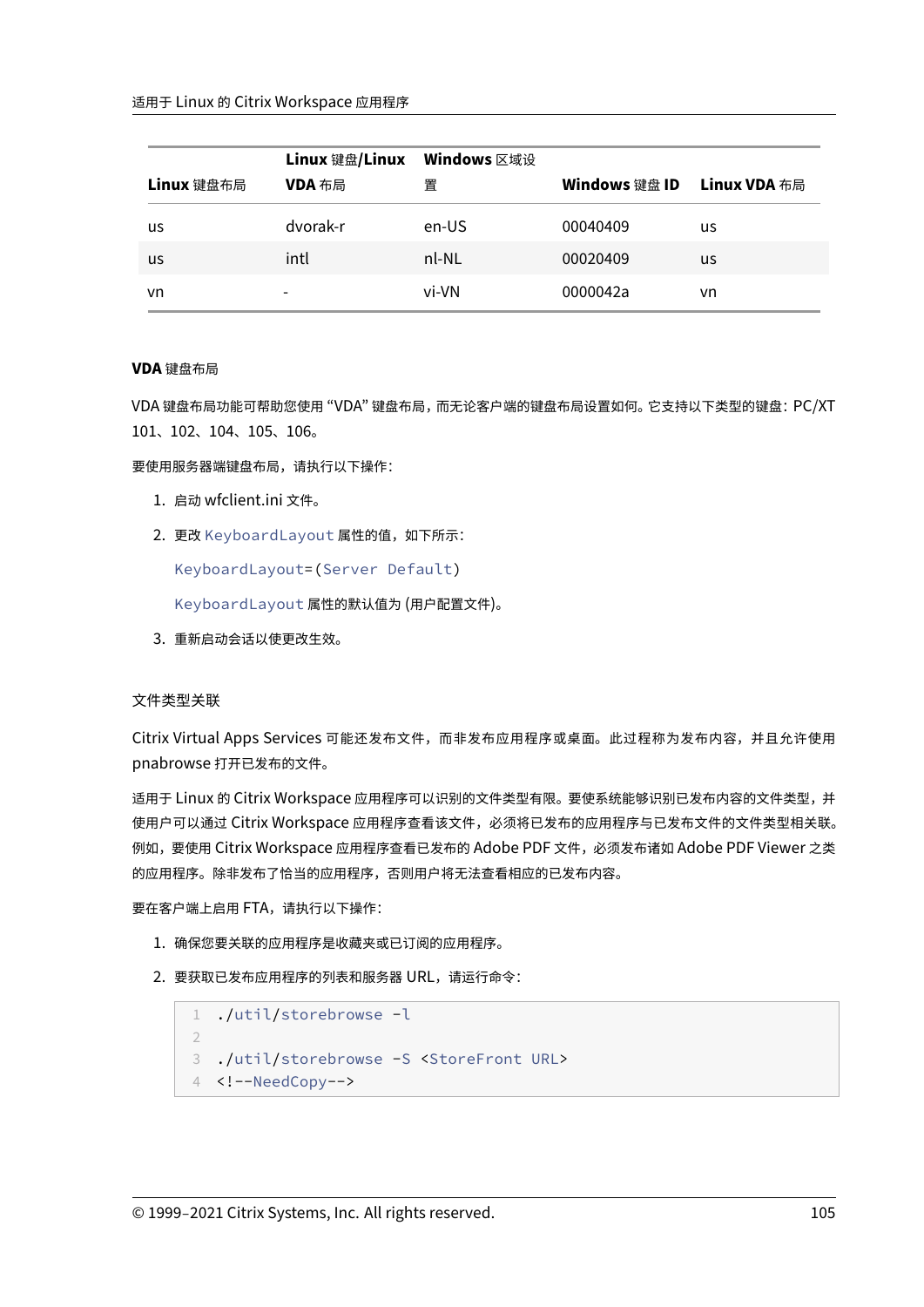| Linux 键盘布局 | Linux 键盘/Linux VDA 布局 | Windows 区域设置 | Windows 键盘 ID | Linux VDA 布局 |
|---|---|---|---|---|
| us | dvorak-r | en-US | 00040409 | us |
| us | intl | nl-NL | 00020409 | us |
| vn | - | vi-VN | 0000042a | vn |

#### VDA 键盘布局

VDA 键盘布局功能可帮助您使用 "VDA" 键盘布局，而无论客户端的键盘布局设置如何。它支持以下类型的键盘：PC/XT 101、102、104、105、106。

要使用服务器端键盘布局，请执行以下操作：

1. 启动 wfclient.ini 文件。
2. 更改 `KeyboardLayout` 属性的值，如下所示：

   `KeyboardLayout=(Server Default)`

   `KeyboardLayout` 属性的默认值为 (用户配置文件)。
3. 重新启动会话以使更改生效。

### 文件类型关联

Citrix Virtual Apps Services 可能还发布文件，而非发布应用程序或桌面。此过程称为发布内容，并且允许使用 pnabrowse 打开已发布的文件。

适用于 Linux 的 Citrix Workspace 应用程序可以识别的文件类型有限。要使系统能够识别已发布内容的文件类型，并使用户可以通过 Citrix Workspace 应用程序查看该文件，必须将已发布的应用程序与已发布文件的文件类型相关联。例如，要使用 Citrix Workspace 应用程序查看已发布的 Adobe PDF 文件，必须发布诸如 Adobe PDF Viewer 之类的应用程序。除非发布了恰当的应用程序，否则用户将无法查看相应的已发布内容。

要在客户端上启用 FTA，请执行以下操作：

1. 确保您要关联的应用程序是收藏夹或已订阅的应用程序。
2. 要获取已发布应用程序的列表和服务器 URL，请运行命令：

```
./util/storebrowse -l

./util/storebrowse -S <StoreFront URL>
<!--NeedCopy-->
```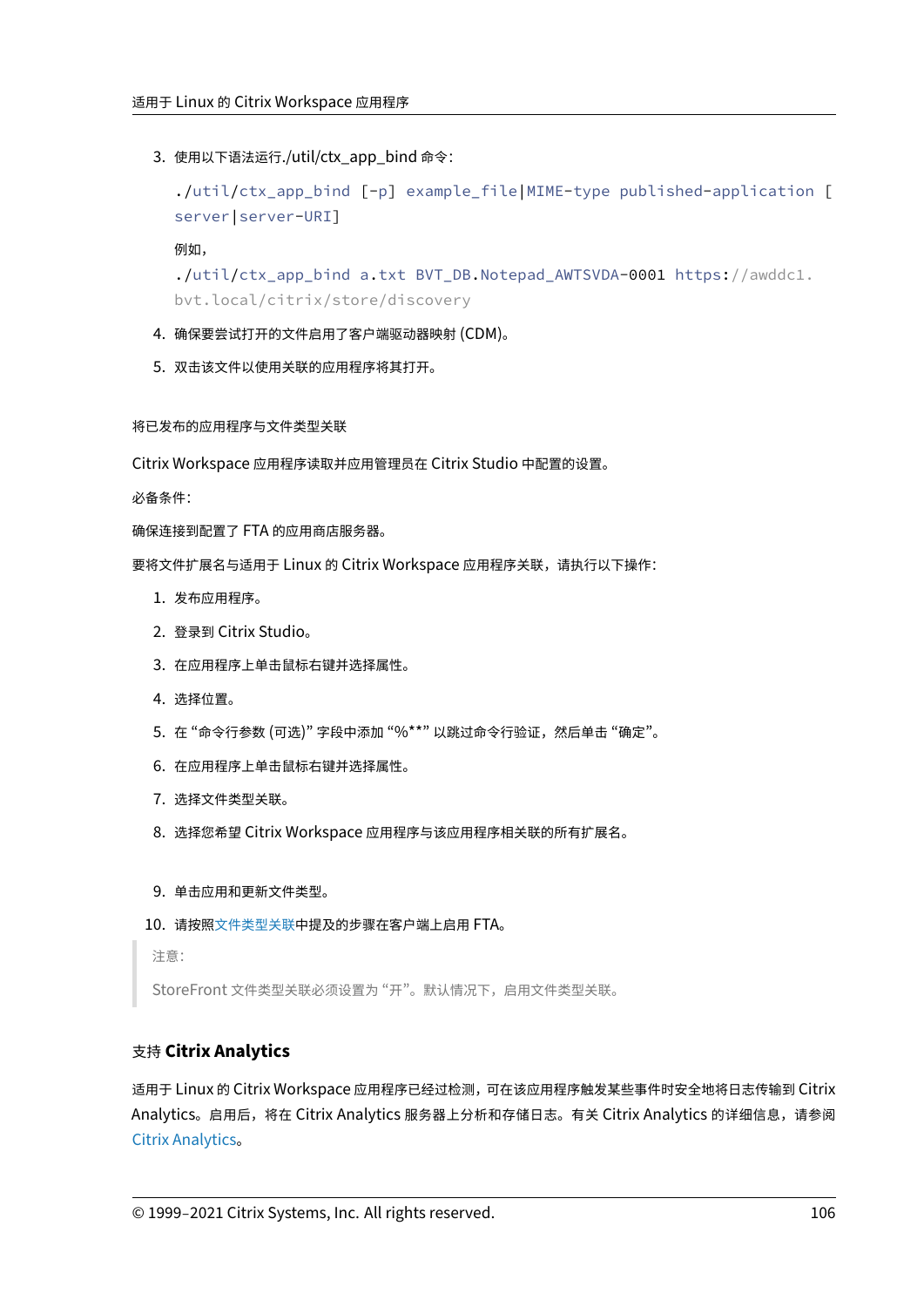3. 使用以下语法运行./util/ctx_app_bind 命令：

   ```
   ./util/ctx_app_bind [-p] example_file|MIME-type published-application [
   server|server-URI]
   ```

   例如，

   ```
   ./util/ctx_app_bind a.txt BVT_DB.Notepad_AWTSVDA-0001 https://awddc1.
   bvt.local/citrix/store/discovery
   ```

4. 确保要尝试打开的文件启用了客户端驱动器映射 (CDM)。
5. 双击该文件以使用关联的应用程序将其打开。

将已发布的应用程序与文件类型关联

Citrix Workspace 应用程序读取并应用管理员在 Citrix Studio 中配置的设置。

必备条件：

确保连接到配置了 FTA 的应用商店服务器。

要将文件扩展名与适用于 Linux 的 Citrix Workspace 应用程序关联，请执行以下操作：

1. 发布应用程序。
2. 登录到 Citrix Studio。
3. 在应用程序上单击鼠标右键并选择属性。
4. 选择位置。
5. 在 "命令行参数 (可选)" 字段中添加 "%**" 以跳过命令行验证，然后单击 "确定"。
6. 在应用程序上单击鼠标右键并选择属性。
7. 选择文件类型关联。
8. 选择您希望 Citrix Workspace 应用程序与该应用程序相关联的所有扩展名。
9. 单击应用和更新文件类型。
10. 请按照文件类型关联中提及的步骤在客户端上启用 FTA。

> 注意：
>
> StoreFront 文件类型关联必须设置为 "开"。默认情况下，启用文件类型关联。

### 支持 **Citrix Analytics**

适用于 Linux 的 Citrix Workspace 应用程序已经过检测，可在该应用程序触发某些事件时安全地将日志传输到 Citrix Analytics。启用后，将在 Citrix Analytics 服务器上分析和存储日志。有关 Citrix Analytics 的详细信息，请参阅 Citrix Analytics。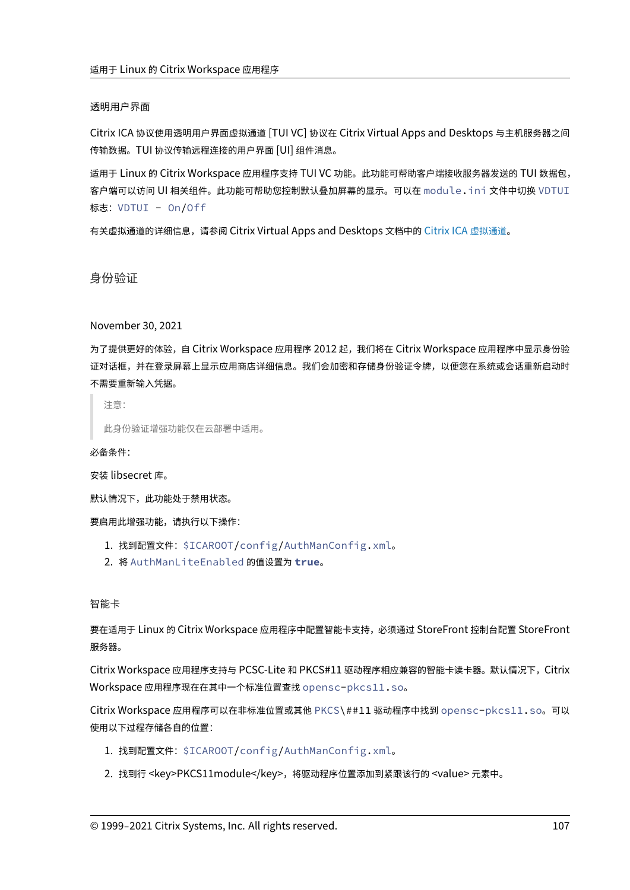### 透明用户界面

Citrix ICA 协议使用透明用户界面虚拟通道 [TUI VC] 协议在 Citrix Virtual Apps and Desktops 与主机服务器之间传输数据。TUI 协议传输远程连接的用户界面 [UI] 组件消息。

适用于 Linux 的 Citrix Workspace 应用程序支持 TUI VC 功能。此功能可帮助客户端接收服务器发送的 TUI 数据包，客户端可以访问 UI 相关组件。此功能可帮助您控制默认叠加屏幕的显示。可以在 `module.ini` 文件中切换 `VDTUI` 标志：`VDTUI - On/Off`

有关虚拟通道的详细信息，请参阅 Citrix Virtual Apps and Desktops 文档中的 Citrix ICA 虚拟通道。

## 身份验证

November 30, 2021

为了提供更好的体验，自 Citrix Workspace 应用程序 2012 起，我们将在 Citrix Workspace 应用程序中显示身份验证对话框，并在登录屏幕上显示应用商店详细信息。我们会加密和存储身份验证令牌，以便您在系统或会话重新启动时不需要重新输入凭据。

> 注意：
>
> 此身份验证增强功能仅在云部署中适用。

必备条件：

安装 libsecret 库。

默认情况下，此功能处于禁用状态。

要启用此增强功能，请执行以下操作：

1. 找到配置文件：`$ICAROOT/config/AuthManConfig.xml`。
2. 将 `AuthManLiteEnabled` 的值设置为 **`true`**。

### 智能卡

要在适用于 Linux 的 Citrix Workspace 应用程序中配置智能卡支持，必须通过 StoreFront 控制台配置 StoreFront 服务器。

Citrix Workspace 应用程序支持与 PCSC-Lite 和 PKCS#11 驱动程序相应兼容的智能卡读卡器。默认情况下，Citrix Workspace 应用程序现在在其中一个标准位置查找 `opensc-pkcs11.so`。

Citrix Workspace 应用程序可以在非标准位置或其他 `PKCS\##11` 驱动程序中找到 `opensc-pkcs11.so`。可以使用以下过程存储各自的位置：

1. 找到配置文件：`$ICAROOT/config/AuthManConfig.xml`。
2. 找到行 <key>PKCS11module</key>，将驱动程序位置添加到紧跟该行的 <value> 元素中。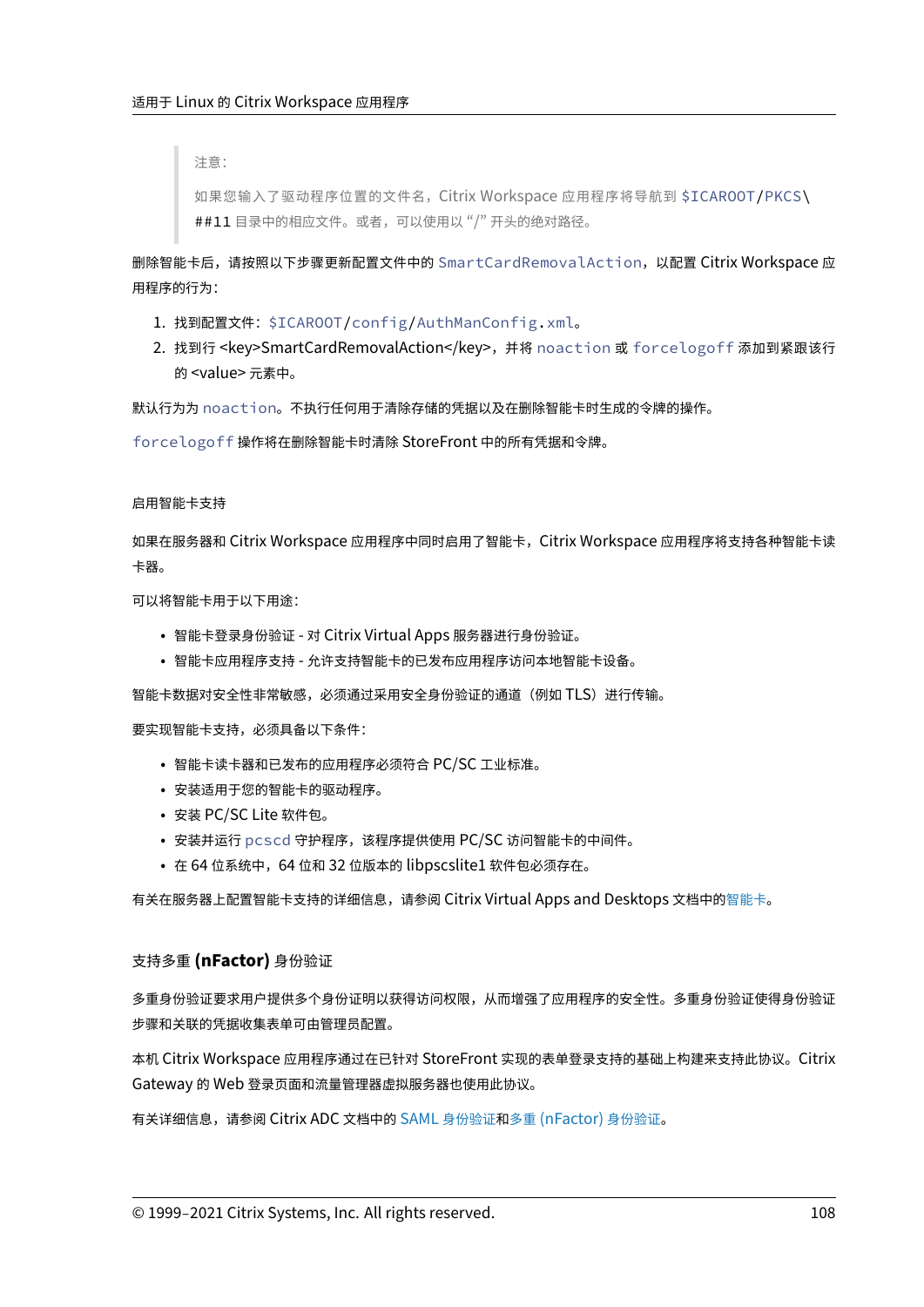> 注意：
>
> 如果您输入了驱动程序位置的文件名，Citrix Workspace 应用程序将导航到 `$ICAROOT/PKCS\##11` 目录中的相应文件。或者，可以使用以 “/” 开头的绝对路径。

删除智能卡后，请按照以下步骤更新配置文件中的 `SmartCardRemovalAction`，以配置 Citrix Workspace 应用程序的行为：

1. 找到配置文件：`$ICAROOT/config/AuthManConfig.xml`。
2. 找到行 <key>SmartCardRemovalAction</key>，并将 `noaction` 或 `forcelogoff` 添加到紧跟该行的 <value> 元素中。

默认行为为 `noaction`。不执行任何用于清除存储的凭据以及在删除智能卡时生成的令牌的操作。

`forcelogoff` 操作将在删除智能卡时清除 StoreFront 中的所有凭据和令牌。

#### 启用智能卡支持

如果在服务器和 Citrix Workspace 应用程序中同时启用了智能卡，Citrix Workspace 应用程序将支持各种智能卡读卡器。

可以将智能卡用于以下用途：

- 智能卡登录身份验证 - 对 Citrix Virtual Apps 服务器进行身份验证。
- 智能卡应用程序支持 - 允许支持智能卡的已发布应用程序访问本地智能卡设备。

智能卡数据对安全性非常敏感，必须通过采用安全身份验证的通道（例如 TLS）进行传输。

要实现智能卡支持，必须具备以下条件：

- 智能卡读卡器和已发布的应用程序必须符合 PC/SC 工业标准。
- 安装适用于您的智能卡的驱动程序。
- 安装 PC/SC Lite 软件包。
- 安装并运行 `pcscd` 守护程序，该程序提供使用 PC/SC 访问智能卡的中间件。
- 在 64 位系统中，64 位和 32 位版本的 libpscslite1 软件包必须存在。

有关在服务器上配置智能卡支持的详细信息，请参阅 Citrix Virtual Apps and Desktops 文档中的智能卡。

### 支持多重 (nFactor) 身份验证

多重身份验证要求用户提供多个身份证明以获得访问权限，从而增强了应用程序的安全性。多重身份验证使得身份验证步骤和关联的凭据收集表单可由管理员配置。

本机 Citrix Workspace 应用程序通过在已针对 StoreFront 实现的表单登录支持的基础上构建来支持此协议。Citrix Gateway 的 Web 登录页面和流量管理器虚拟服务器也使用此协议。

有关详细信息，请参阅 Citrix ADC 文档中的 SAML 身份验证和多重 (nFactor) 身份验证。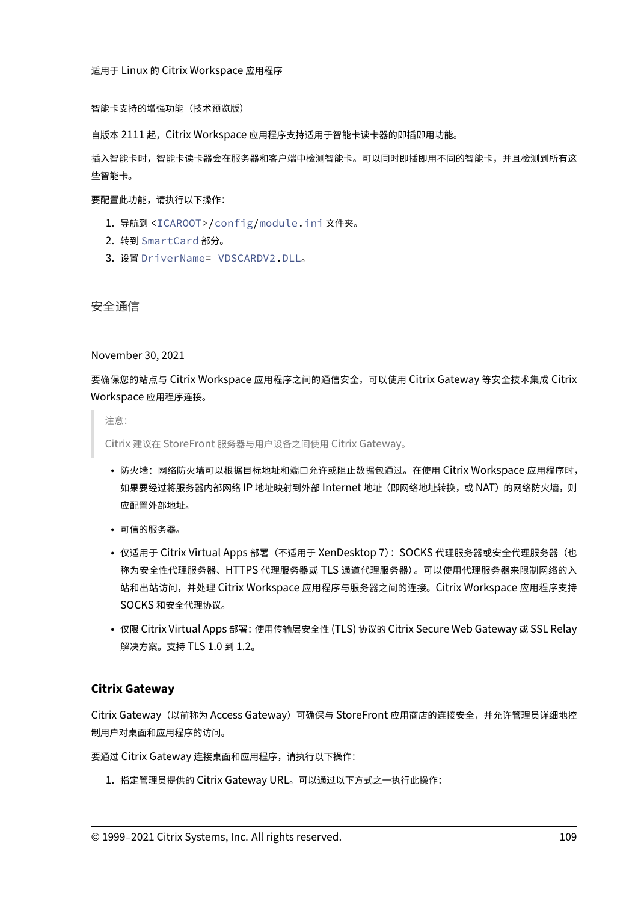智能卡支持的增强功能（技术预览版）

自版本 2111 起，Citrix Workspace 应用程序支持适用于智能卡读卡器的即插即用功能。

插入智能卡时，智能卡读卡器会在服务器和客户端中检测智能卡。可以同时即插即用不同的智能卡，并且检测到所有这些智能卡。

要配置此功能，请执行以下操作：

1. 导航到 `<ICAROOT>/config/module.ini` 文件夹。
2. 转到 `SmartCard` 部分。
3. 设置 `DriverName= VDSCARDV2.DLL`。

## 安全通信

November 30, 2021

要确保您的站点与 Citrix Workspace 应用程序之间的通信安全，可以使用 Citrix Gateway 等安全技术集成 Citrix Workspace 应用程序连接。

> 注意：
>
> Citrix 建议在 StoreFront 服务器与用户设备之间使用 Citrix Gateway。

- 防火墙：网络防火墙可以根据目标地址和端口允许或阻止数据包通过。在使用 Citrix Workspace 应用程序时，如果要经过将服务器内部网络 IP 地址映射到外部 Internet 地址（即网络地址转换，或 NAT）的网络防火墙，则应配置外部地址。
- 可信的服务器。
- 仅适用于 Citrix Virtual Apps 部署（不适用于 XenDesktop 7）：SOCKS 代理服务器或安全代理服务器（也称为安全性代理服务器、HTTPS 代理服务器或 TLS 通道代理服务器）。可以使用代理服务器来限制网络的入站和出站访问，并处理 Citrix Workspace 应用程序与服务器之间的连接。Citrix Workspace 应用程序支持 SOCKS 和安全代理协议。
- 仅限 Citrix Virtual Apps 部署：使用传输层安全性 (TLS) 协议的 Citrix Secure Web Gateway 或 SSL Relay 解决方案。支持 TLS 1.0 到 1.2。

### Citrix Gateway

Citrix Gateway（以前称为 Access Gateway）可确保与 StoreFront 应用商店的连接安全，并允许管理员详细地控制用户对桌面和应用程序的访问。

要通过 Citrix Gateway 连接桌面和应用程序，请执行以下操作：

1. 指定管理员提供的 Citrix Gateway URL。可以通过以下方式之一执行此操作：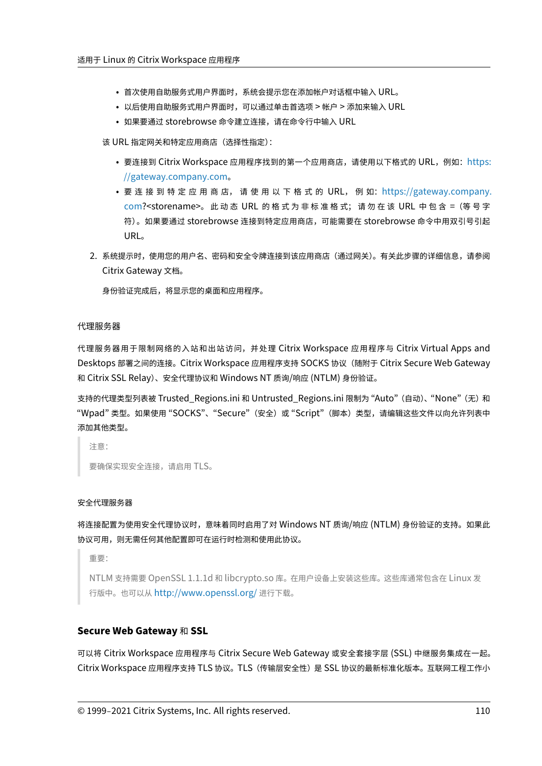- 首次使用自助服务式用户界面时，系统会提示您在添加帐户对话框中输入 URL。
- 以后使用自助服务式用户界面时，可以通过单击首选项 > 帐户 > 添加来输入 URL
- 如果要通过 storebrowse 命令建立连接，请在命令行中输入 URL

该 URL 指定网关和特定应用商店（选择性指定）：

- 要连接到 Citrix Workspace 应用程序找到的第一个应用商店，请使用以下格式的 URL，例如：https://gateway.company.com。
- 要连接到特定应用商店，请使用以下格式的 URL，例如：https://gateway.company.com?<storename>。此动态 URL 的格式为非标准格式；请勿在该 URL 中包含 =（等号字符）。如果要通过 storebrowse 连接到特定应用商店，可能需要在 storebrowse 命令中用双引号引起 URL。

2. 系统提示时，使用您的用户名、密码和安全令牌连接到该应用商店（通过网关）。有关此步骤的详细信息，请参阅 Citrix Gateway 文档。

   身份验证完成后，将显示您的桌面和应用程序。

### 代理服务器

代理服务器用于限制网络的入站和出站访问，并处理 Citrix Workspace 应用程序与 Citrix Virtual Apps and Desktops 部署之间的连接。Citrix Workspace 应用程序支持 SOCKS 协议（随附于 Citrix Secure Web Gateway 和 Citrix SSL Relay）、安全代理协议和 Windows NT 质询/响应 (NTLM) 身份验证。

支持的代理类型列表被 Trusted_Regions.ini 和 Untrusted_Regions.ini 限制为 "Auto"（自动）、"None"（无）和 "Wpad" 类型。如果使用 "SOCKS"、"Secure"（安全）或 "Script"（脚本）类型，请编辑这些文件以向允许列表中添加其他类型。

> 注意：
>
> 要确保实现安全连接，请启用 TLS。

### 安全代理服务器

将连接配置为使用安全代理协议时，意味着同时启用了对 Windows NT 质询/响应 (NTLM) 身份验证的支持。如果此协议可用，则无需任何其他配置即可在运行时检测和使用此协议。

> 重要：
>
> NTLM 支持需要 OpenSSL 1.1.1d 和 libcrypto.so 库。在用户设备上安装这些库。这些库通常包含在 Linux 发行版中。也可以从 http://www.openssl.org/ 进行下载。

## **Secure Web Gateway 和 SSL**

可以将 Citrix Workspace 应用程序与 Citrix Secure Web Gateway 或安全套接字层 (SSL) 中继服务集成在一起。Citrix Workspace 应用程序支持 TLS 协议。TLS（传输层安全性）是 SSL 协议的最新标准化版本。互联网工程工作小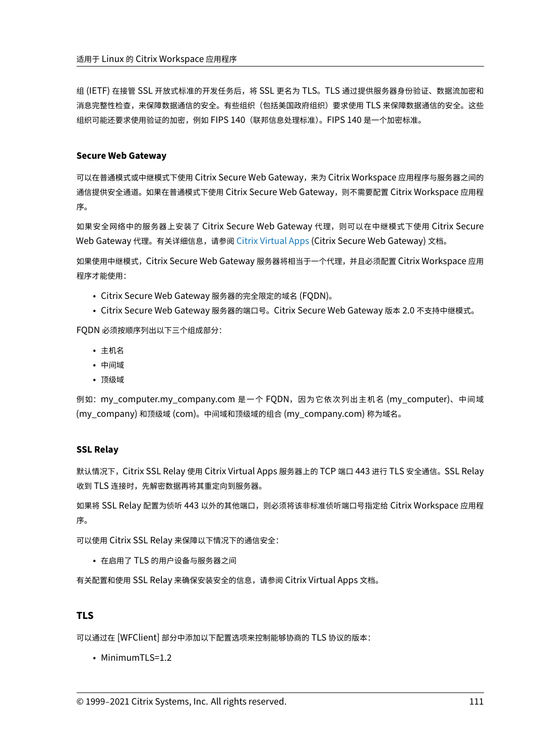组 (IETF) 在接管 SSL 开放式标准的开发任务后，将 SSL 更名为 TLS。TLS 通过提供服务器身份验证、数据流加密和消息完整性检查，来保障数据通信的安全。有些组织（包括美国政府组织）要求使用 TLS 来保障数据通信的安全。这些组织可能还要求使用验证的加密，例如 FIPS 140（联邦信息处理标准）。FIPS 140 是一个加密标准。

#### Secure Web Gateway

可以在普通模式或中继模式下使用 Citrix Secure Web Gateway，来为 Citrix Workspace 应用程序与服务器之间的通信提供安全通道。如果在普通模式下使用 Citrix Secure Web Gateway，则不需要配置 Citrix Workspace 应用程序。

如果安全网络中的服务器上安装了 Citrix Secure Web Gateway 代理，则可以在中继模式下使用 Citrix Secure Web Gateway 代理。有关详细信息，请参阅 Citrix Virtual Apps (Citrix Secure Web Gateway) 文档。

如果使用中继模式，Citrix Secure Web Gateway 服务器将相当于一个代理，并且必须配置 Citrix Workspace 应用程序才能使用：

- Citrix Secure Web Gateway 服务器的完全限定的域名 (FQDN)。
- Citrix Secure Web Gateway 服务器的端口号。Citrix Secure Web Gateway 版本 2.0 不支持中继模式。

FQDN 必须按顺序列出以下三个组成部分：

- 主机名
- 中间域
- 顶级域

例如：my_computer.my_company.com 是一个 FQDN，因为它依次列出主机名 (my_computer)、中间域 (my_company) 和顶级域 (com)。中间域和顶级域的组合 (my_company.com) 称为域名。

#### SSL Relay

默认情况下，Citrix SSL Relay 使用 Citrix Virtual Apps 服务器上的 TCP 端口 443 进行 TLS 安全通信。SSL Relay 收到 TLS 连接时，先解密数据再将其重定向到服务器。

如果将 SSL Relay 配置为侦听 443 以外的其他端口，则必须将该非标准侦听端口号指定给 Citrix Workspace 应用程序。

可以使用 Citrix SSL Relay 来保障以下情况下的通信安全：

- 在启用了 TLS 的用户设备与服务器之间

有关配置和使用 SSL Relay 来确保安装安全的信息，请参阅 Citrix Virtual Apps 文档。

### TLS

可以通过在 [WFClient] 部分中添加以下配置选项来控制能够协商的 TLS 协议的版本：

- MinimumTLS=1.2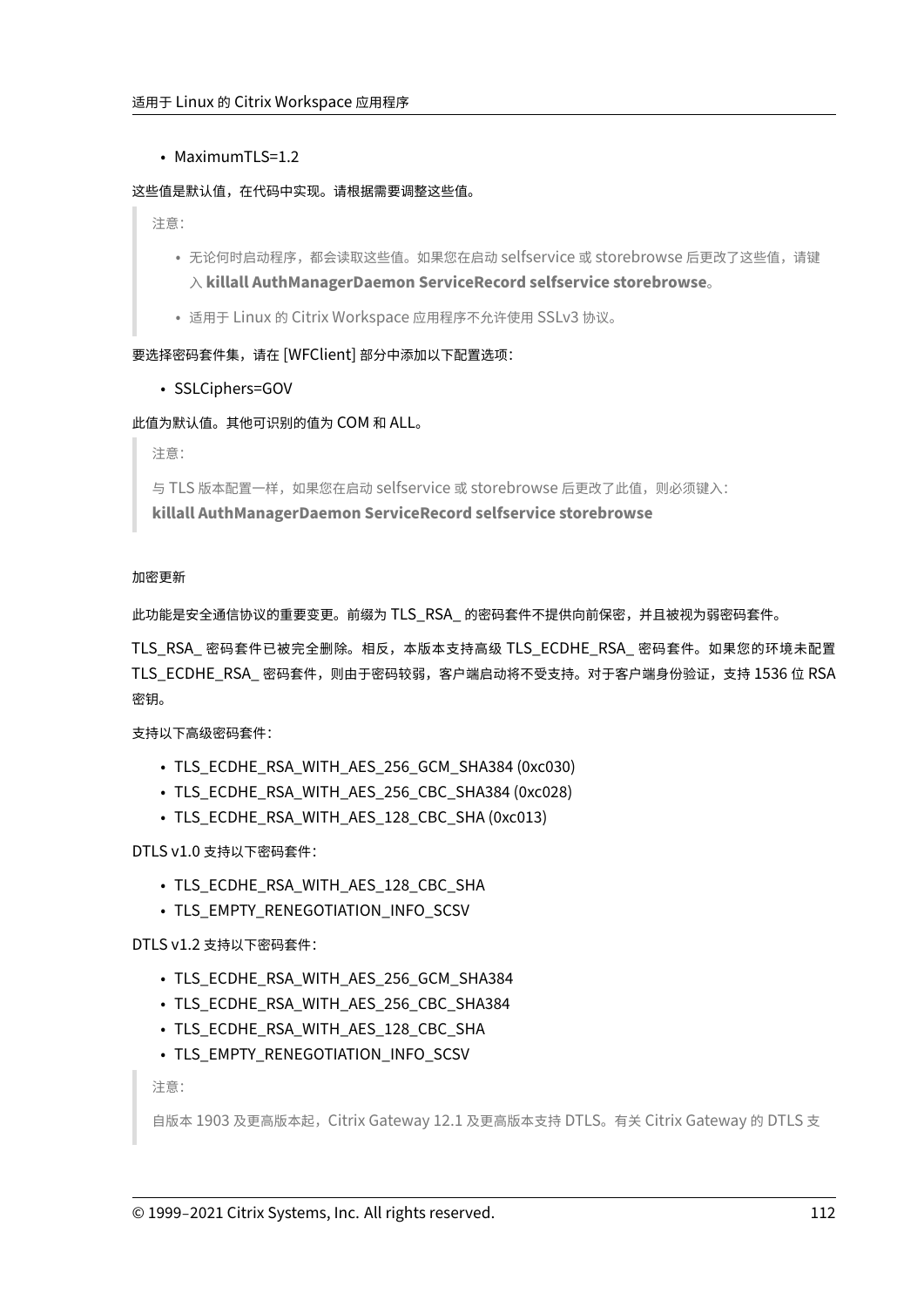- MaximumTLS=1.2

这些值是默认值，在代码中实现。请根据需要调整这些值。

> 注意：
>
> - 无论何时启动程序，都会读取这些值。如果您在启动 selfservice 或 storebrowse 后更改了这些值，请键入 **killall AuthManagerDaemon ServiceRecord selfservice storebrowse**。
> - 适用于 Linux 的 Citrix Workspace 应用程序不允许使用 SSLv3 协议。

要选择密码套件集，请在 [WFClient] 部分中添加以下配置选项：

- SSLCiphers=GOV

此值为默认值。其他可识别的值为 COM 和 ALL。

> 注意：
>
> 与 TLS 版本配置一样，如果您在启动 selfservice 或 storebrowse 后更改了此值，则必须键入：
> **killall AuthManagerDaemon ServiceRecord selfservice storebrowse**

#### 加密更新

此功能是安全通信协议的重要变更。前缀为 TLS_RSA_ 的密码套件不提供向前保密，并且被视为弱密码套件。

TLS_RSA_ 密码套件已被完全删除。相反，本版本支持高级 TLS_ECDHE_RSA_ 密码套件。如果您的环境未配置 TLS_ECDHE_RSA_ 密码套件，则由于密码较弱，客户端启动将不受支持。对于客户端身份验证，支持 1536 位 RSA 密钥。

支持以下高级密码套件：

- TLS_ECDHE_RSA_WITH_AES_256_GCM_SHA384 (0xc030)
- TLS_ECDHE_RSA_WITH_AES_256_CBC_SHA384 (0xc028)
- TLS_ECDHE_RSA_WITH_AES_128_CBC_SHA (0xc013)

DTLS v1.0 支持以下密码套件：

- TLS_ECDHE_RSA_WITH_AES_128_CBC_SHA
- TLS_EMPTY_RENEGOTIATION_INFO_SCSV

DTLS v1.2 支持以下密码套件：

- TLS_ECDHE_RSA_WITH_AES_256_GCM_SHA384
- TLS_ECDHE_RSA_WITH_AES_256_CBC_SHA384
- TLS_ECDHE_RSA_WITH_AES_128_CBC_SHA
- TLS_EMPTY_RENEGOTIATION_INFO_SCSV

> 注意：
>
> 自版本 1903 及更高版本起，Citrix Gateway 12.1 及更高版本支持 DTLS。有关 Citrix Gateway 的 DTLS 支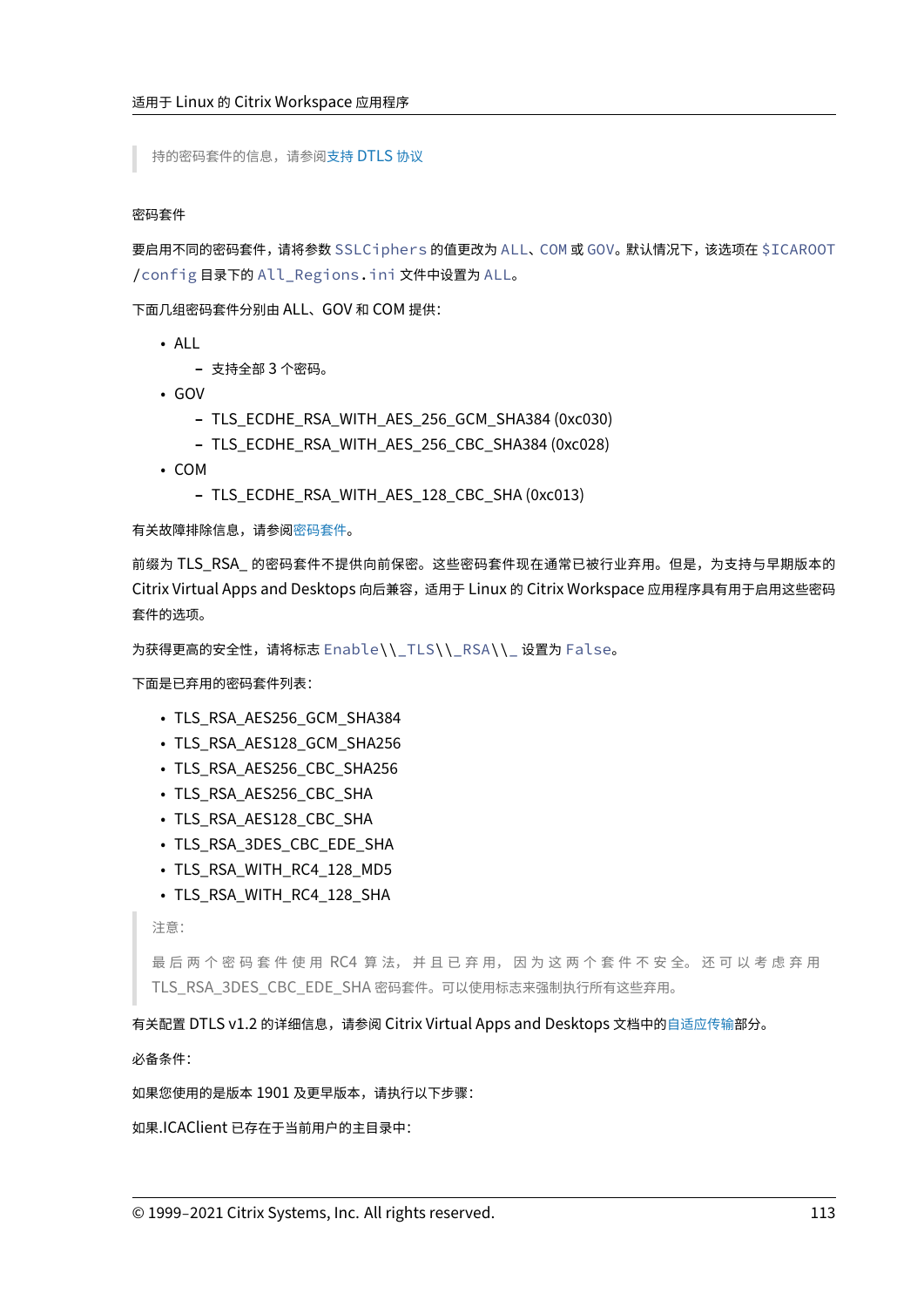> 持的密码套件的信息，请参阅支持 DTLS 协议

密码套件

要启用不同的密码套件，请将参数 `SSLCiphers` 的值更改为 `ALL`、`COM` 或 `GOV`。默认情况下，该选项在 `$ICAROOT/config` 目录下的 `All_Regions.ini` 文件中设置为 `ALL`。

下面几组密码套件分别由 ALL、GOV 和 COM 提供：

- ALL
  - 支持全部 3 个密码。
- GOV
  - TLS_ECDHE_RSA_WITH_AES_256_GCM_SHA384 (0xc030)
  - TLS_ECDHE_RSA_WITH_AES_256_CBC_SHA384 (0xc028)
- COM
  - TLS_ECDHE_RSA_WITH_AES_128_CBC_SHA (0xc013)

有关故障排除信息，请参阅密码套件。

前缀为 TLS_RSA_ 的密码套件不提供向前保密。这些密码套件现在通常已被行业弃用。但是，为支持与早期版本的 Citrix Virtual Apps and Desktops 向后兼容，适用于 Linux 的 Citrix Workspace 应用程序具有用于启用这些密码套件的选项。

为获得更高的安全性，请将标志 `Enable\\_TLS\\_RSA\\_` 设置为 `False`。

下面是已弃用的密码套件列表：

- TLS_RSA_AES256_GCM_SHA384
- TLS_RSA_AES128_GCM_SHA256
- TLS_RSA_AES256_CBC_SHA256
- TLS_RSA_AES256_CBC_SHA
- TLS_RSA_AES128_CBC_SHA
- TLS_RSA_3DES_CBC_EDE_SHA
- TLS_RSA_WITH_RC4_128_MD5
- TLS_RSA_WITH_RC4_128_SHA

> 注意：
>
> 最后两个密码套件使用 RC4 算法，并且已弃用，因为这两个套件不安全。还可以考虑弃用 TLS_RSA_3DES_CBC_EDE_SHA 密码套件。可以使用标志来强制执行所有这些弃用。

有关配置 DTLS v1.2 的详细信息，请参阅 Citrix Virtual Apps and Desktops 文档中的自适应传输部分。

必备条件：

如果您使用的是版本 1901 及更早版本，请执行以下步骤：

如果.ICAClient 已存在于当前用户的主目录中：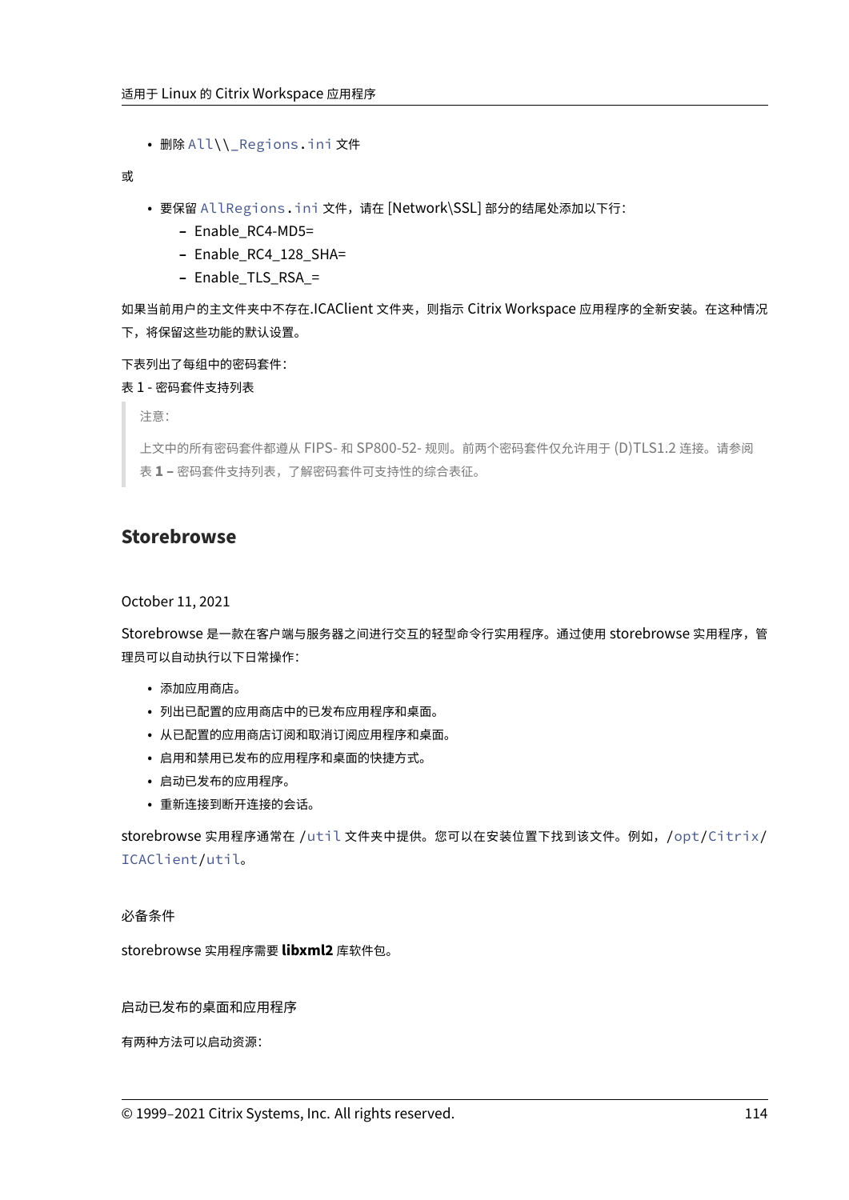- 删除 `All\\_Regions.ini` 文件

或

- 要保留 `AllRegions.ini` 文件，请在 [Network\SSL] 部分的结尾处添加以下行：
  - Enable_RC4-MD5=
  - Enable_RC4_128_SHA=
  - Enable_TLS_RSA_=

如果当前用户的主文件夹中不存在.ICAClient 文件夹，则指示 Citrix Workspace 应用程序的全新安装。在这种情况下，将保留这些功能的默认设置。

下表列出了每组中的密码套件：

表 1 - 密码套件支持列表

> 注意：
>
> 上文中的所有密码套件都遵从 FIPS- 和 SP800-52- 规则。前两个密码套件仅允许用于 (D)TLS1.2 连接。请参阅 表 **1 –** 密码套件支持列表，了解密码套件可支持性的综合表征。

## Storebrowse

October 11, 2021

Storebrowse 是一款在客户端与服务器之间进行交互的轻型命令行实用程序。通过使用 storebrowse 实用程序，管理员可以自动执行以下日常操作：

- 添加应用商店。
- 列出已配置的应用商店中的已发布应用程序和桌面。
- 从已配置的应用商店订阅和取消订阅应用程序和桌面。
- 启用和禁用已发布的应用程序和桌面的快捷方式。
- 启动已发布的应用程序。
- 重新连接到断开连接的会话。

storebrowse 实用程序通常在 `/util` 文件夹中提供。您可以在安装位置下找到该文件。例如，`/opt/Citrix/ICAClient/util`。

### 必备条件

storebrowse 实用程序需要 **libxml2** 库软件包。

### 启动已发布的桌面和应用程序

有两种方法可以启动资源：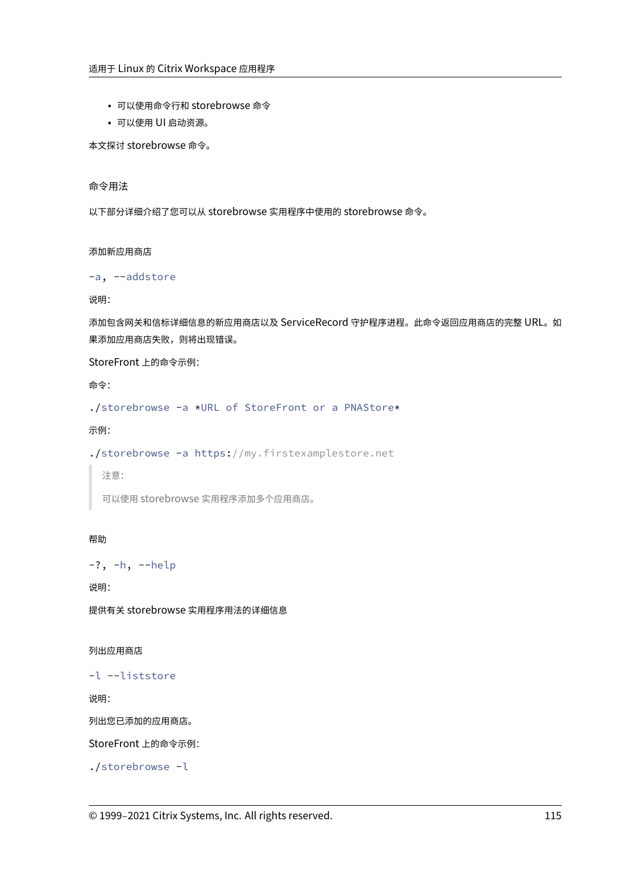- 可以使用命令行和 storebrowse 命令
- 可以使用 UI 启动资源。

本文探讨 storebrowse 命令。

## 命令用法

以下部分详细介绍了您可以从 storebrowse 实用程序中使用的 storebrowse 命令。

### 添加新应用商店

```
-a, --addstore
```

说明:

添加包含网关和信标详细信息的新应用商店以及 ServiceRecord 守护程序进程。此命令返回应用商店的完整 URL。如果添加应用商店失败，则将出现错误。

StoreFront 上的命令示例:

命令:

```
./storebrowse -a *URL of StoreFront or a PNAStore*
```

示例:

```
./storebrowse -a https://my.firstexamplestore.net
```

> 注意:
>
> 可以使用 storebrowse 实用程序添加多个应用商店。

### 帮助

```
-?, -h, --help
```

说明:

提供有关 storebrowse 实用程序用法的详细信息

### 列出应用商店

```
-l --liststore
```

说明:

列出您已添加的应用商店。

StoreFront 上的命令示例:

```
./storebrowse -l
```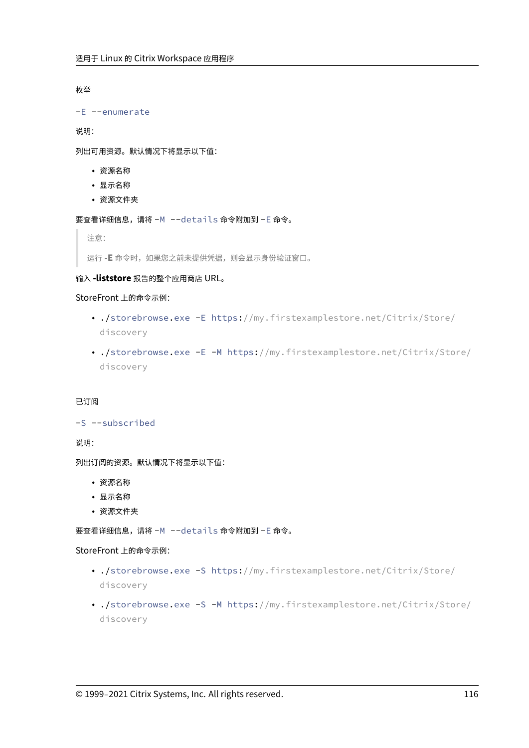枚举

`-E --enumerate`

说明：

列出可用资源。默认情况下将显示以下值：

- 资源名称
- 显示名称
- 资源文件夹

要查看详细信息，请将 `-M --details` 命令附加到 `-E` 命令。

> 注意：
>
> 运行 **-E** 命令时，如果您之前未提供凭据，则会显示身份验证窗口。

输入 **-liststore** 报告的整个应用商店 URL。

StoreFront 上的命令示例：

- `./storebrowse.exe -E https://my.firstexamplestore.net/Citrix/Store/discovery`
- `./storebrowse.exe -E -M https://my.firstexamplestore.net/Citrix/Store/discovery`

已订阅

`-S --subscribed`

说明：

列出订阅的资源。默认情况下将显示以下值：

- 资源名称
- 显示名称
- 资源文件夹

要查看详细信息，请将 `-M --details` 命令附加到 `-E` 命令。

StoreFront 上的命令示例：

- `./storebrowse.exe -S https://my.firstexamplestore.net/Citrix/Store/discovery`
- `./storebrowse.exe -S -M https://my.firstexamplestore.net/Citrix/Store/discovery`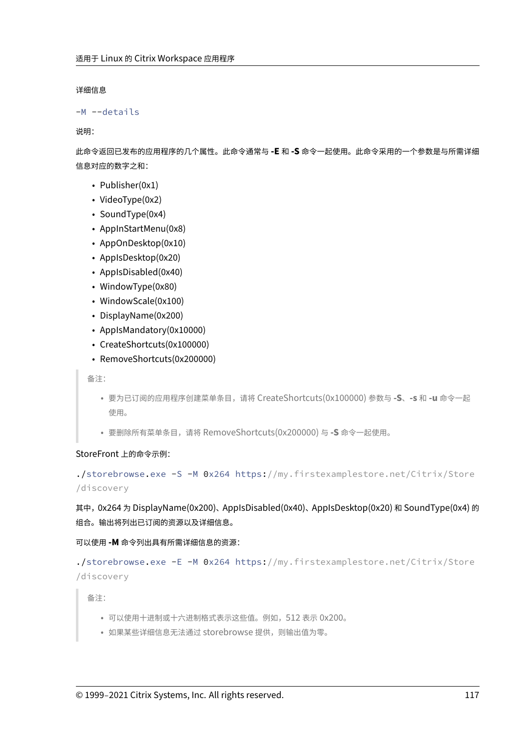详细信息

```
-M --details
```

说明：

此命令返回已发布的应用程序的几个属性。此命令通常与 **-E** 和 **-S** 命令一起使用。此命令采用的一个参数是与所需详细信息对应的数字之和：

- Publisher(0x1)
- VideoType(0x2)
- SoundType(0x4)
- AppInStartMenu(0x8)
- AppOnDesktop(0x10)
- AppIsDesktop(0x20)
- AppIsDisabled(0x40)
- WindowType(0x80)
- WindowScale(0x100)
- DisplayName(0x200)
- AppIsMandatory(0x10000)
- CreateShortcuts(0x100000)
- RemoveShortcuts(0x200000)

> 备注：
>
> - 要为已订阅的应用程序创建菜单条目，请将 CreateShortcuts(0x100000) 参数与 **-S**、**-s** 和 **-u** 命令一起使用。
> - 要删除所有菜单条目，请将 RemoveShortcuts(0x200000) 与 **-S** 命令一起使用。

StoreFront 上的命令示例：

```
./storebrowse.exe -S -M 0x264 https://my.firstexamplestore.net/Citrix/Store
/discovery
```

其中，0x264 为 DisplayName(0x200)、AppIsDisabled(0x40)、AppIsDesktop(0x20) 和 SoundType(0x4) 的组合。输出将列出已订阅的资源以及详细信息。

可以使用 **-M** 命令列出具有所需详细信息的资源：

```
./storebrowse.exe -E -M 0x264 https://my.firstexamplestore.net/Citrix/Store
/discovery
```

> 备注：
>
> - 可以使用十进制或十六进制格式表示这些值。例如，512 表示 0x200。
> - 如果某些详细信息无法通过 storebrowse 提供，则输出值为零。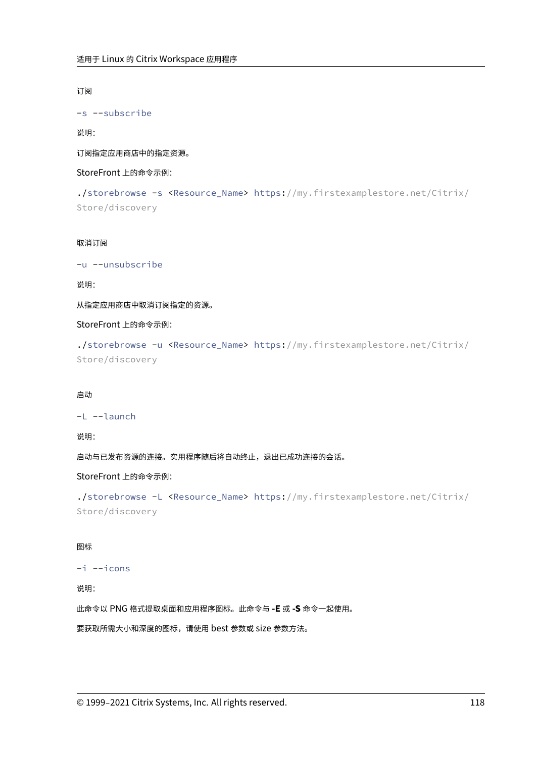订阅

```
-s --subscribe
```

说明：

订阅指定应用商店中的指定资源。

StoreFront 上的命令示例：

```
./storebrowse -s <Resource_Name> https://my.firstexamplestore.net/Citrix/
Store/discovery
```

取消订阅

```
-u --unsubscribe
```

说明：

从指定应用商店中取消订阅指定的资源。

StoreFront 上的命令示例：

```
./storebrowse -u <Resource_Name> https://my.firstexamplestore.net/Citrix/
Store/discovery
```

启动

```
-L --launch
```

说明：

启动与已发布资源的连接。实用程序随后将自动终止，退出已成功连接的会话。

StoreFront 上的命令示例：

```
./storebrowse -L <Resource_Name> https://my.firstexamplestore.net/Citrix/
Store/discovery
```

图标

```
-i --icons
```

说明：

此命令以 PNG 格式提取桌面和应用程序图标。此命令与 **-E** 或 **-S** 命令一起使用。

要获取所需大小和深度的图标，请使用 best 参数或 size 参数方法。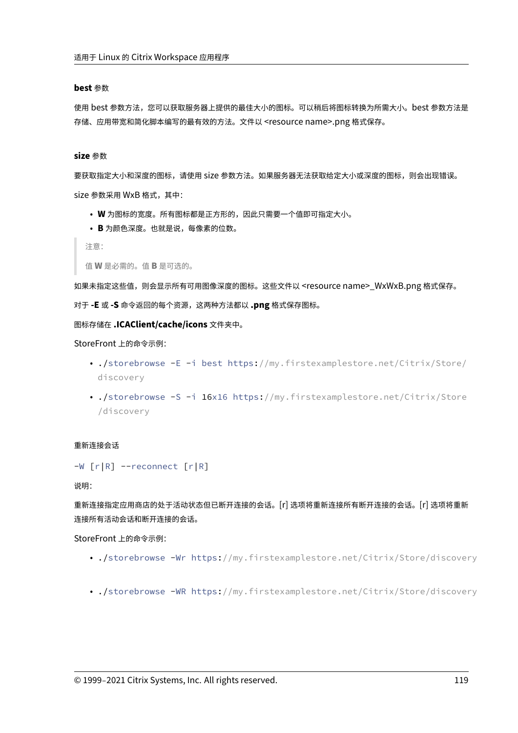**best 参数**

使用 best 参数方法，您可以获取服务器上提供的最佳大小的图标。可以稍后将图标转换为所需大小。best 参数方法是存储、应用带宽和简化脚本编写的最有效的方法。文件以 <resource name>.png 格式保存。

**size 参数**

要获取指定大小和深度的图标，请使用 size 参数方法。如果服务器无法获取给定大小或深度的图标，则会出现错误。

size 参数采用 WxB 格式，其中：

- **W** 为图标的宽度。所有图标都是正方形的，因此只需要一个值即可指定大小。
- **B** 为颜色深度。也就是说，每像素的位数。

> 注意：
>
> 值 **W** 是必需的。值 **B** 是可选的。

如果未指定这些值，则会显示所有可用图像深度的图标。这些文件以 <resource name>_WxWxB.png 格式保存。

对于 **-E** 或 **-S** 命令返回的每个资源，这两种方法都以 **.png** 格式保存图标。

图标存储在 **.ICAClient/cache/icons** 文件夹中。

StoreFront 上的命令示例：

- `./storebrowse -E -i best https://my.firstexamplestore.net/Citrix/Store/discovery`
- `./storebrowse -S -i 16x16 https://my.firstexamplestore.net/Citrix/Store/discovery`

重新连接会话

`-W [r|R] --reconnect [r|R]`

说明：

重新连接指定应用商店的处于活动状态但已断开连接的会话。[r] 选项将重新连接所有断开连接的会话。[r] 选项将重新连接所有活动会话和断开连接的会话。

StoreFront 上的命令示例：

- `./storebrowse -Wr https://my.firstexamplestore.net/Citrix/Store/discovery`
- `./storebrowse -WR https://my.firstexamplestore.net/Citrix/Store/discovery`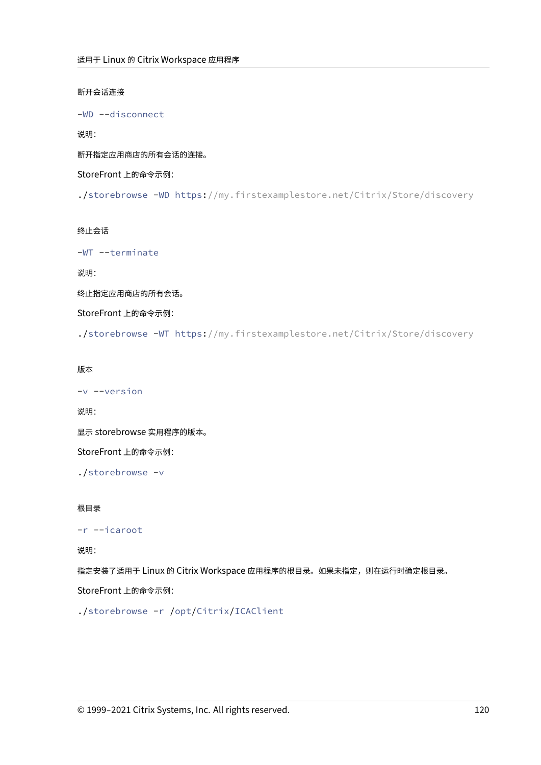断开会话连接

`-WD --disconnect`

说明：

断开指定应用商店的所有会话的连接。

StoreFront 上的命令示例：

```
./storebrowse -WD https://my.firstexamplestore.net/Citrix/Store/discovery
```

终止会话

`-WT --terminate`

说明：

终止指定应用商店的所有会话。

StoreFront 上的命令示例：

```
./storebrowse -WT https://my.firstexamplestore.net/Citrix/Store/discovery
```

版本

`-v --version`

说明：

显示 storebrowse 实用程序的版本。

StoreFront 上的命令示例：

```
./storebrowse -v
```

根目录

`-r --icaroot`

说明：

指定安装了适用于 Linux 的 Citrix Workspace 应用程序的根目录。如果未指定，则在运行时确定根目录。

StoreFront 上的命令示例：

```
./storebrowse -r /opt/Citrix/ICAClient
```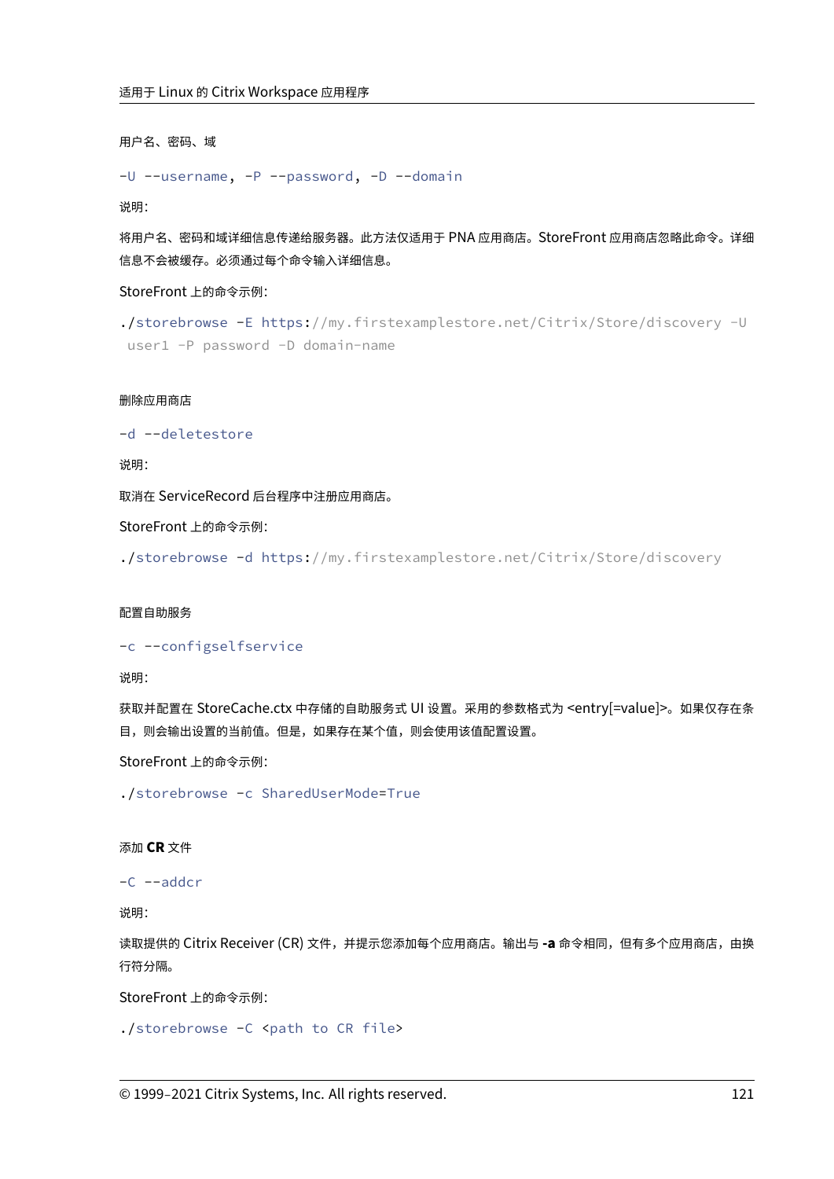用户名、密码、域

`-U --username`, `-P --password`, `-D --domain`

说明：

将用户名、密码和域详细信息传递给服务器。此方法仅适用于 PNA 应用商店。StoreFront 应用商店忽略此命令。详细信息不会被缓存。必须通过每个命令输入详细信息。

StoreFront 上的命令示例：

```
./storebrowse -E https://my.firstexamplestore.net/Citrix/Store/discovery -U
 user1 -P password -D domain-name
```

删除应用商店

`-d --deletestore`

说明：

取消在 ServiceRecord 后台程序中注册应用商店。

StoreFront 上的命令示例：

```
./storebrowse -d https://my.firstexamplestore.net/Citrix/Store/discovery
```

配置自助服务

`-c --configselfservice`

说明：

获取并配置在 StoreCache.ctx 中存储的自助服务式 UI 设置。采用的参数格式为 <entry[=value]>。如果仅存在条目，则会输出设置的当前值。但是，如果存在某个值，则会使用该值配置设置。

StoreFront 上的命令示例：

```
./storebrowse -c SharedUserMode=True
```

添加 **CR** 文件

`-C --addcr`

说明：

读取提供的 Citrix Receiver (CR) 文件，并提示您添加每个应用商店。输出与 **-a** 命令相同，但有多个应用商店，由换行符分隔。

StoreFront 上的命令示例：

```
./storebrowse -C <path to CR file>
```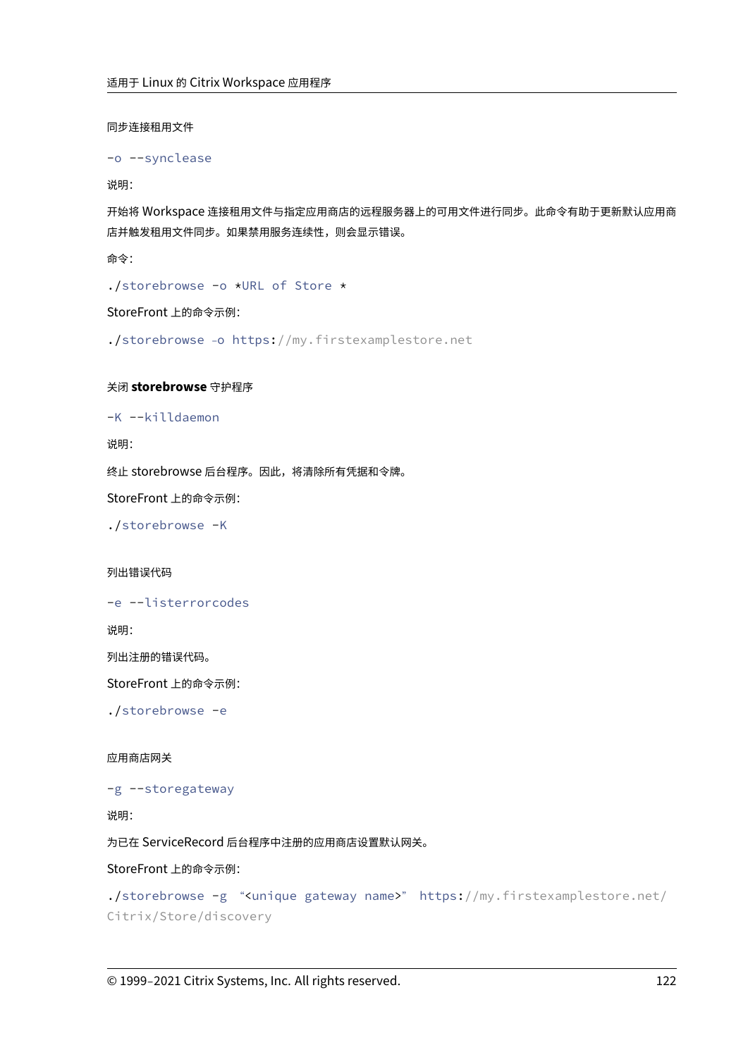#### 同步连接租用文件

```
-o --synclease
```

说明：

开始将 Workspace 连接租用文件与指定应用商店的远程服务器上的可用文件进行同步。此命令有助于更新默认应用商店并触发租用文件同步。如果禁用服务连续性，则会显示错误。

命令：

```
./storebrowse -o *URL of Store *
```

StoreFront 上的命令示例：

```
./storebrowse -o https://my.firstexamplestore.net
```

#### 关闭 **storebrowse** 守护程序

```
-K --killdaemon
```

说明：

终止 storebrowse 后台程序。因此，将清除所有凭据和令牌。

StoreFront 上的命令示例：

```
./storebrowse -K
```

#### 列出错误代码

```
-e --listerrorcodes
```

说明：

列出注册的错误代码。

StoreFront 上的命令示例：

```
./storebrowse -e
```

#### 应用商店网关

```
-g --storegateway
```

说明：

为已在 ServiceRecord 后台程序中注册的应用商店设置默认网关。

StoreFront 上的命令示例：

```
./storebrowse -g "<unique gateway name>" https://my.firstexamplestore.net/
Citrix/Store/discovery
```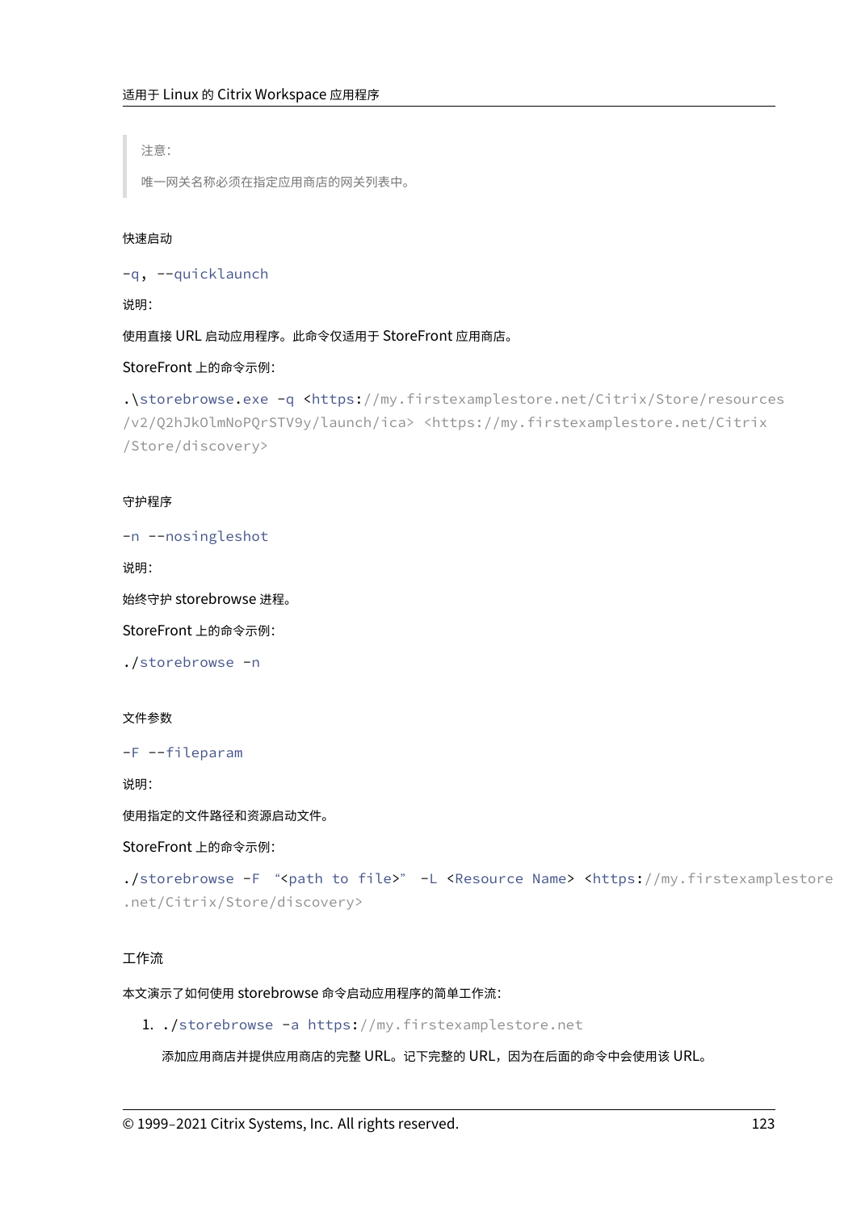> 注意：
>
> 唯一网关名称必须在指定应用商店的网关列表中。

快速启动

`-q, --quicklaunch`

说明：

使用直接 URL 启动应用程序。此命令仅适用于 StoreFront 应用商店。

StoreFront 上的命令示例：

```
.\storebrowse.exe -q <https://my.firstexamplestore.net/Citrix/Store/resources
/v2/Q2hJkOlmNoPQrSTV9y/launch/ica> <https://my.firstexamplestore.net/Citrix
/Store/discovery>
```

守护程序

`-n --nosingleshot`

说明：

始终守护 storebrowse 进程。

StoreFront 上的命令示例：

```
./storebrowse -n
```

文件参数

`-F --fileparam`

说明：

使用指定的文件路径和资源启动文件。

StoreFront 上的命令示例：

```
./storebrowse -F “<path to file>” -L <Resource Name> <https://my.firstexamplestore
.net/Citrix/Store/discovery>
```

工作流

本文演示了如何使用 storebrowse 命令启动应用程序的简单工作流：

1. `./storebrowse -a https://my.firstexamplestore.net`

   添加应用商店并提供应用商店的完整 URL。记下完整的 URL，因为在后面的命令中会使用该 URL。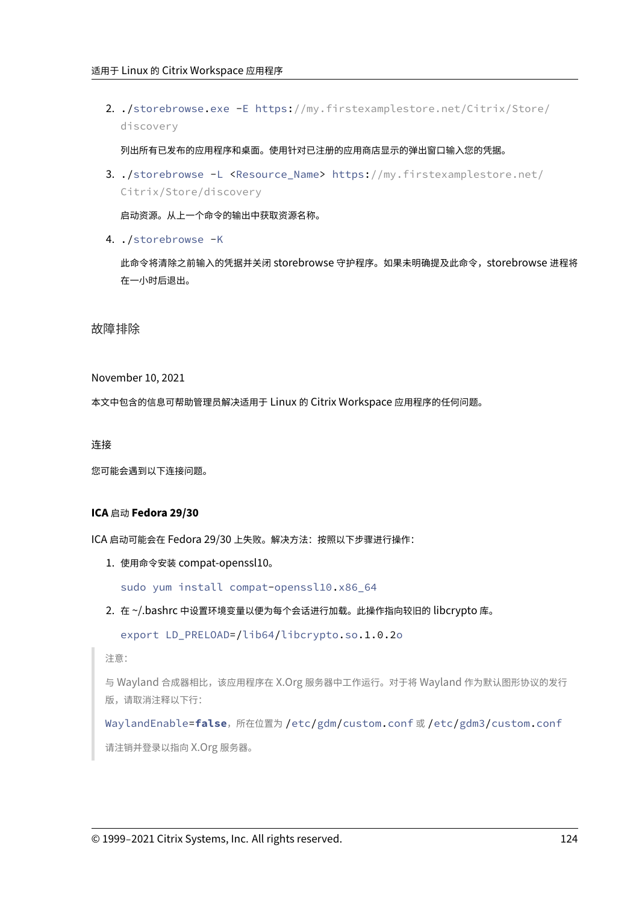2. `./storebrowse.exe -E https://my.firstexamplestore.net/Citrix/Store/discovery`

   列出所有已发布的应用程序和桌面。使用针对已注册的应用商店显示的弹出窗口输入您的凭据。

3. `./storebrowse -L <Resource_Name> https://my.firstexamplestore.net/Citrix/Store/discovery`

   启动资源。从上一个命令的输出中获取资源名称。

4. `./storebrowse -K`

   此命令将清除之前输入的凭据并关闭 storebrowse 守护程序。如果未明确提及此命令，storebrowse 进程将在一小时后退出。

## 故障排除

November 10, 2021

本文中包含的信息可帮助管理员解决适用于 Linux 的 Citrix Workspace 应用程序的任何问题。

### 连接

您可能会遇到以下连接问题。

#### ICA 启动 Fedora 29/30

ICA 启动可能会在 Fedora 29/30 上失败。解决方法：按照以下步骤进行操作：

1. 使用命令安装 compat-openssl10。

   ```
   sudo yum install compat-openssl10.x86_64
   ```

2. 在 ~/.bashrc 中设置环境变量以便为每个会话进行加载。此操作指向较旧的 libcrypto 库。

   ```
   export LD_PRELOAD=/lib64/libcrypto.so.1.0.2o
   ```

> 注意：
>
> 与 Wayland 合成器相比，该应用程序在 X.Org 服务器中工作运行。对于将 Wayland 作为默认图形协议的发行版，请取消注释以下行：
>
> `WaylandEnable=false`，所在位置为 `/etc/gdm/custom.conf` 或 `/etc/gdm3/custom.conf`
>
> 请注销并登录以指向 X.Org 服务器。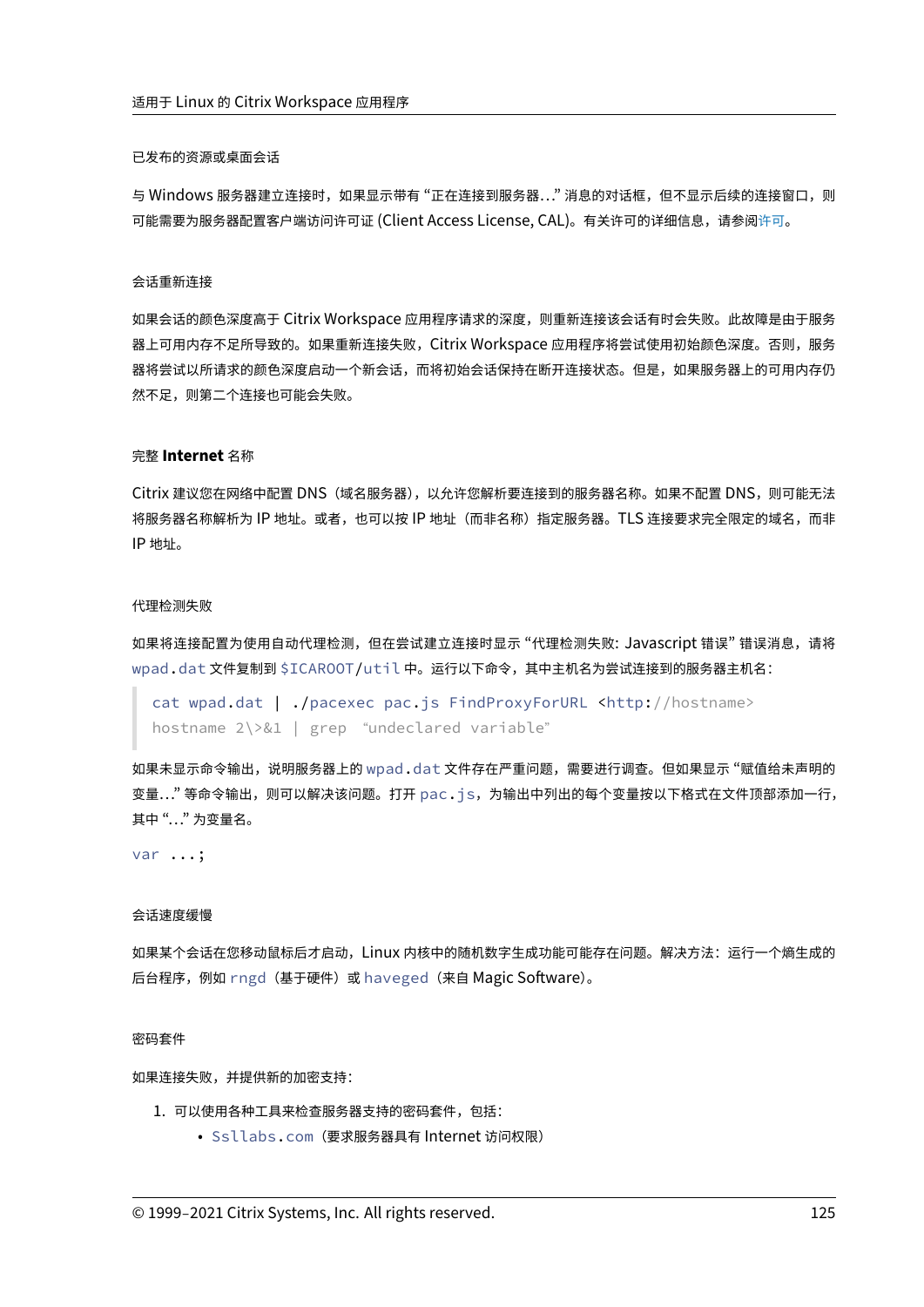#### 已发布的资源或桌面会话

与 Windows 服务器建立连接时，如果显示带有 "正在连接到服务器…" 消息的对话框，但不显示后续的连接窗口，则可能需要为服务器配置客户端访问许可证 (Client Access License, CAL)。有关许可的详细信息，请参阅许可。

#### 会话重新连接

如果会话的颜色深度高于 Citrix Workspace 应用程序请求的深度，则重新连接该会话有时会失败。此故障是由于服务器上可用内存不足所导致的。如果重新连接失败，Citrix Workspace 应用程序将尝试使用初始颜色深度。否则，服务器将尝试以所请求的颜色深度启动一个新会话，而将初始会话保持在断开连接状态。但是，如果服务器上的可用内存仍然不足，则第二个连接也可能会失败。

#### 完整 **Internet** 名称

Citrix 建议您在网络中配置 DNS（域名服务器），以允许您解析要连接到的服务器名称。如果不配置 DNS，则可能无法将服务器名称解析为 IP 地址。或者，也可以按 IP 地址（而非名称）指定服务器。TLS 连接要求完全限定的域名，而非 IP 地址。

#### 代理检测失败

如果将连接配置为使用自动代理检测，但在尝试建立连接时显示 "代理检测失败: Javascript 错误" 错误消息，请将 `wpad.dat` 文件复制到 `$ICAROOT/util` 中。运行以下命令，其中主机名为尝试连接到的服务器主机名：

```
cat wpad.dat | ./pacexec pac.js FindProxyForURL <http://hostname>
hostname 2\>&1 | grep "undeclared variable"
```

如果未显示命令输出，说明服务器上的 `wpad.dat` 文件存在严重问题，需要进行调查。但如果显示 "赋值给未声明的变量…" 等命令输出，则可以解决该问题。打开 `pac.js`，为输出中列出的每个变量按以下格式在文件顶部添加一行，其中 "…" 为变量名。

```
var ...;
```

#### 会话速度缓慢

如果某个会话在您移动鼠标后才启动，Linux 内核中的随机数字生成功能可能存在问题。解决方法：运行一个熵生成的后台程序，例如 `rngd`（基于硬件）或 `haveged`（来自 Magic Software）。

#### 密码套件

如果连接失败，并提供新的加密支持：

1. 可以使用各种工具来检查服务器支持的密码套件，包括：
   - `Ssllabs.com`（要求服务器具有 Internet 访问权限）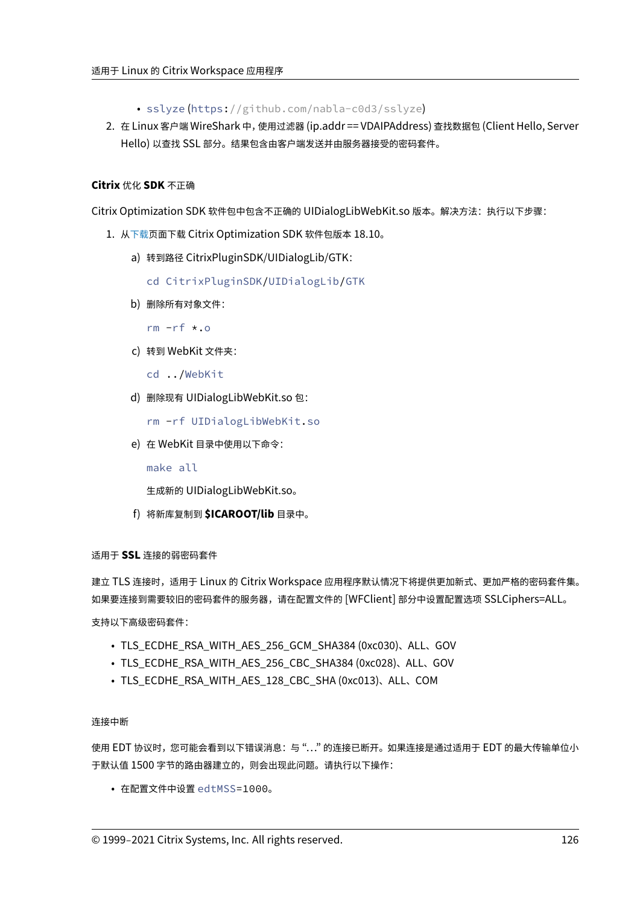- sslyze (https://github.com/nabla-c0d3/sslyze)

2. 在 Linux 客户端 WireShark 中，使用过滤器 (ip.addr == VDAIPAddress) 查找数据包 (Client Hello, Server Hello) 以查找 SSL 部分。结果包含由客户端发送并由服务器接受的密码套件。

#### **Citrix** 优化 **SDK** 不正确

Citrix Optimization SDK 软件包中包含不正确的 UIDialogLibWebKit.so 版本。解决方法：执行以下步骤：

1. 从下载页面下载 Citrix Optimization SDK 软件包版本 18.10。

   a) 转到路径 CitrixPluginSDK/UIDialogLib/GTK：

   ```
   cd CitrixPluginSDK/UIDialogLib/GTK
   ```

   b) 删除所有对象文件：

   ```
   rm -rf *.o
   ```

   c) 转到 WebKit 文件夹：

   ```
   cd ../WebKit
   ```

   d) 删除现有 UIDialogLibWebKit.so 包：

   ```
   rm -rf UIDialogLibWebKit.so
   ```

   e) 在 WebKit 目录中使用以下命令：

   ```
   make all
   ```

   生成新的 UIDialogLibWebKit.so。

   f) 将新库复制到 **$ICAROOT/lib** 目录中。

#### 适用于 **SSL** 连接的弱密码套件

建立 TLS 连接时，适用于 Linux 的 Citrix Workspace 应用程序默认情况下将提供更加新式、更加严格的密码套件集。如果要连接到需要较旧的密码套件的服务器，请在配置文件的 [WFClient] 部分中设置配置选项 SSLCiphers=ALL。

支持以下高级密码套件：

- TLS_ECDHE_RSA_WITH_AES_256_GCM_SHA384 (0xc030)、ALL、GOV
- TLS_ECDHE_RSA_WITH_AES_256_CBC_SHA384 (0xc028)、ALL、GOV
- TLS_ECDHE_RSA_WITH_AES_128_CBC_SHA (0xc013)、ALL、COM

#### 连接中断

使用 EDT 协议时，您可能会看到以下错误消息：与 "…" 的连接已断开。如果连接是通过适用于 EDT 的最大传输单位小于默认值 1500 字节的路由器建立的，则会出现此问题。请执行以下操作：

- 在配置文件中设置 `edtMSS=1000`。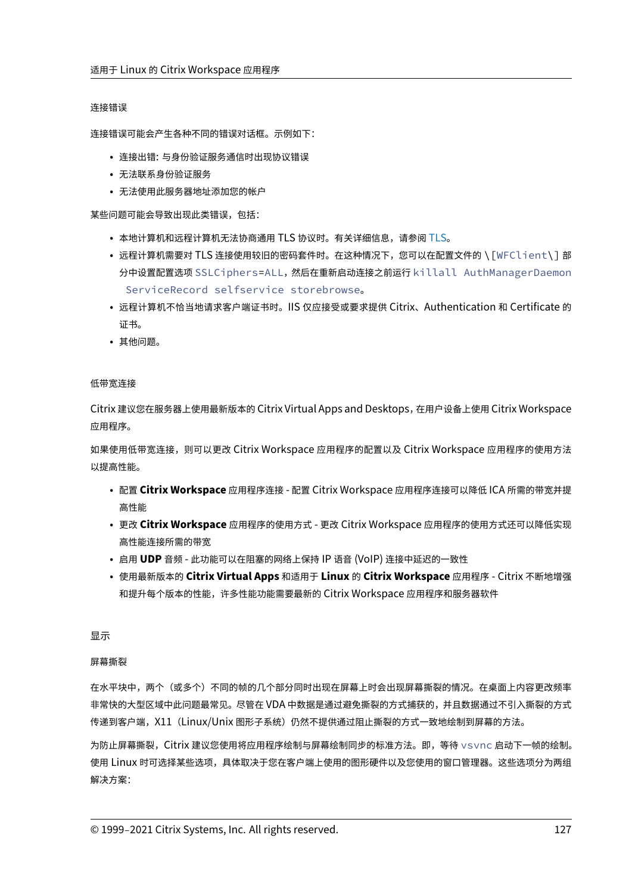#### 连接错误

连接错误可能会产生各种不同的错误对话框。示例如下：

- 连接出错: 与身份验证服务通信时出现协议错误
- 无法联系身份验证服务
- 无法使用此服务器地址添加您的帐户

某些问题可能会导致出现此类错误，包括：

- 本地计算机和远程计算机无法协商通用 TLS 协议时。有关详细信息，请参阅 TLS。
- 远程计算机需要对 TLS 连接使用较旧的密码套件时。在这种情况下，您可以在配置文件的 `\[WFClient\]` 部分中设置配置选项 `SSLCiphers=ALL`，然后在重新启动连接之前运行 `killall AuthManagerDaemon ServiceRecord selfservice storebrowse`。
- 远程计算机不恰当地请求客户端证书时。IIS 仅应接受或要求提供 Citrix、Authentication 和 Certificate 的证书。
- 其他问题。

#### 低带宽连接

Citrix 建议您在服务器上使用最新版本的 Citrix Virtual Apps and Desktops，在用户设备上使用 Citrix Workspace 应用程序。

如果使用低带宽连接，则可以更改 Citrix Workspace 应用程序的配置以及 Citrix Workspace 应用程序的使用方法以提高性能。

- 配置 **Citrix Workspace** 应用程序连接 - 配置 Citrix Workspace 应用程序连接可以降低 ICA 所需的带宽并提高性能
- 更改 **Citrix Workspace** 应用程序的使用方式 - 更改 Citrix Workspace 应用程序的使用方式还可以降低实现高性能连接所需的带宽
- 启用 **UDP** 音频 - 此功能可以在阻塞的网络上保持 IP 语音 (VoIP) 连接中延迟的一致性
- 使用最新版本的 **Citrix Virtual Apps** 和适用于 **Linux** 的 **Citrix Workspace** 应用程序 - Citrix 不断地增强和提升每个版本的性能，许多性能功能需要最新的 Citrix Workspace 应用程序和服务器软件

### 显示

#### 屏幕撕裂

在水平块中，两个（或多个）不同的帧的几个部分同时出现在屏幕上时会出现屏幕撕裂的情况。在桌面上内容更改频率非常快的大型区域中此问题最常见。尽管在 VDA 中数据是通过避免撕裂的方式捕获的，并且数据通过不引入撕裂的方式传递到客户端，X11（Linux/Unix 图形子系统）仍然不提供通过阻止撕裂的方式一致地绘制到屏幕的方法。

为防止屏幕撕裂，Citrix 建议您使用将应用程序绘制与屏幕绘制同步的标准方法。即，等待 `vsvnc` 启动下一帧的绘制。使用 Linux 时可选择某些选项，具体取决于您在客户端上使用的图形硬件以及您使用的窗口管理器。这些选项分为两组解决方案：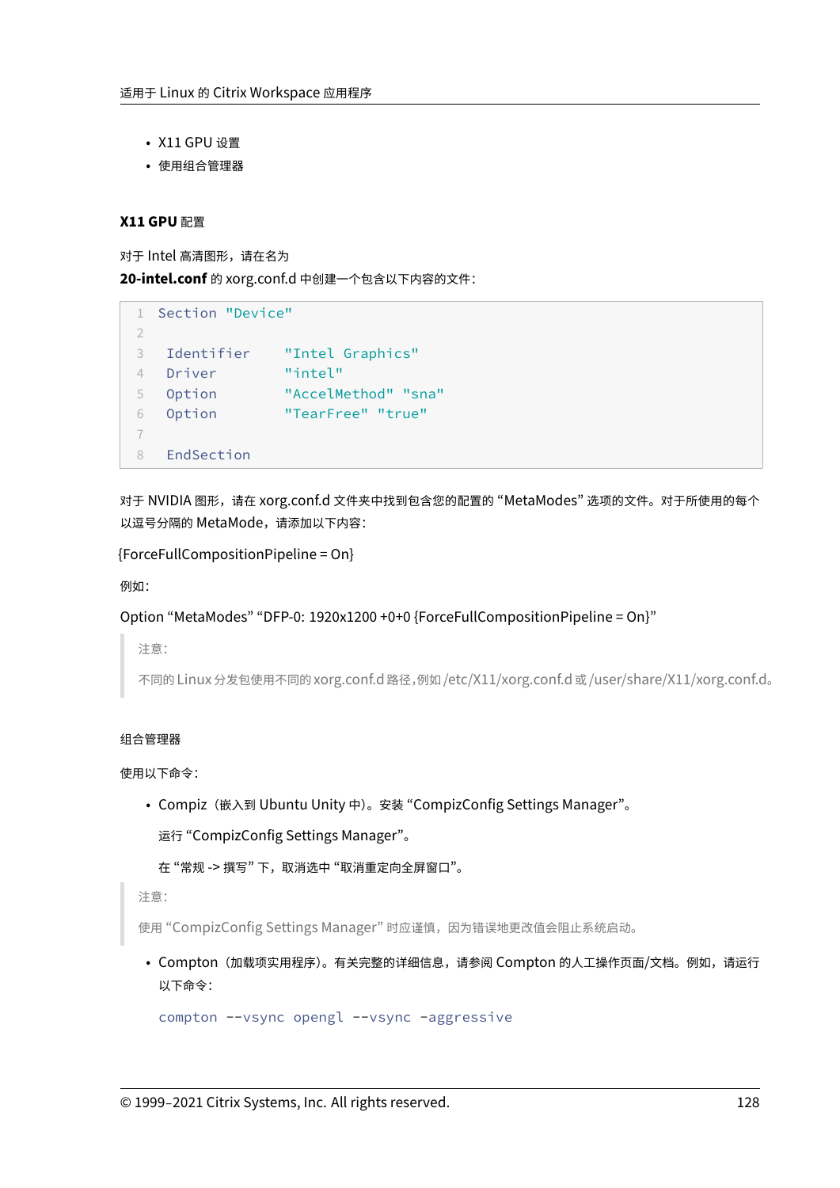- X11 GPU 设置
- 使用组合管理器

#### X11 GPU 配置

对于 Intel 高清图形，请在名为
**20-intel.conf** 的 xorg.conf.d 中创建一个包含以下内容的文件：

```
Section "Device"

 Identifier    "Intel Graphics"
 Driver        "intel"
 Option        "AccelMethod" "sna"
 Option        "TearFree" "true"

 EndSection
```

对于 NVIDIA 图形，请在 xorg.conf.d 文件夹中找到包含您的配置的 "MetaModes" 选项的文件。对于所使用的每个以逗号分隔的 MetaMode，请添加以下内容：

{ForceFullCompositionPipeline = On}

例如：

Option "MetaModes" "DFP-0: 1920x1200 +0+0 {ForceFullCompositionPipeline = On}"

> 注意：
>
> 不同的 Linux 分发包使用不同的 xorg.conf.d 路径，例如 /etc/X11/xorg.conf.d 或 /user/share/X11/xorg.conf.d。

#### 组合管理器

使用以下命令：

- Compiz（嵌入到 Ubuntu Unity 中）。安装 "CompizConfig Settings Manager"。

  运行 "CompizConfig Settings Manager"。

  在 "常规 -> 撰写" 下，取消选中 "取消重定向全屏窗口"。

> 注意：
>
> 使用 "CompizConfig Settings Manager" 时应谨慎，因为错误地更改值会阻止系统启动。

- Compton（加载项实用程序）。有关完整的详细信息，请参阅 Compton 的人工操作页面/文档。例如，请运行以下命令：

  ```
  compton --vsync opengl --vsync -aggressive
  ```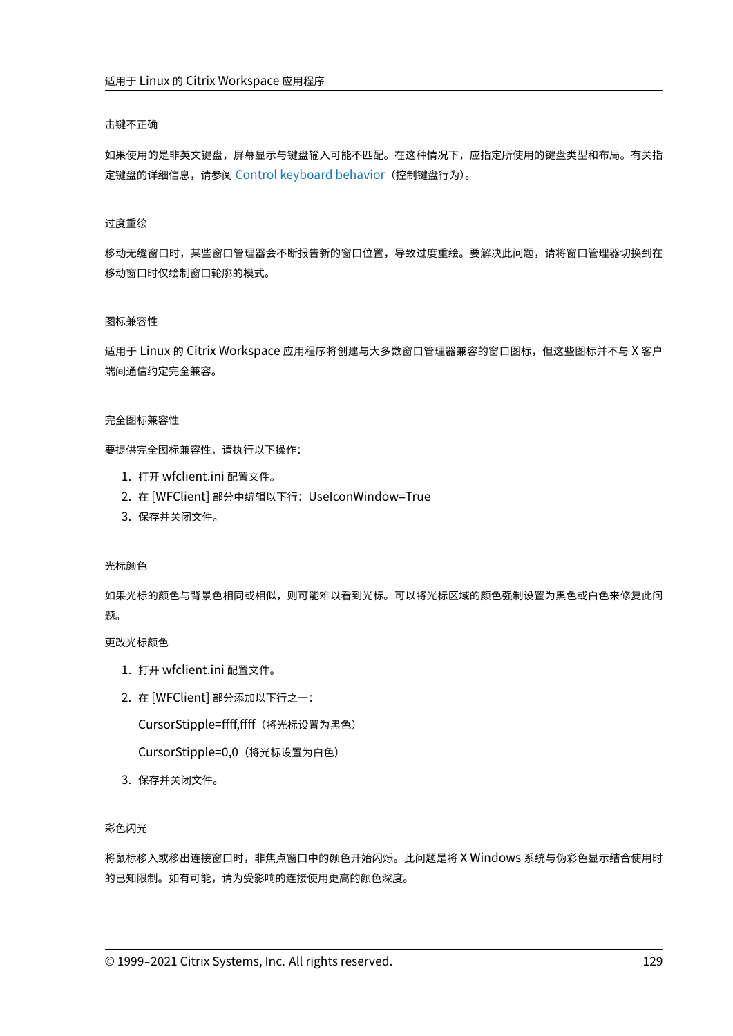#### 击键不正确

如果使用的是非英文键盘，屏幕显示与键盘输入可能不匹配。在这种情况下，应指定所使用的键盘类型和布局。有关指定键盘的详细信息，请参阅 Control keyboard behavior（控制键盘行为）。

#### 过度重绘

移动无缝窗口时，某些窗口管理器会不断报告新的窗口位置，导致过度重绘。要解决此问题，请将窗口管理器切换到在移动窗口时仅绘制窗口轮廓的模式。

#### 图标兼容性

适用于 Linux 的 Citrix Workspace 应用程序将创建与大多数窗口管理器兼容的窗口图标，但这些图标并不与 X 客户端间通信约定完全兼容。

#### 完全图标兼容性

要提供完全图标兼容性，请执行以下操作：

1. 打开 wfclient.ini 配置文件。
2. 在 [WFClient] 部分中编辑以下行：UseIconWindow=True
3. 保存并关闭文件。

#### 光标颜色

如果光标的颜色与背景色相同或相似，则可能难以看到光标。可以将光标区域的颜色强制设置为黑色或白色来修复此问题。

更改光标颜色

1. 打开 wfclient.ini 配置文件。
2. 在 [WFClient] 部分添加以下行之一：

   CursorStipple=ffff,ffff（将光标设置为黑色）

   CursorStipple=0,0（将光标设置为白色）

3. 保存并关闭文件。

#### 彩色闪光

将鼠标移入或移出连接窗口时，非焦点窗口中的颜色开始闪烁。此问题是将 X Windows 系统与伪彩色显示结合使用时的已知限制。如有可能，请为受影响的连接使用更高的颜色深度。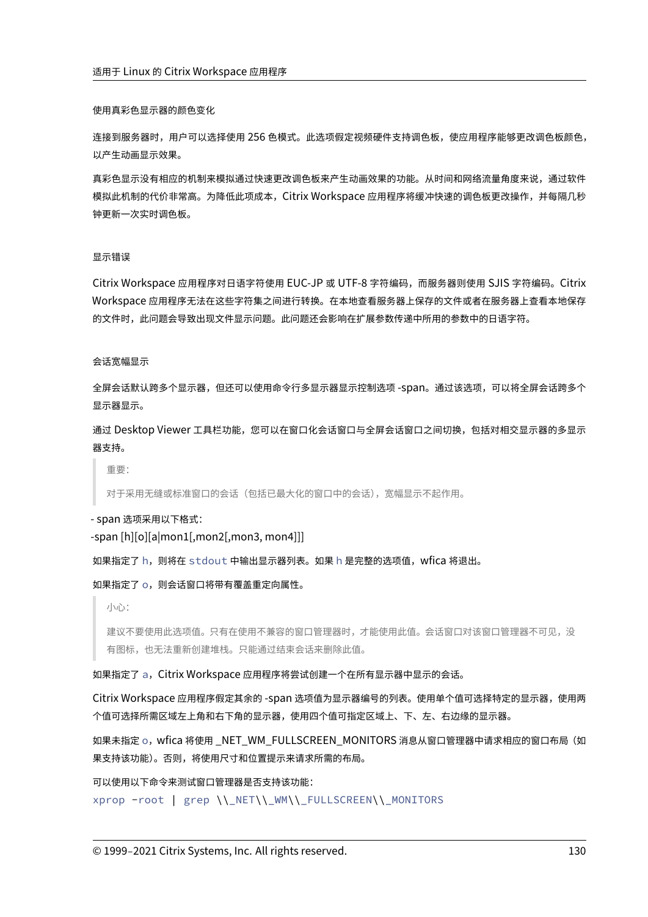#### 使用真彩色显示器的颜色变化

连接到服务器时，用户可以选择使用 256 色模式。此选项假定视频硬件支持调色板，使应用程序能够更改调色板颜色，以产生动画显示效果。

真彩色显示没有相应的机制来模拟通过快速更改调色板来产生动画效果的功能。从时间和网络流量角度来说，通过软件模拟此机制的代价非常高。为降低此项成本，Citrix Workspace 应用程序将缓冲快速的调色板更改操作，并每隔几秒钟更新一次实时调色板。

#### 显示错误

Citrix Workspace 应用程序对日语字符使用 EUC-JP 或 UTF-8 字符编码，而服务器则使用 SJIS 字符编码。Citrix Workspace 应用程序无法在这些字符集之间进行转换。在本地查看服务器上保存的文件或者在服务器上查看本地保存的文件时，此问题会导致出现文件显示问题。此问题还会影响在扩展参数传递中所用的参数中的日语字符。

#### 会话宽幅显示

全屏会话默认跨多个显示器，但还可以使用命令行多显示器显示控制选项 -span。通过该选项，可以将全屏会话跨多个显示器显示。

通过 Desktop Viewer 工具栏功能，您可以在窗口化会话窗口与全屏会话窗口之间切换，包括对相交显示器的多显示器支持。

> 重要：
>
> 对于采用无缝或标准窗口的会话（包括已最大化的窗口中的会话），宽幅显示不起作用。

- span 选项采用以下格式：
-span [h][o][a|mon1[,mon2[,mon3, mon4]]]

如果指定了 `h`，则将在 `stdout` 中输出显示器列表。如果 `h` 是完整的选项值，wfica 将退出。

如果指定了 `o`，则会话窗口将带有覆盖重定向属性。

> 小心：
>
> 建议不要使用此选项值。只有在使用不兼容的窗口管理器时，才能使用此值。会话窗口对该窗口管理器不可见，没有图标，也无法重新创建堆栈。只能通过结束会话来删除此值。

如果指定了 `a`，Citrix Workspace 应用程序将尝试创建一个在所有显示器中显示的会话。

Citrix Workspace 应用程序假定其余的 -span 选项值为显示器编号的列表。使用单个值可选择特定的显示器，使用两个值可选择所需区域左上角和右下角的显示器，使用四个值可指定区域上、下、左、右边缘的显示器。

如果未指定 `o`，wfica 将使用 _NET_WM_FULLSCREEN_MONITORS 消息从窗口管理器中请求相应的窗口布局（如果支持该功能）。否则，将使用尺寸和位置提示来请求所需的布局。

可以使用以下命令来测试窗口管理器是否支持该功能：

```
xprop -root | grep \\_NET\\_WM\\_FULLSCREEN\\_MONITORS
```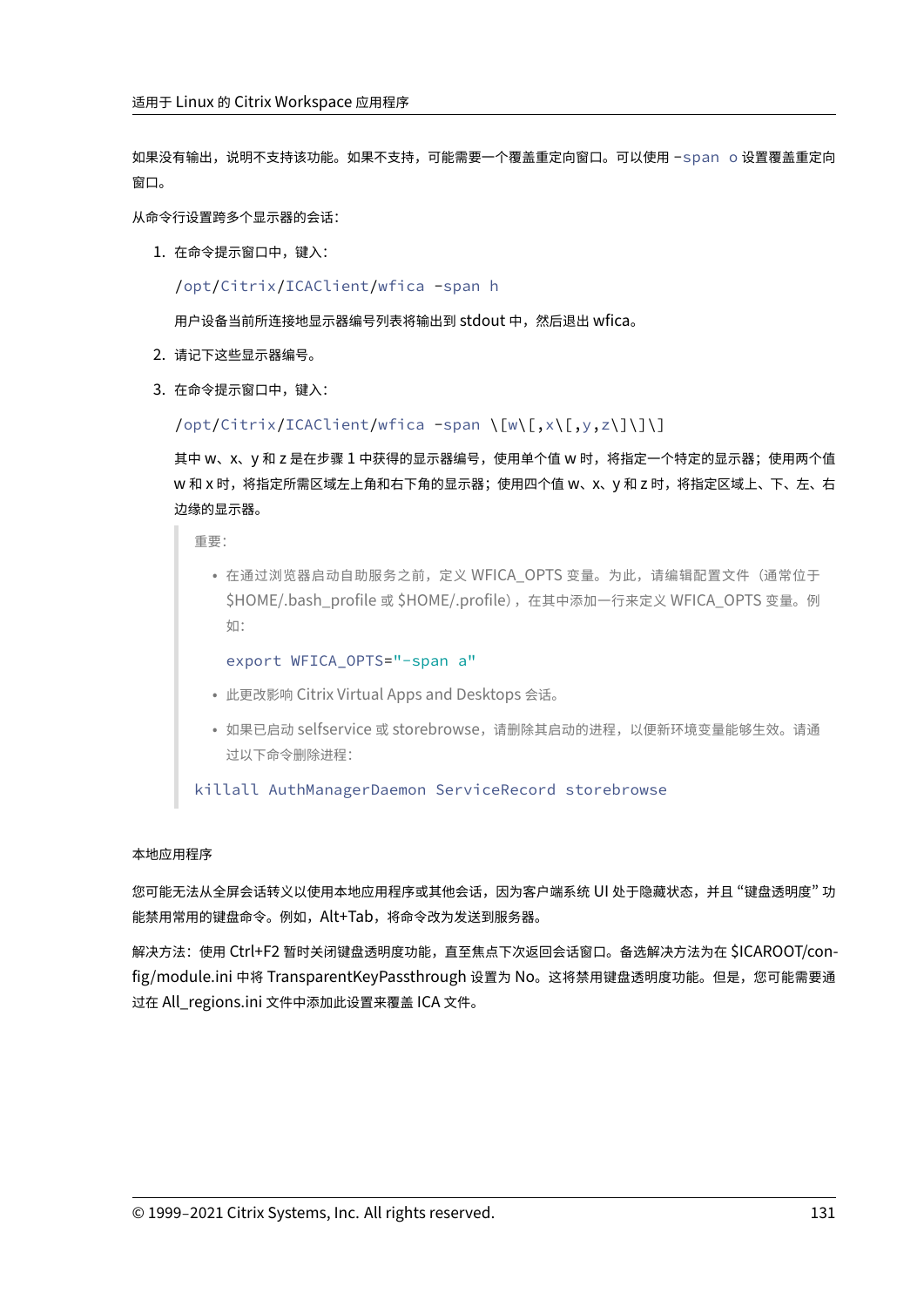如果没有输出，说明不支持该功能。如果不支持，可能需要一个覆盖重定向窗口。可以使用 `-span o` 设置覆盖重定向窗口。

从命令行设置跨多个显示器的会话：

1. 在命令提示窗口中，键入：

   ```
   /opt/Citrix/ICAClient/wfica -span h
   ```

   用户设备当前所连接地显示器编号列表将输出到 stdout 中，然后退出 wfica。

2. 请记下这些显示器编号。

3. 在命令提示窗口中，键入：

   ```
   /opt/Citrix/ICAClient/wfica -span \[w\[,x\[,y,z\]\]\]
   ```

   其中 w、x、y 和 z 是在步骤 1 中获得的显示器编号，使用单个值 w 时，将指定一个特定的显示器；使用两个值 w 和 x 时，将指定所需区域左上角和右下角的显示器；使用四个值 w、x、y 和 z 时，将指定区域上、下、左、右边缘的显示器。

   > 重要：
   >
   > - 在通过浏览器启动自助服务之前，定义 WFICA_OPTS 变量。为此，请编辑配置文件（通常位于 $HOME/.bash_profile 或 $HOME/.profile），在其中添加一行来定义 WFICA_OPTS 变量。例如：
   >
   >   ```
   >   export WFICA_OPTS="-span a"
   >   ```
   >
   > - 此更改影响 Citrix Virtual Apps and Desktops 会话。
   > - 如果已启动 selfservice 或 storebrowse，请删除其启动的进程，以便新环境变量能够生效。请通过以下命令删除进程：
   >
   > ```
   > killall AuthManagerDaemon ServiceRecord storebrowse
   > ```

本地应用程序

您可能无法从全屏会话转义以使用本地应用程序或其他会话，因为客户端系统 UI 处于隐藏状态，并且“键盘透明度”功能禁用常用的键盘命令。例如，Alt+Tab，将命令改为发送到服务器。

解决方法：使用 Ctrl+F2 暂时关闭键盘透明度功能，直至焦点下次返回会话窗口。备选解决方法为在 $ICAROOT/config/module.ini 中将 TransparentKeyPassthrough 设置为 No。这将禁用键盘透明度功能。但是，您可能需要通过在 All_regions.ini 文件中添加此设置来覆盖 ICA 文件。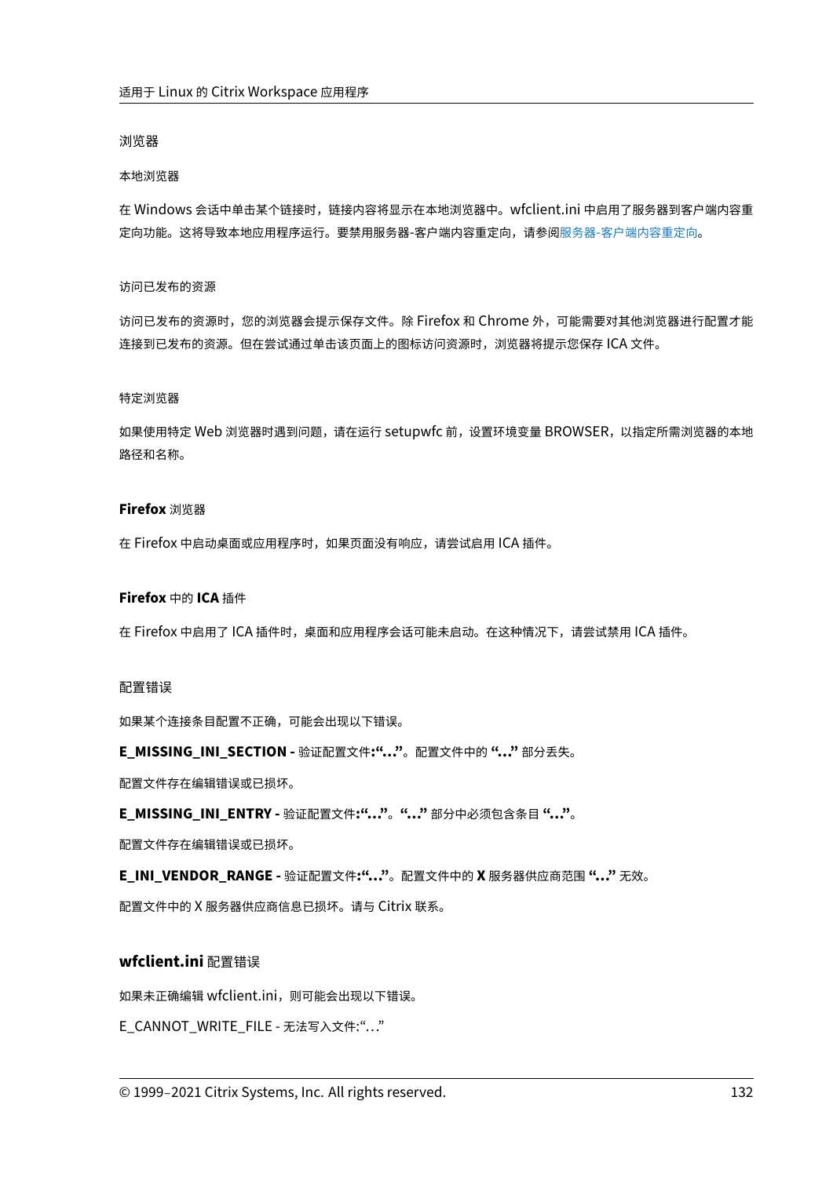浏览器

本地浏览器

在 Windows 会话中单击某个链接时，链接内容将显示在本地浏览器中。wfclient.ini 中启用了服务器到客户端内容重定向功能。这将导致本地应用程序运行。要禁用服务器-客户端内容重定向，请参阅服务器-客户端内容重定向。

访问已发布的资源

访问已发布的资源时，您的浏览器会提示保存文件。除 Firefox 和 Chrome 外，可能需要对其他浏览器进行配置才能连接到已发布的资源。但在尝试通过单击该页面上的图标访问资源时，浏览器将提示您保存 ICA 文件。

特定浏览器

如果使用特定 Web 浏览器时遇到问题，请在运行 setupwfc 前，设置环境变量 BROWSER，以指定所需浏览器的本地路径和名称。

#### **Firefox** 浏览器

在 Firefox 中启动桌面或应用程序时，如果页面没有响应，请尝试启用 ICA 插件。

#### **Firefox** 中的 **ICA** 插件

在 Firefox 中启用了 ICA 插件时，桌面和应用程序会话可能未启动。在这种情况下，请尝试禁用 ICA 插件。

配置错误

如果某个连接条目配置不正确，可能会出现以下错误。

**E_MISSING_INI_SECTION -** 验证配置文件:**“...”**。配置文件中的 **“...”** 部分丢失。

配置文件存在编辑错误或已损坏。

**E_MISSING_INI_ENTRY -** 验证配置文件:**“...”**。**“...”** 部分中必须包含条目 **“...”**。

配置文件存在编辑错误或已损坏。

**E_INI_VENDOR_RANGE -** 验证配置文件:**“...”**。配置文件中的 **X** 服务器供应商范围 **“...”** 无效。

配置文件中的 X 服务器供应商信息已损坏。请与 Citrix 联系。

### **wfclient.ini** 配置错误

如果未正确编辑 wfclient.ini，则可能会出现以下错误。

E_CANNOT_WRITE_FILE - 无法写入文件:“...”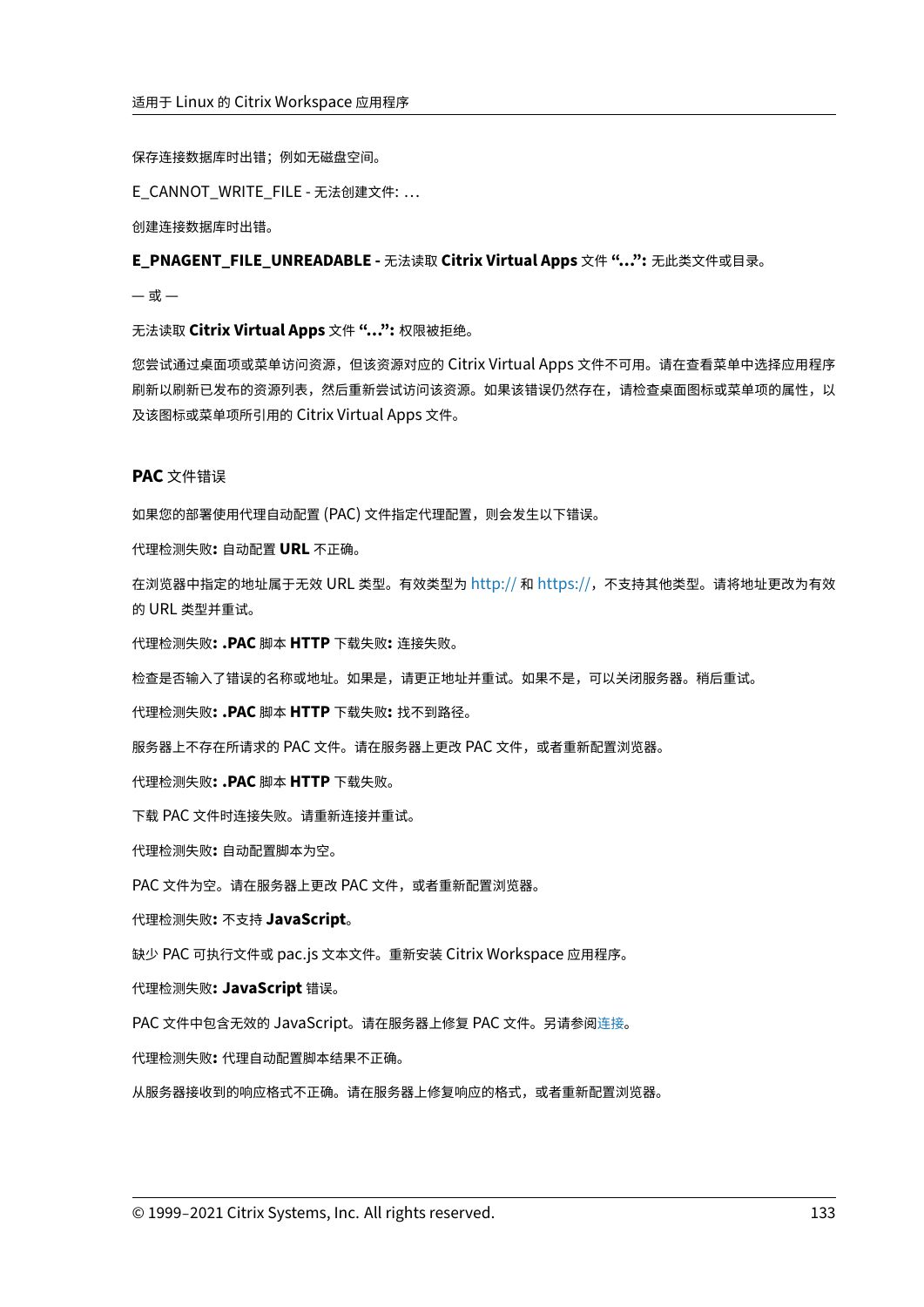保存连接数据库时出错；例如无磁盘空间。

E_CANNOT_WRITE_FILE - 无法创建文件: …

创建连接数据库时出错。

**E_PNAGENT_FILE_UNREADABLE -** 无法读取 **Citrix Virtual Apps** 文件 **"…":** 无此类文件或目录。

— 或 —

无法读取 **Citrix Virtual Apps** 文件 **"…":** 权限被拒绝。

您尝试通过桌面项或菜单访问资源，但该资源对应的 Citrix Virtual Apps 文件不可用。请在查看菜单中选择应用程序刷新以刷新已发布的资源列表，然后重新尝试访问该资源。如果该错误仍然存在，请检查桌面图标或菜单项的属性，以及该图标或菜单项所引用的 Citrix Virtual Apps 文件。

### PAC 文件错误

如果您的部署使用代理自动配置 (PAC) 文件指定代理配置，则会发生以下错误。

代理检测失败**:** 自动配置 **URL** 不正确。

在浏览器中指定的地址属于无效 URL 类型。有效类型为 http:// 和 https://，不支持其他类型。请将地址更改为有效的 URL 类型并重试。

代理检测失败**: .PAC** 脚本 **HTTP** 下载失败**:** 连接失败。

检查是否输入了错误的名称或地址。如果是，请更正地址并重试。如果不是，可以关闭服务器。稍后重试。

代理检测失败**: .PAC** 脚本 **HTTP** 下载失败**:** 找不到路径。

服务器上不存在所请求的 PAC 文件。请在服务器上更改 PAC 文件，或者重新配置浏览器。

代理检测失败**: .PAC** 脚本 **HTTP** 下载失败。

下载 PAC 文件时连接失败。请重新连接并重试。

代理检测失败**:** 自动配置脚本为空。

PAC 文件为空。请在服务器上更改 PAC 文件，或者重新配置浏览器。

代理检测失败**:** 不支持 **JavaScript**。

缺少 PAC 可执行文件或 pac.js 文本文件。重新安装 Citrix Workspace 应用程序。

代理检测失败**: JavaScript** 错误。

PAC 文件中包含无效的 JavaScript。请在服务器上修复 PAC 文件。另请参阅连接。

代理检测失败**:** 代理自动配置脚本结果不正确。

从服务器接收到的响应格式不正确。请在服务器上修复响应的格式，或者重新配置浏览器。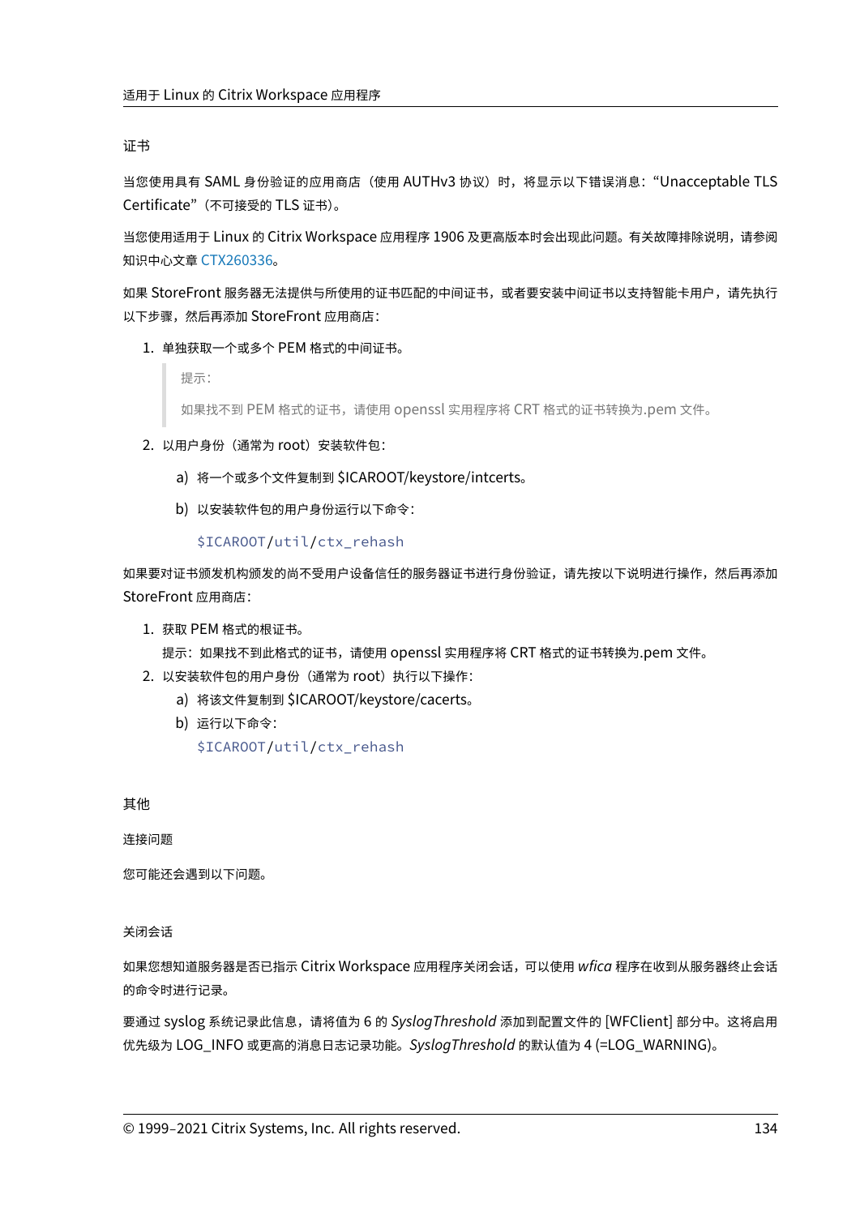#### 证书

当您使用具有 SAML 身份验证的应用商店（使用 AUTHv3 协议）时，将显示以下错误消息："Unacceptable TLS Certificate"（不可接受的 TLS 证书）。

当您使用适用于 Linux 的 Citrix Workspace 应用程序 1906 及更高版本时会出现此问题。有关故障排除说明，请参阅知识中心文章 CTX260336。

如果 StoreFront 服务器无法提供与所使用的证书匹配的中间证书，或者要安装中间证书以支持智能卡用户，请先执行以下步骤，然后再添加 StoreFront 应用商店：

1. 单独获取一个或多个 PEM 格式的中间证书。

   > 提示：
   >
   > 如果找不到 PEM 格式的证书，请使用 openssl 实用程序将 CRT 格式的证书转换为.pem 文件。

2. 以用户身份（通常为 root）安装软件包：

   a) 将一个或多个文件复制到 $ICAROOT/keystore/intcerts。

   b) 以安装软件包的用户身份运行以下命令：

   ```
   $ICAROOT/util/ctx_rehash
   ```

如果要对证书颁发机构颁发的尚不受用户设备信任的服务器证书进行身份验证，请先按以下说明进行操作，然后再添加 StoreFront 应用商店：

1. 获取 PEM 格式的根证书。
   提示：如果找不到此格式的证书，请使用 openssl 实用程序将 CRT 格式的证书转换为.pem 文件。
2. 以安装软件包的用户身份（通常为 root）执行以下操作：
   a) 将该文件复制到 $ICAROOT/keystore/cacerts。
   b) 运行以下命令：
   ```
   $ICAROOT/util/ctx_rehash
   ```

### 其他

#### 连接问题

您可能还会遇到以下问题。

#### 关闭会话

如果您想知道服务器是否已指示 Citrix Workspace 应用程序关闭会话，可以使用 *wfica* 程序在收到从服务器终止会话的命令时进行记录。

要通过 syslog 系统记录此信息，请将值为 6 的 *SyslogThreshold* 添加到配置文件的 [WFClient] 部分中。这将启用优先级为 LOG_INFO 或更高的消息日志记录功能。*SyslogThreshold* 的默认值为 4 (=LOG_WARNING)。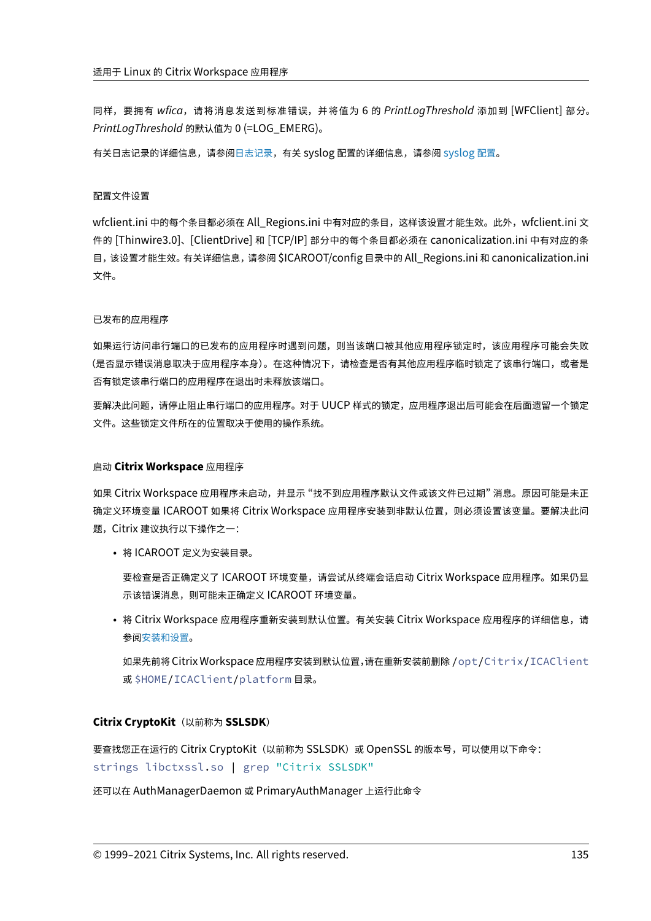同样，要拥有 *wfica*，请将消息发送到标准错误，并将值为 6 的 *PrintLogThreshold* 添加到 [WFClient] 部分。*PrintLogThreshold* 的默认值为 0 (=LOG_EMERG)。

有关日志记录的详细信息，请参阅日志记录，有关 syslog 配置的详细信息，请参阅 syslog 配置。

#### 配置文件设置

wfclient.ini 中的每个条目都必须在 All_Regions.ini 中有对应的条目，这样该设置才能生效。此外，wfclient.ini 文件的 [Thinwire3.0]、[ClientDrive] 和 [TCP/IP] 部分中的每个条目都必须在 canonicalization.ini 中有对应的条目，该设置才能生效。有关详细信息，请参阅 $ICAROOT/config 目录中的 All_Regions.ini 和 canonicalization.ini 文件。

#### 已发布的应用程序

如果运行访问串行端口的已发布的应用程序时遇到问题，则当该端口被其他应用程序锁定时，该应用程序可能会失败（是否显示错误消息取决于应用程序本身）。在这种情况下，请检查是否有其他应用程序临时锁定了该串行端口，或者是否有锁定该串行端口的应用程序在退出时未释放该端口。

要解决此问题，请停止阻止串行端口的应用程序。对于 UUCP 样式的锁定，应用程序退出后可能会在后面遗留一个锁定文件。这些锁定文件所在的位置取决于使用的操作系统。

#### 启动 **Citrix Workspace** 应用程序

如果 Citrix Workspace 应用程序未启动，并显示 "找不到应用程序默认文件或该文件已过期" 消息。原因可能是未正确定义环境变量 ICAROOT 如果将 Citrix Workspace 应用程序安装到非默认位置，则必须设置该变量。要解决此问题，Citrix 建议执行以下操作之一：

- 将 ICAROOT 定义为安装目录。

  要检查是否正确定义了 ICAROOT 环境变量，请尝试从终端会话启动 Citrix Workspace 应用程序。如果仍显示该错误消息，则可能未正确定义 ICAROOT 环境变量。

- 将 Citrix Workspace 应用程序重新安装到默认位置。有关安装 Citrix Workspace 应用程序的详细信息，请参阅安装和设置。

  如果先前将 Citrix Workspace 应用程序安装到默认位置，请在重新安装前删除 `/opt/Citrix/ICAClient` 或 `$HOME/ICAClient/platform` 目录。

### **Citrix CryptoKit**（以前称为 **SSLSDK**）

要查找您正在运行的 Citrix CryptoKit（以前称为 SSLSDK）或 OpenSSL 的版本号，可以使用以下命令：

```
strings libctxssl.so | grep "Citrix SSLSDK"
```

还可以在 AuthManagerDaemon 或 PrimaryAuthManager 上运行此命令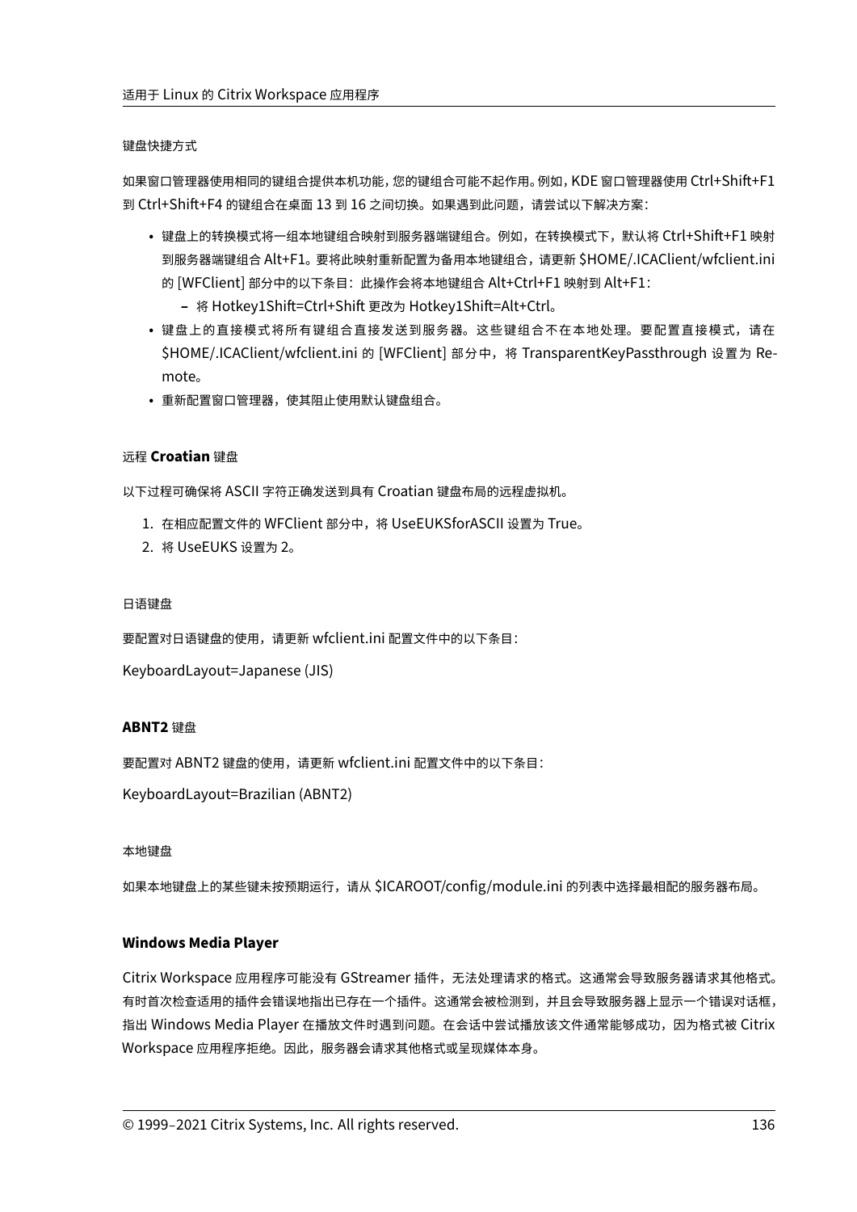#### 键盘快捷方式

如果窗口管理器使用相同的键组合提供本机功能，您的键组合可能不起作用。例如，KDE 窗口管理器使用 Ctrl+Shift+F1 到 Ctrl+Shift+F4 的键组合在桌面 13 到 16 之间切换。如果遇到此问题，请尝试以下解决方案：

- 键盘上的转换模式将一组本地键组合映射到服务器端键组合。例如，在转换模式下，默认将 Ctrl+Shift+F1 映射到服务器端键组合 Alt+F1。要将此映射重新配置为备用本地键组合，请更新 $HOME/.ICAClient/wfclient.ini 的 [WFClient] 部分中的以下条目：此操作会将本地键组合 Alt+Ctrl+F1 映射到 Alt+F1：
  - 将 Hotkey1Shift=Ctrl+Shift 更改为 Hotkey1Shift=Alt+Ctrl。
- 键盘上的直接模式将所有键组合直接发送到服务器。这些键组合不在本地处理。要配置直接模式，请在 $HOME/.ICAClient/wfclient.ini 的 [WFClient] 部分中，将 TransparentKeyPassthrough 设置为 Remote。
- 重新配置窗口管理器，使其阻止使用默认键盘组合。

#### 远程 **Croatian** 键盘

以下过程可确保将 ASCII 字符正确发送到具有 Croatian 键盘布局的远程虚拟机。

1. 在相应配置文件的 WFClient 部分中，将 UseEUKSforASCII 设置为 True。
2. 将 UseEUKS 设置为 2。

#### 日语键盘

要配置对日语键盘的使用，请更新 wfclient.ini 配置文件中的以下条目：

KeyboardLayout=Japanese (JIS)

#### **ABNT2** 键盘

要配置对 ABNT2 键盘的使用，请更新 wfclient.ini 配置文件中的以下条目：

KeyboardLayout=Brazilian (ABNT2)

#### 本地键盘

如果本地键盘上的某些键未按预期运行，请从 $ICAROOT/config/module.ini 的列表中选择最相配的服务器布局。

### **Windows Media Player**

Citrix Workspace 应用程序可能没有 GStreamer 插件，无法处理请求的格式。这通常会导致服务器请求其他格式。有时首次检查适用的插件会错误地指出已存在一个插件。这通常会被检测到，并且会导致服务器上显示一个错误对话框，指出 Windows Media Player 在播放文件时遇到问题。在会话中尝试播放该文件通常能够成功，因为格式被 Citrix Workspace 应用程序拒绝。因此，服务器会请求其他格式或呈现媒体本身。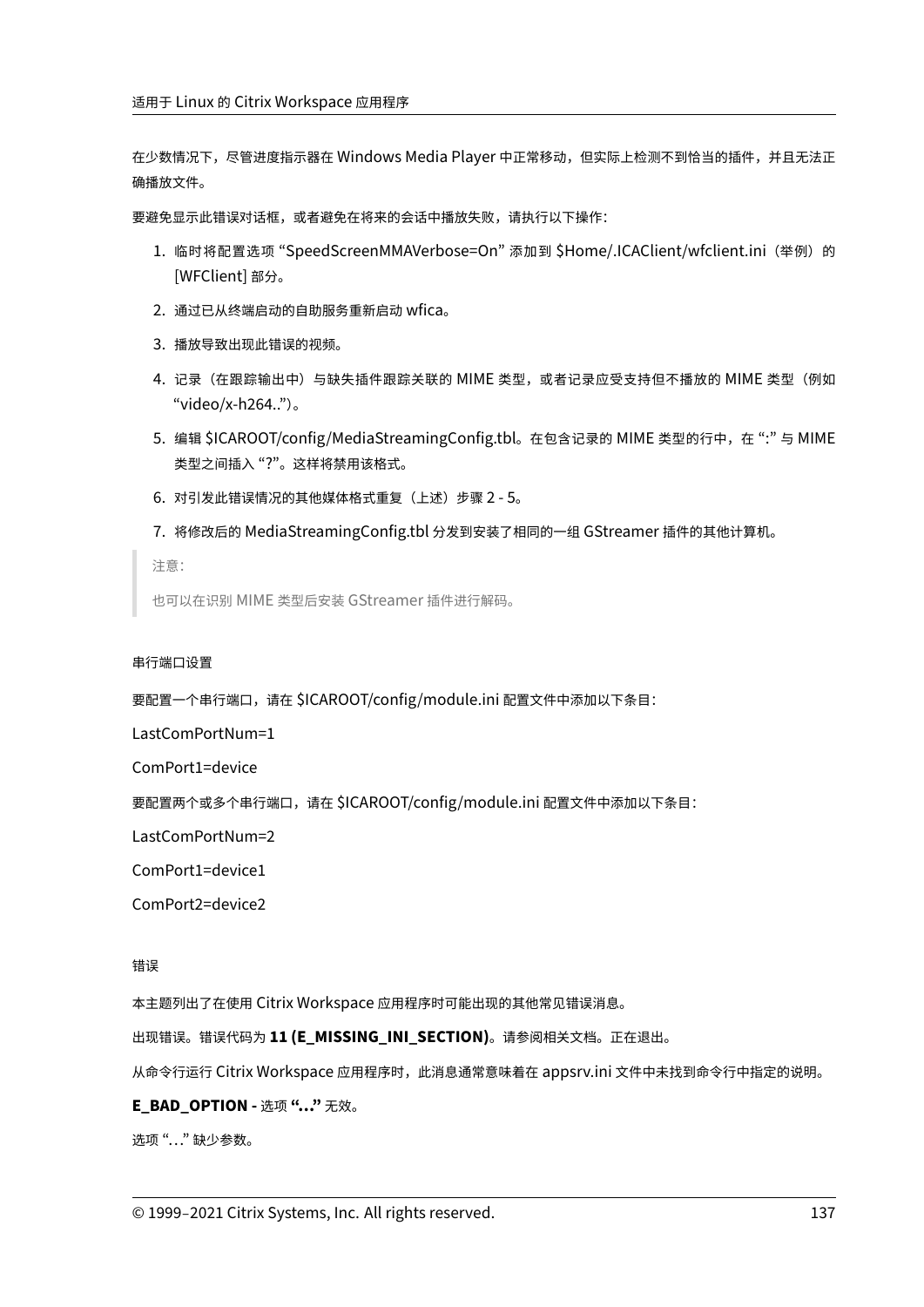在少数情况下，尽管进度指示器在 Windows Media Player 中正常移动，但实际上检测不到恰当的插件，并且无法正确播放文件。

要避免显示此错误对话框，或者避免在将来的会话中播放失败，请执行以下操作：

1. 临时将配置选项 "SpeedScreenMMAVerbose=On" 添加到 $Home/.ICAClient/wfclient.ini（举例）的 [WFClient] 部分。
2. 通过已从终端启动的自助服务重新启动 wfica。
3. 播放导致出现此错误的视频。
4. 记录（在跟踪输出中）与缺失插件跟踪关联的 MIME 类型，或者记录应受支持但不播放的 MIME 类型（例如 "video/x-h264.."）。
5. 编辑 $ICAROOT/config/MediaStreamingConfig.tbl。在包含记录的 MIME 类型的行中，在 ":" 与 MIME 类型之间插入 "?"。这样将禁用该格式。
6. 对引发此错误情况的其他媒体格式重复（上述）步骤 2 - 5。
7. 将修改后的 MediaStreamingConfig.tbl 分发到安装了相同的一组 GStreamer 插件的其他计算机。

> 注意：
>
> 也可以在识别 MIME 类型后安装 GStreamer 插件进行解码。

### 串行端口设置

要配置一个串行端口，请在 $ICAROOT/config/module.ini 配置文件中添加以下条目：

LastComPortNum=1

ComPort1=device

要配置两个或多个串行端口，请在 $ICAROOT/config/module.ini 配置文件中添加以下条目：

LastComPortNum=2

ComPort1=device1

ComPort2=device2

### 错误

本主题列出了在使用 Citrix Workspace 应用程序时可能出现的其他常见错误消息。

出现错误。错误代码为 **11 (E_MISSING_INI_SECTION)**。请参阅相关文档。正在退出。

从命令行运行 Citrix Workspace 应用程序时，此消息通常意味着在 appsrv.ini 文件中未找到命令行中指定的说明。

**E_BAD_OPTION - 选项 "..."** 无效。

选项 "..." 缺少参数。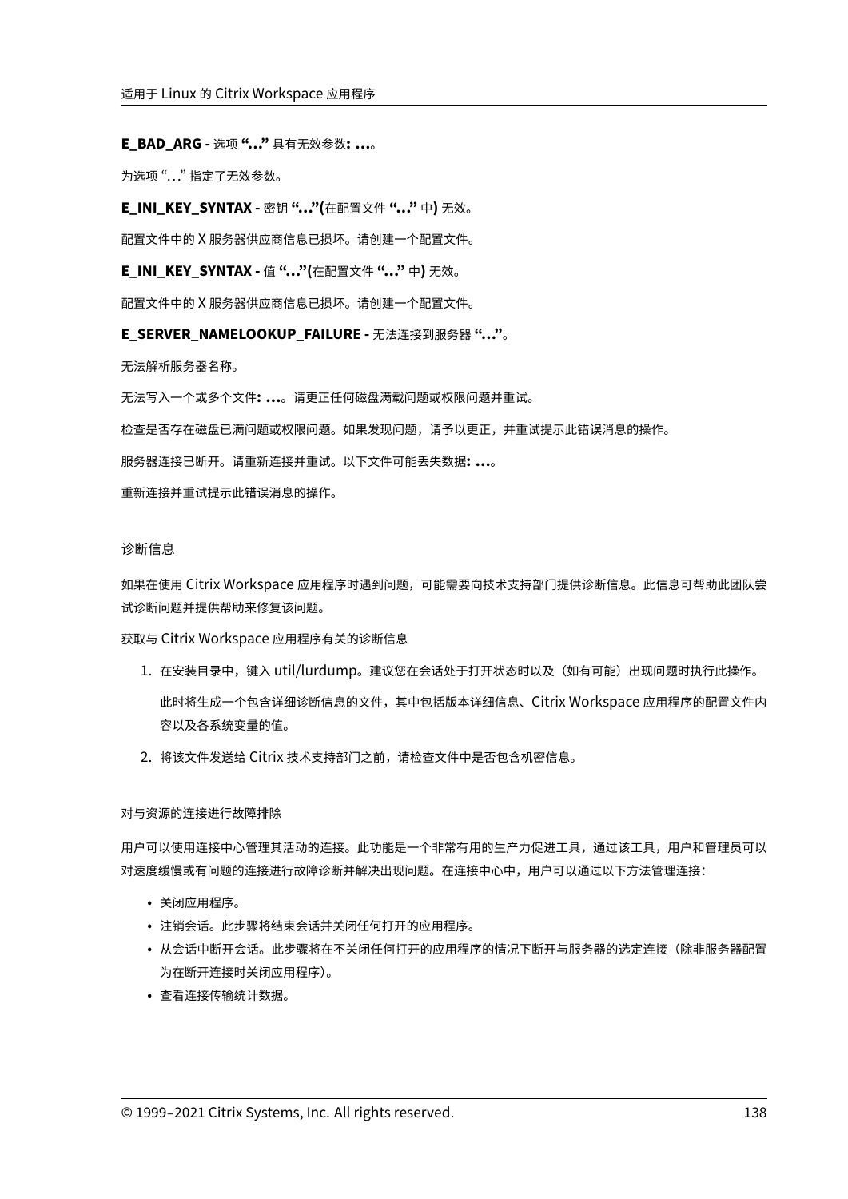**E_BAD_ARG -** 选项 **"..."** 具有无效参数**: ...**。

为选项 "..." 指定了无效参数。

**E_INI_KEY_SYNTAX -** 密钥 **"..."(**在配置文件 **"..."** 中**)** 无效。

配置文件中的 X 服务器供应商信息已损坏。请创建一个配置文件。

**E_INI_KEY_SYNTAX -** 值 **"..."(**在配置文件 **"..."** 中**)** 无效。

配置文件中的 X 服务器供应商信息已损坏。请创建一个配置文件。

**E_SERVER_NAMELOOKUP_FAILURE -** 无法连接到服务器 **"..."**。

无法解析服务器名称。

无法写入一个或多个文件**: ...**。请更正任何磁盘满载问题或权限问题并重试。

检查是否存在磁盘已满问题或权限问题。如果发现问题，请予以更正，并重试提示此错误消息的操作。

服务器连接已断开。请重新连接并重试。以下文件可能丢失数据**: ...**。

重新连接并重试提示此错误消息的操作。

### 诊断信息

如果在使用 Citrix Workspace 应用程序时遇到问题，可能需要向技术支持部门提供诊断信息。此信息可帮助此团队尝试诊断问题并提供帮助来修复该问题。

获取与 Citrix Workspace 应用程序有关的诊断信息

1. 在安装目录中，键入 util/lurdump。建议您在会话处于打开状态时以及（如有可能）出现问题时执行此操作。

   此时将生成一个包含详细诊断信息的文件，其中包括版本详细信息、Citrix Workspace 应用程序的配置文件内容以及各系统变量的值。

2. 将该文件发送给 Citrix 技术支持部门之前，请检查文件中是否包含机密信息。

#### 对与资源的连接进行故障排除

用户可以使用连接中心管理其活动的连接。此功能是一个非常有用的生产力促进工具，通过该工具，用户和管理员可以对速度缓慢或有问题的连接进行故障诊断并解决出现问题。在连接中心中，用户可以通过以下方法管理连接：

- 关闭应用程序。
- 注销会话。此步骤将结束会话并关闭任何打开的应用程序。
- 从会话中断开会话。此步骤将在不关闭任何打开的应用程序的情况下断开与服务器的选定连接（除非服务器配置为在断开连接时关闭应用程序）。
- 查看连接传输统计数据。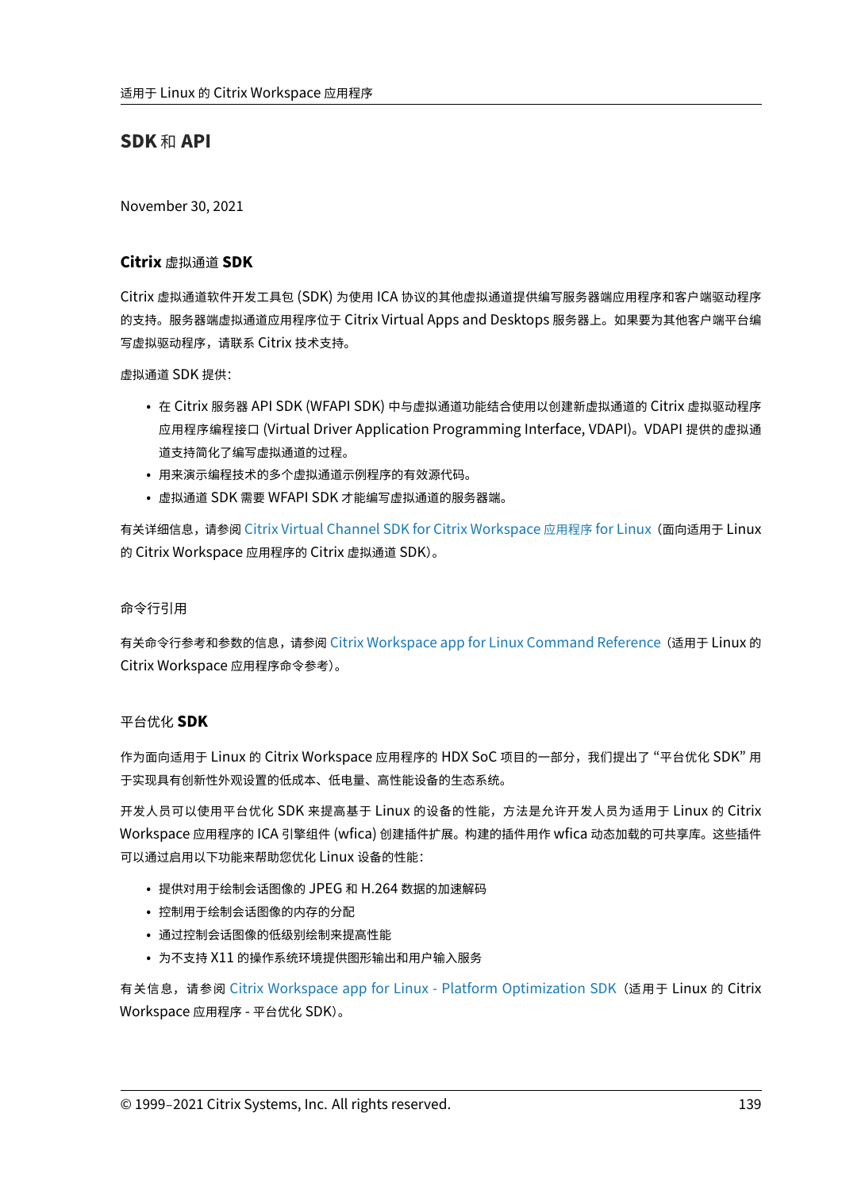# SDK 和 API

November 30, 2021

## Citrix 虚拟通道 SDK

Citrix 虚拟通道软件开发工具包 (SDK) 为使用 ICA 协议的其他虚拟通道提供编写服务器端应用程序和客户端驱动程序的支持。服务器端虚拟通道应用程序位于 Citrix Virtual Apps and Desktops 服务器上。如果要为其他客户端平台编写虚拟驱动程序，请联系 Citrix 技术支持。

虚拟通道 SDK 提供：

- 在 Citrix 服务器 API SDK (WFAPI SDK) 中与虚拟通道功能结合使用以创建新虚拟通道的 Citrix 虚拟驱动程序应用程序编程接口 (Virtual Driver Application Programming Interface, VDAPI)。VDAPI 提供的虚拟通道支持简化了编写虚拟通道的过程。
- 用来演示编程技术的多个虚拟通道示例程序的有效源代码。
- 虚拟通道 SDK 需要 WFAPI SDK 才能编写虚拟通道的服务器端。

有关详细信息，请参阅 Citrix Virtual Channel SDK for Citrix Workspace 应用程序 for Linux（面向适用于 Linux 的 Citrix Workspace 应用程序的 Citrix 虚拟通道 SDK）。

## 命令行引用

有关命令行参考和参数的信息，请参阅 Citrix Workspace app for Linux Command Reference（适用于 Linux 的 Citrix Workspace 应用程序命令参考）。

## 平台优化 **SDK**

作为面向适用于 Linux 的 Citrix Workspace 应用程序的 HDX SoC 项目的一部分，我们提出了 "平台优化 SDK" 用于实现具有创新性外观设置的低成本、低电量、高性能设备的生态系统。

开发人员可以使用平台优化 SDK 来提高基于 Linux 的设备的性能，方法是允许开发人员为适用于 Linux 的 Citrix Workspace 应用程序的 ICA 引擎组件 (wfica) 创建插件扩展。构建的插件用作 wfica 动态加载的可共享库。这些插件可以通过启用以下功能来帮助您优化 Linux 设备的性能：

- 提供对用于绘制会话图像的 JPEG 和 H.264 数据的加速解码
- 控制用于绘制会话图像的内存的分配
- 通过控制会话图像的低级别绘制来提高性能
- 为不支持 X11 的操作系统环境提供图形输出和用户输入服务

有关信息，请参阅 Citrix Workspace app for Linux - Platform Optimization SDK（适用于 Linux 的 Citrix Workspace 应用程序 - 平台优化 SDK）。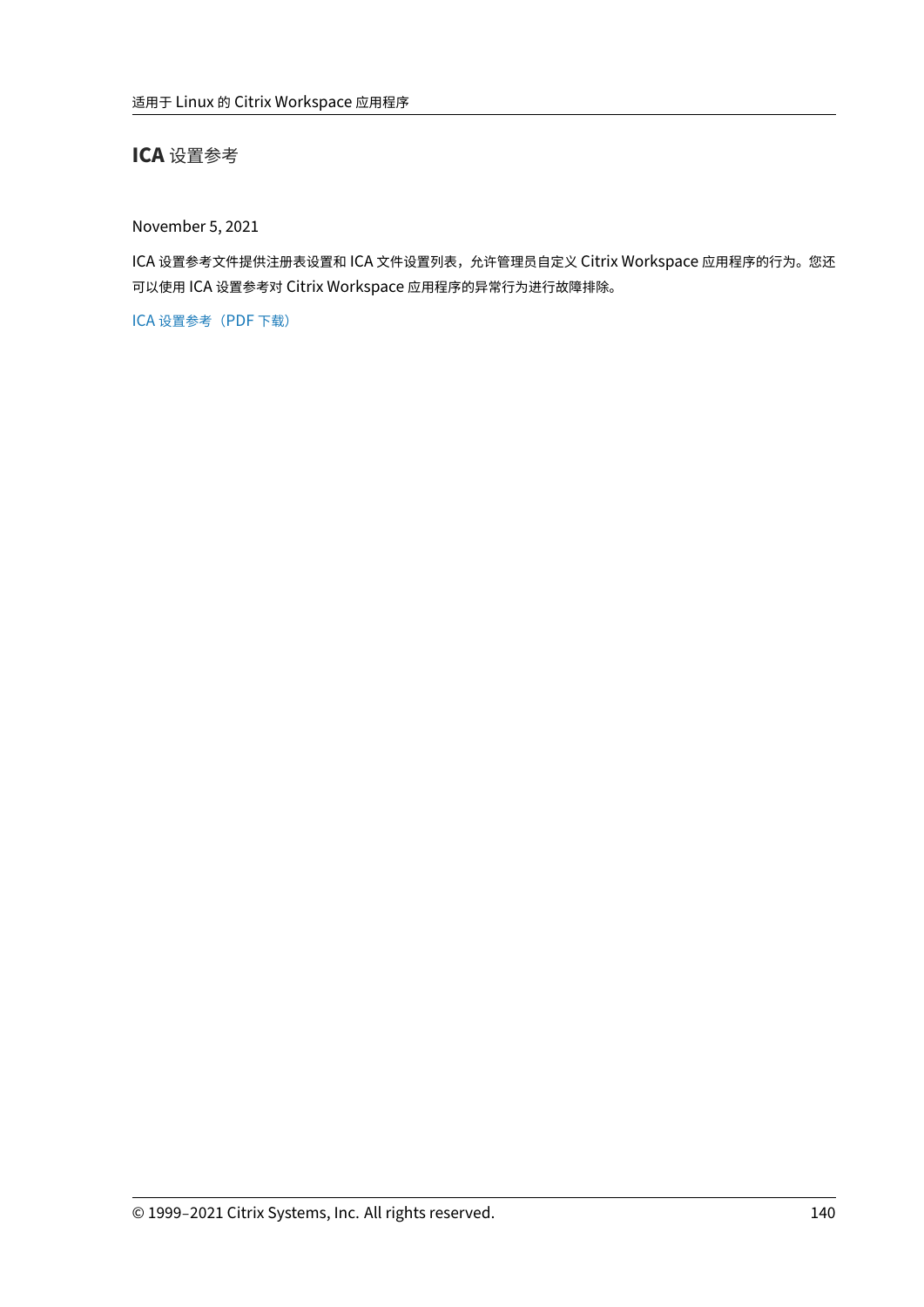# ICA 设置参考

November 5, 2021

ICA 设置参考文件提供注册表设置和 ICA 文件设置列表，允许管理员自定义 Citrix Workspace 应用程序的行为。您还可以使用 ICA 设置参考对 Citrix Workspace 应用程序的异常行为进行故障排除。

ICA 设置参考（PDF 下载）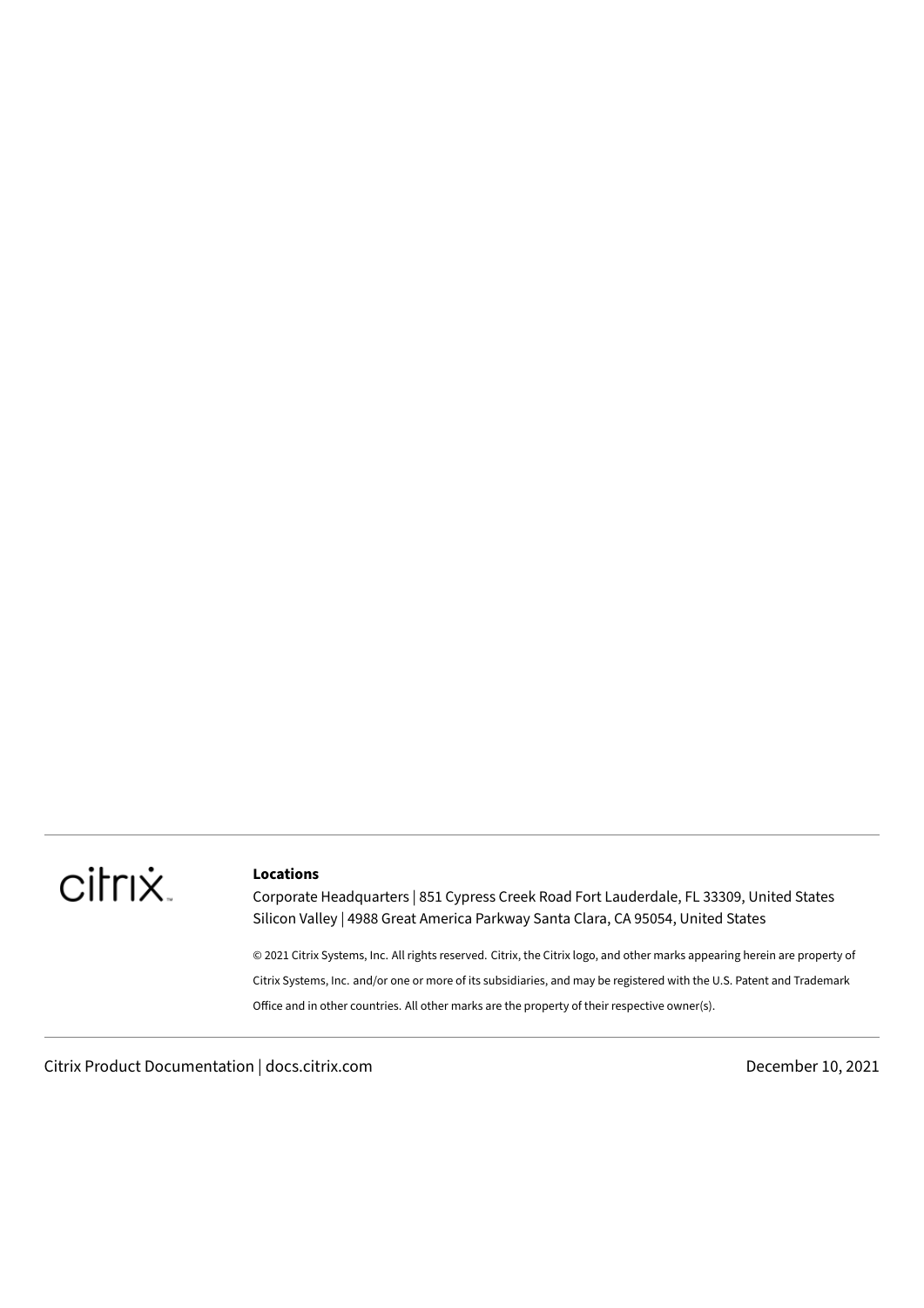citrix

**Locations**

Corporate Headquarters | 851 Cypress Creek Road Fort Lauderdale, FL 33309, United States
Silicon Valley | 4988 Great America Parkway Santa Clara, CA 95054, United States

© 2021 Citrix Systems, Inc. All rights reserved. Citrix, the Citrix logo, and other marks appearing herein are property of Citrix Systems, Inc. and/or one or more of its subsidiaries, and may be registered with the U.S. Patent and Trademark Office and in other countries. All other marks are the property of their respective owner(s).

Citrix Product Documentation | docs.citrix.com December 10, 2021